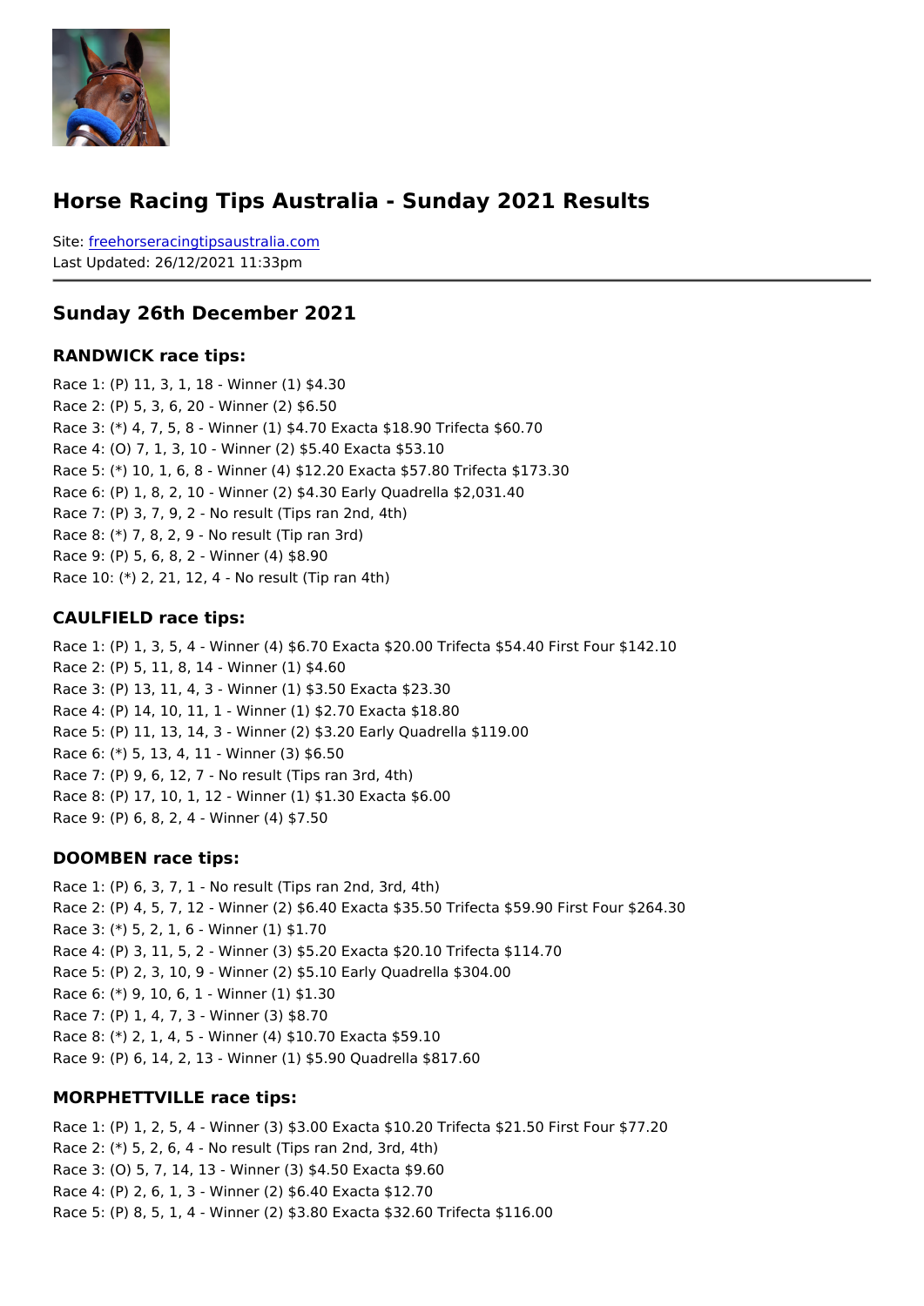# Horse Racing Tips Australia - Sunday 2021 Results

Site: freehorseracingtipsaustralia.com
Last Updated: 26/12/2021 11:33pm

## Sunday 26th December 2021

### RANDWICK race tips:

Race 1: (P) 11, 3, 1, 18 - Winner (1) $4.30
Race 2: (P) 5, 3, 6, 20 - Winner (2) $6.50
Race 3: (*) 4, 7, 5, 8 - Winner (1) $4.70 Exacta $18.90 Trifecta $60.70
Race 4: (O) 7, 1, 3, 10 - Winner (2) $5.40 Exacta $53.10
Race 5: (*) 10, 1, 6, 8 - Winner (4) $12.20 Exacta $57.80 Trifecta $173.30
Race 6: (P) 1, 8, 2, 10 - Winner (2) $4.30 Early Quadrella $2,031.40
Race 7: (P) 3, 7, 9, 2 - No result (Tips ran 2nd, 4th)
Race 8: (*) 7, 8, 2, 9 - No result (Tip ran 3rd)
Race 9: (P) 5, 6, 8, 2 - Winner (4) $8.90
Race 10: (*) 2, 21, 12, 4 - No result (Tip ran 4th)

### CAULFIELD race tips:

Race 1: (P) 1, 3, 5, 4 - Winner (4) $6.70 Exacta $20.00 Trifecta $54.40 First Four $142.10
Race 2: (P) 5, 11, 8, 14 - Winner (1) $4.60
Race 3: (P) 13, 11, 4, 3 - Winner (1) $3.50 Exacta $23.30
Race 4: (P) 14, 10, 11, 1 - Winner (1) $2.70 Exacta $18.80
Race 5: (P) 11, 13, 14, 3 - Winner (2) $3.20 Early Quadrella $119.00
Race 6: (*) 5, 13, 4, 11 - Winner (3) $6.50
Race 7: (P) 9, 6, 12, 7 - No result (Tips ran 3rd, 4th)
Race 8: (P) 17, 10, 1, 12 - Winner (1) $1.30 Exacta $6.00
Race 9: (P) 6, 8, 2, 4 - Winner (4) $7.50

### DOOMBEN race tips:

Race 1: (P) 6, 3, 7, 1 - No result (Tips ran 2nd, 3rd, 4th)
Race 2: (P) 4, 5, 7, 12 - Winner (2) $6.40 Exacta $35.50 Trifecta $59.90 First Four $264.30
Race 3: (*) 5, 2, 1, 6 - Winner (1) $1.70
Race 4: (P) 3, 11, 5, 2 - Winner (3) $5.20 Exacta $20.10 Trifecta $114.70
Race 5: (P) 2, 3, 10, 9 - Winner (2) $5.10 Early Quadrella $304.00
Race 6: (*) 9, 10, 6, 1 - Winner (1) $1.30
Race 7: (P) 1, 4, 7, 3 - Winner (3) $8.70
Race 8: (*) 2, 1, 4, 5 - Winner (4) $10.70 Exacta $59.10
Race 9: (P) 6, 14, 2, 13 - Winner (1) $5.90 Quadrella $817.60

### MORPHETTVILLE race tips:

Race 1: (P) 1, 2, 5, 4 - Winner (3) $3.00 Exacta $10.20 Trifecta $21.50 First Four $77.20
Race 2: (*) 5, 2, 6, 4 - No result (Tips ran 2nd, 3rd, 4th)
Race 3: (O) 5, 7, 14, 13 - Winner (3) $4.50 Exacta $9.60
Race 4: (P) 2, 6, 1, 3 - Winner (2) $6.40 Exacta $12.70
Race 5: (P) 8, 5, 1, 4 - Winner (2) $3.80 Exacta $32.60 Trifecta $116.00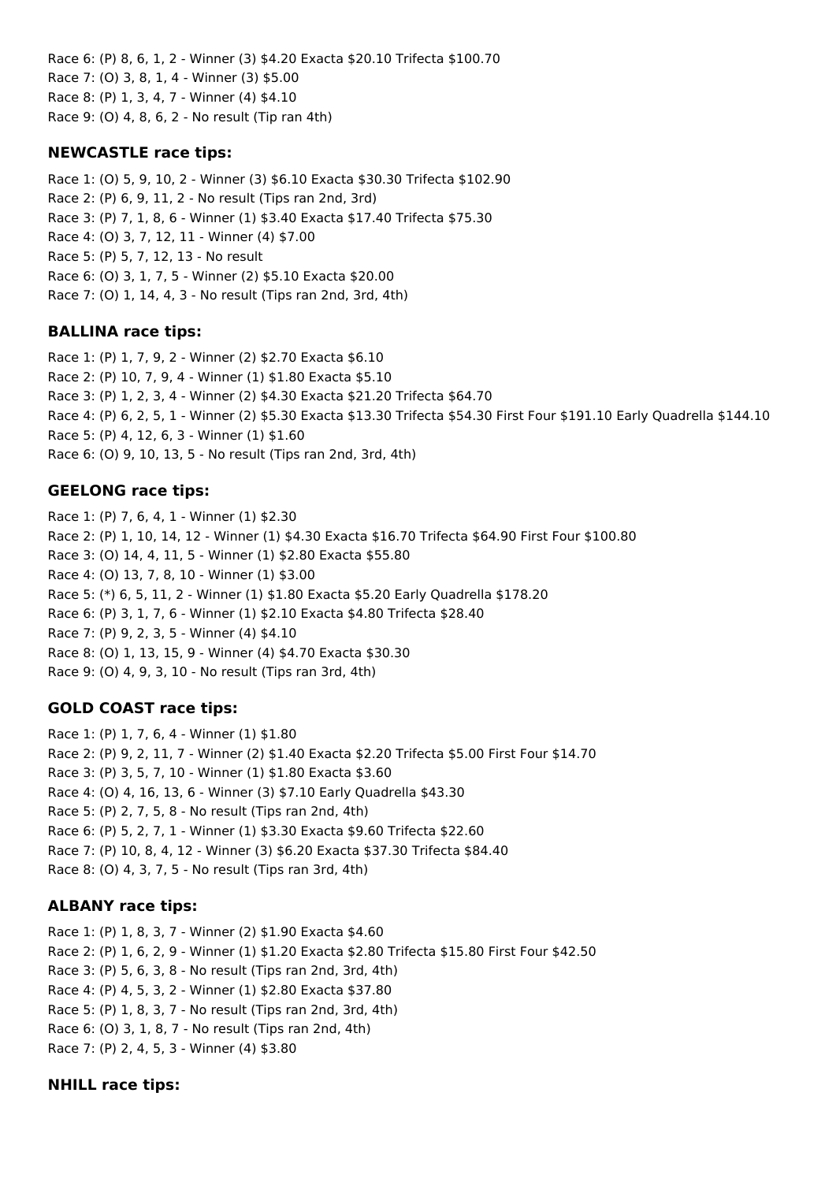Race 6: (P) 8, 6, 1, 2 - Winner (3) $4.20 Exacta $20.10 Trifecta $100.70
Race 7: (O) 3, 8, 1, 4 - Winner (3) $5.00
Race 8: (P) 1, 3, 4, 7 - Winner (4) $4.10
Race 9: (O) 4, 8, 6, 2 - No result (Tip ran 4th)

### NEWCASTLE race tips:

Race 1: (O) 5, 9, 10, 2 - Winner (3) $6.10 Exacta $30.30 Trifecta $102.90
Race 2: (P) 6, 9, 11, 2 - No result (Tips ran 2nd, 3rd)
Race 3: (P) 7, 1, 8, 6 - Winner (1) $3.40 Exacta $17.40 Trifecta $75.30
Race 4: (O) 3, 7, 12, 11 - Winner (4) $7.00
Race 5: (P) 5, 7, 12, 13 - No result
Race 6: (O) 3, 1, 7, 5 - Winner (2) $5.10 Exacta $20.00
Race 7: (O) 1, 14, 4, 3 - No result (Tips ran 2nd, 3rd, 4th)

### BALLINA race tips:

Race 1: (P) 1, 7, 9, 2 - Winner (2) $2.70 Exacta $6.10
Race 2: (P) 10, 7, 9, 4 - Winner (1) $1.80 Exacta $5.10
Race 3: (P) 1, 2, 3, 4 - Winner (2) $4.30 Exacta $21.20 Trifecta $64.70
Race 4: (P) 6, 2, 5, 1 - Winner (2) $5.30 Exacta $13.30 Trifecta $54.30 First Four $191.10 Early Quadrella $144.10
Race 5: (P) 4, 12, 6, 3 - Winner (1) $1.60
Race 6: (O) 9, 10, 13, 5 - No result (Tips ran 2nd, 3rd, 4th)

### GEELONG race tips:

Race 1: (P) 7, 6, 4, 1 - Winner (1) $2.30
Race 2: (P) 1, 10, 14, 12 - Winner (1) $4.30 Exacta $16.70 Trifecta $64.90 First Four $100.80
Race 3: (O) 14, 4, 11, 5 - Winner (1) $2.80 Exacta $55.80
Race 4: (O) 13, 7, 8, 10 - Winner (1) $3.00
Race 5: (*) 6, 5, 11, 2 - Winner (1) $1.80 Exacta $5.20 Early Quadrella $178.20
Race 6: (P) 3, 1, 7, 6 - Winner (1) $2.10 Exacta $4.80 Trifecta $28.40
Race 7: (P) 9, 2, 3, 5 - Winner (4) $4.10
Race 8: (O) 1, 13, 15, 9 - Winner (4) $4.70 Exacta $30.30
Race 9: (O) 4, 9, 3, 10 - No result (Tips ran 3rd, 4th)

### GOLD COAST race tips:

Race 1: (P) 1, 7, 6, 4 - Winner (1) $1.80
Race 2: (P) 9, 2, 11, 7 - Winner (2) $1.40 Exacta $2.20 Trifecta $5.00 First Four $14.70
Race 3: (P) 3, 5, 7, 10 - Winner (1) $1.80 Exacta $3.60
Race 4: (O) 4, 16, 13, 6 - Winner (3) $7.10 Early Quadrella $43.30
Race 5: (P) 2, 7, 5, 8 - No result (Tips ran 2nd, 4th)
Race 6: (P) 5, 2, 7, 1 - Winner (1) $3.30 Exacta $9.60 Trifecta $22.60
Race 7: (P) 10, 8, 4, 12 - Winner (3) $6.20 Exacta $37.30 Trifecta $84.40
Race 8: (O) 4, 3, 7, 5 - No result (Tips ran 3rd, 4th)

### ALBANY race tips:

Race 1: (P) 1, 8, 3, 7 - Winner (2) $1.90 Exacta $4.60
Race 2: (P) 1, 6, 2, 9 - Winner (1) $1.20 Exacta $2.80 Trifecta $15.80 First Four $42.50
Race 3: (P) 5, 6, 3, 8 - No result (Tips ran 2nd, 3rd, 4th)
Race 4: (P) 4, 5, 3, 2 - Winner (1) $2.80 Exacta $37.80
Race 5: (P) 1, 8, 3, 7 - No result (Tips ran 2nd, 3rd, 4th)
Race 6: (O) 3, 1, 8, 7 - No result (Tips ran 2nd, 4th)
Race 7: (P) 2, 4, 5, 3 - Winner (4) $3.80

### NHILL race tips: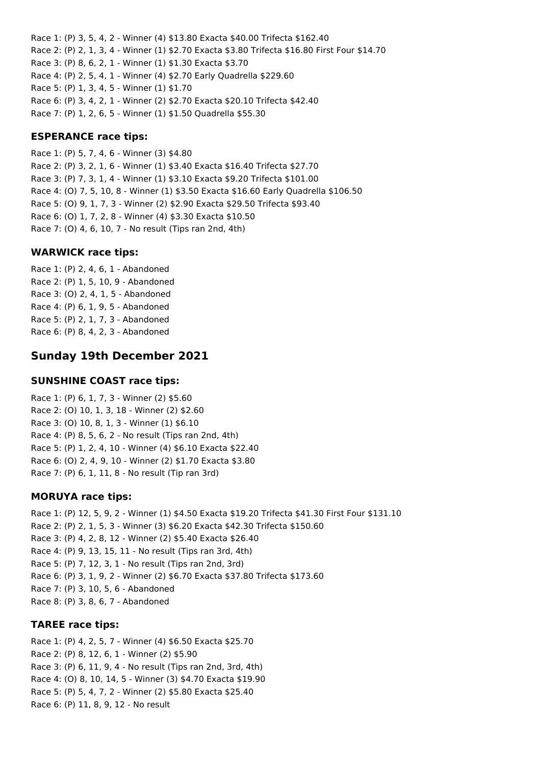Race 1: (P) 3, 5, 4, 2 - Winner (4) $13.80 Exacta $40.00 Trifecta $162.40
Race 2: (P) 2, 1, 3, 4 - Winner (1) $2.70 Exacta $3.80 Trifecta $16.80 First Four $14.70
Race 3: (P) 8, 6, 2, 1 - Winner (1) $1.30 Exacta $3.70
Race 4: (P) 2, 5, 4, 1 - Winner (4) $2.70 Early Quadrella $229.60
Race 5: (P) 1, 3, 4, 5 - Winner (1) $1.70
Race 6: (P) 3, 4, 2, 1 - Winner (2) $2.70 Exacta $20.10 Trifecta $42.40
Race 7: (P) 1, 2, 6, 5 - Winner (1) $1.50 Quadrella $55.30

### ESPERANCE race tips:

Race 1: (P) 5, 7, 4, 6 - Winner (3) $4.80
Race 2: (P) 3, 2, 1, 6 - Winner (1) $3.40 Exacta $16.40 Trifecta $27.70
Race 3: (P) 7, 3, 1, 4 - Winner (1) $3.10 Exacta $9.20 Trifecta $101.00
Race 4: (O) 7, 5, 10, 8 - Winner (1) $3.50 Exacta $16.60 Early Quadrella $106.50
Race 5: (O) 9, 1, 7, 3 - Winner (2) $2.90 Exacta $29.50 Trifecta $93.40
Race 6: (O) 1, 7, 2, 8 - Winner (4) $3.30 Exacta $10.50
Race 7: (O) 4, 6, 10, 7 - No result (Tips ran 2nd, 4th)

### WARWICK race tips:

Race 1: (P) 2, 4, 6, 1 - Abandoned
Race 2: (P) 1, 5, 10, 9 - Abandoned
Race 3: (O) 2, 4, 1, 5 - Abandoned
Race 4: (P) 6, 1, 9, 5 - Abandoned
Race 5: (P) 2, 1, 7, 3 - Abandoned
Race 6: (P) 8, 4, 2, 3 - Abandoned

## Sunday 19th December 2021

### SUNSHINE COAST race tips:

Race 1: (P) 6, 1, 7, 3 - Winner (2) $5.60
Race 2: (O) 10, 1, 3, 18 - Winner (2) $2.60
Race 3: (O) 10, 8, 1, 3 - Winner (1) $6.10
Race 4: (P) 8, 5, 6, 2 - No result (Tips ran 2nd, 4th)
Race 5: (P) 1, 2, 4, 10 - Winner (4) $6.10 Exacta $22.40
Race 6: (O) 2, 4, 9, 10 - Winner (2) $1.70 Exacta $3.80
Race 7: (P) 6, 1, 11, 8 - No result (Tip ran 3rd)

### MORUYA race tips:

Race 1: (P) 12, 5, 9, 2 - Winner (1) $4.50 Exacta $19.20 Trifecta $41.30 First Four $131.10
Race 2: (P) 2, 1, 5, 3 - Winner (3) $6.20 Exacta $42.30 Trifecta $150.60
Race 3: (P) 4, 2, 8, 12 - Winner (2) $5.40 Exacta $26.40
Race 4: (P) 9, 13, 15, 11 - No result (Tips ran 3rd, 4th)
Race 5: (P) 7, 12, 3, 1 - No result (Tips ran 2nd, 3rd)
Race 6: (P) 3, 1, 9, 2 - Winner (2) $6.70 Exacta $37.80 Trifecta $173.60
Race 7: (P) 3, 10, 5, 6 - Abandoned
Race 8: (P) 3, 8, 6, 7 - Abandoned

### TAREE race tips:

Race 1: (P) 4, 2, 5, 7 - Winner (4) $6.50 Exacta $25.70
Race 2: (P) 8, 12, 6, 1 - Winner (2) $5.90
Race 3: (P) 6, 11, 9, 4 - No result (Tips ran 2nd, 3rd, 4th)
Race 4: (O) 8, 10, 14, 5 - Winner (3) $4.70 Exacta $19.90
Race 5: (P) 5, 4, 7, 2 - Winner (2) $5.80 Exacta $25.40
Race 6: (P) 11, 8, 9, 12 - No result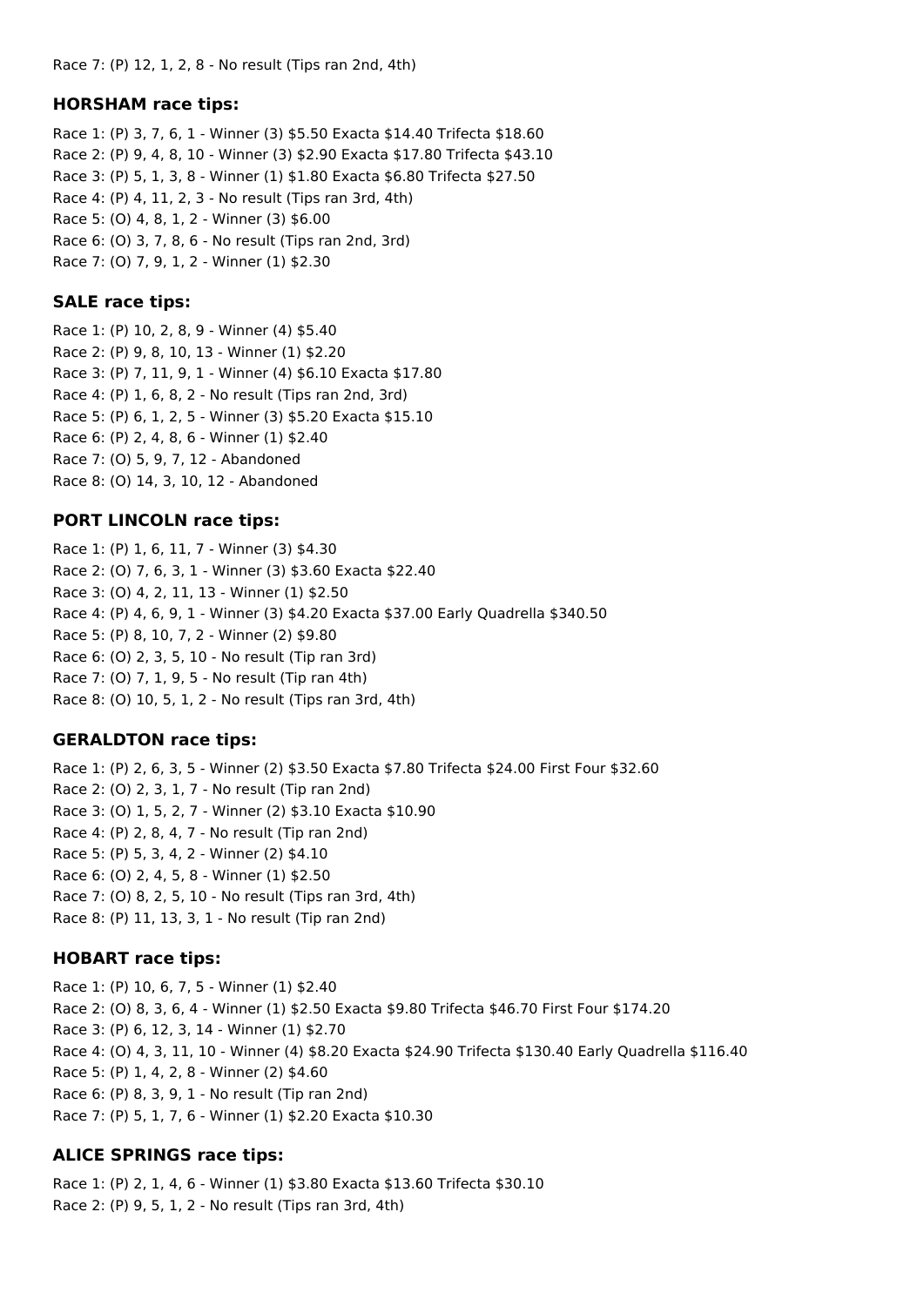Race 7: (P) 12, 1, 2, 8 - No result (Tips ran 2nd, 4th)

### HORSHAM race tips:

Race 1: (P) 3, 7, 6, 1 - Winner (3) $5.50 Exacta $14.40 Trifecta $18.60
Race 2: (P) 9, 4, 8, 10 - Winner (3) $2.90 Exacta $17.80 Trifecta $43.10
Race 3: (P) 5, 1, 3, 8 - Winner (1) $1.80 Exacta $6.80 Trifecta $27.50
Race 4: (P) 4, 11, 2, 3 - No result (Tips ran 3rd, 4th)
Race 5: (O) 4, 8, 1, 2 - Winner (3) $6.00
Race 6: (O) 3, 7, 8, 6 - No result (Tips ran 2nd, 3rd)
Race 7: (O) 7, 9, 1, 2 - Winner (1) $2.30

### SALE race tips:

Race 1: (P) 10, 2, 8, 9 - Winner (4) $5.40
Race 2: (P) 9, 8, 10, 13 - Winner (1) $2.20
Race 3: (P) 7, 11, 9, 1 - Winner (4) $6.10 Exacta $17.80
Race 4: (P) 1, 6, 8, 2 - No result (Tips ran 2nd, 3rd)
Race 5: (P) 6, 1, 2, 5 - Winner (3) $5.20 Exacta $15.10
Race 6: (P) 2, 4, 8, 6 - Winner (1) $2.40
Race 7: (O) 5, 9, 7, 12 - Abandoned
Race 8: (O) 14, 3, 10, 12 - Abandoned

### PORT LINCOLN race tips:

Race 1: (P) 1, 6, 11, 7 - Winner (3) $4.30
Race 2: (O) 7, 6, 3, 1 - Winner (3) $3.60 Exacta $22.40
Race 3: (O) 4, 2, 11, 13 - Winner (1) $2.50
Race 4: (P) 4, 6, 9, 1 - Winner (3) $4.20 Exacta $37.00 Early Quadrella $340.50
Race 5: (P) 8, 10, 7, 2 - Winner (2) $9.80
Race 6: (O) 2, 3, 5, 10 - No result (Tip ran 3rd)
Race 7: (O) 7, 1, 9, 5 - No result (Tip ran 4th)
Race 8: (O) 10, 5, 1, 2 - No result (Tips ran 3rd, 4th)

### GERALDTON race tips:

Race 1: (P) 2, 6, 3, 5 - Winner (2) $3.50 Exacta $7.80 Trifecta $24.00 First Four $32.60
Race 2: (O) 2, 3, 1, 7 - No result (Tip ran 2nd)
Race 3: (O) 1, 5, 2, 7 - Winner (2) $3.10 Exacta $10.90
Race 4: (P) 2, 8, 4, 7 - No result (Tip ran 2nd)
Race 5: (P) 5, 3, 4, 2 - Winner (2) $4.10
Race 6: (O) 2, 4, 5, 8 - Winner (1) $2.50
Race 7: (O) 8, 2, 5, 10 - No result (Tips ran 3rd, 4th)
Race 8: (P) 11, 13, 3, 1 - No result (Tip ran 2nd)

### HOBART race tips:

Race 1: (P) 10, 6, 7, 5 - Winner (1) $2.40
Race 2: (O) 8, 3, 6, 4 - Winner (1) $2.50 Exacta $9.80 Trifecta $46.70 First Four $174.20
Race 3: (P) 6, 12, 3, 14 - Winner (1) $2.70
Race 4: (O) 4, 3, 11, 10 - Winner (4) $8.20 Exacta $24.90 Trifecta $130.40 Early Quadrella $116.40
Race 5: (P) 1, 4, 2, 8 - Winner (2) $4.60
Race 6: (P) 8, 3, 9, 1 - No result (Tip ran 2nd)
Race 7: (P) 5, 1, 7, 6 - Winner (1) $2.20 Exacta $10.30

### ALICE SPRINGS race tips:

Race 1: (P) 2, 1, 4, 6 - Winner (1) $3.80 Exacta $13.60 Trifecta $30.10
Race 2: (P) 9, 5, 1, 2 - No result (Tips ran 3rd, 4th)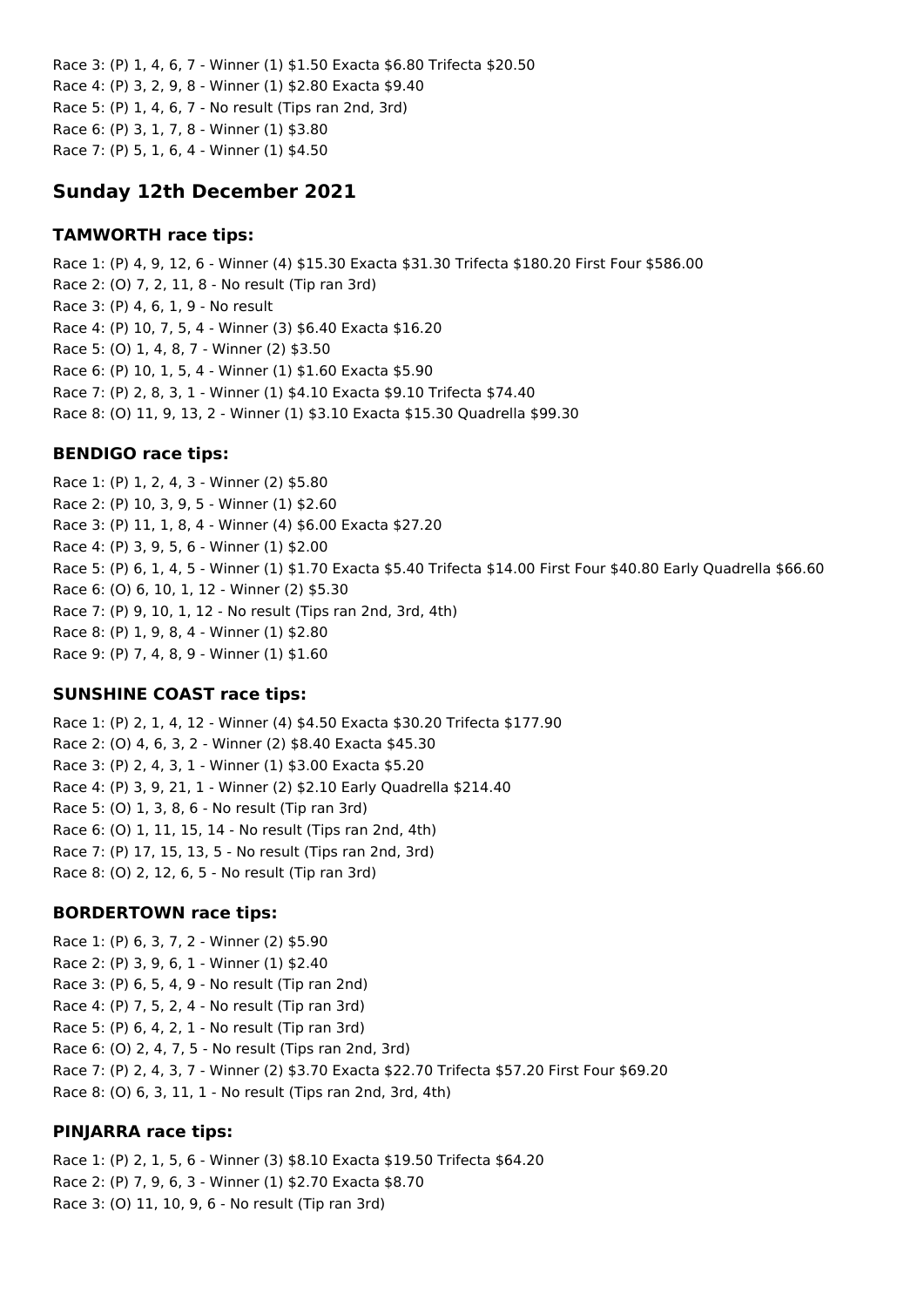Race 3: (P) 1, 4, 6, 7 - Winner (1) $1.50 Exacta $6.80 Trifecta $20.50
Race 4: (P) 3, 2, 9, 8 - Winner (1) $2.80 Exacta $9.40
Race 5: (P) 1, 4, 6, 7 - No result (Tips ran 2nd, 3rd)
Race 6: (P) 3, 1, 7, 8 - Winner (1) $3.80
Race 7: (P) 5, 1, 6, 4 - Winner (1) $4.50

## Sunday 12th December 2021

### TAMWORTH race tips:

Race 1: (P) 4, 9, 12, 6 - Winner (4) $15.30 Exacta $31.30 Trifecta $180.20 First Four $586.00
Race 2: (O) 7, 2, 11, 8 - No result (Tip ran 3rd)
Race 3: (P) 4, 6, 1, 9 - No result
Race 4: (P) 10, 7, 5, 4 - Winner (3) $6.40 Exacta $16.20
Race 5: (O) 1, 4, 8, 7 - Winner (2) $3.50
Race 6: (P) 10, 1, 5, 4 - Winner (1) $1.60 Exacta $5.90
Race 7: (P) 2, 8, 3, 1 - Winner (1) $4.10 Exacta $9.10 Trifecta $74.40
Race 8: (O) 11, 9, 13, 2 - Winner (1) $3.10 Exacta $15.30 Quadrella $99.30

### BENDIGO race tips:

Race 1: (P) 1, 2, 4, 3 - Winner (2) $5.80
Race 2: (P) 10, 3, 9, 5 - Winner (1) $2.60
Race 3: (P) 11, 1, 8, 4 - Winner (4) $6.00 Exacta $27.20
Race 4: (P) 3, 9, 5, 6 - Winner (1) $2.00
Race 5: (P) 6, 1, 4, 5 - Winner (1) $1.70 Exacta $5.40 Trifecta $14.00 First Four $40.80 Early Quadrella $66.60
Race 6: (O) 6, 10, 1, 12 - Winner (2) $5.30
Race 7: (P) 9, 10, 1, 12 - No result (Tips ran 2nd, 3rd, 4th)
Race 8: (P) 1, 9, 8, 4 - Winner (1) $2.80
Race 9: (P) 7, 4, 8, 9 - Winner (1) $1.60

### SUNSHINE COAST race tips:

Race 1: (P) 2, 1, 4, 12 - Winner (4) $4.50 Exacta $30.20 Trifecta $177.90
Race 2: (O) 4, 6, 3, 2 - Winner (2) $8.40 Exacta $45.30
Race 3: (P) 2, 4, 3, 1 - Winner (1) $3.00 Exacta $5.20
Race 4: (P) 3, 9, 21, 1 - Winner (2) $2.10 Early Quadrella $214.40
Race 5: (O) 1, 3, 8, 6 - No result (Tip ran 3rd)
Race 6: (O) 1, 11, 15, 14 - No result (Tips ran 2nd, 4th)
Race 7: (P) 17, 15, 13, 5 - No result (Tips ran 2nd, 3rd)
Race 8: (O) 2, 12, 6, 5 - No result (Tip ran 3rd)

### BORDERTOWN race tips:

Race 1: (P) 6, 3, 7, 2 - Winner (2) $5.90
Race 2: (P) 3, 9, 6, 1 - Winner (1) $2.40
Race 3: (P) 6, 5, 4, 9 - No result (Tip ran 2nd)
Race 4: (P) 7, 5, 2, 4 - No result (Tip ran 3rd)
Race 5: (P) 6, 4, 2, 1 - No result (Tip ran 3rd)
Race 6: (O) 2, 4, 7, 5 - No result (Tips ran 2nd, 3rd)
Race 7: (P) 2, 4, 3, 7 - Winner (2) $3.70 Exacta $22.70 Trifecta $57.20 First Four $69.20
Race 8: (O) 6, 3, 11, 1 - No result (Tips ran 2nd, 3rd, 4th)

### PINJARRA race tips:

Race 1: (P) 2, 1, 5, 6 - Winner (3) $8.10 Exacta $19.50 Trifecta $64.20
Race 2: (P) 7, 9, 6, 3 - Winner (1) $2.70 Exacta $8.70
Race 3: (O) 11, 10, 9, 6 - No result (Tip ran 3rd)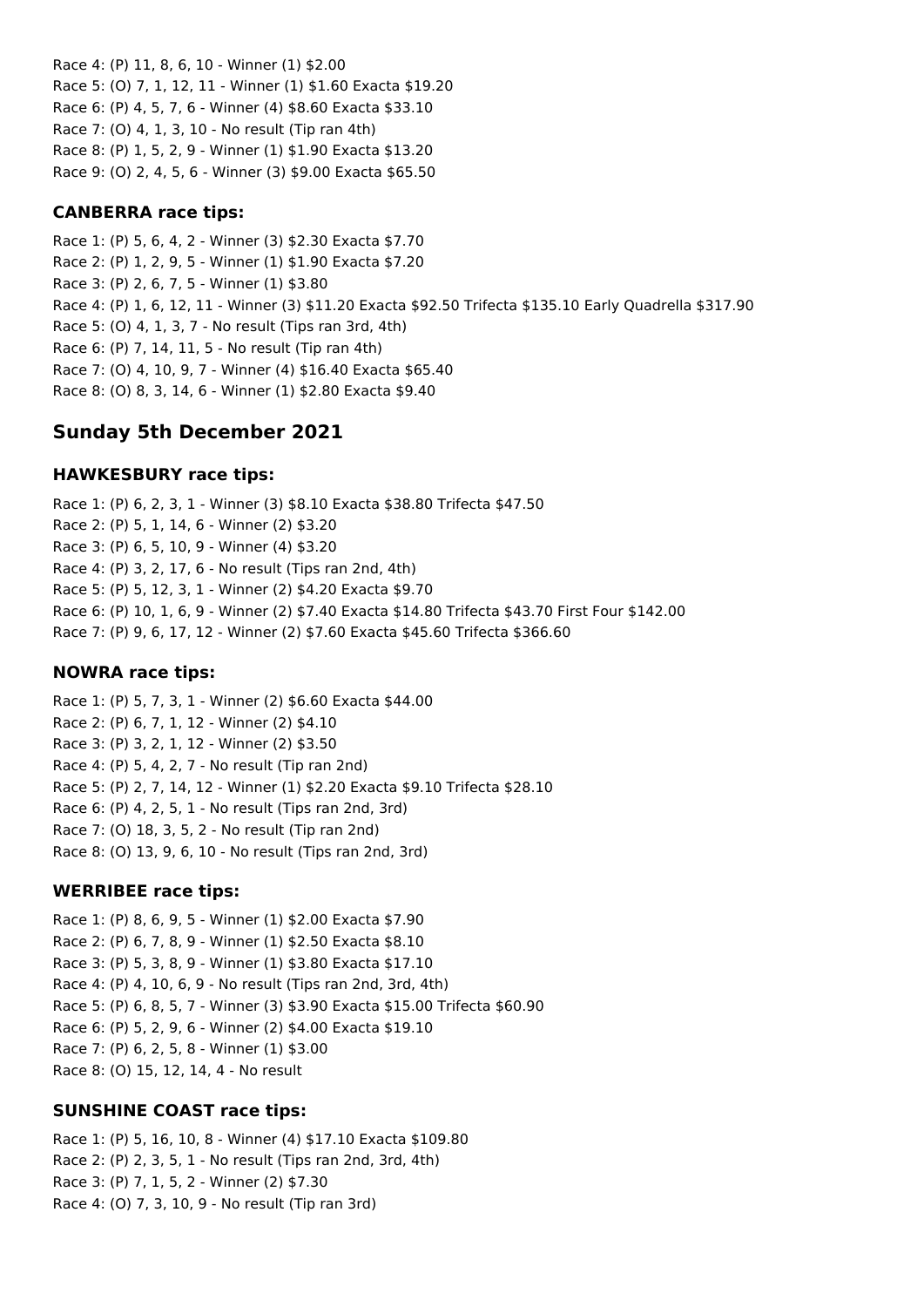Race 4: (P) 11, 8, 6, 10 - Winner (1) $2.00
Race 5: (O) 7, 1, 12, 11 - Winner (1) $1.60 Exacta $19.20
Race 6: (P) 4, 5, 7, 6 - Winner (4) $8.60 Exacta $33.10
Race 7: (O) 4, 1, 3, 10 - No result (Tip ran 4th)
Race 8: (P) 1, 5, 2, 9 - Winner (1) $1.90 Exacta $13.20
Race 9: (O) 2, 4, 5, 6 - Winner (3) $9.00 Exacta $65.50

### CANBERRA race tips:

Race 1: (P) 5, 6, 4, 2 - Winner (3) $2.30 Exacta $7.70
Race 2: (P) 1, 2, 9, 5 - Winner (1) $1.90 Exacta $7.20
Race 3: (P) 2, 6, 7, 5 - Winner (1) $3.80
Race 4: (P) 1, 6, 12, 11 - Winner (3) $11.20 Exacta $92.50 Trifecta $135.10 Early Quadrella $317.90
Race 5: (O) 4, 1, 3, 7 - No result (Tips ran 3rd, 4th)
Race 6: (P) 7, 14, 11, 5 - No result (Tip ran 4th)
Race 7: (O) 4, 10, 9, 7 - Winner (4) $16.40 Exacta $65.40
Race 8: (O) 8, 3, 14, 6 - Winner (1) $2.80 Exacta $9.40

## Sunday 5th December 2021

### HAWKESBURY race tips:

Race 1: (P) 6, 2, 3, 1 - Winner (3) $8.10 Exacta $38.80 Trifecta $47.50
Race 2: (P) 5, 1, 14, 6 - Winner (2) $3.20
Race 3: (P) 6, 5, 10, 9 - Winner (4) $3.20
Race 4: (P) 3, 2, 17, 6 - No result (Tips ran 2nd, 4th)
Race 5: (P) 5, 12, 3, 1 - Winner (2) $4.20 Exacta $9.70
Race 6: (P) 10, 1, 6, 9 - Winner (2) $7.40 Exacta $14.80 Trifecta $43.70 First Four $142.00
Race 7: (P) 9, 6, 17, 12 - Winner (2) $7.60 Exacta $45.60 Trifecta $366.60

### NOWRA race tips:

Race 1: (P) 5, 7, 3, 1 - Winner (2) $6.60 Exacta $44.00
Race 2: (P) 6, 7, 1, 12 - Winner (2) $4.10
Race 3: (P) 3, 2, 1, 12 - Winner (2) $3.50
Race 4: (P) 5, 4, 2, 7 - No result (Tip ran 2nd)
Race 5: (P) 2, 7, 14, 12 - Winner (1) $2.20 Exacta $9.10 Trifecta $28.10
Race 6: (P) 4, 2, 5, 1 - No result (Tips ran 2nd, 3rd)
Race 7: (O) 18, 3, 5, 2 - No result (Tip ran 2nd)
Race 8: (O) 13, 9, 6, 10 - No result (Tips ran 2nd, 3rd)

### WERRIBEE race tips:

Race 1: (P) 8, 6, 9, 5 - Winner (1) $2.00 Exacta $7.90
Race 2: (P) 6, 7, 8, 9 - Winner (1) $2.50 Exacta $8.10
Race 3: (P) 5, 3, 8, 9 - Winner (1) $3.80 Exacta $17.10
Race 4: (P) 4, 10, 6, 9 - No result (Tips ran 2nd, 3rd, 4th)
Race 5: (P) 6, 8, 5, 7 - Winner (3) $3.90 Exacta $15.00 Trifecta $60.90
Race 6: (P) 5, 2, 9, 6 - Winner (2) $4.00 Exacta $19.10
Race 7: (P) 6, 2, 5, 8 - Winner (1) $3.00
Race 8: (O) 15, 12, 14, 4 - No result

### SUNSHINE COAST race tips:

Race 1: (P) 5, 16, 10, 8 - Winner (4) $17.10 Exacta $109.80
Race 2: (P) 2, 3, 5, 1 - No result (Tips ran 2nd, 3rd, 4th)
Race 3: (P) 7, 1, 5, 2 - Winner (2) $7.30
Race 4: (O) 7, 3, 10, 9 - No result (Tip ran 3rd)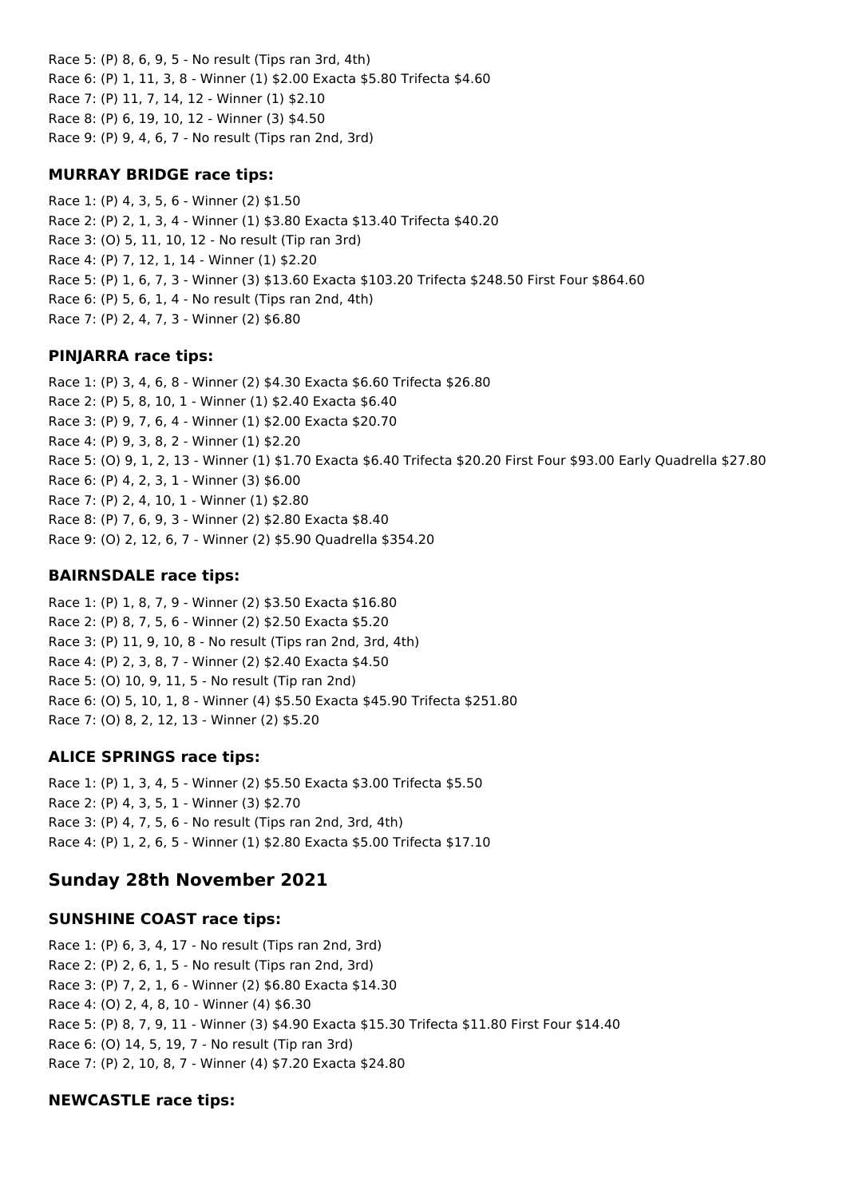Race 5: (P) 8, 6, 9, 5 - No result (Tips ran 3rd, 4th)
Race 6: (P) 1, 11, 3, 8 - Winner (1) $2.00 Exacta $5.80 Trifecta $4.60
Race 7: (P) 11, 7, 14, 12 - Winner (1) $2.10
Race 8: (P) 6, 19, 10, 12 - Winner (3) $4.50
Race 9: (P) 9, 4, 6, 7 - No result (Tips ran 2nd, 3rd)

### MURRAY BRIDGE race tips:

Race 1: (P) 4, 3, 5, 6 - Winner (2) $1.50
Race 2: (P) 2, 1, 3, 4 - Winner (1) $3.80 Exacta $13.40 Trifecta $40.20
Race 3: (O) 5, 11, 10, 12 - No result (Tip ran 3rd)
Race 4: (P) 7, 12, 1, 14 - Winner (1) $2.20
Race 5: (P) 1, 6, 7, 3 - Winner (3) $13.60 Exacta $103.20 Trifecta $248.50 First Four $864.60
Race 6: (P) 5, 6, 1, 4 - No result (Tips ran 2nd, 4th)
Race 7: (P) 2, 4, 7, 3 - Winner (2) $6.80

### PINJARRA race tips:

Race 1: (P) 3, 4, 6, 8 - Winner (2) $4.30 Exacta $6.60 Trifecta $26.80
Race 2: (P) 5, 8, 10, 1 - Winner (1) $2.40 Exacta $6.40
Race 3: (P) 9, 7, 6, 4 - Winner (1) $2.00 Exacta $20.70
Race 4: (P) 9, 3, 8, 2 - Winner (1) $2.20
Race 5: (O) 9, 1, 2, 13 - Winner (1) $1.70 Exacta $6.40 Trifecta $20.20 First Four $93.00 Early Quadrella $27.80
Race 6: (P) 4, 2, 3, 1 - Winner (3) $6.00
Race 7: (P) 2, 4, 10, 1 - Winner (1) $2.80
Race 8: (P) 7, 6, 9, 3 - Winner (2) $2.80 Exacta $8.40
Race 9: (O) 2, 12, 6, 7 - Winner (2) $5.90 Quadrella $354.20

### BAIRNSDALE race tips:

Race 1: (P) 1, 8, 7, 9 - Winner (2) $3.50 Exacta $16.80
Race 2: (P) 8, 7, 5, 6 - Winner (2) $2.50 Exacta $5.20
Race 3: (P) 11, 9, 10, 8 - No result (Tips ran 2nd, 3rd, 4th)
Race 4: (P) 2, 3, 8, 7 - Winner (2) $2.40 Exacta $4.50
Race 5: (O) 10, 9, 11, 5 - No result (Tip ran 2nd)
Race 6: (O) 5, 10, 1, 8 - Winner (4) $5.50 Exacta $45.90 Trifecta $251.80
Race 7: (O) 8, 2, 12, 13 - Winner (2) $5.20

### ALICE SPRINGS race tips:

Race 1: (P) 1, 3, 4, 5 - Winner (2) $5.50 Exacta $3.00 Trifecta $5.50
Race 2: (P) 4, 3, 5, 1 - Winner (3) $2.70
Race 3: (P) 4, 7, 5, 6 - No result (Tips ran 2nd, 3rd, 4th)
Race 4: (P) 1, 2, 6, 5 - Winner (1) $2.80 Exacta $5.00 Trifecta $17.10

## Sunday 28th November 2021

### SUNSHINE COAST race tips:

Race 1: (P) 6, 3, 4, 17 - No result (Tips ran 2nd, 3rd)
Race 2: (P) 2, 6, 1, 5 - No result (Tips ran 2nd, 3rd)
Race 3: (P) 7, 2, 1, 6 - Winner (2) $6.80 Exacta $14.30
Race 4: (O) 2, 4, 8, 10 - Winner (4) $6.30
Race 5: (P) 8, 7, 9, 11 - Winner (3) $4.90 Exacta $15.30 Trifecta $11.80 First Four $14.40
Race 6: (O) 14, 5, 19, 7 - No result (Tip ran 3rd)
Race 7: (P) 2, 10, 8, 7 - Winner (4) $7.20 Exacta $24.80

### NEWCASTLE race tips: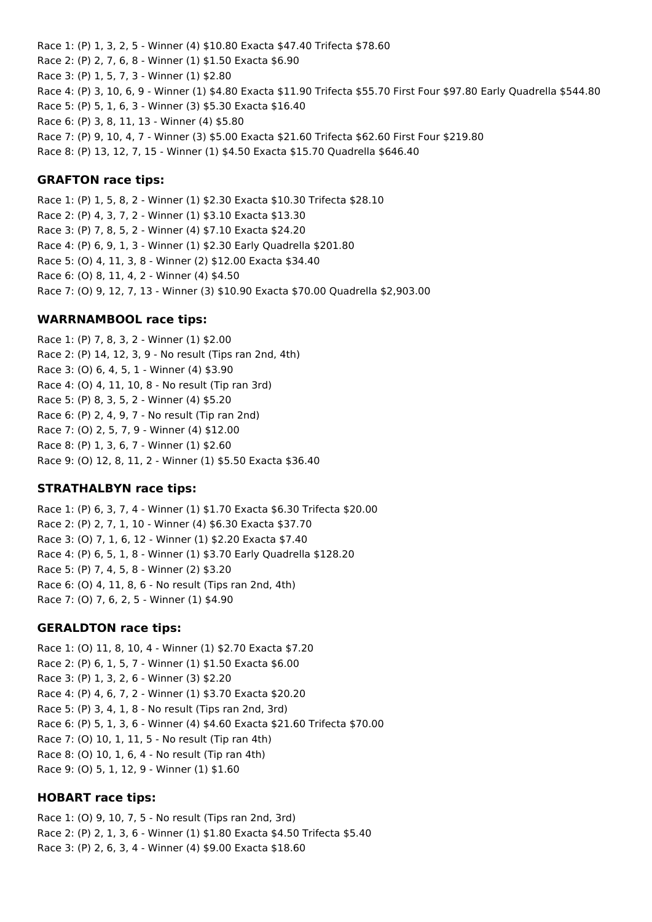Race 1: (P) 1, 3, 2, 5 - Winner (4) $10.80 Exacta $47.40 Trifecta $78.60
Race 2: (P) 2, 7, 6, 8 - Winner (1) $1.50 Exacta $6.90
Race 3: (P) 1, 5, 7, 3 - Winner (1) $2.80
Race 4: (P) 3, 10, 6, 9 - Winner (1) $4.80 Exacta $11.90 Trifecta $55.70 First Four $97.80 Early Quadrella $544.80
Race 5: (P) 5, 1, 6, 3 - Winner (3) $5.30 Exacta $16.40
Race 6: (P) 3, 8, 11, 13 - Winner (4) $5.80
Race 7: (P) 9, 10, 4, 7 - Winner (3) $5.00 Exacta $21.60 Trifecta $62.60 First Four $219.80
Race 8: (P) 13, 12, 7, 15 - Winner (1) $4.50 Exacta $15.70 Quadrella $646.40

### GRAFTON race tips:

Race 1: (P) 1, 5, 8, 2 - Winner (1) $2.30 Exacta $10.30 Trifecta $28.10
Race 2: (P) 4, 3, 7, 2 - Winner (1) $3.10 Exacta $13.30
Race 3: (P) 7, 8, 5, 2 - Winner (4) $7.10 Exacta $24.20
Race 4: (P) 6, 9, 1, 3 - Winner (1) $2.30 Early Quadrella $201.80
Race 5: (O) 4, 11, 3, 8 - Winner (2) $12.00 Exacta $34.40
Race 6: (O) 8, 11, 4, 2 - Winner (4) $4.50
Race 7: (O) 9, 12, 7, 13 - Winner (3) $10.90 Exacta $70.00 Quadrella $2,903.00

### WARRNAMBOOL race tips:

Race 1: (P) 7, 8, 3, 2 - Winner (1) $2.00
Race 2: (P) 14, 12, 3, 9 - No result (Tips ran 2nd, 4th)
Race 3: (O) 6, 4, 5, 1 - Winner (4) $3.90
Race 4: (O) 4, 11, 10, 8 - No result (Tip ran 3rd)
Race 5: (P) 8, 3, 5, 2 - Winner (4) $5.20
Race 6: (P) 2, 4, 9, 7 - No result (Tip ran 2nd)
Race 7: (O) 2, 5, 7, 9 - Winner (4) $12.00
Race 8: (P) 1, 3, 6, 7 - Winner (1) $2.60
Race 9: (O) 12, 8, 11, 2 - Winner (1) $5.50 Exacta $36.40

### STRATHALBYN race tips:

Race 1: (P) 6, 3, 7, 4 - Winner (1) $1.70 Exacta $6.30 Trifecta $20.00
Race 2: (P) 2, 7, 1, 10 - Winner (4) $6.30 Exacta $37.70
Race 3: (O) 7, 1, 6, 12 - Winner (1) $2.20 Exacta $7.40
Race 4: (P) 6, 5, 1, 8 - Winner (1) $3.70 Early Quadrella $128.20
Race 5: (P) 7, 4, 5, 8 - Winner (2) $3.20
Race 6: (O) 4, 11, 8, 6 - No result (Tips ran 2nd, 4th)
Race 7: (O) 7, 6, 2, 5 - Winner (1) $4.90

### GERALDTON race tips:

Race 1: (O) 11, 8, 10, 4 - Winner (1) $2.70 Exacta $7.20
Race 2: (P) 6, 1, 5, 7 - Winner (1) $1.50 Exacta $6.00
Race 3: (P) 1, 3, 2, 6 - Winner (3) $2.20
Race 4: (P) 4, 6, 7, 2 - Winner (1) $3.70 Exacta $20.20
Race 5: (P) 3, 4, 1, 8 - No result (Tips ran 2nd, 3rd)
Race 6: (P) 5, 1, 3, 6 - Winner (4) $4.60 Exacta $21.60 Trifecta $70.00
Race 7: (O) 10, 1, 11, 5 - No result (Tip ran 4th)
Race 8: (O) 10, 1, 6, 4 - No result (Tip ran 4th)
Race 9: (O) 5, 1, 12, 9 - Winner (1) $1.60

### HOBART race tips:

Race 1: (O) 9, 10, 7, 5 - No result (Tips ran 2nd, 3rd)
Race 2: (P) 2, 1, 3, 6 - Winner (1) $1.80 Exacta $4.50 Trifecta $5.40
Race 3: (P) 2, 6, 3, 4 - Winner (4) $9.00 Exacta $18.60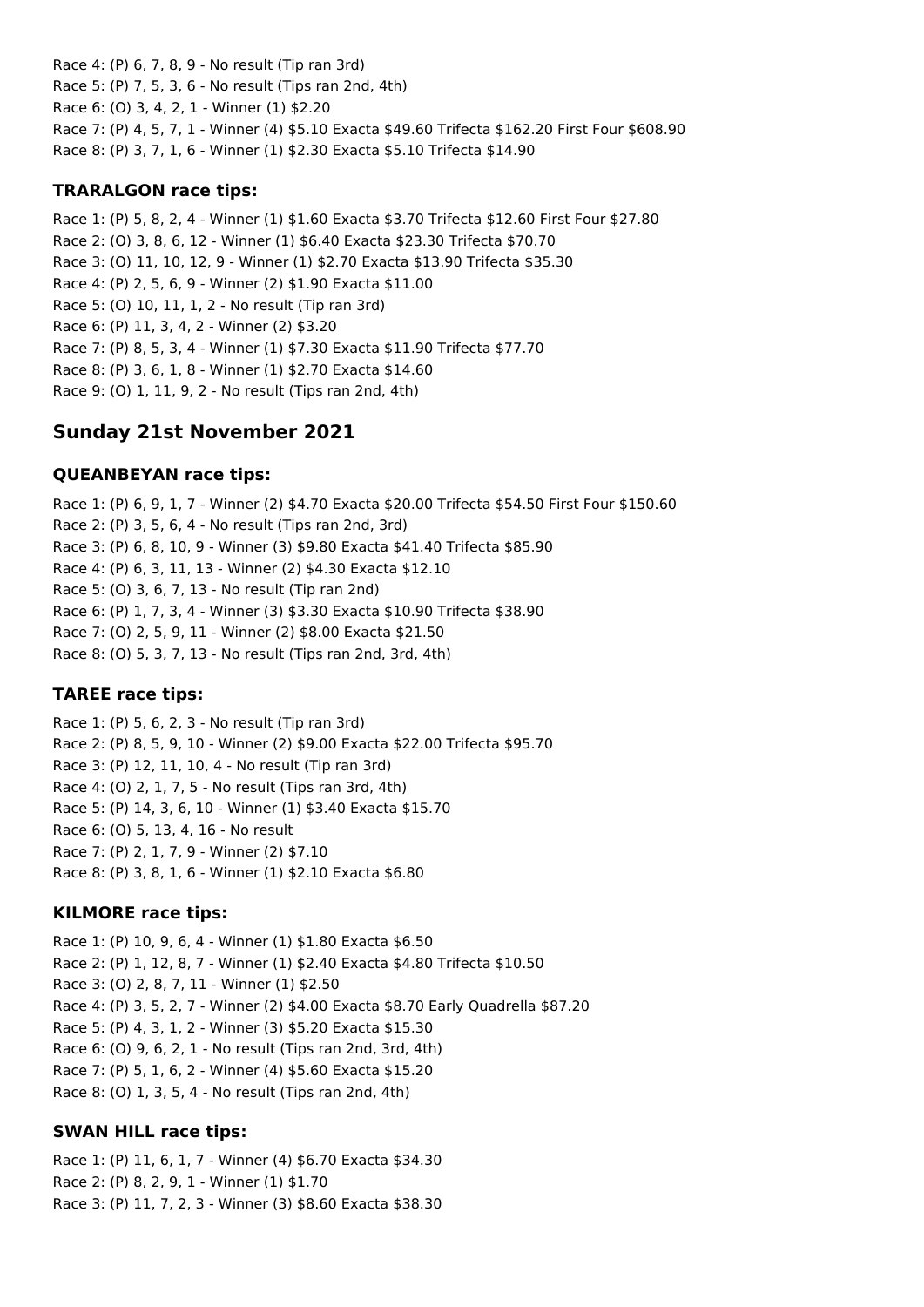Race 4: (P) 6, 7, 8, 9 - No result (Tip ran 3rd)
Race 5: (P) 7, 5, 3, 6 - No result (Tips ran 2nd, 4th)
Race 6: (O) 3, 4, 2, 1 - Winner (1) $2.20
Race 7: (P) 4, 5, 7, 1 - Winner (4) $5.10 Exacta $49.60 Trifecta $162.20 First Four $608.90
Race 8: (P) 3, 7, 1, 6 - Winner (1) $2.30 Exacta $5.10 Trifecta $14.90

### TRARALGON race tips:

Race 1: (P) 5, 8, 2, 4 - Winner (1) $1.60 Exacta $3.70 Trifecta $12.60 First Four $27.80
Race 2: (O) 3, 8, 6, 12 - Winner (1) $6.40 Exacta $23.30 Trifecta $70.70
Race 3: (O) 11, 10, 12, 9 - Winner (1) $2.70 Exacta $13.90 Trifecta $35.30
Race 4: (P) 2, 5, 6, 9 - Winner (2) $1.90 Exacta $11.00
Race 5: (O) 10, 11, 1, 2 - No result (Tip ran 3rd)
Race 6: (P) 11, 3, 4, 2 - Winner (2) $3.20
Race 7: (P) 8, 5, 3, 4 - Winner (1) $7.30 Exacta $11.90 Trifecta $77.70
Race 8: (P) 3, 6, 1, 8 - Winner (1) $2.70 Exacta $14.60
Race 9: (O) 1, 11, 9, 2 - No result (Tips ran 2nd, 4th)

## Sunday 21st November 2021

### QUEANBEYAN race tips:

Race 1: (P) 6, 9, 1, 7 - Winner (2) $4.70 Exacta $20.00 Trifecta $54.50 First Four $150.60
Race 2: (P) 3, 5, 6, 4 - No result (Tips ran 2nd, 3rd)
Race 3: (P) 6, 8, 10, 9 - Winner (3) $9.80 Exacta $41.40 Trifecta $85.90
Race 4: (P) 6, 3, 11, 13 - Winner (2) $4.30 Exacta $12.10
Race 5: (O) 3, 6, 7, 13 - No result (Tip ran 2nd)
Race 6: (P) 1, 7, 3, 4 - Winner (3) $3.30 Exacta $10.90 Trifecta $38.90
Race 7: (O) 2, 5, 9, 11 - Winner (2) $8.00 Exacta $21.50
Race 8: (O) 5, 3, 7, 13 - No result (Tips ran 2nd, 3rd, 4th)

### TAREE race tips:

Race 1: (P) 5, 6, 2, 3 - No result (Tip ran 3rd)
Race 2: (P) 8, 5, 9, 10 - Winner (2) $9.00 Exacta $22.00 Trifecta $95.70
Race 3: (P) 12, 11, 10, 4 - No result (Tip ran 3rd)
Race 4: (O) 2, 1, 7, 5 - No result (Tips ran 3rd, 4th)
Race 5: (P) 14, 3, 6, 10 - Winner (1) $3.40 Exacta $15.70
Race 6: (O) 5, 13, 4, 16 - No result
Race 7: (P) 2, 1, 7, 9 - Winner (2) $7.10
Race 8: (P) 3, 8, 1, 6 - Winner (1) $2.10 Exacta $6.80

### KILMORE race tips:

Race 1: (P) 10, 9, 6, 4 - Winner (1) $1.80 Exacta $6.50
Race 2: (P) 1, 12, 8, 7 - Winner (1) $2.40 Exacta $4.80 Trifecta $10.50
Race 3: (O) 2, 8, 7, 11 - Winner (1) $2.50
Race 4: (P) 3, 5, 2, 7 - Winner (2) $4.00 Exacta $8.70 Early Quadrella $87.20
Race 5: (P) 4, 3, 1, 2 - Winner (3) $5.20 Exacta $15.30
Race 6: (O) 9, 6, 2, 1 - No result (Tips ran 2nd, 3rd, 4th)
Race 7: (P) 5, 1, 6, 2 - Winner (4) $5.60 Exacta $15.20
Race 8: (O) 1, 3, 5, 4 - No result (Tips ran 2nd, 4th)

### SWAN HILL race tips:

Race 1: (P) 11, 6, 1, 7 - Winner (4) $6.70 Exacta $34.30
Race 2: (P) 8, 2, 9, 1 - Winner (1) $1.70
Race 3: (P) 11, 7, 2, 3 - Winner (3) $8.60 Exacta $38.30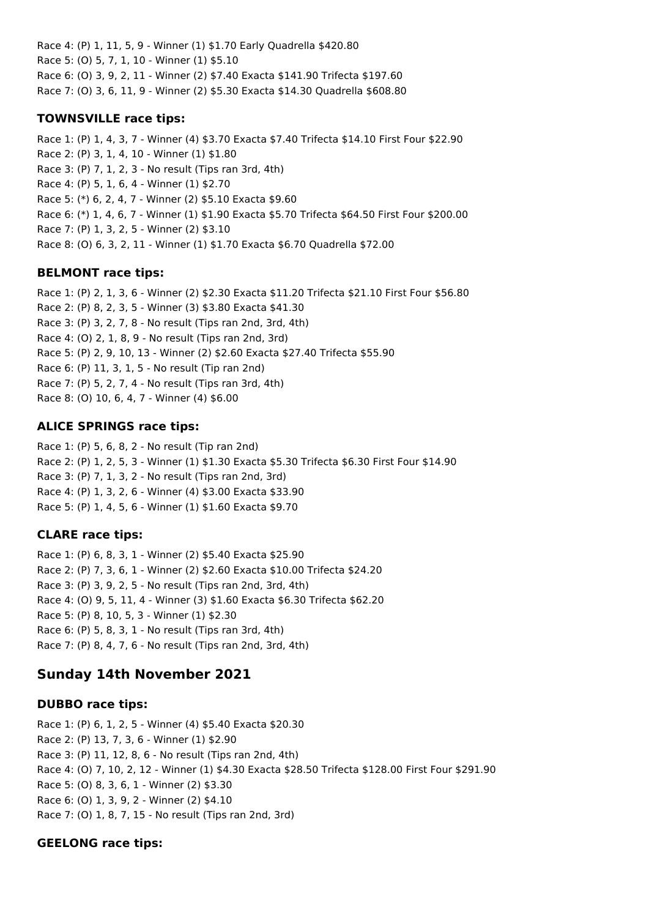Race 4: (P) 1, 11, 5, 9 - Winner (1) $1.70 Early Quadrella $420.80
Race 5: (O) 5, 7, 1, 10 - Winner (1) $5.10
Race 6: (O) 3, 9, 2, 11 - Winner (2) $7.40 Exacta $141.90 Trifecta $197.60
Race 7: (O) 3, 6, 11, 9 - Winner (2) $5.30 Exacta $14.30 Quadrella $608.80

### TOWNSVILLE race tips:

Race 1: (P) 1, 4, 3, 7 - Winner (4) $3.70 Exacta $7.40 Trifecta $14.10 First Four $22.90
Race 2: (P) 3, 1, 4, 10 - Winner (1) $1.80
Race 3: (P) 7, 1, 2, 3 - No result (Tips ran 3rd, 4th)
Race 4: (P) 5, 1, 6, 4 - Winner (1) $2.70
Race 5: (*) 6, 2, 4, 7 - Winner (2) $5.10 Exacta $9.60
Race 6: (*) 1, 4, 6, 7 - Winner (1) $1.90 Exacta $5.70 Trifecta $64.50 First Four $200.00
Race 7: (P) 1, 3, 2, 5 - Winner (2) $3.10
Race 8: (O) 6, 3, 2, 11 - Winner (1) $1.70 Exacta $6.70 Quadrella $72.00

### BELMONT race tips:

Race 1: (P) 2, 1, 3, 6 - Winner (2) $2.30 Exacta $11.20 Trifecta $21.10 First Four $56.80
Race 2: (P) 8, 2, 3, 5 - Winner (3) $3.80 Exacta $41.30
Race 3: (P) 3, 2, 7, 8 - No result (Tips ran 2nd, 3rd, 4th)
Race 4: (O) 2, 1, 8, 9 - No result (Tips ran 2nd, 3rd)
Race 5: (P) 2, 9, 10, 13 - Winner (2) $2.60 Exacta $27.40 Trifecta $55.90
Race 6: (P) 11, 3, 1, 5 - No result (Tip ran 2nd)
Race 7: (P) 5, 2, 7, 4 - No result (Tips ran 3rd, 4th)
Race 8: (O) 10, 6, 4, 7 - Winner (4) $6.00

### ALICE SPRINGS race tips:

Race 1: (P) 5, 6, 8, 2 - No result (Tip ran 2nd)
Race 2: (P) 1, 2, 5, 3 - Winner (1) $1.30 Exacta $5.30 Trifecta $6.30 First Four $14.90
Race 3: (P) 7, 1, 3, 2 - No result (Tips ran 2nd, 3rd)
Race 4: (P) 1, 3, 2, 6 - Winner (4) $3.00 Exacta $33.90
Race 5: (P) 1, 4, 5, 6 - Winner (1) $1.60 Exacta $9.70

### CLARE race tips:

Race 1: (P) 6, 8, 3, 1 - Winner (2) $5.40 Exacta $25.90
Race 2: (P) 7, 3, 6, 1 - Winner (2) $2.60 Exacta $10.00 Trifecta $24.20
Race 3: (P) 3, 9, 2, 5 - No result (Tips ran 2nd, 3rd, 4th)
Race 4: (O) 9, 5, 11, 4 - Winner (3) $1.60 Exacta $6.30 Trifecta $62.20
Race 5: (P) 8, 10, 5, 3 - Winner (1) $2.30
Race 6: (P) 5, 8, 3, 1 - No result (Tips ran 3rd, 4th)
Race 7: (P) 8, 4, 7, 6 - No result (Tips ran 2nd, 3rd, 4th)

## Sunday 14th November 2021

### DUBBO race tips:

Race 1: (P) 6, 1, 2, 5 - Winner (4) $5.40 Exacta $20.30
Race 2: (P) 13, 7, 3, 6 - Winner (1) $2.90
Race 3: (P) 11, 12, 8, 6 - No result (Tips ran 2nd, 4th)
Race 4: (O) 7, 10, 2, 12 - Winner (1) $4.30 Exacta $28.50 Trifecta $128.00 First Four $291.90
Race 5: (O) 8, 3, 6, 1 - Winner (2) $3.30
Race 6: (O) 1, 3, 9, 2 - Winner (2) $4.10
Race 7: (O) 1, 8, 7, 15 - No result (Tips ran 2nd, 3rd)

### GEELONG race tips: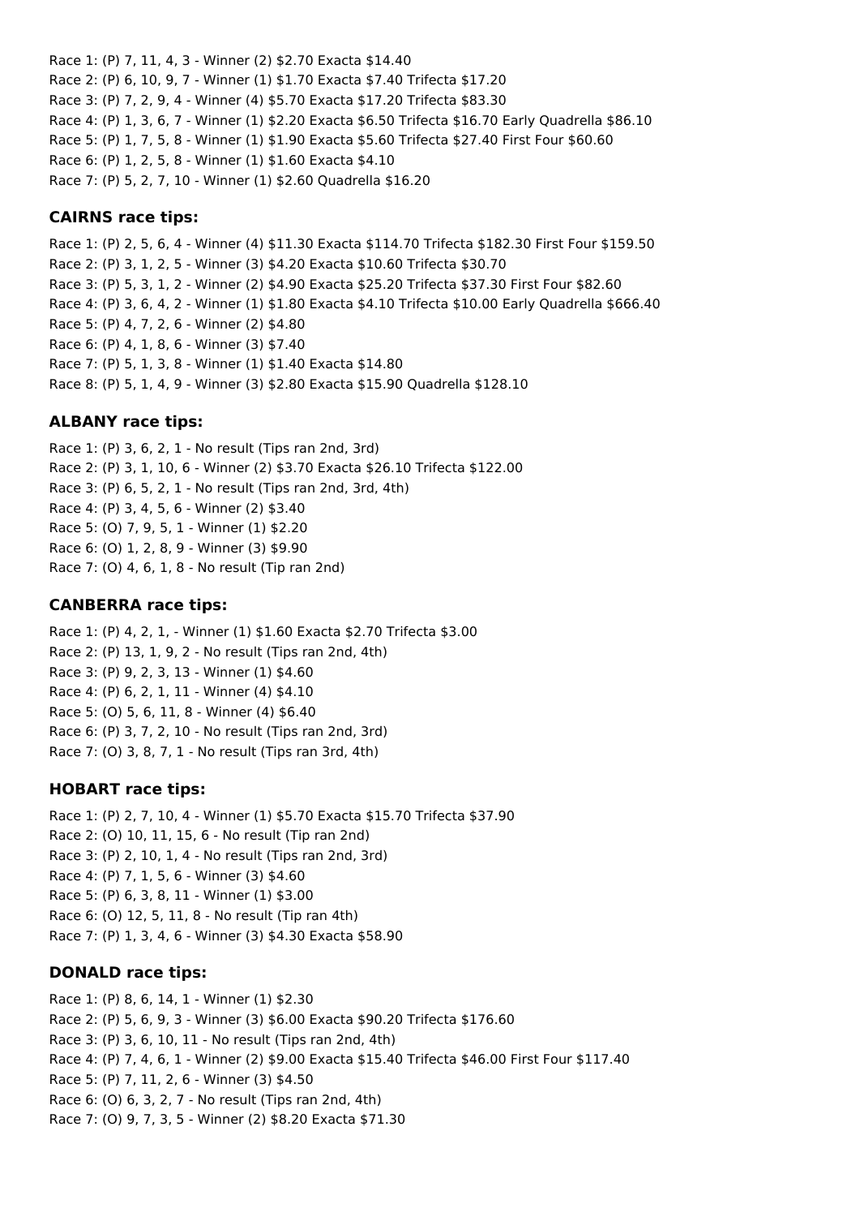Race 1: (P) 7, 11, 4, 3 - Winner (2) $2.70 Exacta $14.40
Race 2: (P) 6, 10, 9, 7 - Winner (1) $1.70 Exacta $7.40 Trifecta $17.20
Race 3: (P) 7, 2, 9, 4 - Winner (4) $5.70 Exacta $17.20 Trifecta $83.30
Race 4: (P) 1, 3, 6, 7 - Winner (1) $2.20 Exacta $6.50 Trifecta $16.70 Early Quadrella $86.10
Race 5: (P) 1, 7, 5, 8 - Winner (1) $1.90 Exacta $5.60 Trifecta $27.40 First Four $60.60
Race 6: (P) 1, 2, 5, 8 - Winner (1) $1.60 Exacta $4.10
Race 7: (P) 5, 2, 7, 10 - Winner (1) $2.60 Quadrella $16.20

### CAIRNS race tips:

Race 1: (P) 2, 5, 6, 4 - Winner (4) $11.30 Exacta $114.70 Trifecta $182.30 First Four $159.50
Race 2: (P) 3, 1, 2, 5 - Winner (3) $4.20 Exacta $10.60 Trifecta $30.70
Race 3: (P) 5, 3, 1, 2 - Winner (2) $4.90 Exacta $25.20 Trifecta $37.30 First Four $82.60
Race 4: (P) 3, 6, 4, 2 - Winner (1) $1.80 Exacta $4.10 Trifecta $10.00 Early Quadrella $666.40
Race 5: (P) 4, 7, 2, 6 - Winner (2) $4.80
Race 6: (P) 4, 1, 8, 6 - Winner (3) $7.40
Race 7: (P) 5, 1, 3, 8 - Winner (1) $1.40 Exacta $14.80
Race 8: (P) 5, 1, 4, 9 - Winner (3) $2.80 Exacta $15.90 Quadrella $128.10

### ALBANY race tips:

Race 1: (P) 3, 6, 2, 1 - No result (Tips ran 2nd, 3rd)
Race 2: (P) 3, 1, 10, 6 - Winner (2) $3.70 Exacta $26.10 Trifecta $122.00
Race 3: (P) 6, 5, 2, 1 - No result (Tips ran 2nd, 3rd, 4th)
Race 4: (P) 3, 4, 5, 6 - Winner (2) $3.40
Race 5: (O) 7, 9, 5, 1 - Winner (1) $2.20
Race 6: (O) 1, 2, 8, 9 - Winner (3) $9.90
Race 7: (O) 4, 6, 1, 8 - No result (Tip ran 2nd)

### CANBERRA race tips:

Race 1: (P) 4, 2, 1, - Winner (1) $1.60 Exacta $2.70 Trifecta $3.00
Race 2: (P) 13, 1, 9, 2 - No result (Tips ran 2nd, 4th)
Race 3: (P) 9, 2, 3, 13 - Winner (1) $4.60
Race 4: (P) 6, 2, 1, 11 - Winner (4) $4.10
Race 5: (O) 5, 6, 11, 8 - Winner (4) $6.40
Race 6: (P) 3, 7, 2, 10 - No result (Tips ran 2nd, 3rd)
Race 7: (O) 3, 8, 7, 1 - No result (Tips ran 3rd, 4th)

### HOBART race tips:

Race 1: (P) 2, 7, 10, 4 - Winner (1) $5.70 Exacta $15.70 Trifecta $37.90
Race 2: (O) 10, 11, 15, 6 - No result (Tip ran 2nd)
Race 3: (P) 2, 10, 1, 4 - No result (Tips ran 2nd, 3rd)
Race 4: (P) 7, 1, 5, 6 - Winner (3) $4.60
Race 5: (P) 6, 3, 8, 11 - Winner (1) $3.00
Race 6: (O) 12, 5, 11, 8 - No result (Tip ran 4th)
Race 7: (P) 1, 3, 4, 6 - Winner (3) $4.30 Exacta $58.90

### DONALD race tips:

Race 1: (P) 8, 6, 14, 1 - Winner (1) $2.30
Race 2: (P) 5, 6, 9, 3 - Winner (3) $6.00 Exacta $90.20 Trifecta $176.60
Race 3: (P) 3, 6, 10, 11 - No result (Tips ran 2nd, 4th)
Race 4: (P) 7, 4, 6, 1 - Winner (2) $9.00 Exacta $15.40 Trifecta $46.00 First Four $117.40
Race 5: (P) 7, 11, 2, 6 - Winner (3) $4.50
Race 6: (O) 6, 3, 2, 7 - No result (Tips ran 2nd, 4th)
Race 7: (O) 9, 7, 3, 5 - Winner (2) $8.20 Exacta $71.30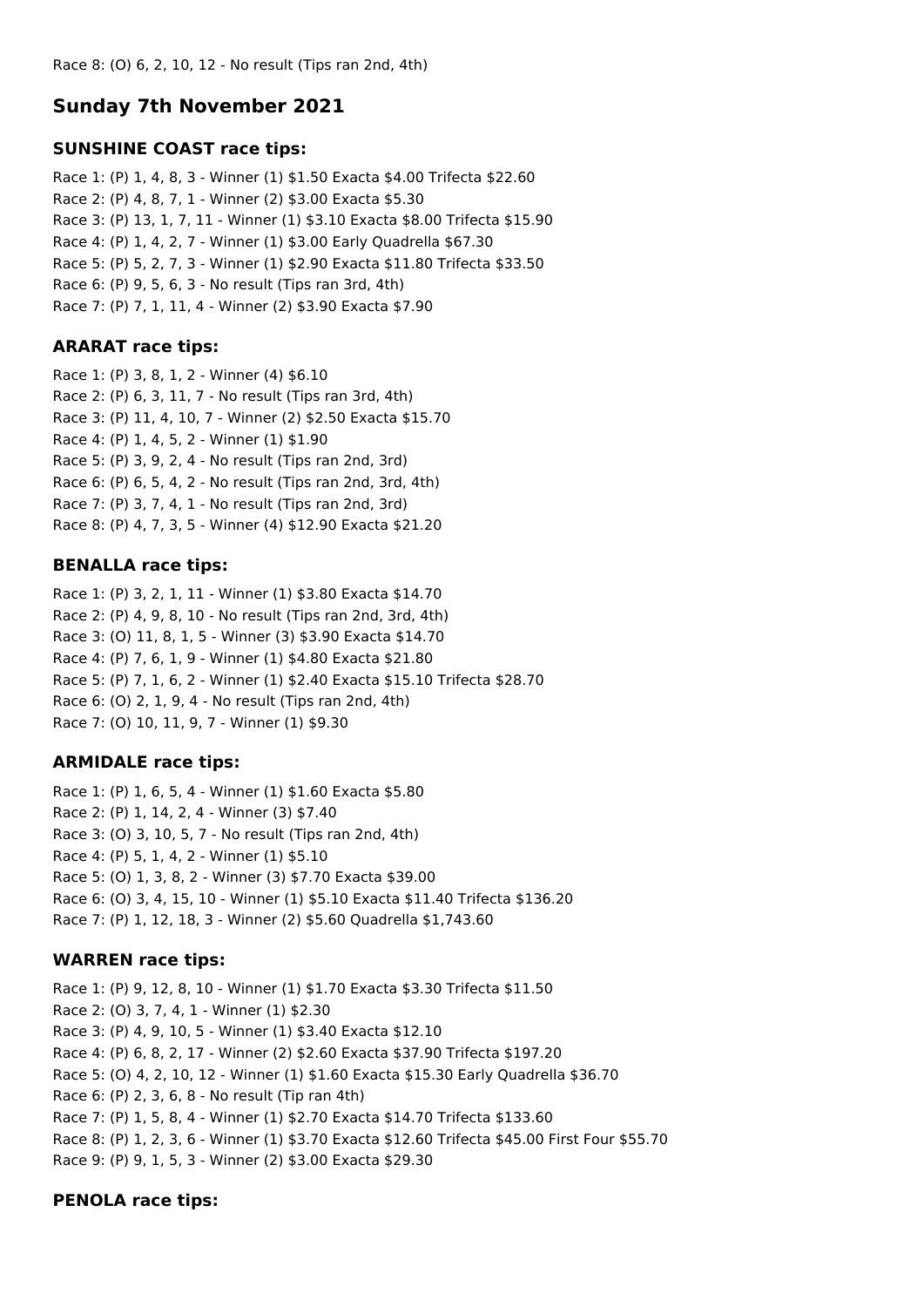Race 8: (O) 6, 2, 10, 12 - No result (Tips ran 2nd, 4th)

## Sunday 7th November 2021

### SUNSHINE COAST race tips:

Race 1: (P) 1, 4, 8, 3 - Winner (1) $1.50 Exacta $4.00 Trifecta $22.60
Race 2: (P) 4, 8, 7, 1 - Winner (2) $3.00 Exacta $5.30
Race 3: (P) 13, 1, 7, 11 - Winner (1) $3.10 Exacta $8.00 Trifecta $15.90
Race 4: (P) 1, 4, 2, 7 - Winner (1) $3.00 Early Quadrella $67.30
Race 5: (P) 5, 2, 7, 3 - Winner (1) $2.90 Exacta $11.80 Trifecta $33.50
Race 6: (P) 9, 5, 6, 3 - No result (Tips ran 3rd, 4th)
Race 7: (P) 7, 1, 11, 4 - Winner (2) $3.90 Exacta $7.90

### ARARAT race tips:

Race 1: (P) 3, 8, 1, 2 - Winner (4) $6.10
Race 2: (P) 6, 3, 11, 7 - No result (Tips ran 3rd, 4th)
Race 3: (P) 11, 4, 10, 7 - Winner (2) $2.50 Exacta $15.70
Race 4: (P) 1, 4, 5, 2 - Winner (1) $1.90
Race 5: (P) 3, 9, 2, 4 - No result (Tips ran 2nd, 3rd)
Race 6: (P) 6, 5, 4, 2 - No result (Tips ran 2nd, 3rd, 4th)
Race 7: (P) 3, 7, 4, 1 - No result (Tips ran 2nd, 3rd)
Race 8: (P) 4, 7, 3, 5 - Winner (4) $12.90 Exacta $21.20

### BENALLA race tips:

Race 1: (P) 3, 2, 1, 11 - Winner (1) $3.80 Exacta $14.70
Race 2: (P) 4, 9, 8, 10 - No result (Tips ran 2nd, 3rd, 4th)
Race 3: (O) 11, 8, 1, 5 - Winner (3) $3.90 Exacta $14.70
Race 4: (P) 7, 6, 1, 9 - Winner (1) $4.80 Exacta $21.80
Race 5: (P) 7, 1, 6, 2 - Winner (1) $2.40 Exacta $15.10 Trifecta $28.70
Race 6: (O) 2, 1, 9, 4 - No result (Tips ran 2nd, 4th)
Race 7: (O) 10, 11, 9, 7 - Winner (1) $9.30

### ARMIDALE race tips:

Race 1: (P) 1, 6, 5, 4 - Winner (1) $1.60 Exacta $5.80
Race 2: (P) 1, 14, 2, 4 - Winner (3) $7.40
Race 3: (O) 3, 10, 5, 7 - No result (Tips ran 2nd, 4th)
Race 4: (P) 5, 1, 4, 2 - Winner (1) $5.10
Race 5: (O) 1, 3, 8, 2 - Winner (3) $7.70 Exacta $39.00
Race 6: (O) 3, 4, 15, 10 - Winner (1) $5.10 Exacta $11.40 Trifecta $136.20
Race 7: (P) 1, 12, 18, 3 - Winner (2) $5.60 Quadrella $1,743.60

### WARREN race tips:

Race 1: (P) 9, 12, 8, 10 - Winner (1) $1.70 Exacta $3.30 Trifecta $11.50
Race 2: (O) 3, 7, 4, 1 - Winner (1) $2.30
Race 3: (P) 4, 9, 10, 5 - Winner (1) $3.40 Exacta $12.10
Race 4: (P) 6, 8, 2, 17 - Winner (2) $2.60 Exacta $37.90 Trifecta $197.20
Race 5: (O) 4, 2, 10, 12 - Winner (1) $1.60 Exacta $15.30 Early Quadrella $36.70
Race 6: (P) 2, 3, 6, 8 - No result (Tip ran 4th)
Race 7: (P) 1, 5, 8, 4 - Winner (1) $2.70 Exacta $14.70 Trifecta $133.60
Race 8: (P) 1, 2, 3, 6 - Winner (1) $3.70 Exacta $12.60 Trifecta $45.00 First Four $55.70
Race 9: (P) 9, 1, 5, 3 - Winner (2) $3.00 Exacta $29.30

### PENOLA race tips: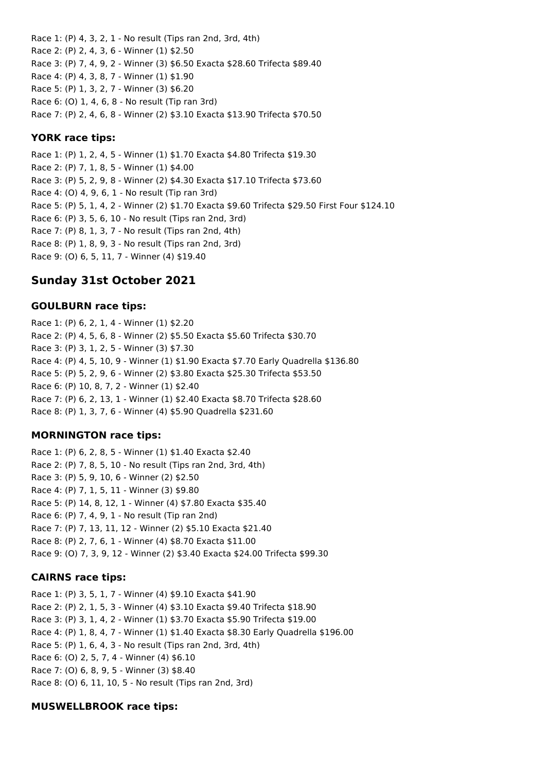Race 1: (P) 4, 3, 2, 1 - No result (Tips ran 2nd, 3rd, 4th)
Race 2: (P) 2, 4, 3, 6 - Winner (1) $2.50
Race 3: (P) 7, 4, 9, 2 - Winner (3) $6.50 Exacta $28.60 Trifecta $89.40
Race 4: (P) 4, 3, 8, 7 - Winner (1) $1.90
Race 5: (P) 1, 3, 2, 7 - Winner (3) $6.20
Race 6: (O) 1, 4, 6, 8 - No result (Tip ran 3rd)
Race 7: (P) 2, 4, 6, 8 - Winner (2) $3.10 Exacta $13.90 Trifecta $70.50

### YORK race tips:

Race 1: (P) 1, 2, 4, 5 - Winner (1) $1.70 Exacta $4.80 Trifecta $19.30
Race 2: (P) 7, 1, 8, 5 - Winner (1) $4.00
Race 3: (P) 5, 2, 9, 8 - Winner (2) $4.30 Exacta $17.10 Trifecta $73.60
Race 4: (O) 4, 9, 6, 1 - No result (Tip ran 3rd)
Race 5: (P) 5, 1, 4, 2 - Winner (2) $1.70 Exacta $9.60 Trifecta $29.50 First Four $124.10
Race 6: (P) 3, 5, 6, 10 - No result (Tips ran 2nd, 3rd)
Race 7: (P) 8, 1, 3, 7 - No result (Tips ran 2nd, 4th)
Race 8: (P) 1, 8, 9, 3 - No result (Tips ran 2nd, 3rd)
Race 9: (O) 6, 5, 11, 7 - Winner (4) $19.40

## Sunday 31st October 2021

### GOULBURN race tips:

Race 1: (P) 6, 2, 1, 4 - Winner (1) $2.20
Race 2: (P) 4, 5, 6, 8 - Winner (2) $5.50 Exacta $5.60 Trifecta $30.70
Race 3: (P) 3, 1, 2, 5 - Winner (3) $7.30
Race 4: (P) 4, 5, 10, 9 - Winner (1) $1.90 Exacta $7.70 Early Quadrella $136.80
Race 5: (P) 5, 2, 9, 6 - Winner (2) $3.80 Exacta $25.30 Trifecta $53.50
Race 6: (P) 10, 8, 7, 2 - Winner (1) $2.40
Race 7: (P) 6, 2, 13, 1 - Winner (1) $2.40 Exacta $8.70 Trifecta $28.60
Race 8: (P) 1, 3, 7, 6 - Winner (4) $5.90 Quadrella $231.60

### MORNINGTON race tips:

Race 1: (P) 6, 2, 8, 5 - Winner (1) $1.40 Exacta $2.40
Race 2: (P) 7, 8, 5, 10 - No result (Tips ran 2nd, 3rd, 4th)
Race 3: (P) 5, 9, 10, 6 - Winner (2) $2.50
Race 4: (P) 7, 1, 5, 11 - Winner (3) $9.80
Race 5: (P) 14, 8, 12, 1 - Winner (4) $7.80 Exacta $35.40
Race 6: (P) 7, 4, 9, 1 - No result (Tip ran 2nd)
Race 7: (P) 7, 13, 11, 12 - Winner (2) $5.10 Exacta $21.40
Race 8: (P) 2, 7, 6, 1 - Winner (4) $8.70 Exacta $11.00
Race 9: (O) 7, 3, 9, 12 - Winner (2) $3.40 Exacta $24.00 Trifecta $99.30

### CAIRNS race tips:

Race 1: (P) 3, 5, 1, 7 - Winner (4) $9.10 Exacta $41.90
Race 2: (P) 2, 1, 5, 3 - Winner (4) $3.10 Exacta $9.40 Trifecta $18.90
Race 3: (P) 3, 1, 4, 2 - Winner (1) $3.70 Exacta $5.90 Trifecta $19.00
Race 4: (P) 1, 8, 4, 7 - Winner (1) $1.40 Exacta $8.30 Early Quadrella $196.00
Race 5: (P) 1, 6, 4, 3 - No result (Tips ran 2nd, 3rd, 4th)
Race 6: (O) 2, 5, 7, 4 - Winner (4) $6.10
Race 7: (O) 6, 8, 9, 5 - Winner (3) $8.40
Race 8: (O) 6, 11, 10, 5 - No result (Tips ran 2nd, 3rd)

### MUSWELLBROOK race tips: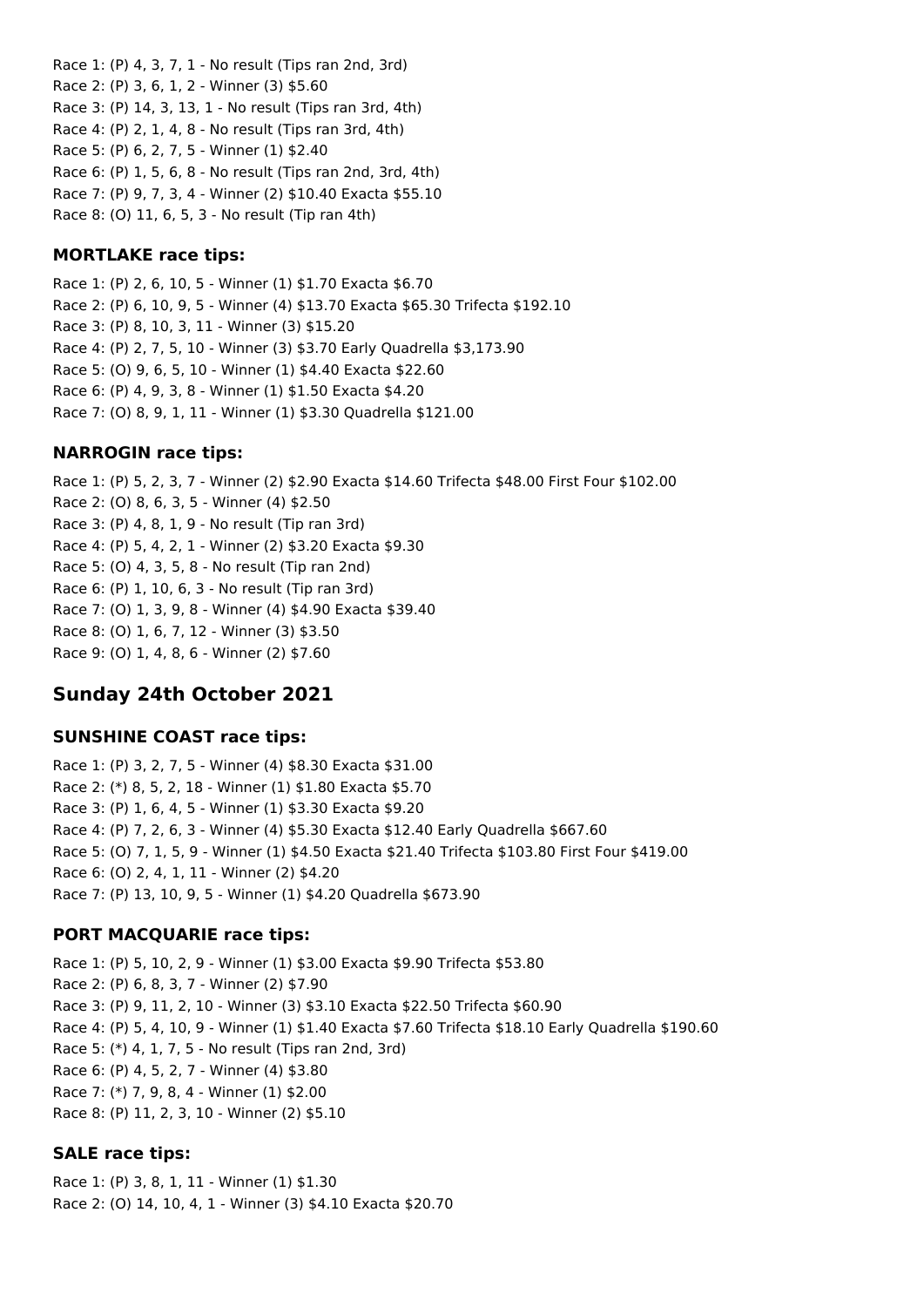Race 1: (P) 4, 3, 7, 1 - No result (Tips ran 2nd, 3rd)
Race 2: (P) 3, 6, 1, 2 - Winner (3) $5.60
Race 3: (P) 14, 3, 13, 1 - No result (Tips ran 3rd, 4th)
Race 4: (P) 2, 1, 4, 8 - No result (Tips ran 3rd, 4th)
Race 5: (P) 6, 2, 7, 5 - Winner (1) $2.40
Race 6: (P) 1, 5, 6, 8 - No result (Tips ran 2nd, 3rd, 4th)
Race 7: (P) 9, 7, 3, 4 - Winner (2) $10.40 Exacta $55.10
Race 8: (O) 11, 6, 5, 3 - No result (Tip ran 4th)

### MORTLAKE race tips:

Race 1: (P) 2, 6, 10, 5 - Winner (1) $1.70 Exacta $6.70
Race 2: (P) 6, 10, 9, 5 - Winner (4) $13.70 Exacta $65.30 Trifecta $192.10
Race 3: (P) 8, 10, 3, 11 - Winner (3) $15.20
Race 4: (P) 2, 7, 5, 10 - Winner (3) $3.70 Early Quadrella $3,173.90
Race 5: (O) 9, 6, 5, 10 - Winner (1) $4.40 Exacta $22.60
Race 6: (P) 4, 9, 3, 8 - Winner (1) $1.50 Exacta $4.20
Race 7: (O) 8, 9, 1, 11 - Winner (1) $3.30 Quadrella $121.00

### NARROGIN race tips:

Race 1: (P) 5, 2, 3, 7 - Winner (2) $2.90 Exacta $14.60 Trifecta $48.00 First Four $102.00
Race 2: (O) 8, 6, 3, 5 - Winner (4) $2.50
Race 3: (P) 4, 8, 1, 9 - No result (Tip ran 3rd)
Race 4: (P) 5, 4, 2, 1 - Winner (2) $3.20 Exacta $9.30
Race 5: (O) 4, 3, 5, 8 - No result (Tip ran 2nd)
Race 6: (P) 1, 10, 6, 3 - No result (Tip ran 3rd)
Race 7: (O) 1, 3, 9, 8 - Winner (4) $4.90 Exacta $39.40
Race 8: (O) 1, 6, 7, 12 - Winner (3) $3.50
Race 9: (O) 1, 4, 8, 6 - Winner (2) $7.60

## Sunday 24th October 2021

### SUNSHINE COAST race tips:

Race 1: (P) 3, 2, 7, 5 - Winner (4) $8.30 Exacta $31.00
Race 2: (*) 8, 5, 2, 18 - Winner (1) $1.80 Exacta $5.70
Race 3: (P) 1, 6, 4, 5 - Winner (1) $3.30 Exacta $9.20
Race 4: (P) 7, 2, 6, 3 - Winner (4) $5.30 Exacta $12.40 Early Quadrella $667.60
Race 5: (O) 7, 1, 5, 9 - Winner (1) $4.50 Exacta $21.40 Trifecta $103.80 First Four $419.00
Race 6: (O) 2, 4, 1, 11 - Winner (2) $4.20
Race 7: (P) 13, 10, 9, 5 - Winner (1) $4.20 Quadrella $673.90

### PORT MACQUARIE race tips:

Race 1: (P) 5, 10, 2, 9 - Winner (1) $3.00 Exacta $9.90 Trifecta $53.80
Race 2: (P) 6, 8, 3, 7 - Winner (2) $7.90
Race 3: (P) 9, 11, 2, 10 - Winner (3) $3.10 Exacta $22.50 Trifecta $60.90
Race 4: (P) 5, 4, 10, 9 - Winner (1) $1.40 Exacta $7.60 Trifecta $18.10 Early Quadrella $190.60
Race 5: (*) 4, 1, 7, 5 - No result (Tips ran 2nd, 3rd)
Race 6: (P) 4, 5, 2, 7 - Winner (4) $3.80
Race 7: (*) 7, 9, 8, 4 - Winner (1) $2.00
Race 8: (P) 11, 2, 3, 10 - Winner (2) $5.10

### SALE race tips:

Race 1: (P) 3, 8, 1, 11 - Winner (1) $1.30
Race 2: (O) 14, 10, 4, 1 - Winner (3) $4.10 Exacta $20.70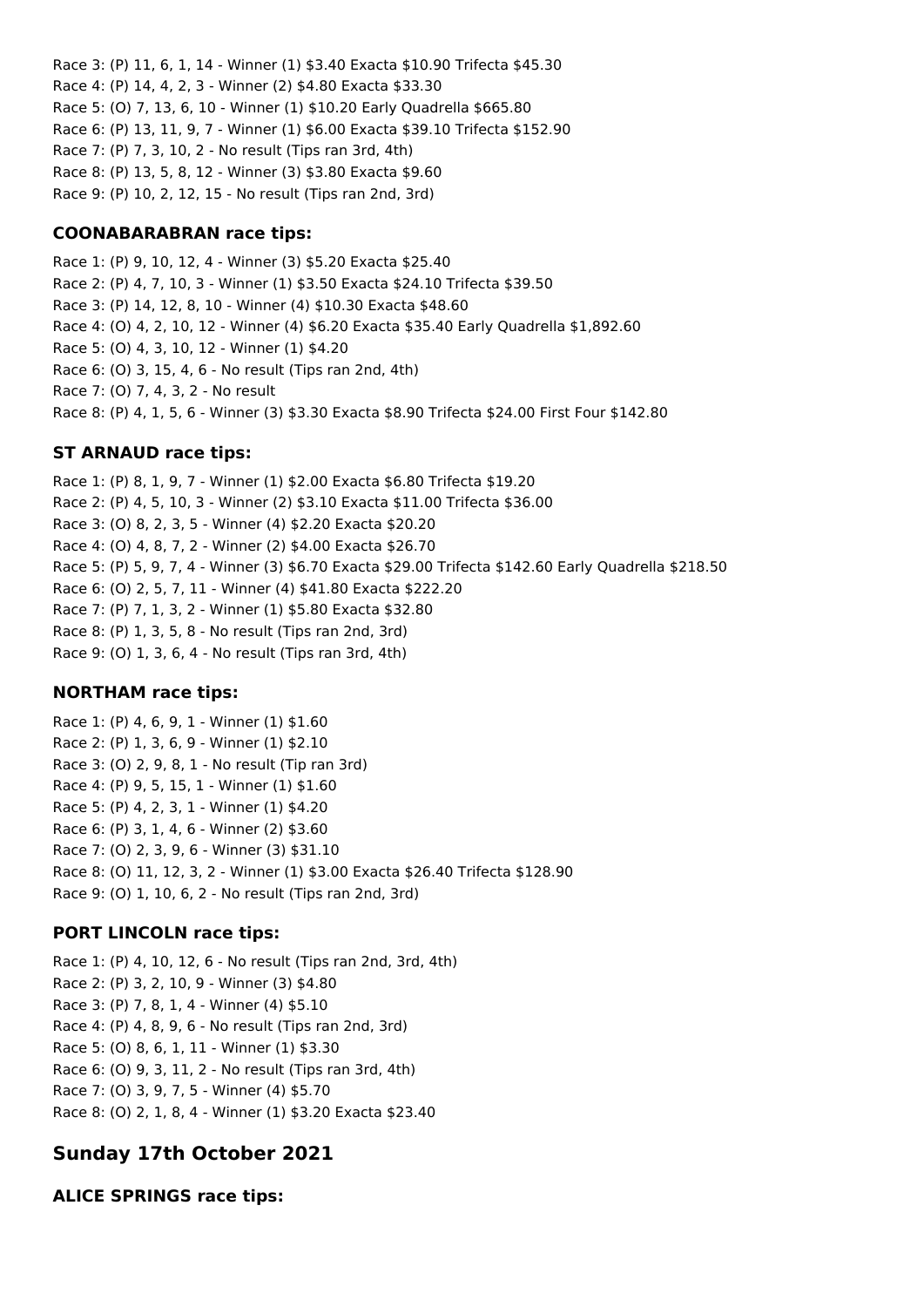Race 3: (P) 11, 6, 1, 14 - Winner (1) $3.40 Exacta $10.90 Trifecta $45.30
Race 4: (P) 14, 4, 2, 3 - Winner (2) $4.80 Exacta $33.30
Race 5: (O) 7, 13, 6, 10 - Winner (1) $10.20 Early Quadrella $665.80
Race 6: (P) 13, 11, 9, 7 - Winner (1) $6.00 Exacta $39.10 Trifecta $152.90
Race 7: (P) 7, 3, 10, 2 - No result (Tips ran 3rd, 4th)
Race 8: (P) 13, 5, 8, 12 - Winner (3) $3.80 Exacta $9.60
Race 9: (P) 10, 2, 12, 15 - No result (Tips ran 2nd, 3rd)

### COONABARABRAN race tips:

Race 1: (P) 9, 10, 12, 4 - Winner (3) $5.20 Exacta $25.40
Race 2: (P) 4, 7, 10, 3 - Winner (1) $3.50 Exacta $24.10 Trifecta $39.50
Race 3: (P) 14, 12, 8, 10 - Winner (4) $10.30 Exacta $48.60
Race 4: (O) 4, 2, 10, 12 - Winner (4) $6.20 Exacta $35.40 Early Quadrella $1,892.60
Race 5: (O) 4, 3, 10, 12 - Winner (1) $4.20
Race 6: (O) 3, 15, 4, 6 - No result (Tips ran 2nd, 4th)
Race 7: (O) 7, 4, 3, 2 - No result
Race 8: (P) 4, 1, 5, 6 - Winner (3) $3.30 Exacta $8.90 Trifecta $24.00 First Four $142.80

### ST ARNAUD race tips:

Race 1: (P) 8, 1, 9, 7 - Winner (1) $2.00 Exacta $6.80 Trifecta $19.20
Race 2: (P) 4, 5, 10, 3 - Winner (2) $3.10 Exacta $11.00 Trifecta $36.00
Race 3: (O) 8, 2, 3, 5 - Winner (4) $2.20 Exacta $20.20
Race 4: (O) 4, 8, 7, 2 - Winner (2) $4.00 Exacta $26.70
Race 5: (P) 5, 9, 7, 4 - Winner (3) $6.70 Exacta $29.00 Trifecta $142.60 Early Quadrella $218.50
Race 6: (O) 2, 5, 7, 11 - Winner (4) $41.80 Exacta $222.20
Race 7: (P) 7, 1, 3, 2 - Winner (1) $5.80 Exacta $32.80
Race 8: (P) 1, 3, 5, 8 - No result (Tips ran 2nd, 3rd)
Race 9: (O) 1, 3, 6, 4 - No result (Tips ran 3rd, 4th)

### NORTHAM race tips:

Race 1: (P) 4, 6, 9, 1 - Winner (1) $1.60
Race 2: (P) 1, 3, 6, 9 - Winner (1) $2.10
Race 3: (O) 2, 9, 8, 1 - No result (Tip ran 3rd)
Race 4: (P) 9, 5, 15, 1 - Winner (1) $1.60
Race 5: (P) 4, 2, 3, 1 - Winner (1) $4.20
Race 6: (P) 3, 1, 4, 6 - Winner (2) $3.60
Race 7: (O) 2, 3, 9, 6 - Winner (3) $31.10
Race 8: (O) 11, 12, 3, 2 - Winner (1) $3.00 Exacta $26.40 Trifecta $128.90
Race 9: (O) 1, 10, 6, 2 - No result (Tips ran 2nd, 3rd)

### PORT LINCOLN race tips:

Race 1: (P) 4, 10, 12, 6 - No result (Tips ran 2nd, 3rd, 4th)
Race 2: (P) 3, 2, 10, 9 - Winner (3) $4.80
Race 3: (P) 7, 8, 1, 4 - Winner (4) $5.10
Race 4: (P) 4, 8, 9, 6 - No result (Tips ran 2nd, 3rd)
Race 5: (O) 8, 6, 1, 11 - Winner (1) $3.30
Race 6: (O) 9, 3, 11, 2 - No result (Tips ran 3rd, 4th)
Race 7: (O) 3, 9, 7, 5 - Winner (4) $5.70
Race 8: (O) 2, 1, 8, 4 - Winner (1) $3.20 Exacta $23.40

## Sunday 17th October 2021

### ALICE SPRINGS race tips: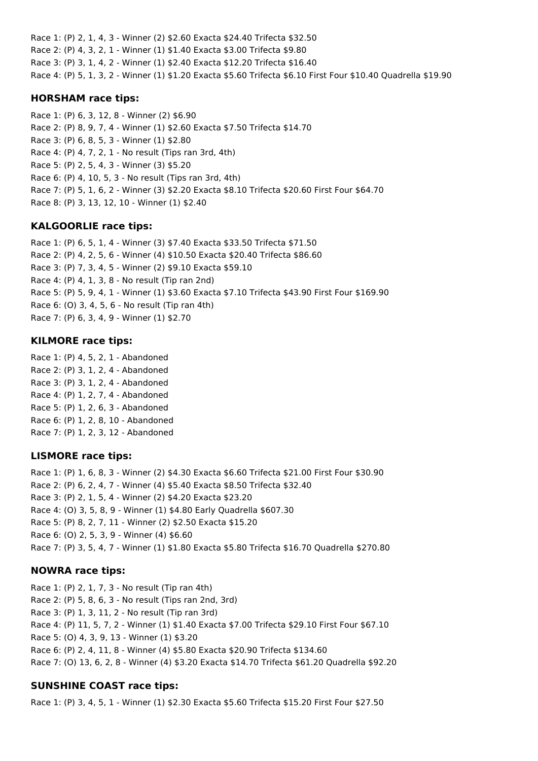Race 1: (P) 2, 1, 4, 3 - Winner (2) $2.60 Exacta $24.40 Trifecta $32.50
Race 2: (P) 4, 3, 2, 1 - Winner (1) $1.40 Exacta $3.00 Trifecta $9.80
Race 3: (P) 3, 1, 4, 2 - Winner (1) $2.40 Exacta $12.20 Trifecta $16.40
Race 4: (P) 5, 1, 3, 2 - Winner (1) $1.20 Exacta $5.60 Trifecta $6.10 First Four $10.40 Quadrella $19.90

### HORSHAM race tips:

Race 1: (P) 6, 3, 12, 8 - Winner (2) $6.90
Race 2: (P) 8, 9, 7, 4 - Winner (1) $2.60 Exacta $7.50 Trifecta $14.70
Race 3: (P) 6, 8, 5, 3 - Winner (1) $2.80
Race 4: (P) 4, 7, 2, 1 - No result (Tips ran 3rd, 4th)
Race 5: (P) 2, 5, 4, 3 - Winner (3) $5.20
Race 6: (P) 4, 10, 5, 3 - No result (Tips ran 3rd, 4th)
Race 7: (P) 5, 1, 6, 2 - Winner (3) $2.20 Exacta $8.10 Trifecta $20.60 First Four $64.70
Race 8: (P) 3, 13, 12, 10 - Winner (1) $2.40

### KALGOORLIE race tips:

Race 1: (P) 6, 5, 1, 4 - Winner (3) $7.40 Exacta $33.50 Trifecta $71.50
Race 2: (P) 4, 2, 5, 6 - Winner (4) $10.50 Exacta $20.40 Trifecta $86.60
Race 3: (P) 7, 3, 4, 5 - Winner (2) $9.10 Exacta $59.10
Race 4: (P) 4, 1, 3, 8 - No result (Tip ran 2nd)
Race 5: (P) 5, 9, 4, 1 - Winner (1) $3.60 Exacta $7.10 Trifecta $43.90 First Four $169.90
Race 6: (O) 3, 4, 5, 6 - No result (Tip ran 4th)
Race 7: (P) 6, 3, 4, 9 - Winner (1) $2.70

### KILMORE race tips:

Race 1: (P) 4, 5, 2, 1 - Abandoned
Race 2: (P) 3, 1, 2, 4 - Abandoned
Race 3: (P) 3, 1, 2, 4 - Abandoned
Race 4: (P) 1, 2, 7, 4 - Abandoned
Race 5: (P) 1, 2, 6, 3 - Abandoned
Race 6: (P) 1, 2, 8, 10 - Abandoned
Race 7: (P) 1, 2, 3, 12 - Abandoned

### LISMORE race tips:

Race 1: (P) 1, 6, 8, 3 - Winner (2) $4.30 Exacta $6.60 Trifecta $21.00 First Four $30.90
Race 2: (P) 6, 2, 4, 7 - Winner (4) $5.40 Exacta $8.50 Trifecta $32.40
Race 3: (P) 2, 1, 5, 4 - Winner (2) $4.20 Exacta $23.20
Race 4: (O) 3, 5, 8, 9 - Winner (1) $4.80 Early Quadrella $607.30
Race 5: (P) 8, 2, 7, 11 - Winner (2) $2.50 Exacta $15.20
Race 6: (O) 2, 5, 3, 9 - Winner (4) $6.60
Race 7: (P) 3, 5, 4, 7 - Winner (1) $1.80 Exacta $5.80 Trifecta $16.70 Quadrella $270.80

### NOWRA race tips:

Race 1: (P) 2, 1, 7, 3 - No result (Tip ran 4th)
Race 2: (P) 5, 8, 6, 3 - No result (Tips ran 2nd, 3rd)
Race 3: (P) 1, 3, 11, 2 - No result (Tip ran 3rd)
Race 4: (P) 11, 5, 7, 2 - Winner (1) $1.40 Exacta $7.00 Trifecta $29.10 First Four $67.10
Race 5: (O) 4, 3, 9, 13 - Winner (1) $3.20
Race 6: (P) 2, 4, 11, 8 - Winner (4) $5.80 Exacta $20.90 Trifecta $134.60
Race 7: (O) 13, 6, 2, 8 - Winner (4) $3.20 Exacta $14.70 Trifecta $61.20 Quadrella $92.20

### SUNSHINE COAST race tips:

Race 1: (P) 3, 4, 5, 1 - Winner (1) $2.30 Exacta $5.60 Trifecta $15.20 First Four $27.50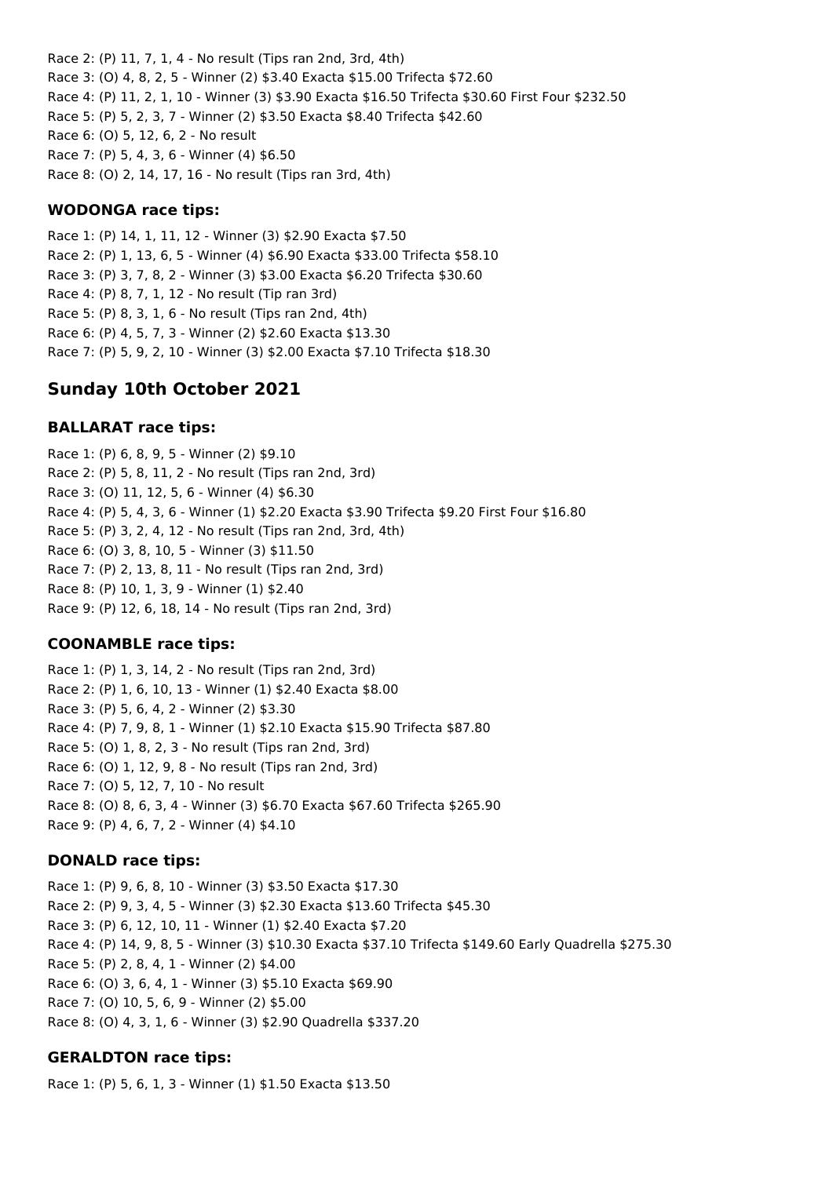Race 2: (P) 11, 7, 1, 4 - No result (Tips ran 2nd, 3rd, 4th)
Race 3: (O) 4, 8, 2, 5 - Winner (2) $3.40 Exacta $15.00 Trifecta $72.60
Race 4: (P) 11, 2, 1, 10 - Winner (3) $3.90 Exacta $16.50 Trifecta $30.60 First Four $232.50
Race 5: (P) 5, 2, 3, 7 - Winner (2) $3.50 Exacta $8.40 Trifecta $42.60
Race 6: (O) 5, 12, 6, 2 - No result
Race 7: (P) 5, 4, 3, 6 - Winner (4) $6.50
Race 8: (O) 2, 14, 17, 16 - No result (Tips ran 3rd, 4th)

### WODONGA race tips:

Race 1: (P) 14, 1, 11, 12 - Winner (3) $2.90 Exacta $7.50
Race 2: (P) 1, 13, 6, 5 - Winner (4) $6.90 Exacta $33.00 Trifecta $58.10
Race 3: (P) 3, 7, 8, 2 - Winner (3) $3.00 Exacta $6.20 Trifecta $30.60
Race 4: (P) 8, 7, 1, 12 - No result (Tip ran 3rd)
Race 5: (P) 8, 3, 1, 6 - No result (Tips ran 2nd, 4th)
Race 6: (P) 4, 5, 7, 3 - Winner (2) $2.60 Exacta $13.30
Race 7: (P) 5, 9, 2, 10 - Winner (3) $2.00 Exacta $7.10 Trifecta $18.30

## Sunday 10th October 2021

### BALLARAT race tips:

Race 1: (P) 6, 8, 9, 5 - Winner (2) $9.10
Race 2: (P) 5, 8, 11, 2 - No result (Tips ran 2nd, 3rd)
Race 3: (O) 11, 12, 5, 6 - Winner (4) $6.30
Race 4: (P) 5, 4, 3, 6 - Winner (1) $2.20 Exacta $3.90 Trifecta $9.20 First Four $16.80
Race 5: (P) 3, 2, 4, 12 - No result (Tips ran 2nd, 3rd, 4th)
Race 6: (O) 3, 8, 10, 5 - Winner (3) $11.50
Race 7: (P) 2, 13, 8, 11 - No result (Tips ran 2nd, 3rd)
Race 8: (P) 10, 1, 3, 9 - Winner (1) $2.40
Race 9: (P) 12, 6, 18, 14 - No result (Tips ran 2nd, 3rd)

### COONAMBLE race tips:

Race 1: (P) 1, 3, 14, 2 - No result (Tips ran 2nd, 3rd)
Race 2: (P) 1, 6, 10, 13 - Winner (1) $2.40 Exacta $8.00
Race 3: (P) 5, 6, 4, 2 - Winner (2) $3.30
Race 4: (P) 7, 9, 8, 1 - Winner (1) $2.10 Exacta $15.90 Trifecta $87.80
Race 5: (O) 1, 8, 2, 3 - No result (Tips ran 2nd, 3rd)
Race 6: (O) 1, 12, 9, 8 - No result (Tips ran 2nd, 3rd)
Race 7: (O) 5, 12, 7, 10 - No result
Race 8: (O) 8, 6, 3, 4 - Winner (3) $6.70 Exacta $67.60 Trifecta $265.90
Race 9: (P) 4, 6, 7, 2 - Winner (4) $4.10

### DONALD race tips:

Race 1: (P) 9, 6, 8, 10 - Winner (3) $3.50 Exacta $17.30
Race 2: (P) 9, 3, 4, 5 - Winner (3) $2.30 Exacta $13.60 Trifecta $45.30
Race 3: (P) 6, 12, 10, 11 - Winner (1) $2.40 Exacta $7.20
Race 4: (P) 14, 9, 8, 5 - Winner (3) $10.30 Exacta $37.10 Trifecta $149.60 Early Quadrella $275.30
Race 5: (P) 2, 8, 4, 1 - Winner (2) $4.00
Race 6: (O) 3, 6, 4, 1 - Winner (3) $5.10 Exacta $69.90
Race 7: (O) 10, 5, 6, 9 - Winner (2) $5.00
Race 8: (O) 4, 3, 1, 6 - Winner (3) $2.90 Quadrella $337.20

### GERALDTON race tips:

Race 1: (P) 5, 6, 1, 3 - Winner (1) $1.50 Exacta $13.50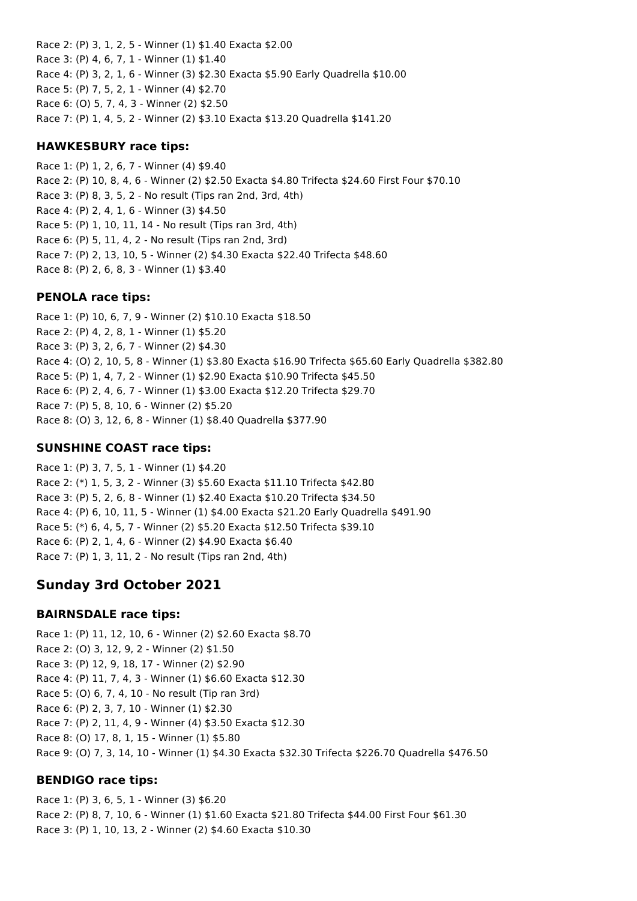Race 2: (P) 3, 1, 2, 5 - Winner (1) $1.40 Exacta $2.00
Race 3: (P) 4, 6, 7, 1 - Winner (1) $1.40
Race 4: (P) 3, 2, 1, 6 - Winner (3) $2.30 Exacta $5.90 Early Quadrella $10.00
Race 5: (P) 7, 5, 2, 1 - Winner (4) $2.70
Race 6: (O) 5, 7, 4, 3 - Winner (2) $2.50
Race 7: (P) 1, 4, 5, 2 - Winner (2) $3.10 Exacta $13.20 Quadrella $141.20

### HAWKESBURY race tips:

Race 1: (P) 1, 2, 6, 7 - Winner (4) $9.40
Race 2: (P) 10, 8, 4, 6 - Winner (2) $2.50 Exacta $4.80 Trifecta $24.60 First Four $70.10
Race 3: (P) 8, 3, 5, 2 - No result (Tips ran 2nd, 3rd, 4th)
Race 4: (P) 2, 4, 1, 6 - Winner (3) $4.50
Race 5: (P) 1, 10, 11, 14 - No result (Tips ran 3rd, 4th)
Race 6: (P) 5, 11, 4, 2 - No result (Tips ran 2nd, 3rd)
Race 7: (P) 2, 13, 10, 5 - Winner (2) $4.30 Exacta $22.40 Trifecta $48.60
Race 8: (P) 2, 6, 8, 3 - Winner (1) $3.40

### PENOLA race tips:

Race 1: (P) 10, 6, 7, 9 - Winner (2) $10.10 Exacta $18.50
Race 2: (P) 4, 2, 8, 1 - Winner (1) $5.20
Race 3: (P) 3, 2, 6, 7 - Winner (2) $4.30
Race 4: (O) 2, 10, 5, 8 - Winner (1) $3.80 Exacta $16.90 Trifecta $65.60 Early Quadrella $382.80
Race 5: (P) 1, 4, 7, 2 - Winner (1) $2.90 Exacta $10.90 Trifecta $45.50
Race 6: (P) 2, 4, 6, 7 - Winner (1) $3.00 Exacta $12.20 Trifecta $29.70
Race 7: (P) 5, 8, 10, 6 - Winner (2) $5.20
Race 8: (O) 3, 12, 6, 8 - Winner (1) $8.40 Quadrella $377.90

### SUNSHINE COAST race tips:

Race 1: (P) 3, 7, 5, 1 - Winner (1) $4.20
Race 2: (*) 1, 5, 3, 2 - Winner (3) $5.60 Exacta $11.10 Trifecta $42.80
Race 3: (P) 5, 2, 6, 8 - Winner (1) $2.40 Exacta $10.20 Trifecta $34.50
Race 4: (P) 6, 10, 11, 5 - Winner (1) $4.00 Exacta $21.20 Early Quadrella $491.90
Race 5: (*) 6, 4, 5, 7 - Winner (2) $5.20 Exacta $12.50 Trifecta $39.10
Race 6: (P) 2, 1, 4, 6 - Winner (2) $4.90 Exacta $6.40
Race 7: (P) 1, 3, 11, 2 - No result (Tips ran 2nd, 4th)

## Sunday 3rd October 2021

### BAIRNSDALE race tips:

Race 1: (P) 11, 12, 10, 6 - Winner (2) $2.60 Exacta $8.70
Race 2: (O) 3, 12, 9, 2 - Winner (2) $1.50
Race 3: (P) 12, 9, 18, 17 - Winner (2) $2.90
Race 4: (P) 11, 7, 4, 3 - Winner (1) $6.60 Exacta $12.30
Race 5: (O) 6, 7, 4, 10 - No result (Tip ran 3rd)
Race 6: (P) 2, 3, 7, 10 - Winner (1) $2.30
Race 7: (P) 2, 11, 4, 9 - Winner (4) $3.50 Exacta $12.30
Race 8: (O) 17, 8, 1, 15 - Winner (1) $5.80
Race 9: (O) 7, 3, 14, 10 - Winner (1) $4.30 Exacta $32.30 Trifecta $226.70 Quadrella $476.50

### BENDIGO race tips:

Race 1: (P) 3, 6, 5, 1 - Winner (3) $6.20
Race 2: (P) 8, 7, 10, 6 - Winner (1) $1.60 Exacta $21.80 Trifecta $44.00 First Four $61.30
Race 3: (P) 1, 10, 13, 2 - Winner (2) $4.60 Exacta $10.30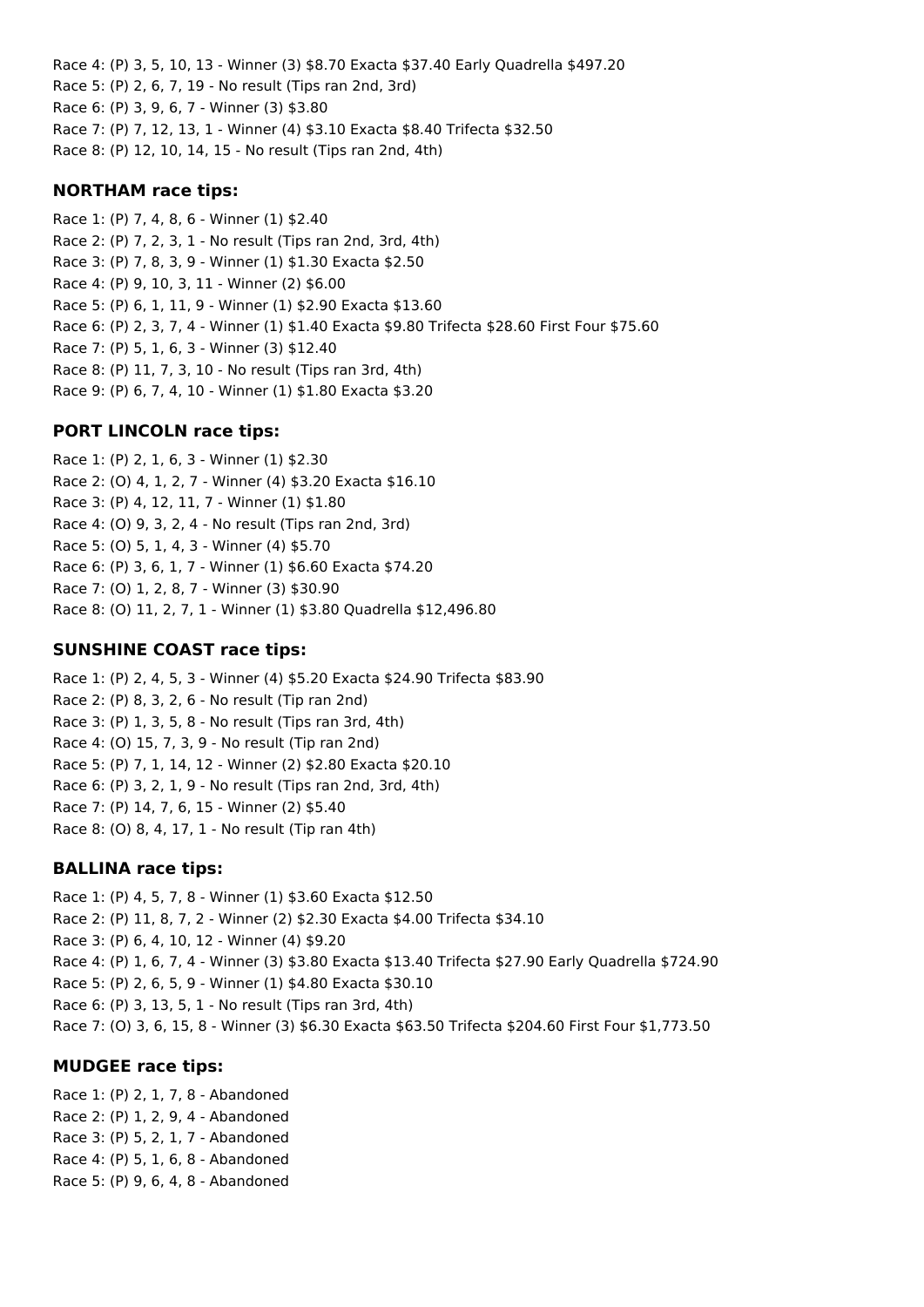Race 4: (P) 3, 5, 10, 13 - Winner (3) $8.70 Exacta $37.40 Early Quadrella $497.20
Race 5: (P) 2, 6, 7, 19 - No result (Tips ran 2nd, 3rd)
Race 6: (P) 3, 9, 6, 7 - Winner (3) $3.80
Race 7: (P) 7, 12, 13, 1 - Winner (4) $3.10 Exacta $8.40 Trifecta $32.50
Race 8: (P) 12, 10, 14, 15 - No result (Tips ran 2nd, 4th)

### NORTHAM race tips:

Race 1: (P) 7, 4, 8, 6 - Winner (1) $2.40
Race 2: (P) 7, 2, 3, 1 - No result (Tips ran 2nd, 3rd, 4th)
Race 3: (P) 7, 8, 3, 9 - Winner (1) $1.30 Exacta $2.50
Race 4: (P) 9, 10, 3, 11 - Winner (2) $6.00
Race 5: (P) 6, 1, 11, 9 - Winner (1) $2.90 Exacta $13.60
Race 6: (P) 2, 3, 7, 4 - Winner (1) $1.40 Exacta $9.80 Trifecta $28.60 First Four $75.60
Race 7: (P) 5, 1, 6, 3 - Winner (3) $12.40
Race 8: (P) 11, 7, 3, 10 - No result (Tips ran 3rd, 4th)
Race 9: (P) 6, 7, 4, 10 - Winner (1) $1.80 Exacta $3.20

### PORT LINCOLN race tips:

Race 1: (P) 2, 1, 6, 3 - Winner (1) $2.30
Race 2: (O) 4, 1, 2, 7 - Winner (4) $3.20 Exacta $16.10
Race 3: (P) 4, 12, 11, 7 - Winner (1) $1.80
Race 4: (O) 9, 3, 2, 4 - No result (Tips ran 2nd, 3rd)
Race 5: (O) 5, 1, 4, 3 - Winner (4) $5.70
Race 6: (P) 3, 6, 1, 7 - Winner (1) $6.60 Exacta $74.20
Race 7: (O) 1, 2, 8, 7 - Winner (3) $30.90
Race 8: (O) 11, 2, 7, 1 - Winner (1) $3.80 Quadrella $12,496.80

### SUNSHINE COAST race tips:

Race 1: (P) 2, 4, 5, 3 - Winner (4) $5.20 Exacta $24.90 Trifecta $83.90
Race 2: (P) 8, 3, 2, 6 - No result (Tip ran 2nd)
Race 3: (P) 1, 3, 5, 8 - No result (Tips ran 3rd, 4th)
Race 4: (O) 15, 7, 3, 9 - No result (Tip ran 2nd)
Race 5: (P) 7, 1, 14, 12 - Winner (2) $2.80 Exacta $20.10
Race 6: (P) 3, 2, 1, 9 - No result (Tips ran 2nd, 3rd, 4th)
Race 7: (P) 14, 7, 6, 15 - Winner (2) $5.40
Race 8: (O) 8, 4, 17, 1 - No result (Tip ran 4th)

### BALLINA race tips:

Race 1: (P) 4, 5, 7, 8 - Winner (1) $3.60 Exacta $12.50
Race 2: (P) 11, 8, 7, 2 - Winner (2) $2.30 Exacta $4.00 Trifecta $34.10
Race 3: (P) 6, 4, 10, 12 - Winner (4) $9.20
Race 4: (P) 1, 6, 7, 4 - Winner (3) $3.80 Exacta $13.40 Trifecta $27.90 Early Quadrella $724.90
Race 5: (P) 2, 6, 5, 9 - Winner (1) $4.80 Exacta $30.10
Race 6: (P) 3, 13, 5, 1 - No result (Tips ran 3rd, 4th)
Race 7: (O) 3, 6, 15, 8 - Winner (3) $6.30 Exacta $63.50 Trifecta $204.60 First Four $1,773.50

### MUDGEE race tips:

Race 1: (P) 2, 1, 7, 8 - Abandoned
Race 2: (P) 1, 2, 9, 4 - Abandoned
Race 3: (P) 5, 2, 1, 7 - Abandoned
Race 4: (P) 5, 1, 6, 8 - Abandoned
Race 5: (P) 9, 6, 4, 8 - Abandoned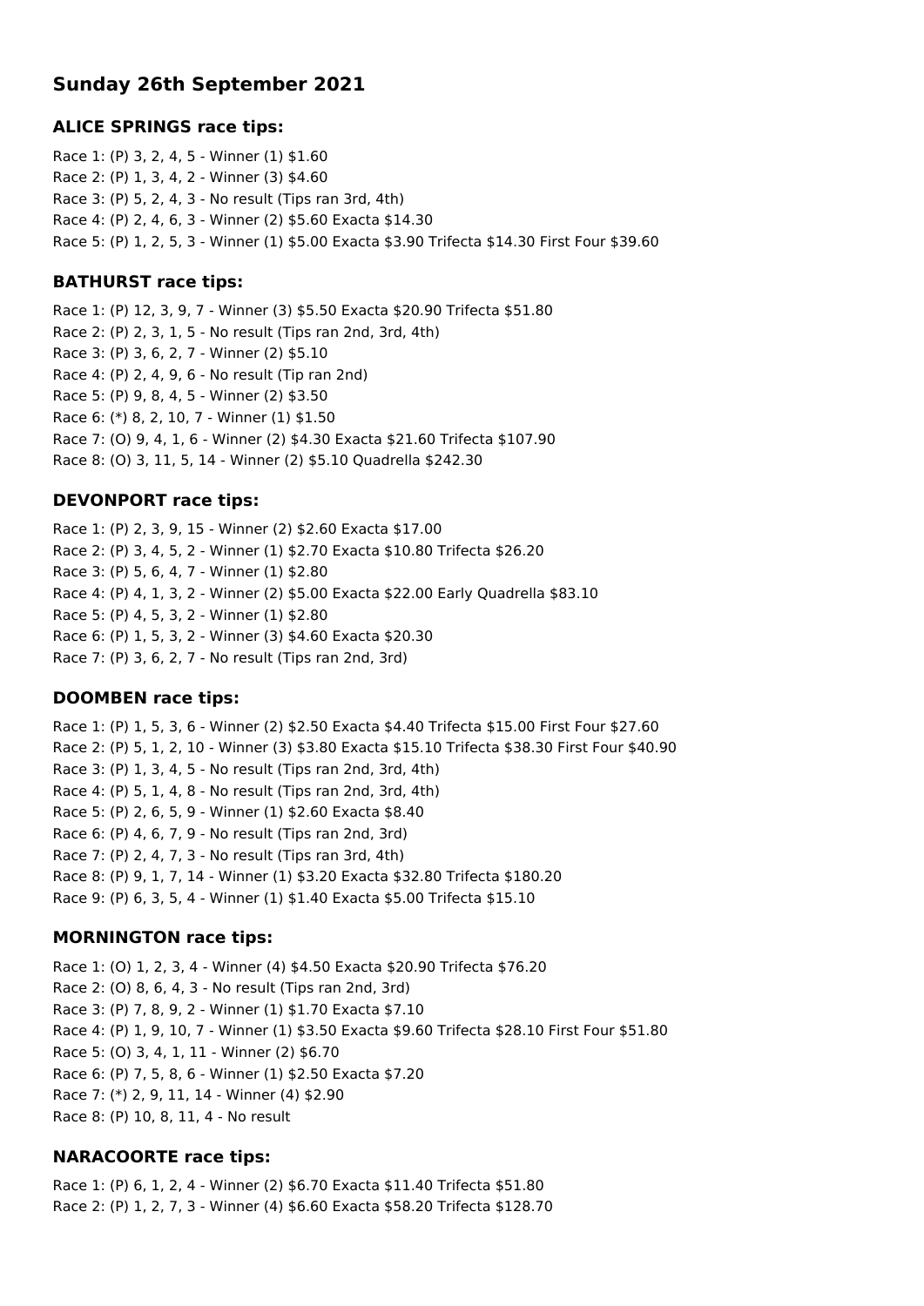## Sunday 26th September 2021

### ALICE SPRINGS race tips:

Race 1: (P) 3, 2, 4, 5 - Winner (1) $1.60
Race 2: (P) 1, 3, 4, 2 - Winner (3) $4.60
Race 3: (P) 5, 2, 4, 3 - No result (Tips ran 3rd, 4th)
Race 4: (P) 2, 4, 6, 3 - Winner (2) $5.60 Exacta $14.30
Race 5: (P) 1, 2, 5, 3 - Winner (1) $5.00 Exacta $3.90 Trifecta $14.30 First Four $39.60

### BATHURST race tips:

Race 1: (P) 12, 3, 9, 7 - Winner (3) $5.50 Exacta $20.90 Trifecta $51.80
Race 2: (P) 2, 3, 1, 5 - No result (Tips ran 2nd, 3rd, 4th)
Race 3: (P) 3, 6, 2, 7 - Winner (2) $5.10
Race 4: (P) 2, 4, 9, 6 - No result (Tip ran 2nd)
Race 5: (P) 9, 8, 4, 5 - Winner (2) $3.50
Race 6: (*) 8, 2, 10, 7 - Winner (1) $1.50
Race 7: (O) 9, 4, 1, 6 - Winner (2) $4.30 Exacta $21.60 Trifecta $107.90
Race 8: (O) 3, 11, 5, 14 - Winner (2) $5.10 Quadrella $242.30

### DEVONPORT race tips:

Race 1: (P) 2, 3, 9, 15 - Winner (2) $2.60 Exacta $17.00
Race 2: (P) 3, 4, 5, 2 - Winner (1) $2.70 Exacta $10.80 Trifecta $26.20
Race 3: (P) 5, 6, 4, 7 - Winner (1) $2.80
Race 4: (P) 4, 1, 3, 2 - Winner (2) $5.00 Exacta $22.00 Early Quadrella $83.10
Race 5: (P) 4, 5, 3, 2 - Winner (1) $2.80
Race 6: (P) 1, 5, 3, 2 - Winner (3) $4.60 Exacta $20.30
Race 7: (P) 3, 6, 2, 7 - No result (Tips ran 2nd, 3rd)

### DOOMBEN race tips:

Race 1: (P) 1, 5, 3, 6 - Winner (2) $2.50 Exacta $4.40 Trifecta $15.00 First Four $27.60
Race 2: (P) 5, 1, 2, 10 - Winner (3) $3.80 Exacta $15.10 Trifecta $38.30 First Four $40.90
Race 3: (P) 1, 3, 4, 5 - No result (Tips ran 2nd, 3rd, 4th)
Race 4: (P) 5, 1, 4, 8 - No result (Tips ran 2nd, 3rd, 4th)
Race 5: (P) 2, 6, 5, 9 - Winner (1) $2.60 Exacta $8.40
Race 6: (P) 4, 6, 7, 9 - No result (Tips ran 2nd, 3rd)
Race 7: (P) 2, 4, 7, 3 - No result (Tips ran 3rd, 4th)
Race 8: (P) 9, 1, 7, 14 - Winner (1) $3.20 Exacta $32.80 Trifecta $180.20
Race 9: (P) 6, 3, 5, 4 - Winner (1) $1.40 Exacta $5.00 Trifecta $15.10

### MORNINGTON race tips:

Race 1: (O) 1, 2, 3, 4 - Winner (4) $4.50 Exacta $20.90 Trifecta $76.20
Race 2: (O) 8, 6, 4, 3 - No result (Tips ran 2nd, 3rd)
Race 3: (P) 7, 8, 9, 2 - Winner (1) $1.70 Exacta $7.10
Race 4: (P) 1, 9, 10, 7 - Winner (1) $3.50 Exacta $9.60 Trifecta $28.10 First Four $51.80
Race 5: (O) 3, 4, 1, 11 - Winner (2) $6.70
Race 6: (P) 7, 5, 8, 6 - Winner (1) $2.50 Exacta $7.20
Race 7: (*) 2, 9, 11, 14 - Winner (4) $2.90
Race 8: (P) 10, 8, 11, 4 - No result

### NARACOORTE race tips:

Race 1: (P) 6, 1, 2, 4 - Winner (2) $6.70 Exacta $11.40 Trifecta $51.80
Race 2: (P) 1, 2, 7, 3 - Winner (4) $6.60 Exacta $58.20 Trifecta $128.70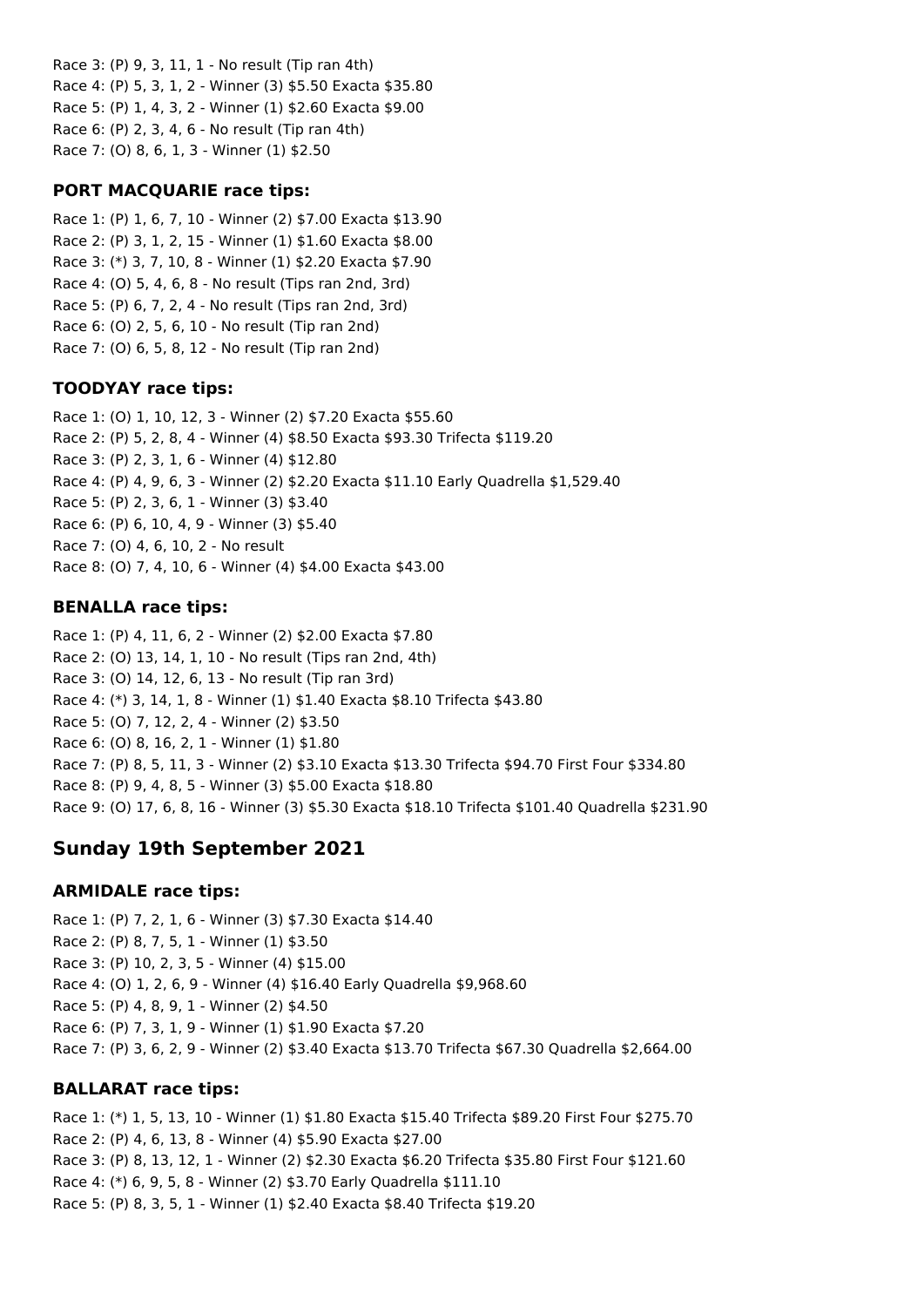Race 3: (P) 9, 3, 11, 1 - No result (Tip ran 4th)
Race 4: (P) 5, 3, 1, 2 - Winner (3) $5.50 Exacta $35.80
Race 5: (P) 1, 4, 3, 2 - Winner (1) $2.60 Exacta $9.00
Race 6: (P) 2, 3, 4, 6 - No result (Tip ran 4th)
Race 7: (O) 8, 6, 1, 3 - Winner (1) $2.50

### PORT MACQUARIE race tips:

Race 1: (P) 1, 6, 7, 10 - Winner (2) $7.00 Exacta $13.90
Race 2: (P) 3, 1, 2, 15 - Winner (1) $1.60 Exacta $8.00
Race 3: (*) 3, 7, 10, 8 - Winner (1) $2.20 Exacta $7.90
Race 4: (O) 5, 4, 6, 8 - No result (Tips ran 2nd, 3rd)
Race 5: (P) 6, 7, 2, 4 - No result (Tips ran 2nd, 3rd)
Race 6: (O) 2, 5, 6, 10 - No result (Tip ran 2nd)
Race 7: (O) 6, 5, 8, 12 - No result (Tip ran 2nd)

### TOODYAY race tips:

Race 1: (O) 1, 10, 12, 3 - Winner (2) $7.20 Exacta $55.60
Race 2: (P) 5, 2, 8, 4 - Winner (4) $8.50 Exacta $93.30 Trifecta $119.20
Race 3: (P) 2, 3, 1, 6 - Winner (4) $12.80
Race 4: (P) 4, 9, 6, 3 - Winner (2) $2.20 Exacta $11.10 Early Quadrella $1,529.40
Race 5: (P) 2, 3, 6, 1 - Winner (3) $3.40
Race 6: (P) 6, 10, 4, 9 - Winner (3) $5.40
Race 7: (O) 4, 6, 10, 2 - No result
Race 8: (O) 7, 4, 10, 6 - Winner (4) $4.00 Exacta $43.00

### BENALLA race tips:

Race 1: (P) 4, 11, 6, 2 - Winner (2) $2.00 Exacta $7.80
Race 2: (O) 13, 14, 1, 10 - No result (Tips ran 2nd, 4th)
Race 3: (O) 14, 12, 6, 13 - No result (Tip ran 3rd)
Race 4: (*) 3, 14, 1, 8 - Winner (1) $1.40 Exacta $8.10 Trifecta $43.80
Race 5: (O) 7, 12, 2, 4 - Winner (2) $3.50
Race 6: (O) 8, 16, 2, 1 - Winner (1) $1.80
Race 7: (P) 8, 5, 11, 3 - Winner (2) $3.10 Exacta $13.30 Trifecta $94.70 First Four $334.80
Race 8: (P) 9, 4, 8, 5 - Winner (3) $5.00 Exacta $18.80
Race 9: (O) 17, 6, 8, 16 - Winner (3) $5.30 Exacta $18.10 Trifecta $101.40 Quadrella $231.90

## Sunday 19th September 2021

### ARMIDALE race tips:

Race 1: (P) 7, 2, 1, 6 - Winner (3) $7.30 Exacta $14.40
Race 2: (P) 8, 7, 5, 1 - Winner (1) $3.50
Race 3: (P) 10, 2, 3, 5 - Winner (4) $15.00
Race 4: (O) 1, 2, 6, 9 - Winner (4) $16.40 Early Quadrella $9,968.60
Race 5: (P) 4, 8, 9, 1 - Winner (2) $4.50
Race 6: (P) 7, 3, 1, 9 - Winner (1) $1.90 Exacta $7.20
Race 7: (P) 3, 6, 2, 9 - Winner (2) $3.40 Exacta $13.70 Trifecta $67.30 Quadrella $2,664.00

### BALLARAT race tips:

Race 1: (*) 1, 5, 13, 10 - Winner (1) $1.80 Exacta $15.40 Trifecta $89.20 First Four $275.70
Race 2: (P) 4, 6, 13, 8 - Winner (4) $5.90 Exacta $27.00
Race 3: (P) 8, 13, 12, 1 - Winner (2) $2.30 Exacta $6.20 Trifecta $35.80 First Four $121.60
Race 4: (*) 6, 9, 5, 8 - Winner (2) $3.70 Early Quadrella $111.10
Race 5: (P) 8, 3, 5, 1 - Winner (1) $2.40 Exacta $8.40 Trifecta $19.20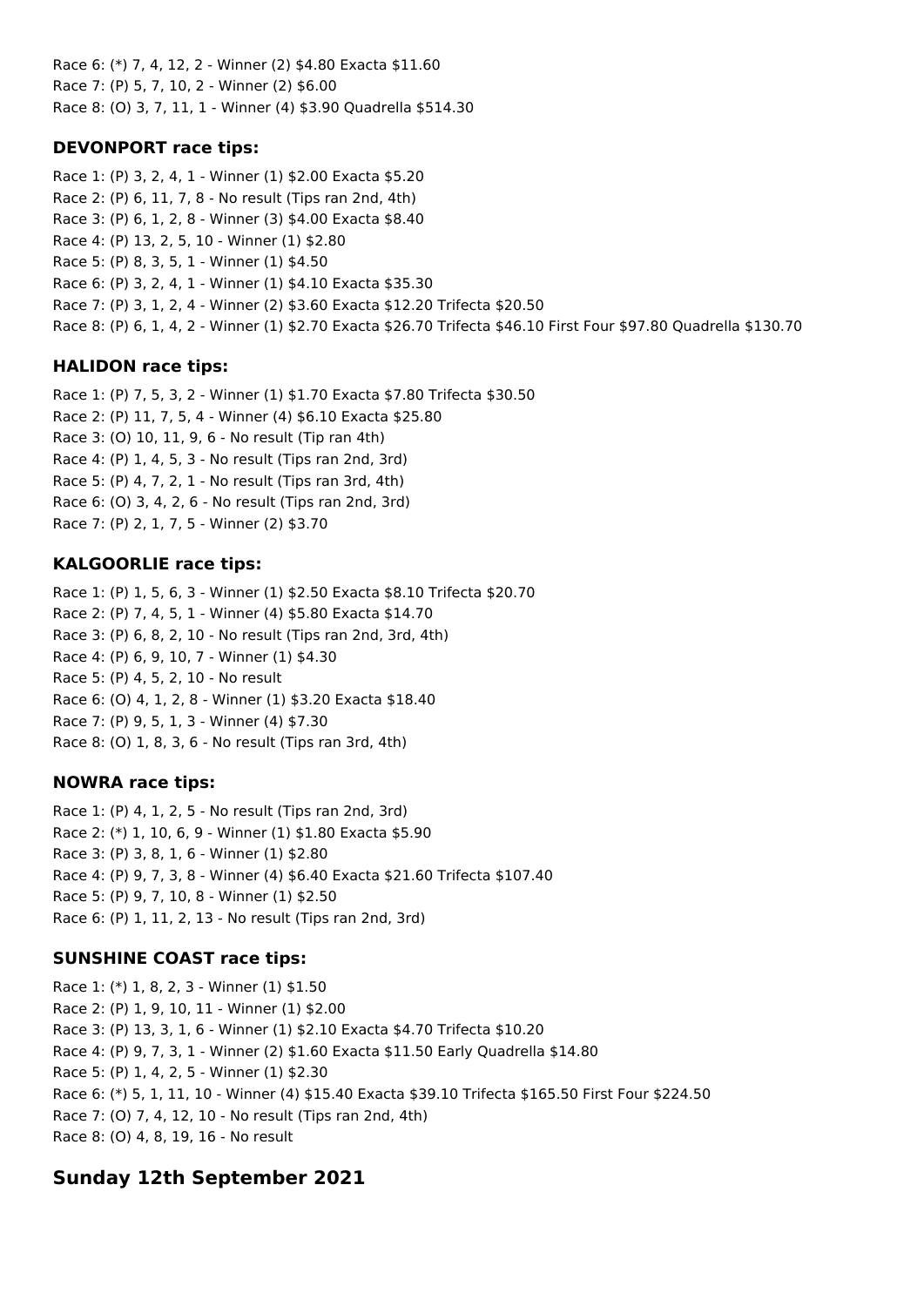Race 6: (*) 7, 4, 12, 2 - Winner (2) $4.80 Exacta $11.60
Race 7: (P) 5, 7, 10, 2 - Winner (2) $6.00
Race 8: (O) 3, 7, 11, 1 - Winner (4) $3.90 Quadrella $514.30

### DEVONPORT race tips:

Race 1: (P) 3, 2, 4, 1 - Winner (1) $2.00 Exacta $5.20
Race 2: (P) 6, 11, 7, 8 - No result (Tips ran 2nd, 4th)
Race 3: (P) 6, 1, 2, 8 - Winner (3) $4.00 Exacta $8.40
Race 4: (P) 13, 2, 5, 10 - Winner (1) $2.80
Race 5: (P) 8, 3, 5, 1 - Winner (1) $4.50
Race 6: (P) 3, 2, 4, 1 - Winner (1) $4.10 Exacta $35.30
Race 7: (P) 3, 1, 2, 4 - Winner (2) $3.60 Exacta $12.20 Trifecta $20.50
Race 8: (P) 6, 1, 4, 2 - Winner (1) $2.70 Exacta $26.70 Trifecta $46.10 First Four $97.80 Quadrella $130.70

### HALIDON race tips:

Race 1: (P) 7, 5, 3, 2 - Winner (1) $1.70 Exacta $7.80 Trifecta $30.50
Race 2: (P) 11, 7, 5, 4 - Winner (4) $6.10 Exacta $25.80
Race 3: (O) 10, 11, 9, 6 - No result (Tip ran 4th)
Race 4: (P) 1, 4, 5, 3 - No result (Tips ran 2nd, 3rd)
Race 5: (P) 4, 7, 2, 1 - No result (Tips ran 3rd, 4th)
Race 6: (O) 3, 4, 2, 6 - No result (Tips ran 2nd, 3rd)
Race 7: (P) 2, 1, 7, 5 - Winner (2) $3.70

### KALGOORLIE race tips:

Race 1: (P) 1, 5, 6, 3 - Winner (1) $2.50 Exacta $8.10 Trifecta $20.70
Race 2: (P) 7, 4, 5, 1 - Winner (4) $5.80 Exacta $14.70
Race 3: (P) 6, 8, 2, 10 - No result (Tips ran 2nd, 3rd, 4th)
Race 4: (P) 6, 9, 10, 7 - Winner (1) $4.30
Race 5: (P) 4, 5, 2, 10 - No result
Race 6: (O) 4, 1, 2, 8 - Winner (1) $3.20 Exacta $18.40
Race 7: (P) 9, 5, 1, 3 - Winner (4) $7.30
Race 8: (O) 1, 8, 3, 6 - No result (Tips ran 3rd, 4th)

### NOWRA race tips:

Race 1: (P) 4, 1, 2, 5 - No result (Tips ran 2nd, 3rd)
Race 2: (*) 1, 10, 6, 9 - Winner (1) $1.80 Exacta $5.90
Race 3: (P) 3, 8, 1, 6 - Winner (1) $2.80
Race 4: (P) 9, 7, 3, 8 - Winner (4) $6.40 Exacta $21.60 Trifecta $107.40
Race 5: (P) 9, 7, 10, 8 - Winner (1) $2.50
Race 6: (P) 1, 11, 2, 13 - No result (Tips ran 2nd, 3rd)

### SUNSHINE COAST race tips:

Race 1: (*) 1, 8, 2, 3 - Winner (1) $1.50
Race 2: (P) 1, 9, 10, 11 - Winner (1) $2.00
Race 3: (P) 13, 3, 1, 6 - Winner (1) $2.10 Exacta $4.70 Trifecta $10.20
Race 4: (P) 9, 7, 3, 1 - Winner (2) $1.60 Exacta $11.50 Early Quadrella $14.80
Race 5: (P) 1, 4, 2, 5 - Winner (1) $2.30
Race 6: (*) 5, 1, 11, 10 - Winner (4) $15.40 Exacta $39.10 Trifecta $165.50 First Four $224.50
Race 7: (O) 7, 4, 12, 10 - No result (Tips ran 2nd, 4th)
Race 8: (O) 4, 8, 19, 16 - No result

## Sunday 12th September 2021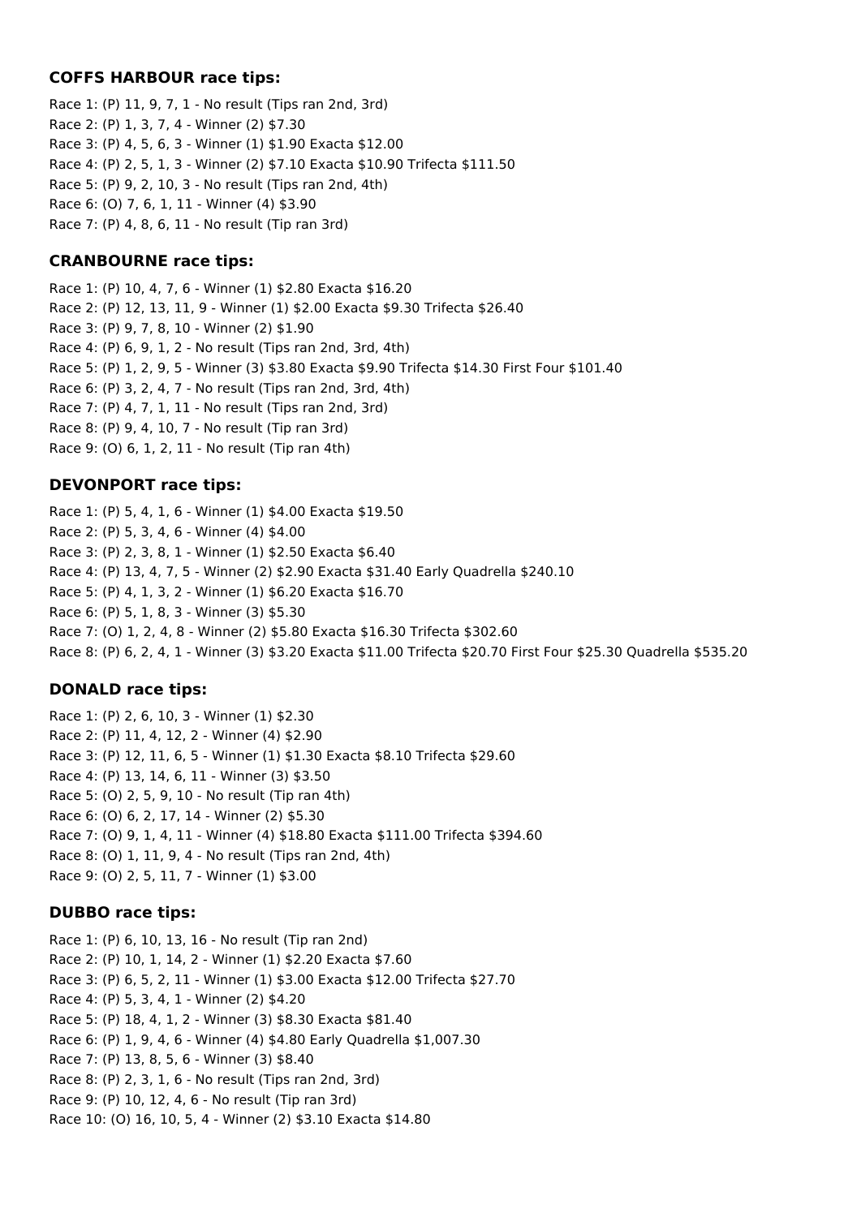### COFFS HARBOUR race tips:

Race 1: (P) 11, 9, 7, 1 - No result (Tips ran 2nd, 3rd)
Race 2: (P) 1, 3, 7, 4 - Winner (2) $7.30
Race 3: (P) 4, 5, 6, 3 - Winner (1) $1.90 Exacta $12.00
Race 4: (P) 2, 5, 1, 3 - Winner (2) $7.10 Exacta $10.90 Trifecta $111.50
Race 5: (P) 9, 2, 10, 3 - No result (Tips ran 2nd, 4th)
Race 6: (O) 7, 6, 1, 11 - Winner (4) $3.90
Race 7: (P) 4, 8, 6, 11 - No result (Tip ran 3rd)

### CRANBOURNE race tips:

Race 1: (P) 10, 4, 7, 6 - Winner (1) $2.80 Exacta $16.20
Race 2: (P) 12, 13, 11, 9 - Winner (1) $2.00 Exacta $9.30 Trifecta $26.40
Race 3: (P) 9, 7, 8, 10 - Winner (2) $1.90
Race 4: (P) 6, 9, 1, 2 - No result (Tips ran 2nd, 3rd, 4th)
Race 5: (P) 1, 2, 9, 5 - Winner (3) $3.80 Exacta $9.90 Trifecta $14.30 First Four $101.40
Race 6: (P) 3, 2, 4, 7 - No result (Tips ran 2nd, 3rd, 4th)
Race 7: (P) 4, 7, 1, 11 - No result (Tips ran 2nd, 3rd)
Race 8: (P) 9, 4, 10, 7 - No result (Tip ran 3rd)
Race 9: (O) 6, 1, 2, 11 - No result (Tip ran 4th)

### DEVONPORT race tips:

Race 1: (P) 5, 4, 1, 6 - Winner (1) $4.00 Exacta $19.50
Race 2: (P) 5, 3, 4, 6 - Winner (4) $4.00
Race 3: (P) 2, 3, 8, 1 - Winner (1) $2.50 Exacta $6.40
Race 4: (P) 13, 4, 7, 5 - Winner (2) $2.90 Exacta $31.40 Early Quadrella $240.10
Race 5: (P) 4, 1, 3, 2 - Winner (1) $6.20 Exacta $16.70
Race 6: (P) 5, 1, 8, 3 - Winner (3) $5.30
Race 7: (O) 1, 2, 4, 8 - Winner (2) $5.80 Exacta $16.30 Trifecta $302.60
Race 8: (P) 6, 2, 4, 1 - Winner (3) $3.20 Exacta $11.00 Trifecta $20.70 First Four $25.30 Quadrella $535.20

### DONALD race tips:

Race 1: (P) 2, 6, 10, 3 - Winner (1) $2.30
Race 2: (P) 11, 4, 12, 2 - Winner (4) $2.90
Race 3: (P) 12, 11, 6, 5 - Winner (1) $1.30 Exacta $8.10 Trifecta $29.60
Race 4: (P) 13, 14, 6, 11 - Winner (3) $3.50
Race 5: (O) 2, 5, 9, 10 - No result (Tip ran 4th)
Race 6: (O) 6, 2, 17, 14 - Winner (2) $5.30
Race 7: (O) 9, 1, 4, 11 - Winner (4) $18.80 Exacta $111.00 Trifecta $394.60
Race 8: (O) 1, 11, 9, 4 - No result (Tips ran 2nd, 4th)
Race 9: (O) 2, 5, 11, 7 - Winner (1) $3.00

### DUBBO race tips:

Race 1: (P) 6, 10, 13, 16 - No result (Tip ran 2nd)
Race 2: (P) 10, 1, 14, 2 - Winner (1) $2.20 Exacta $7.60
Race 3: (P) 6, 5, 2, 11 - Winner (1) $3.00 Exacta $12.00 Trifecta $27.70
Race 4: (P) 5, 3, 4, 1 - Winner (2) $4.20
Race 5: (P) 18, 4, 1, 2 - Winner (3) $8.30 Exacta $81.40
Race 6: (P) 1, 9, 4, 6 - Winner (4) $4.80 Early Quadrella $1,007.30
Race 7: (P) 13, 8, 5, 6 - Winner (3) $8.40
Race 8: (P) 2, 3, 1, 6 - No result (Tips ran 2nd, 3rd)
Race 9: (P) 10, 12, 4, 6 - No result (Tip ran 3rd)
Race 10: (O) 16, 10, 5, 4 - Winner (2) $3.10 Exacta $14.80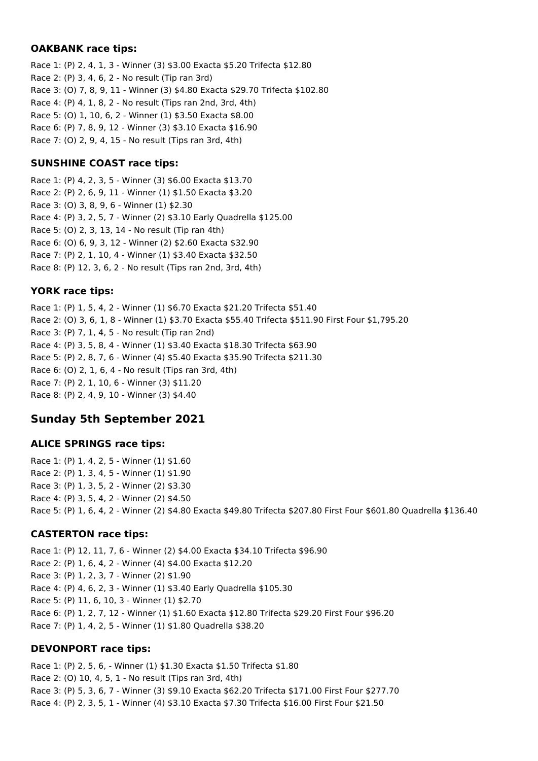### OAKBANK race tips:

Race 1: (P) 2, 4, 1, 3 - Winner (3) $3.00 Exacta $5.20 Trifecta $12.80
Race 2: (P) 3, 4, 6, 2 - No result (Tip ran 3rd)
Race 3: (O) 7, 8, 9, 11 - Winner (3) $4.80 Exacta $29.70 Trifecta $102.80
Race 4: (P) 4, 1, 8, 2 - No result (Tips ran 2nd, 3rd, 4th)
Race 5: (O) 1, 10, 6, 2 - Winner (1) $3.50 Exacta $8.00
Race 6: (P) 7, 8, 9, 12 - Winner (3) $3.10 Exacta $16.90
Race 7: (O) 2, 9, 4, 15 - No result (Tips ran 3rd, 4th)

### SUNSHINE COAST race tips:

Race 1: (P) 4, 2, 3, 5 - Winner (3) $6.00 Exacta $13.70
Race 2: (P) 2, 6, 9, 11 - Winner (1) $1.50 Exacta $3.20
Race 3: (O) 3, 8, 9, 6 - Winner (1) $2.30
Race 4: (P) 3, 2, 5, 7 - Winner (2) $3.10 Early Quadrella $125.00
Race 5: (O) 2, 3, 13, 14 - No result (Tip ran 4th)
Race 6: (O) 6, 9, 3, 12 - Winner (2) $2.60 Exacta $32.90
Race 7: (P) 2, 1, 10, 4 - Winner (1) $3.40 Exacta $32.50
Race 8: (P) 12, 3, 6, 2 - No result (Tips ran 2nd, 3rd, 4th)

### YORK race tips:

Race 1: (P) 1, 5, 4, 2 - Winner (1) $6.70 Exacta $21.20 Trifecta $51.40
Race 2: (O) 3, 6, 1, 8 - Winner (1) $3.70 Exacta $55.40 Trifecta $511.90 First Four $1,795.20
Race 3: (P) 7, 1, 4, 5 - No result (Tip ran 2nd)
Race 4: (P) 3, 5, 8, 4 - Winner (1) $3.40 Exacta $18.30 Trifecta $63.90
Race 5: (P) 2, 8, 7, 6 - Winner (4) $5.40 Exacta $35.90 Trifecta $211.30
Race 6: (O) 2, 1, 6, 4 - No result (Tips ran 3rd, 4th)
Race 7: (P) 2, 1, 10, 6 - Winner (3) $11.20
Race 8: (P) 2, 4, 9, 10 - Winner (3) $4.40

## Sunday 5th September 2021

### ALICE SPRINGS race tips:

Race 1: (P) 1, 4, 2, 5 - Winner (1) $1.60
Race 2: (P) 1, 3, 4, 5 - Winner (1) $1.90
Race 3: (P) 1, 3, 5, 2 - Winner (2) $3.30
Race 4: (P) 3, 5, 4, 2 - Winner (2) $4.50
Race 5: (P) 1, 6, 4, 2 - Winner (2) $4.80 Exacta $49.80 Trifecta $207.80 First Four $601.80 Quadrella $136.40

### CASTERTON race tips:

Race 1: (P) 12, 11, 7, 6 - Winner (2) $4.00 Exacta $34.10 Trifecta $96.90
Race 2: (P) 1, 6, 4, 2 - Winner (4) $4.00 Exacta $12.20
Race 3: (P) 1, 2, 3, 7 - Winner (2) $1.90
Race 4: (P) 4, 6, 2, 3 - Winner (1) $3.40 Early Quadrella $105.30
Race 5: (P) 11, 6, 10, 3 - Winner (1) $2.70
Race 6: (P) 1, 2, 7, 12 - Winner (1) $1.60 Exacta $12.80 Trifecta $29.20 First Four $96.20
Race 7: (P) 1, 4, 2, 5 - Winner (1) $1.80 Quadrella $38.20

### DEVONPORT race tips:

Race 1: (P) 2, 5, 6, - Winner (1) $1.30 Exacta $1.50 Trifecta $1.80
Race 2: (O) 10, 4, 5, 1 - No result (Tips ran 3rd, 4th)
Race 3: (P) 5, 3, 6, 7 - Winner (3) $9.10 Exacta $62.20 Trifecta $171.00 First Four $277.70
Race 4: (P) 2, 3, 5, 1 - Winner (4) $3.10 Exacta $7.30 Trifecta $16.00 First Four $21.50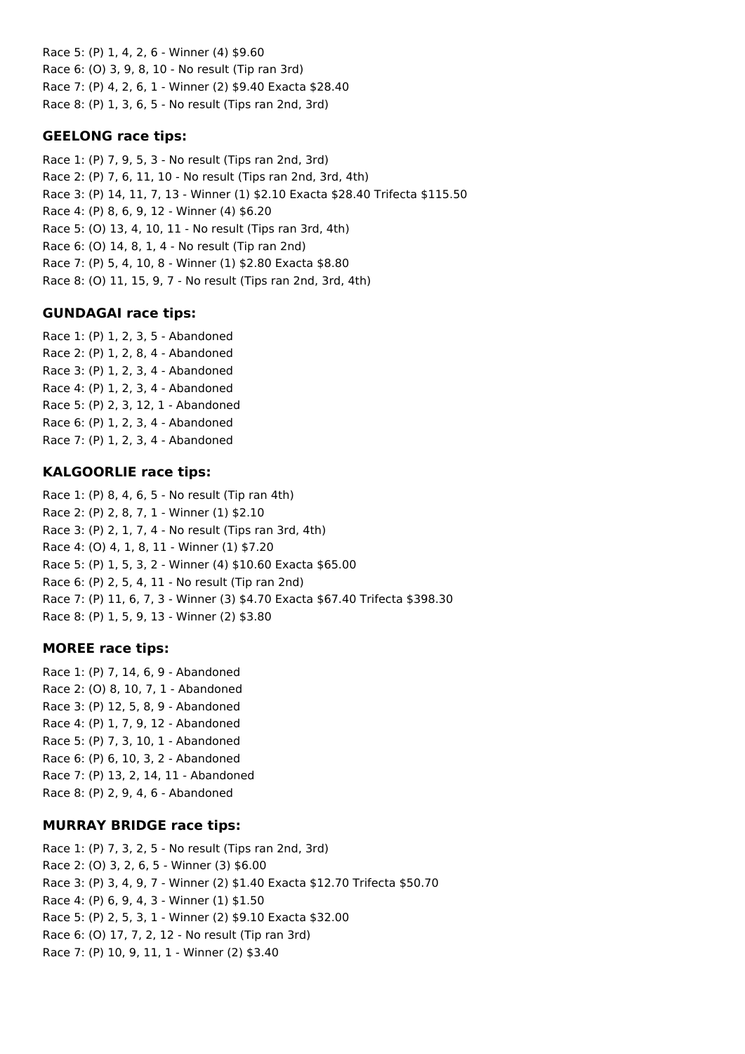Race 5: (P) 1, 4, 2, 6 - Winner (4) $9.60
Race 6: (O) 3, 9, 8, 10 - No result (Tip ran 3rd)
Race 7: (P) 4, 2, 6, 1 - Winner (2) $9.40 Exacta $28.40
Race 8: (P) 1, 3, 6, 5 - No result (Tips ran 2nd, 3rd)

### GEELONG race tips:

Race 1: (P) 7, 9, 5, 3 - No result (Tips ran 2nd, 3rd)
Race 2: (P) 7, 6, 11, 10 - No result (Tips ran 2nd, 3rd, 4th)
Race 3: (P) 14, 11, 7, 13 - Winner (1) $2.10 Exacta $28.40 Trifecta $115.50
Race 4: (P) 8, 6, 9, 12 - Winner (4) $6.20
Race 5: (O) 13, 4, 10, 11 - No result (Tips ran 3rd, 4th)
Race 6: (O) 14, 8, 1, 4 - No result (Tip ran 2nd)
Race 7: (P) 5, 4, 10, 8 - Winner (1) $2.80 Exacta $8.80
Race 8: (O) 11, 15, 9, 7 - No result (Tips ran 2nd, 3rd, 4th)

### GUNDAGAI race tips:

Race 1: (P) 1, 2, 3, 5 - Abandoned
Race 2: (P) 1, 2, 8, 4 - Abandoned
Race 3: (P) 1, 2, 3, 4 - Abandoned
Race 4: (P) 1, 2, 3, 4 - Abandoned
Race 5: (P) 2, 3, 12, 1 - Abandoned
Race 6: (P) 1, 2, 3, 4 - Abandoned
Race 7: (P) 1, 2, 3, 4 - Abandoned

### KALGOORLIE race tips:

Race 1: (P) 8, 4, 6, 5 - No result (Tip ran 4th)
Race 2: (P) 2, 8, 7, 1 - Winner (1) $2.10
Race 3: (P) 2, 1, 7, 4 - No result (Tips ran 3rd, 4th)
Race 4: (O) 4, 1, 8, 11 - Winner (1) $7.20
Race 5: (P) 1, 5, 3, 2 - Winner (4) $10.60 Exacta $65.00
Race 6: (P) 2, 5, 4, 11 - No result (Tip ran 2nd)
Race 7: (P) 11, 6, 7, 3 - Winner (3) $4.70 Exacta $67.40 Trifecta $398.30
Race 8: (P) 1, 5, 9, 13 - Winner (2) $3.80

### MOREE race tips:

Race 1: (P) 7, 14, 6, 9 - Abandoned
Race 2: (O) 8, 10, 7, 1 - Abandoned
Race 3: (P) 12, 5, 8, 9 - Abandoned
Race 4: (P) 1, 7, 9, 12 - Abandoned
Race 5: (P) 7, 3, 10, 1 - Abandoned
Race 6: (P) 6, 10, 3, 2 - Abandoned
Race 7: (P) 13, 2, 14, 11 - Abandoned
Race 8: (P) 2, 9, 4, 6 - Abandoned

### MURRAY BRIDGE race tips:

Race 1: (P) 7, 3, 2, 5 - No result (Tips ran 2nd, 3rd)
Race 2: (O) 3, 2, 6, 5 - Winner (3) $6.00
Race 3: (P) 3, 4, 9, 7 - Winner (2) $1.40 Exacta $12.70 Trifecta $50.70
Race 4: (P) 6, 9, 4, 3 - Winner (1) $1.50
Race 5: (P) 2, 5, 3, 1 - Winner (2) $9.10 Exacta $32.00
Race 6: (O) 17, 7, 2, 12 - No result (Tip ran 3rd)
Race 7: (P) 10, 9, 11, 1 - Winner (2) $3.40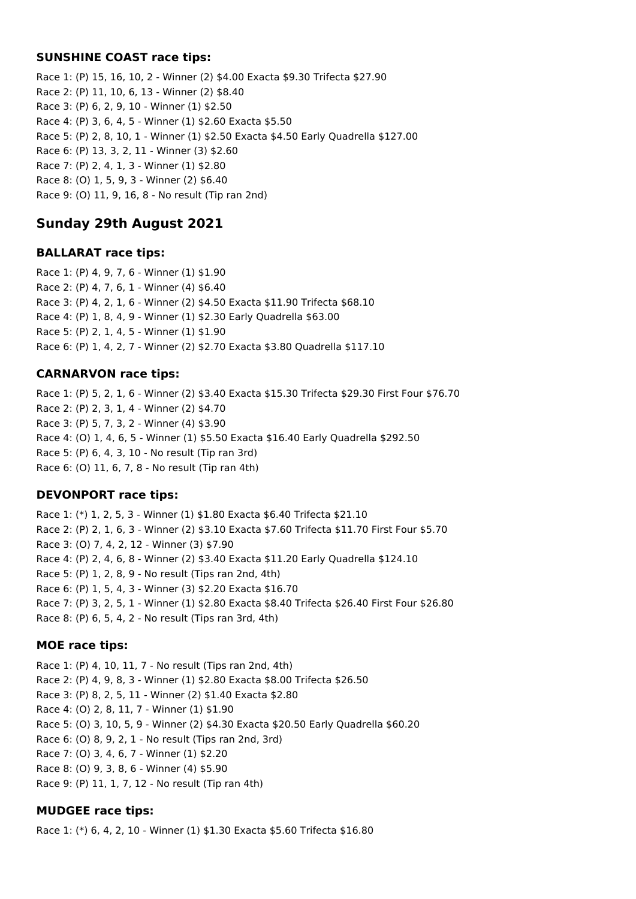### SUNSHINE COAST race tips:

Race 1: (P) 15, 16, 10, 2 - Winner (2) $4.00 Exacta $9.30 Trifecta $27.90
Race 2: (P) 11, 10, 6, 13 - Winner (2) $8.40
Race 3: (P) 6, 2, 9, 10 - Winner (1) $2.50
Race 4: (P) 3, 6, 4, 5 - Winner (1) $2.60 Exacta $5.50
Race 5: (P) 2, 8, 10, 1 - Winner (1) $2.50 Exacta $4.50 Early Quadrella $127.00
Race 6: (P) 13, 3, 2, 11 - Winner (3) $2.60
Race 7: (P) 2, 4, 1, 3 - Winner (1) $2.80
Race 8: (O) 1, 5, 9, 3 - Winner (2) $6.40
Race 9: (O) 11, 9, 16, 8 - No result (Tip ran 2nd)

## Sunday 29th August 2021

### BALLARAT race tips:

Race 1: (P) 4, 9, 7, 6 - Winner (1) $1.90
Race 2: (P) 4, 7, 6, 1 - Winner (4) $6.40
Race 3: (P) 4, 2, 1, 6 - Winner (2) $4.50 Exacta $11.90 Trifecta $68.10
Race 4: (P) 1, 8, 4, 9 - Winner (1) $2.30 Early Quadrella $63.00
Race 5: (P) 2, 1, 4, 5 - Winner (1) $1.90
Race 6: (P) 1, 4, 2, 7 - Winner (2) $2.70 Exacta $3.80 Quadrella $117.10

### CARNARVON race tips:

Race 1: (P) 5, 2, 1, 6 - Winner (2) $3.40 Exacta $15.30 Trifecta $29.30 First Four $76.70
Race 2: (P) 2, 3, 1, 4 - Winner (2) $4.70
Race 3: (P) 5, 7, 3, 2 - Winner (4) $3.90
Race 4: (O) 1, 4, 6, 5 - Winner (1) $5.50 Exacta $16.40 Early Quadrella $292.50
Race 5: (P) 6, 4, 3, 10 - No result (Tip ran 3rd)
Race 6: (O) 11, 6, 7, 8 - No result (Tip ran 4th)

### DEVONPORT race tips:

Race 1: (*) 1, 2, 5, 3 - Winner (1) $1.80 Exacta $6.40 Trifecta $21.10
Race 2: (P) 2, 1, 6, 3 - Winner (2) $3.10 Exacta $7.60 Trifecta $11.70 First Four $5.70
Race 3: (O) 7, 4, 2, 12 - Winner (3) $7.90
Race 4: (P) 2, 4, 6, 8 - Winner (2) $3.40 Exacta $11.20 Early Quadrella $124.10
Race 5: (P) 1, 2, 8, 9 - No result (Tips ran 2nd, 4th)
Race 6: (P) 1, 5, 4, 3 - Winner (3) $2.20 Exacta $16.70
Race 7: (P) 3, 2, 5, 1 - Winner (1) $2.80 Exacta $8.40 Trifecta $26.40 First Four $26.80
Race 8: (P) 6, 5, 4, 2 - No result (Tips ran 3rd, 4th)

### MOE race tips:

Race 1: (P) 4, 10, 11, 7 - No result (Tips ran 2nd, 4th)
Race 2: (P) 4, 9, 8, 3 - Winner (1) $2.80 Exacta $8.00 Trifecta $26.50
Race 3: (P) 8, 2, 5, 11 - Winner (2) $1.40 Exacta $2.80
Race 4: (O) 2, 8, 11, 7 - Winner (1) $1.90
Race 5: (O) 3, 10, 5, 9 - Winner (2) $4.30 Exacta $20.50 Early Quadrella $60.20
Race 6: (O) 8, 9, 2, 1 - No result (Tips ran 2nd, 3rd)
Race 7: (O) 3, 4, 6, 7 - Winner (1) $2.20
Race 8: (O) 9, 3, 8, 6 - Winner (4) $5.90
Race 9: (P) 11, 1, 7, 12 - No result (Tip ran 4th)

### MUDGEE race tips:

Race 1: (*) 6, 4, 2, 10 - Winner (1) $1.30 Exacta $5.60 Trifecta $16.80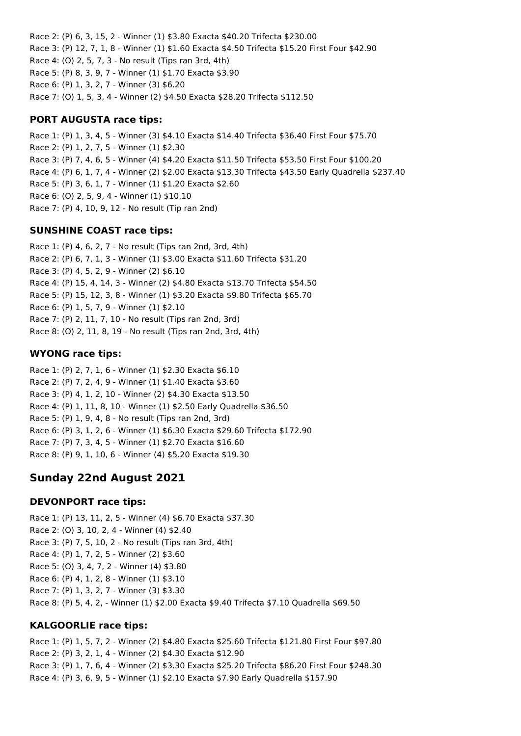Race 2: (P) 6, 3, 15, 2 - Winner (1) $3.80 Exacta $40.20 Trifecta $230.00
Race 3: (P) 12, 7, 1, 8 - Winner (1) $1.60 Exacta $4.50 Trifecta $15.20 First Four $42.90
Race 4: (O) 2, 5, 7, 3 - No result (Tips ran 3rd, 4th)
Race 5: (P) 8, 3, 9, 7 - Winner (1) $1.70 Exacta $3.90
Race 6: (P) 1, 3, 2, 7 - Winner (3) $6.20
Race 7: (O) 1, 5, 3, 4 - Winner (2) $4.50 Exacta $28.20 Trifecta $112.50

### PORT AUGUSTA race tips:

Race 1: (P) 1, 3, 4, 5 - Winner (3) $4.10 Exacta $14.40 Trifecta $36.40 First Four $75.70
Race 2: (P) 1, 2, 7, 5 - Winner (1) $2.30
Race 3: (P) 7, 4, 6, 5 - Winner (4) $4.20 Exacta $11.50 Trifecta $53.50 First Four $100.20
Race 4: (P) 6, 1, 7, 4 - Winner (2) $2.00 Exacta $13.30 Trifecta $43.50 Early Quadrella $237.40
Race 5: (P) 3, 6, 1, 7 - Winner (1) $1.20 Exacta $2.60
Race 6: (O) 2, 5, 9, 4 - Winner (1) $10.10
Race 7: (P) 4, 10, 9, 12 - No result (Tip ran 2nd)

### SUNSHINE COAST race tips:

Race 1: (P) 4, 6, 2, 7 - No result (Tips ran 2nd, 3rd, 4th)
Race 2: (P) 6, 7, 1, 3 - Winner (1) $3.00 Exacta $11.60 Trifecta $31.20
Race 3: (P) 4, 5, 2, 9 - Winner (2) $6.10
Race 4: (P) 15, 4, 14, 3 - Winner (2) $4.80 Exacta $13.70 Trifecta $54.50
Race 5: (P) 15, 12, 3, 8 - Winner (1) $3.20 Exacta $9.80 Trifecta $65.70
Race 6: (P) 1, 5, 7, 9 - Winner (1) $2.10
Race 7: (P) 2, 11, 7, 10 - No result (Tips ran 2nd, 3rd)
Race 8: (O) 2, 11, 8, 19 - No result (Tips ran 2nd, 3rd, 4th)

### WYONG race tips:

Race 1: (P) 2, 7, 1, 6 - Winner (1) $2.30 Exacta $6.10
Race 2: (P) 7, 2, 4, 9 - Winner (1) $1.40 Exacta $3.60
Race 3: (P) 4, 1, 2, 10 - Winner (2) $4.30 Exacta $13.50
Race 4: (P) 1, 11, 8, 10 - Winner (1) $2.50 Early Quadrella $36.50
Race 5: (P) 1, 9, 4, 8 - No result (Tips ran 2nd, 3rd)
Race 6: (P) 3, 1, 2, 6 - Winner (1) $6.30 Exacta $29.60 Trifecta $172.90
Race 7: (P) 7, 3, 4, 5 - Winner (1) $2.70 Exacta $16.60
Race 8: (P) 9, 1, 10, 6 - Winner (4) $5.20 Exacta $19.30

## Sunday 22nd August 2021

### DEVONPORT race tips:

Race 1: (P) 13, 11, 2, 5 - Winner (4) $6.70 Exacta $37.30
Race 2: (O) 3, 10, 2, 4 - Winner (4) $2.40
Race 3: (P) 7, 5, 10, 2 - No result (Tips ran 3rd, 4th)
Race 4: (P) 1, 7, 2, 5 - Winner (2) $3.60
Race 5: (O) 3, 4, 7, 2 - Winner (4) $3.80
Race 6: (P) 4, 1, 2, 8 - Winner (1) $3.10
Race 7: (P) 1, 3, 2, 7 - Winner (3) $3.30
Race 8: (P) 5, 4, 2, - Winner (1) $2.00 Exacta $9.40 Trifecta $7.10 Quadrella $69.50

### KALGOORLIE race tips:

Race 1: (P) 1, 5, 7, 2 - Winner (2) $4.80 Exacta $25.60 Trifecta $121.80 First Four $97.80
Race 2: (P) 3, 2, 1, 4 - Winner (2) $4.30 Exacta $12.90
Race 3: (P) 1, 7, 6, 4 - Winner (2) $3.30 Exacta $25.20 Trifecta $86.20 First Four $248.30
Race 4: (P) 3, 6, 9, 5 - Winner (1) $2.10 Exacta $7.90 Early Quadrella $157.90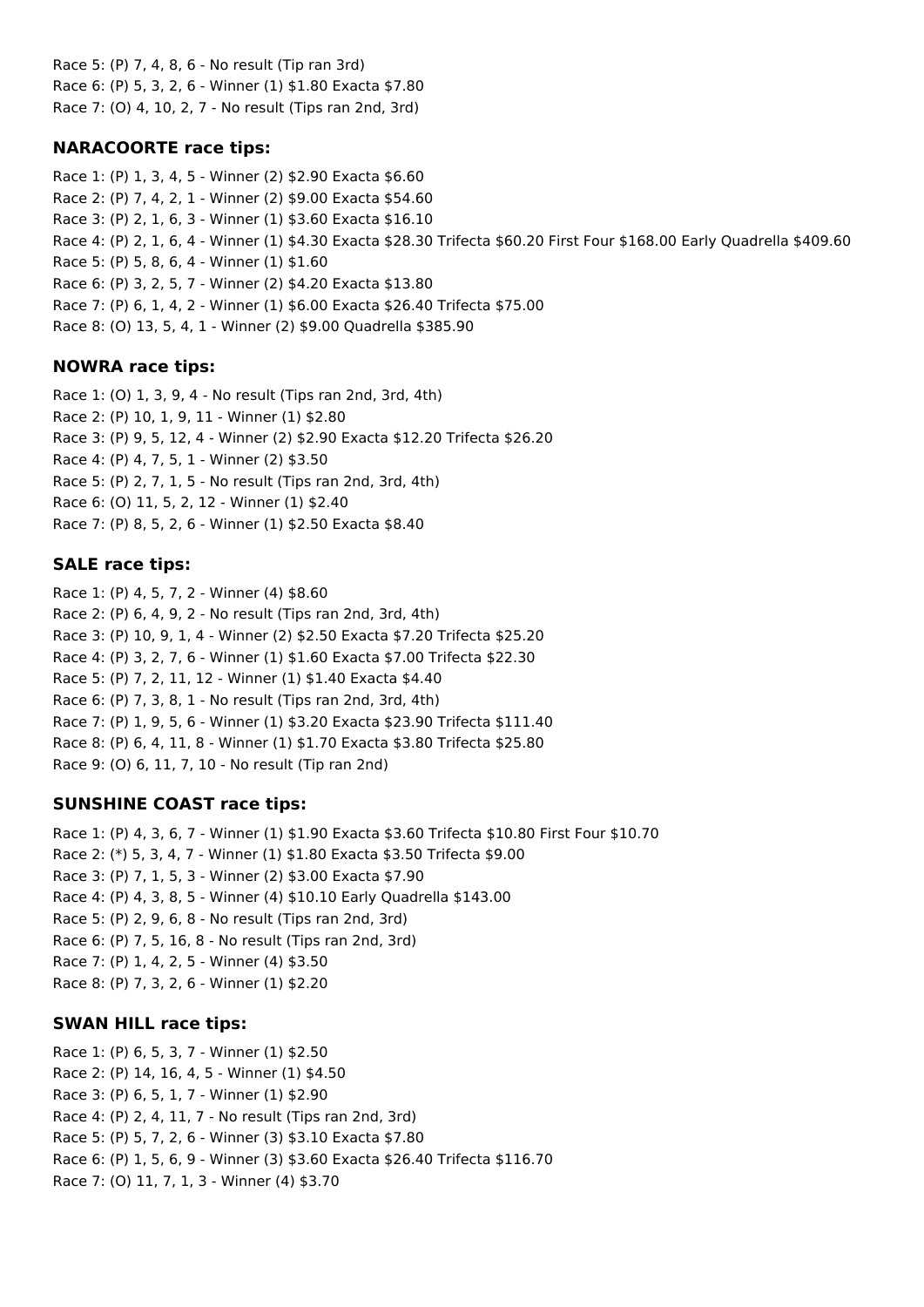Race 5: (P) 7, 4, 8, 6 - No result (Tip ran 3rd)
Race 6: (P) 5, 3, 2, 6 - Winner (1) $1.80 Exacta $7.80
Race 7: (O) 4, 10, 2, 7 - No result (Tips ran 2nd, 3rd)

### NARACOORTE race tips:

Race 1: (P) 1, 3, 4, 5 - Winner (2) $2.90 Exacta $6.60
Race 2: (P) 7, 4, 2, 1 - Winner (2) $9.00 Exacta $54.60
Race 3: (P) 2, 1, 6, 3 - Winner (1) $3.60 Exacta $16.10
Race 4: (P) 2, 1, 6, 4 - Winner (1) $4.30 Exacta $28.30 Trifecta $60.20 First Four $168.00 Early Quadrella $409.60
Race 5: (P) 5, 8, 6, 4 - Winner (1) $1.60
Race 6: (P) 3, 2, 5, 7 - Winner (2) $4.20 Exacta $13.80
Race 7: (P) 6, 1, 4, 2 - Winner (1) $6.00 Exacta $26.40 Trifecta $75.00
Race 8: (O) 13, 5, 4, 1 - Winner (2) $9.00 Quadrella $385.90

### NOWRA race tips:

Race 1: (O) 1, 3, 9, 4 - No result (Tips ran 2nd, 3rd, 4th)
Race 2: (P) 10, 1, 9, 11 - Winner (1) $2.80
Race 3: (P) 9, 5, 12, 4 - Winner (2) $2.90 Exacta $12.20 Trifecta $26.20
Race 4: (P) 4, 7, 5, 1 - Winner (2) $3.50
Race 5: (P) 2, 7, 1, 5 - No result (Tips ran 2nd, 3rd, 4th)
Race 6: (O) 11, 5, 2, 12 - Winner (1) $2.40
Race 7: (P) 8, 5, 2, 6 - Winner (1) $2.50 Exacta $8.40

### SALE race tips:

Race 1: (P) 4, 5, 7, 2 - Winner (4) $8.60
Race 2: (P) 6, 4, 9, 2 - No result (Tips ran 2nd, 3rd, 4th)
Race 3: (P) 10, 9, 1, 4 - Winner (2) $2.50 Exacta $7.20 Trifecta $25.20
Race 4: (P) 3, 2, 7, 6 - Winner (1) $1.60 Exacta $7.00 Trifecta $22.30
Race 5: (P) 7, 2, 11, 12 - Winner (1) $1.40 Exacta $4.40
Race 6: (P) 7, 3, 8, 1 - No result (Tips ran 2nd, 3rd, 4th)
Race 7: (P) 1, 9, 5, 6 - Winner (1) $3.20 Exacta $23.90 Trifecta $111.40
Race 8: (P) 6, 4, 11, 8 - Winner (1) $1.70 Exacta $3.80 Trifecta $25.80
Race 9: (O) 6, 11, 7, 10 - No result (Tip ran 2nd)

### SUNSHINE COAST race tips:

Race 1: (P) 4, 3, 6, 7 - Winner (1) $1.90 Exacta $3.60 Trifecta $10.80 First Four $10.70
Race 2: (*) 5, 3, 4, 7 - Winner (1) $1.80 Exacta $3.50 Trifecta $9.00
Race 3: (P) 7, 1, 5, 3 - Winner (2) $3.00 Exacta $7.90
Race 4: (P) 4, 3, 8, 5 - Winner (4) $10.10 Early Quadrella $143.00
Race 5: (P) 2, 9, 6, 8 - No result (Tips ran 2nd, 3rd)
Race 6: (P) 7, 5, 16, 8 - No result (Tips ran 2nd, 3rd)
Race 7: (P) 1, 4, 2, 5 - Winner (4) $3.50
Race 8: (P) 7, 3, 2, 6 - Winner (1) $2.20

### SWAN HILL race tips:

Race 1: (P) 6, 5, 3, 7 - Winner (1) $2.50
Race 2: (P) 14, 16, 4, 5 - Winner (1) $4.50
Race 3: (P) 6, 5, 1, 7 - Winner (1) $2.90
Race 4: (P) 2, 4, 11, 7 - No result (Tips ran 2nd, 3rd)
Race 5: (P) 5, 7, 2, 6 - Winner (3) $3.10 Exacta $7.80
Race 6: (P) 1, 5, 6, 9 - Winner (3) $3.60 Exacta $26.40 Trifecta $116.70
Race 7: (O) 11, 7, 1, 3 - Winner (4) $3.70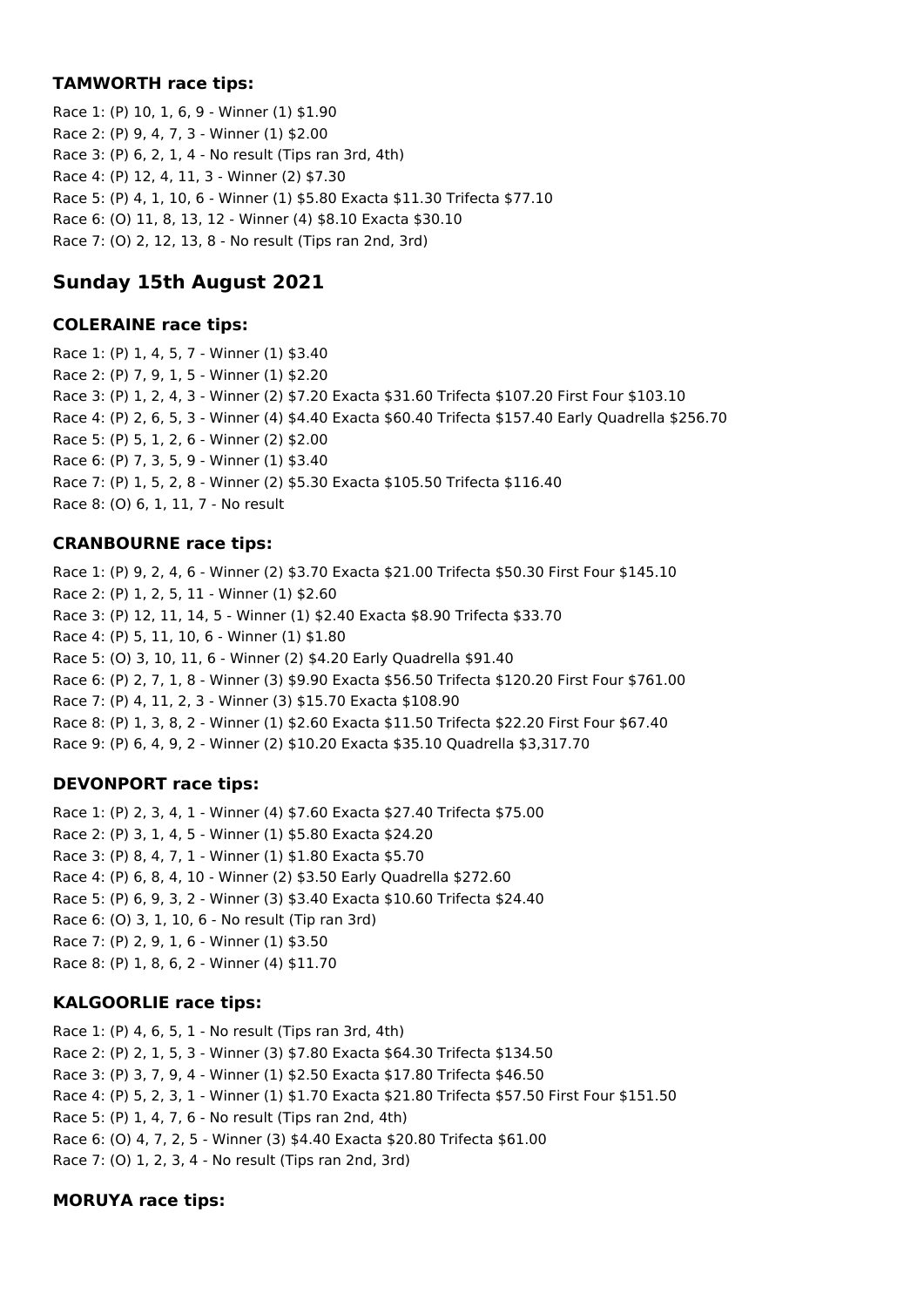### TAMWORTH race tips:

Race 1: (P) 10, 1, 6, 9 - Winner (1) $1.90
Race 2: (P) 9, 4, 7, 3 - Winner (1) $2.00
Race 3: (P) 6, 2, 1, 4 - No result (Tips ran 3rd, 4th)
Race 4: (P) 12, 4, 11, 3 - Winner (2) $7.30
Race 5: (P) 4, 1, 10, 6 - Winner (1) $5.80 Exacta $11.30 Trifecta $77.10
Race 6: (O) 11, 8, 13, 12 - Winner (4) $8.10 Exacta $30.10
Race 7: (O) 2, 12, 13, 8 - No result (Tips ran 2nd, 3rd)

## Sunday 15th August 2021

### COLERAINE race tips:

Race 1: (P) 1, 4, 5, 7 - Winner (1) $3.40
Race 2: (P) 7, 9, 1, 5 - Winner (1) $2.20
Race 3: (P) 1, 2, 4, 3 - Winner (2) $7.20 Exacta $31.60 Trifecta $107.20 First Four $103.10
Race 4: (P) 2, 6, 5, 3 - Winner (4) $4.40 Exacta $60.40 Trifecta $157.40 Early Quadrella $256.70
Race 5: (P) 5, 1, 2, 6 - Winner (2) $2.00
Race 6: (P) 7, 3, 5, 9 - Winner (1) $3.40
Race 7: (P) 1, 5, 2, 8 - Winner (2) $5.30 Exacta $105.50 Trifecta $116.40
Race 8: (O) 6, 1, 11, 7 - No result

### CRANBOURNE race tips:

Race 1: (P) 9, 2, 4, 6 - Winner (2) $3.70 Exacta $21.00 Trifecta $50.30 First Four $145.10
Race 2: (P) 1, 2, 5, 11 - Winner (1) $2.60
Race 3: (P) 12, 11, 14, 5 - Winner (1) $2.40 Exacta $8.90 Trifecta $33.70
Race 4: (P) 5, 11, 10, 6 - Winner (1) $1.80
Race 5: (O) 3, 10, 11, 6 - Winner (2) $4.20 Early Quadrella $91.40
Race 6: (P) 2, 7, 1, 8 - Winner (3) $9.90 Exacta $56.50 Trifecta $120.20 First Four $761.00
Race 7: (P) 4, 11, 2, 3 - Winner (3) $15.70 Exacta $108.90
Race 8: (P) 1, 3, 8, 2 - Winner (1) $2.60 Exacta $11.50 Trifecta $22.20 First Four $67.40
Race 9: (P) 6, 4, 9, 2 - Winner (2) $10.20 Exacta $35.10 Quadrella $3,317.70

### DEVONPORT race tips:

Race 1: (P) 2, 3, 4, 1 - Winner (4) $7.60 Exacta $27.40 Trifecta $75.00
Race 2: (P) 3, 1, 4, 5 - Winner (1) $5.80 Exacta $24.20
Race 3: (P) 8, 4, 7, 1 - Winner (1) $1.80 Exacta $5.70
Race 4: (P) 6, 8, 4, 10 - Winner (2) $3.50 Early Quadrella $272.60
Race 5: (P) 6, 9, 3, 2 - Winner (3) $3.40 Exacta $10.60 Trifecta $24.40
Race 6: (O) 3, 1, 10, 6 - No result (Tip ran 3rd)
Race 7: (P) 2, 9, 1, 6 - Winner (1) $3.50
Race 8: (P) 1, 8, 6, 2 - Winner (4) $11.70

### KALGOORLIE race tips:

Race 1: (P) 4, 6, 5, 1 - No result (Tips ran 3rd, 4th)
Race 2: (P) 2, 1, 5, 3 - Winner (3) $7.80 Exacta $64.30 Trifecta $134.50
Race 3: (P) 3, 7, 9, 4 - Winner (1) $2.50 Exacta $17.80 Trifecta $46.50
Race 4: (P) 5, 2, 3, 1 - Winner (1) $1.70 Exacta $21.80 Trifecta $57.50 First Four $151.50
Race 5: (P) 1, 4, 7, 6 - No result (Tips ran 2nd, 4th)
Race 6: (O) 4, 7, 2, 5 - Winner (3) $4.40 Exacta $20.80 Trifecta $61.00
Race 7: (O) 1, 2, 3, 4 - No result (Tips ran 2nd, 3rd)

### MORUYA race tips: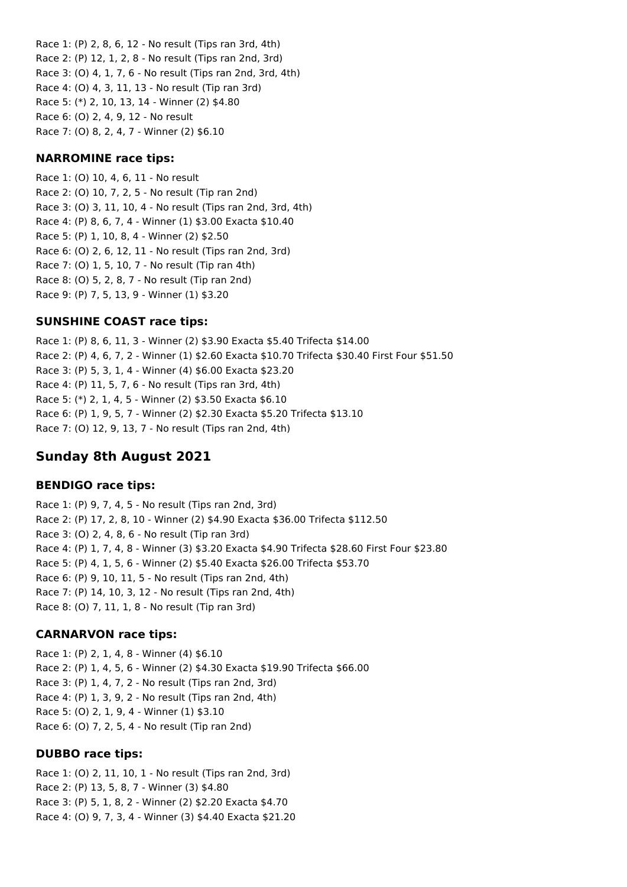Race 1: (P) 2, 8, 6, 12 - No result (Tips ran 3rd, 4th)
Race 2: (P) 12, 1, 2, 8 - No result (Tips ran 2nd, 3rd)
Race 3: (O) 4, 1, 7, 6 - No result (Tips ran 2nd, 3rd, 4th)
Race 4: (O) 4, 3, 11, 13 - No result (Tip ran 3rd)
Race 5: (*) 2, 10, 13, 14 - Winner (2) $4.80
Race 6: (O) 2, 4, 9, 12 - No result
Race 7: (O) 8, 2, 4, 7 - Winner (2) $6.10

### NARROMINE race tips:

Race 1: (O) 10, 4, 6, 11 - No result
Race 2: (O) 10, 7, 2, 5 - No result (Tip ran 2nd)
Race 3: (O) 3, 11, 10, 4 - No result (Tips ran 2nd, 3rd, 4th)
Race 4: (P) 8, 6, 7, 4 - Winner (1) $3.00 Exacta $10.40
Race 5: (P) 1, 10, 8, 4 - Winner (2) $2.50
Race 6: (O) 2, 6, 12, 11 - No result (Tips ran 2nd, 3rd)
Race 7: (O) 1, 5, 10, 7 - No result (Tip ran 4th)
Race 8: (O) 5, 2, 8, 7 - No result (Tip ran 2nd)
Race 9: (P) 7, 5, 13, 9 - Winner (1) $3.20

### SUNSHINE COAST race tips:

Race 1: (P) 8, 6, 11, 3 - Winner (2) $3.90 Exacta $5.40 Trifecta $14.00
Race 2: (P) 4, 6, 7, 2 - Winner (1) $2.60 Exacta $10.70 Trifecta $30.40 First Four $51.50
Race 3: (P) 5, 3, 1, 4 - Winner (4) $6.00 Exacta $23.20
Race 4: (P) 11, 5, 7, 6 - No result (Tips ran 3rd, 4th)
Race 5: (*) 2, 1, 4, 5 - Winner (2) $3.50 Exacta $6.10
Race 6: (P) 1, 9, 5, 7 - Winner (2) $2.30 Exacta $5.20 Trifecta $13.10
Race 7: (O) 12, 9, 13, 7 - No result (Tips ran 2nd, 4th)

## Sunday 8th August 2021

### BENDIGO race tips:

Race 1: (P) 9, 7, 4, 5 - No result (Tips ran 2nd, 3rd)
Race 2: (P) 17, 2, 8, 10 - Winner (2) $4.90 Exacta $36.00 Trifecta $112.50
Race 3: (O) 2, 4, 8, 6 - No result (Tip ran 3rd)
Race 4: (P) 1, 7, 4, 8 - Winner (3) $3.20 Exacta $4.90 Trifecta $28.60 First Four $23.80
Race 5: (P) 4, 1, 5, 6 - Winner (2) $5.40 Exacta $26.00 Trifecta $53.70
Race 6: (P) 9, 10, 11, 5 - No result (Tips ran 2nd, 4th)
Race 7: (P) 14, 10, 3, 12 - No result (Tips ran 2nd, 4th)
Race 8: (O) 7, 11, 1, 8 - No result (Tip ran 3rd)

### CARNARVON race tips:

Race 1: (P) 2, 1, 4, 8 - Winner (4) $6.10
Race 2: (P) 1, 4, 5, 6 - Winner (2) $4.30 Exacta $19.90 Trifecta $66.00
Race 3: (P) 1, 4, 7, 2 - No result (Tips ran 2nd, 3rd)
Race 4: (P) 1, 3, 9, 2 - No result (Tips ran 2nd, 4th)
Race 5: (O) 2, 1, 9, 4 - Winner (1) $3.10
Race 6: (O) 7, 2, 5, 4 - No result (Tip ran 2nd)

### DUBBO race tips:

Race 1: (O) 2, 11, 10, 1 - No result (Tips ran 2nd, 3rd)
Race 2: (P) 13, 5, 8, 7 - Winner (3) $4.80
Race 3: (P) 5, 1, 8, 2 - Winner (2) $2.20 Exacta $4.70
Race 4: (O) 9, 7, 3, 4 - Winner (3) $4.40 Exacta $21.20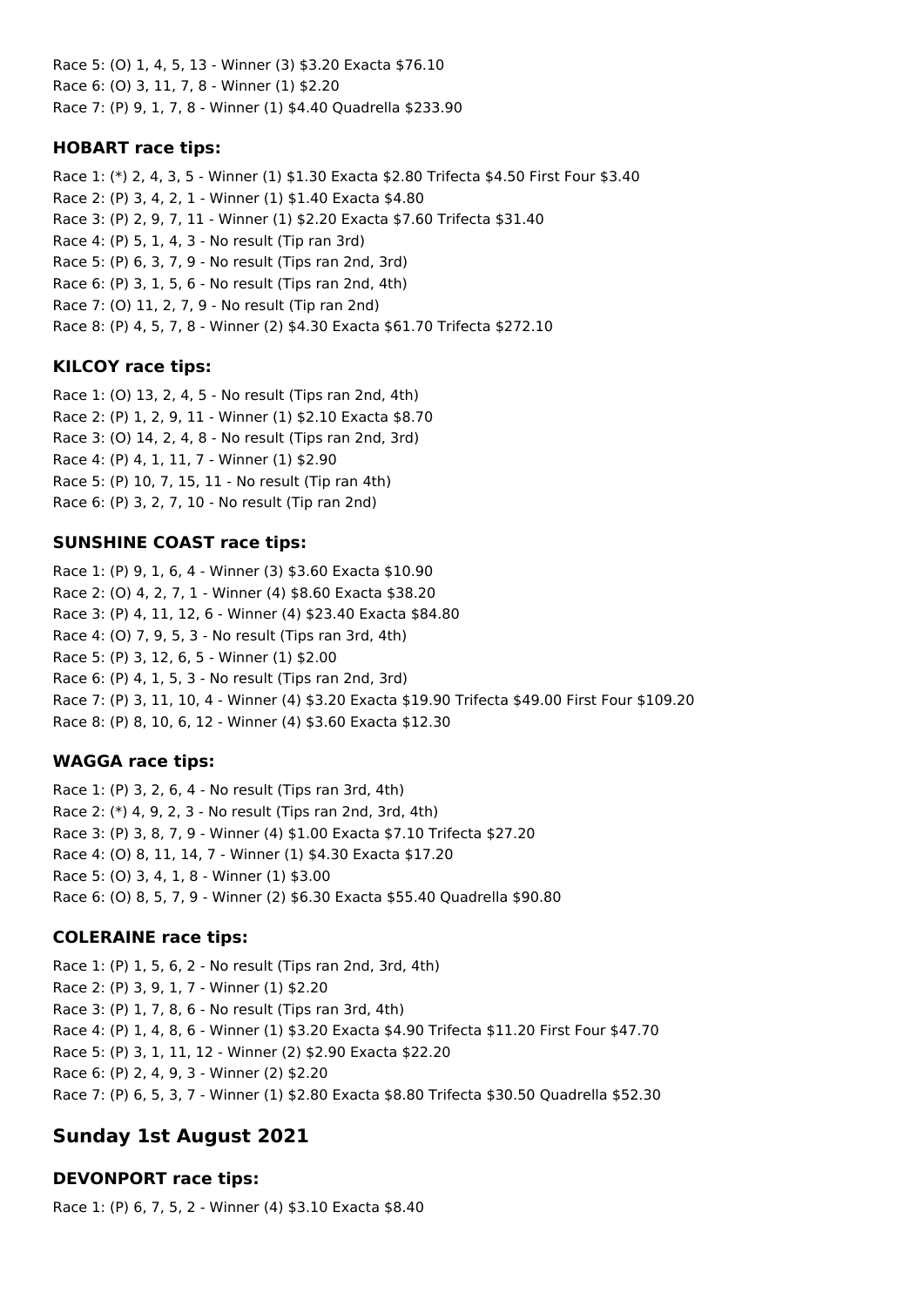Race 5: (O) 1, 4, 5, 13 - Winner (3) $3.20 Exacta $76.10
Race 6: (O) 3, 11, 7, 8 - Winner (1) $2.20
Race 7: (P) 9, 1, 7, 8 - Winner (1) $4.40 Quadrella $233.90

### HOBART race tips:

Race 1: (*) 2, 4, 3, 5 - Winner (1) $1.30 Exacta $2.80 Trifecta $4.50 First Four $3.40
Race 2: (P) 3, 4, 2, 1 - Winner (1) $1.40 Exacta $4.80
Race 3: (P) 2, 9, 7, 11 - Winner (1) $2.20 Exacta $7.60 Trifecta $31.40
Race 4: (P) 5, 1, 4, 3 - No result (Tip ran 3rd)
Race 5: (P) 6, 3, 7, 9 - No result (Tips ran 2nd, 3rd)
Race 6: (P) 3, 1, 5, 6 - No result (Tips ran 2nd, 4th)
Race 7: (O) 11, 2, 7, 9 - No result (Tip ran 2nd)
Race 8: (P) 4, 5, 7, 8 - Winner (2) $4.30 Exacta $61.70 Trifecta $272.10

### KILCOY race tips:

Race 1: (O) 13, 2, 4, 5 - No result (Tips ran 2nd, 4th)
Race 2: (P) 1, 2, 9, 11 - Winner (1) $2.10 Exacta $8.70
Race 3: (O) 14, 2, 4, 8 - No result (Tips ran 2nd, 3rd)
Race 4: (P) 4, 1, 11, 7 - Winner (1) $2.90
Race 5: (P) 10, 7, 15, 11 - No result (Tip ran 4th)
Race 6: (P) 3, 2, 7, 10 - No result (Tip ran 2nd)

### SUNSHINE COAST race tips:

Race 1: (P) 9, 1, 6, 4 - Winner (3) $3.60 Exacta $10.90
Race 2: (O) 4, 2, 7, 1 - Winner (4) $8.60 Exacta $38.20
Race 3: (P) 4, 11, 12, 6 - Winner (4) $23.40 Exacta $84.80
Race 4: (O) 7, 9, 5, 3 - No result (Tips ran 3rd, 4th)
Race 5: (P) 3, 12, 6, 5 - Winner (1) $2.00
Race 6: (P) 4, 1, 5, 3 - No result (Tips ran 2nd, 3rd)
Race 7: (P) 3, 11, 10, 4 - Winner (4) $3.20 Exacta $19.90 Trifecta $49.00 First Four $109.20
Race 8: (P) 8, 10, 6, 12 - Winner (4) $3.60 Exacta $12.30

### WAGGA race tips:

Race 1: (P) 3, 2, 6, 4 - No result (Tips ran 3rd, 4th)
Race 2: (*) 4, 9, 2, 3 - No result (Tips ran 2nd, 3rd, 4th)
Race 3: (P) 3, 8, 7, 9 - Winner (4) $1.00 Exacta $7.10 Trifecta $27.20
Race 4: (O) 8, 11, 14, 7 - Winner (1) $4.30 Exacta $17.20
Race 5: (O) 3, 4, 1, 8 - Winner (1) $3.00
Race 6: (O) 8, 5, 7, 9 - Winner (2) $6.30 Exacta $55.40 Quadrella $90.80

### COLERAINE race tips:

Race 1: (P) 1, 5, 6, 2 - No result (Tips ran 2nd, 3rd, 4th)
Race 2: (P) 3, 9, 1, 7 - Winner (1) $2.20
Race 3: (P) 1, 7, 8, 6 - No result (Tips ran 3rd, 4th)
Race 4: (P) 1, 4, 8, 6 - Winner (1) $3.20 Exacta $4.90 Trifecta $11.20 First Four $47.70
Race 5: (P) 3, 1, 11, 12 - Winner (2) $2.90 Exacta $22.20
Race 6: (P) 2, 4, 9, 3 - Winner (2) $2.20
Race 7: (P) 6, 5, 3, 7 - Winner (1) $2.80 Exacta $8.80 Trifecta $30.50 Quadrella $52.30

## Sunday 1st August 2021

### DEVONPORT race tips:

Race 1: (P) 6, 7, 5, 2 - Winner (4) $3.10 Exacta $8.40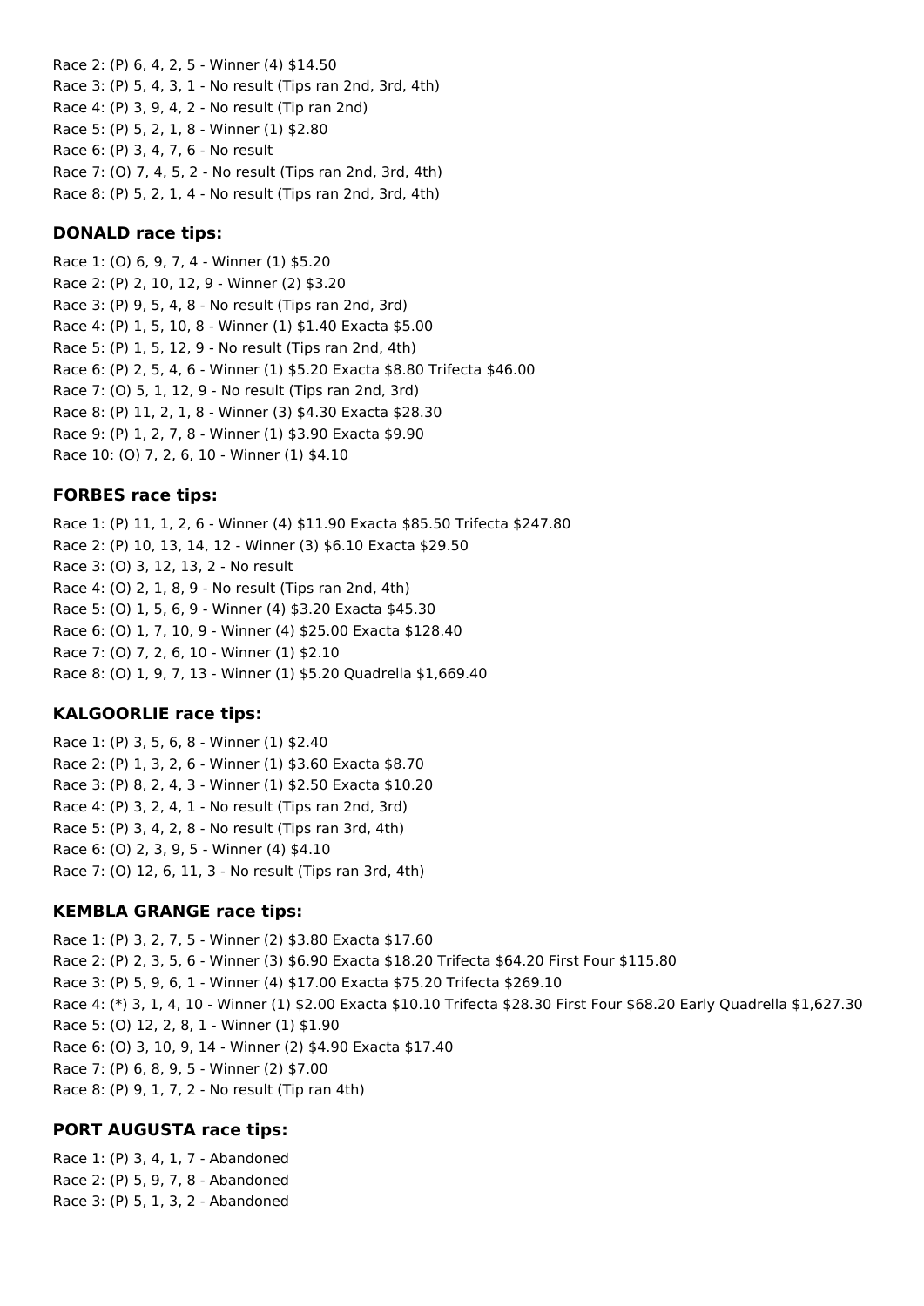Race 2: (P) 6, 4, 2, 5 - Winner (4) $14.50
Race 3: (P) 5, 4, 3, 1 - No result (Tips ran 2nd, 3rd, 4th)
Race 4: (P) 3, 9, 4, 2 - No result (Tip ran 2nd)
Race 5: (P) 5, 2, 1, 8 - Winner (1) $2.80
Race 6: (P) 3, 4, 7, 6 - No result
Race 7: (O) 7, 4, 5, 2 - No result (Tips ran 2nd, 3rd, 4th)
Race 8: (P) 5, 2, 1, 4 - No result (Tips ran 2nd, 3rd, 4th)

### DONALD race tips:

Race 1: (O) 6, 9, 7, 4 - Winner (1) $5.20
Race 2: (P) 2, 10, 12, 9 - Winner (2) $3.20
Race 3: (P) 9, 5, 4, 8 - No result (Tips ran 2nd, 3rd)
Race 4: (P) 1, 5, 10, 8 - Winner (1) $1.40 Exacta $5.00
Race 5: (P) 1, 5, 12, 9 - No result (Tips ran 2nd, 4th)
Race 6: (P) 2, 5, 4, 6 - Winner (1) $5.20 Exacta $8.80 Trifecta $46.00
Race 7: (O) 5, 1, 12, 9 - No result (Tips ran 2nd, 3rd)
Race 8: (P) 11, 2, 1, 8 - Winner (3) $4.30 Exacta $28.30
Race 9: (P) 1, 2, 7, 8 - Winner (1) $3.90 Exacta $9.90
Race 10: (O) 7, 2, 6, 10 - Winner (1) $4.10

### FORBES race tips:

Race 1: (P) 11, 1, 2, 6 - Winner (4) $11.90 Exacta $85.50 Trifecta $247.80
Race 2: (P) 10, 13, 14, 12 - Winner (3) $6.10 Exacta $29.50
Race 3: (O) 3, 12, 13, 2 - No result
Race 4: (O) 2, 1, 8, 9 - No result (Tips ran 2nd, 4th)
Race 5: (O) 1, 5, 6, 9 - Winner (4) $3.20 Exacta $45.30
Race 6: (O) 1, 7, 10, 9 - Winner (4) $25.00 Exacta $128.40
Race 7: (O) 7, 2, 6, 10 - Winner (1) $2.10
Race 8: (O) 1, 9, 7, 13 - Winner (1) $5.20 Quadrella $1,669.40

### KALGOORLIE race tips:

Race 1: (P) 3, 5, 6, 8 - Winner (1) $2.40
Race 2: (P) 1, 3, 2, 6 - Winner (1) $3.60 Exacta $8.70
Race 3: (P) 8, 2, 4, 3 - Winner (1) $2.50 Exacta $10.20
Race 4: (P) 3, 2, 4, 1 - No result (Tips ran 2nd, 3rd)
Race 5: (P) 3, 4, 2, 8 - No result (Tips ran 3rd, 4th)
Race 6: (O) 2, 3, 9, 5 - Winner (4) $4.10
Race 7: (O) 12, 6, 11, 3 - No result (Tips ran 3rd, 4th)

### KEMBLA GRANGE race tips:

Race 1: (P) 3, 2, 7, 5 - Winner (2) $3.80 Exacta $17.60
Race 2: (P) 2, 3, 5, 6 - Winner (3) $6.90 Exacta $18.20 Trifecta $64.20 First Four $115.80
Race 3: (P) 5, 9, 6, 1 - Winner (4) $17.00 Exacta $75.20 Trifecta $269.10
Race 4: (*) 3, 1, 4, 10 - Winner (1) $2.00 Exacta $10.10 Trifecta $28.30 First Four $68.20 Early Quadrella $1,627.30
Race 5: (O) 12, 2, 8, 1 - Winner (1) $1.90
Race 6: (O) 3, 10, 9, 14 - Winner (2) $4.90 Exacta $17.40
Race 7: (P) 6, 8, 9, 5 - Winner (2) $7.00
Race 8: (P) 9, 1, 7, 2 - No result (Tip ran 4th)

### PORT AUGUSTA race tips:

Race 1: (P) 3, 4, 1, 7 - Abandoned
Race 2: (P) 5, 9, 7, 8 - Abandoned
Race 3: (P) 5, 1, 3, 2 - Abandoned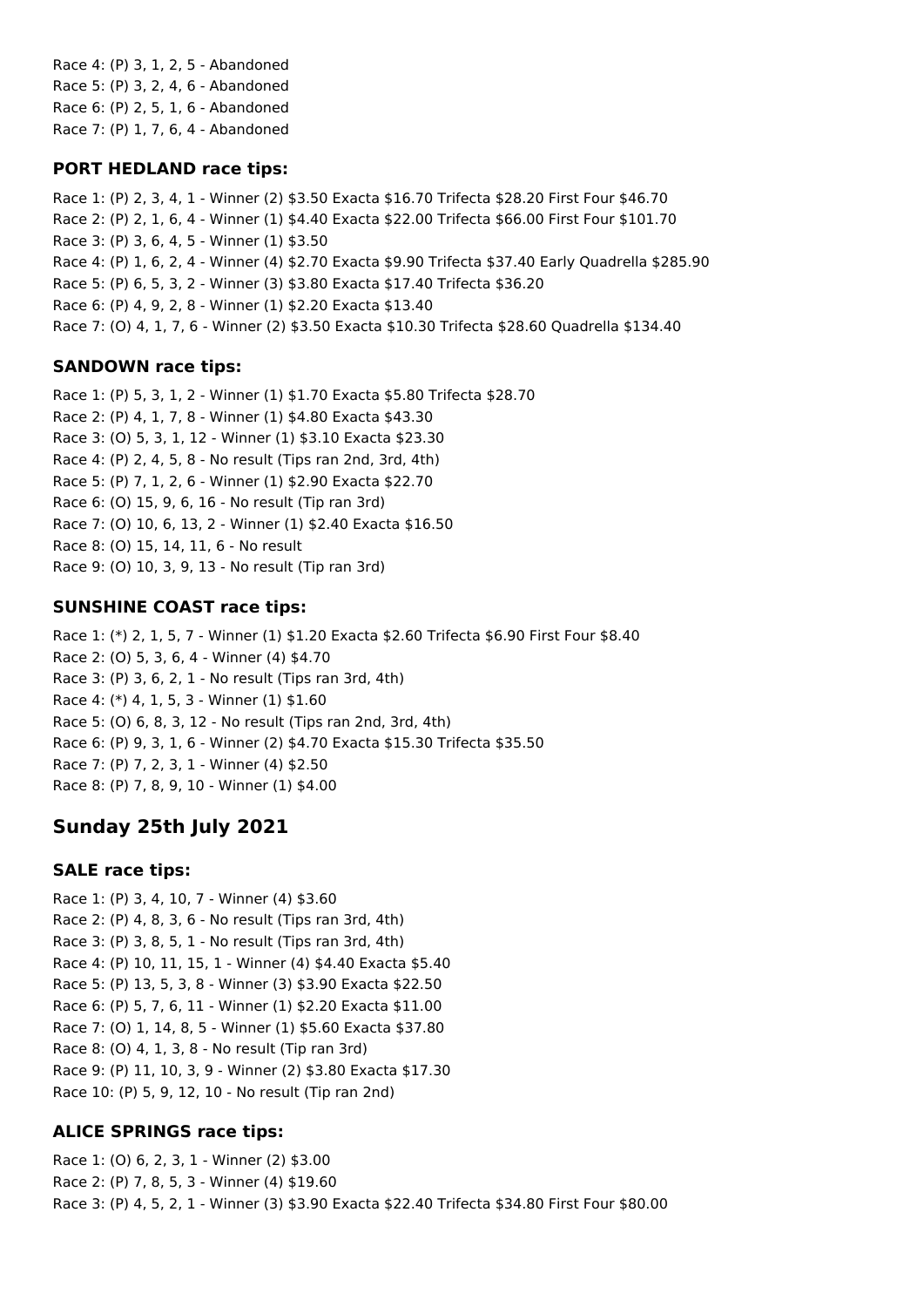Race 4: (P) 3, 1, 2, 5 - Abandoned
Race 5: (P) 3, 2, 4, 6 - Abandoned
Race 6: (P) 2, 5, 1, 6 - Abandoned
Race 7: (P) 1, 7, 6, 4 - Abandoned

### PORT HEDLAND race tips:

Race 1: (P) 2, 3, 4, 1 - Winner (2) $3.50 Exacta $16.70 Trifecta $28.20 First Four $46.70
Race 2: (P) 2, 1, 6, 4 - Winner (1) $4.40 Exacta $22.00 Trifecta $66.00 First Four $101.70
Race 3: (P) 3, 6, 4, 5 - Winner (1) $3.50
Race 4: (P) 1, 6, 2, 4 - Winner (4) $2.70 Exacta $9.90 Trifecta $37.40 Early Quadrella $285.90
Race 5: (P) 6, 5, 3, 2 - Winner (3) $3.80 Exacta $17.40 Trifecta $36.20
Race 6: (P) 4, 9, 2, 8 - Winner (1) $2.20 Exacta $13.40
Race 7: (O) 4, 1, 7, 6 - Winner (2) $3.50 Exacta $10.30 Trifecta $28.60 Quadrella $134.40

### SANDOWN race tips:

Race 1: (P) 5, 3, 1, 2 - Winner (1) $1.70 Exacta $5.80 Trifecta $28.70
Race 2: (P) 4, 1, 7, 8 - Winner (1) $4.80 Exacta $43.30
Race 3: (O) 5, 3, 1, 12 - Winner (1) $3.10 Exacta $23.30
Race 4: (P) 2, 4, 5, 8 - No result (Tips ran 2nd, 3rd, 4th)
Race 5: (P) 7, 1, 2, 6 - Winner (1) $2.90 Exacta $22.70
Race 6: (O) 15, 9, 6, 16 - No result (Tip ran 3rd)
Race 7: (O) 10, 6, 13, 2 - Winner (1) $2.40 Exacta $16.50
Race 8: (O) 15, 14, 11, 6 - No result
Race 9: (O) 10, 3, 9, 13 - No result (Tip ran 3rd)

### SUNSHINE COAST race tips:

Race 1: (*) 2, 1, 5, 7 - Winner (1) $1.20 Exacta $2.60 Trifecta $6.90 First Four $8.40
Race 2: (O) 5, 3, 6, 4 - Winner (4) $4.70
Race 3: (P) 3, 6, 2, 1 - No result (Tips ran 3rd, 4th)
Race 4: (*) 4, 1, 5, 3 - Winner (1) $1.60
Race 5: (O) 6, 8, 3, 12 - No result (Tips ran 2nd, 3rd, 4th)
Race 6: (P) 9, 3, 1, 6 - Winner (2) $4.70 Exacta $15.30 Trifecta $35.50
Race 7: (P) 7, 2, 3, 1 - Winner (4) $2.50
Race 8: (P) 7, 8, 9, 10 - Winner (1) $4.00

## Sunday 25th July 2021

### SALE race tips:

Race 1: (P) 3, 4, 10, 7 - Winner (4) $3.60
Race 2: (P) 4, 8, 3, 6 - No result (Tips ran 3rd, 4th)
Race 3: (P) 3, 8, 5, 1 - No result (Tips ran 3rd, 4th)
Race 4: (P) 10, 11, 15, 1 - Winner (4) $4.40 Exacta $5.40
Race 5: (P) 13, 5, 3, 8 - Winner (3) $3.90 Exacta $22.50
Race 6: (P) 5, 7, 6, 11 - Winner (1) $2.20 Exacta $11.00
Race 7: (O) 1, 14, 8, 5 - Winner (1) $5.60 Exacta $37.80
Race 8: (O) 4, 1, 3, 8 - No result (Tip ran 3rd)
Race 9: (P) 11, 10, 3, 9 - Winner (2) $3.80 Exacta $17.30
Race 10: (P) 5, 9, 12, 10 - No result (Tip ran 2nd)

### ALICE SPRINGS race tips:

Race 1: (O) 6, 2, 3, 1 - Winner (2) $3.00
Race 2: (P) 7, 8, 5, 3 - Winner (4) $19.60
Race 3: (P) 4, 5, 2, 1 - Winner (3) $3.90 Exacta $22.40 Trifecta $34.80 First Four $80.00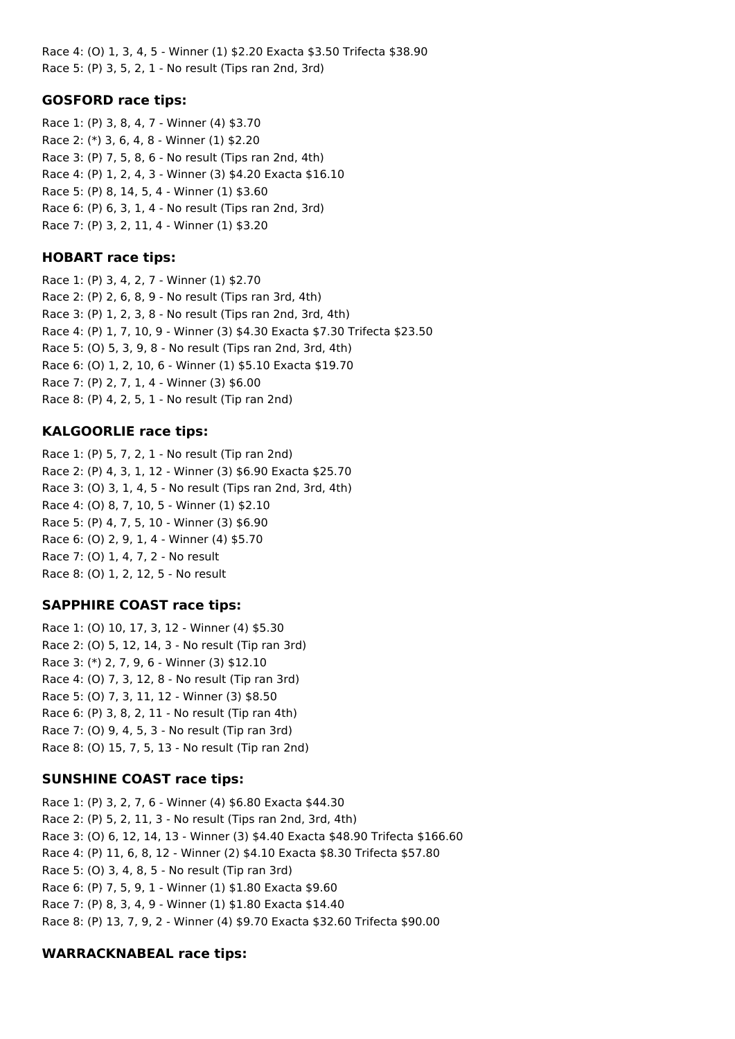Race 4: (O) 1, 3, 4, 5 - Winner (1) $2.20 Exacta $3.50 Trifecta $38.90
Race 5: (P) 3, 5, 2, 1 - No result (Tips ran 2nd, 3rd)

### GOSFORD race tips:

Race 1: (P) 3, 8, 4, 7 - Winner (4) $3.70
Race 2: (*) 3, 6, 4, 8 - Winner (1) $2.20
Race 3: (P) 7, 5, 8, 6 - No result (Tips ran 2nd, 4th)
Race 4: (P) 1, 2, 4, 3 - Winner (3) $4.20 Exacta $16.10
Race 5: (P) 8, 14, 5, 4 - Winner (1) $3.60
Race 6: (P) 6, 3, 1, 4 - No result (Tips ran 2nd, 3rd)
Race 7: (P) 3, 2, 11, 4 - Winner (1) $3.20

### HOBART race tips:

Race 1: (P) 3, 4, 2, 7 - Winner (1) $2.70
Race 2: (P) 2, 6, 8, 9 - No result (Tips ran 3rd, 4th)
Race 3: (P) 1, 2, 3, 8 - No result (Tips ran 2nd, 3rd, 4th)
Race 4: (P) 1, 7, 10, 9 - Winner (3) $4.30 Exacta $7.30 Trifecta $23.50
Race 5: (O) 5, 3, 9, 8 - No result (Tips ran 2nd, 3rd, 4th)
Race 6: (O) 1, 2, 10, 6 - Winner (1) $5.10 Exacta $19.70
Race 7: (P) 2, 7, 1, 4 - Winner (3) $6.00
Race 8: (P) 4, 2, 5, 1 - No result (Tip ran 2nd)

### KALGOORLIE race tips:

Race 1: (P) 5, 7, 2, 1 - No result (Tip ran 2nd)
Race 2: (P) 4, 3, 1, 12 - Winner (3) $6.90 Exacta $25.70
Race 3: (O) 3, 1, 4, 5 - No result (Tips ran 2nd, 3rd, 4th)
Race 4: (O) 8, 7, 10, 5 - Winner (1) $2.10
Race 5: (P) 4, 7, 5, 10 - Winner (3) $6.90
Race 6: (O) 2, 9, 1, 4 - Winner (4) $5.70
Race 7: (O) 1, 4, 7, 2 - No result
Race 8: (O) 1, 2, 12, 5 - No result

### SAPPHIRE COAST race tips:

Race 1: (O) 10, 17, 3, 12 - Winner (4) $5.30
Race 2: (O) 5, 12, 14, 3 - No result (Tip ran 3rd)
Race 3: (*) 2, 7, 9, 6 - Winner (3) $12.10
Race 4: (O) 7, 3, 12, 8 - No result (Tip ran 3rd)
Race 5: (O) 7, 3, 11, 12 - Winner (3) $8.50
Race 6: (P) 3, 8, 2, 11 - No result (Tip ran 4th)
Race 7: (O) 9, 4, 5, 3 - No result (Tip ran 3rd)
Race 8: (O) 15, 7, 5, 13 - No result (Tip ran 2nd)

### SUNSHINE COAST race tips:

Race 1: (P) 3, 2, 7, 6 - Winner (4) $6.80 Exacta $44.30
Race 2: (P) 5, 2, 11, 3 - No result (Tips ran 2nd, 3rd, 4th)
Race 3: (O) 6, 12, 14, 13 - Winner (3) $4.40 Exacta $48.90 Trifecta $166.60
Race 4: (P) 11, 6, 8, 12 - Winner (2) $4.10 Exacta $8.30 Trifecta $57.80
Race 5: (O) 3, 4, 8, 5 - No result (Tip ran 3rd)
Race 6: (P) 7, 5, 9, 1 - Winner (1) $1.80 Exacta $9.60
Race 7: (P) 8, 3, 4, 9 - Winner (1) $1.80 Exacta $14.40
Race 8: (P) 13, 7, 9, 2 - Winner (4) $9.70 Exacta $32.60 Trifecta $90.00

### WARRACKNABEAL race tips: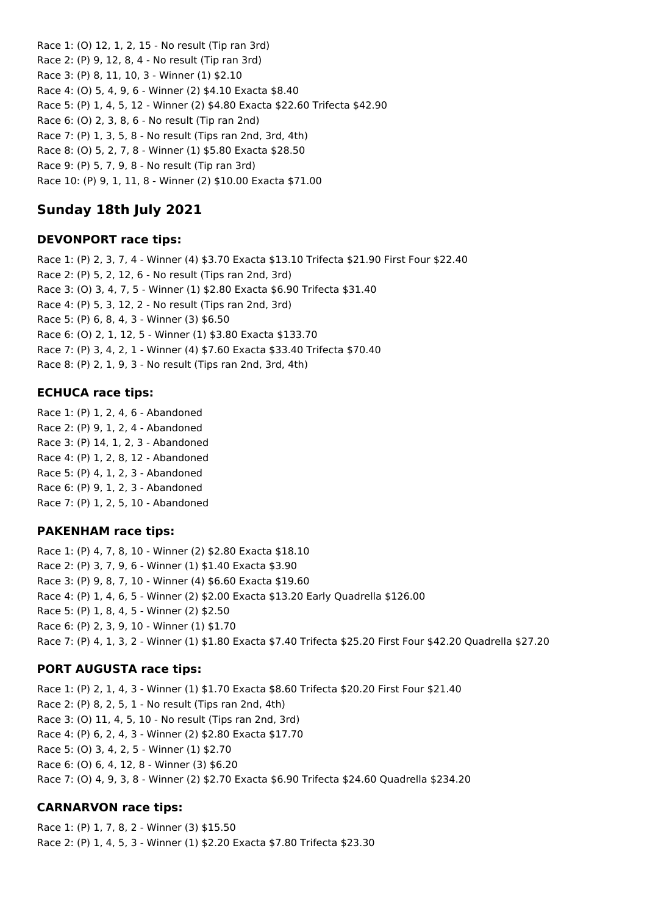Race 1: (O) 12, 1, 2, 15 - No result (Tip ran 3rd)
Race 2: (P) 9, 12, 8, 4 - No result (Tip ran 3rd)
Race 3: (P) 8, 11, 10, 3 - Winner (1) $2.10
Race 4: (O) 5, 4, 9, 6 - Winner (2) $4.10 Exacta $8.40
Race 5: (P) 1, 4, 5, 12 - Winner (2) $4.80 Exacta $22.60 Trifecta $42.90
Race 6: (O) 2, 3, 8, 6 - No result (Tip ran 2nd)
Race 7: (P) 1, 3, 5, 8 - No result (Tips ran 2nd, 3rd, 4th)
Race 8: (O) 5, 2, 7, 8 - Winner (1) $5.80 Exacta $28.50
Race 9: (P) 5, 7, 9, 8 - No result (Tip ran 3rd)
Race 10: (P) 9, 1, 11, 8 - Winner (2) $10.00 Exacta $71.00

## Sunday 18th July 2021

### DEVONPORT race tips:

Race 1: (P) 2, 3, 7, 4 - Winner (4) $3.70 Exacta $13.10 Trifecta $21.90 First Four $22.40
Race 2: (P) 5, 2, 12, 6 - No result (Tips ran 2nd, 3rd)
Race 3: (O) 3, 4, 7, 5 - Winner (1) $2.80 Exacta $6.90 Trifecta $31.40
Race 4: (P) 5, 3, 12, 2 - No result (Tips ran 2nd, 3rd)
Race 5: (P) 6, 8, 4, 3 - Winner (3) $6.50
Race 6: (O) 2, 1, 12, 5 - Winner (1) $3.80 Exacta $133.70
Race 7: (P) 3, 4, 2, 1 - Winner (4) $7.60 Exacta $33.40 Trifecta $70.40
Race 8: (P) 2, 1, 9, 3 - No result (Tips ran 2nd, 3rd, 4th)

### ECHUCA race tips:

Race 1: (P) 1, 2, 4, 6 - Abandoned
Race 2: (P) 9, 1, 2, 4 - Abandoned
Race 3: (P) 14, 1, 2, 3 - Abandoned
Race 4: (P) 1, 2, 8, 12 - Abandoned
Race 5: (P) 4, 1, 2, 3 - Abandoned
Race 6: (P) 9, 1, 2, 3 - Abandoned
Race 7: (P) 1, 2, 5, 10 - Abandoned

### PAKENHAM race tips:

Race 1: (P) 4, 7, 8, 10 - Winner (2) $2.80 Exacta $18.10
Race 2: (P) 3, 7, 9, 6 - Winner (1) $1.40 Exacta $3.90
Race 3: (P) 9, 8, 7, 10 - Winner (4) $6.60 Exacta $19.60
Race 4: (P) 1, 4, 6, 5 - Winner (2) $2.00 Exacta $13.20 Early Quadrella $126.00
Race 5: (P) 1, 8, 4, 5 - Winner (2) $2.50
Race 6: (P) 2, 3, 9, 10 - Winner (1) $1.70
Race 7: (P) 4, 1, 3, 2 - Winner (1) $1.80 Exacta $7.40 Trifecta $25.20 First Four $42.20 Quadrella $27.20

### PORT AUGUSTA race tips:

Race 1: (P) 2, 1, 4, 3 - Winner (1) $1.70 Exacta $8.60 Trifecta $20.20 First Four $21.40
Race 2: (P) 8, 2, 5, 1 - No result (Tips ran 2nd, 4th)
Race 3: (O) 11, 4, 5, 10 - No result (Tips ran 2nd, 3rd)
Race 4: (P) 6, 2, 4, 3 - Winner (2) $2.80 Exacta $17.70
Race 5: (O) 3, 4, 2, 5 - Winner (1) $2.70
Race 6: (O) 6, 4, 12, 8 - Winner (3) $6.20
Race 7: (O) 4, 9, 3, 8 - Winner (2) $2.70 Exacta $6.90 Trifecta $24.60 Quadrella $234.20

### CARNARVON race tips:

Race 1: (P) 1, 7, 8, 2 - Winner (3) $15.50
Race 2: (P) 1, 4, 5, 3 - Winner (1) $2.20 Exacta $7.80 Trifecta $23.30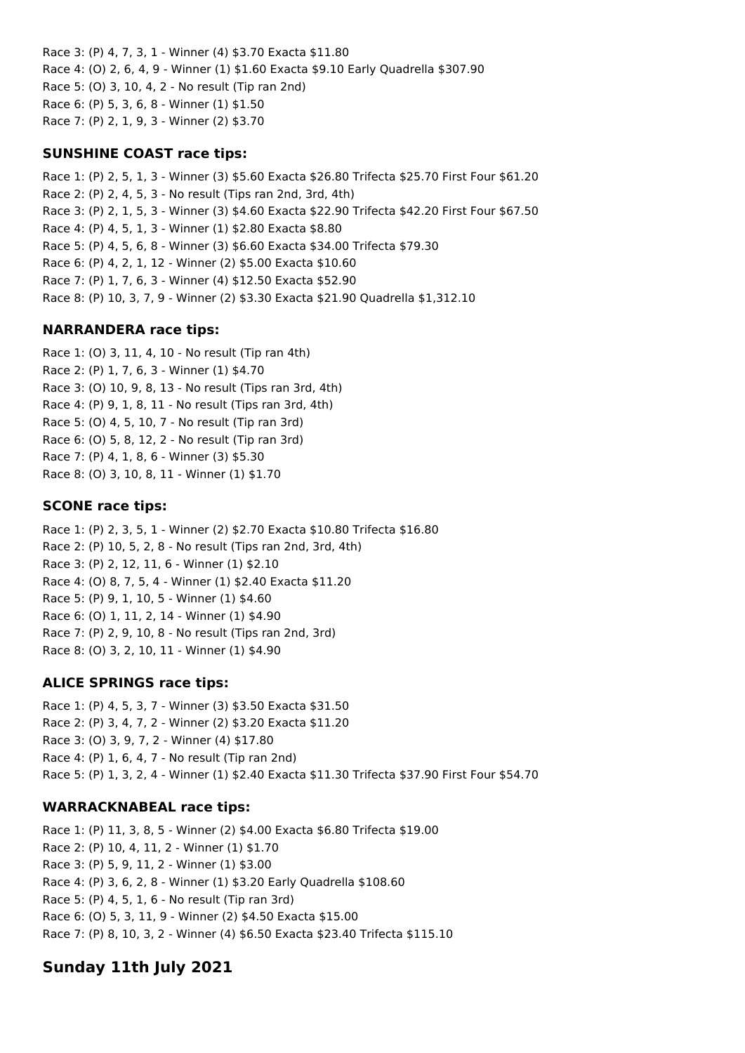Race 3: (P) 4, 7, 3, 1 - Winner (4) $3.70 Exacta $11.80
Race 4: (O) 2, 6, 4, 9 - Winner (1) $1.60 Exacta $9.10 Early Quadrella $307.90
Race 5: (O) 3, 10, 4, 2 - No result (Tip ran 2nd)
Race 6: (P) 5, 3, 6, 8 - Winner (1) $1.50
Race 7: (P) 2, 1, 9, 3 - Winner (2) $3.70

### SUNSHINE COAST race tips:

Race 1: (P) 2, 5, 1, 3 - Winner (3) $5.60 Exacta $26.80 Trifecta $25.70 First Four $61.20
Race 2: (P) 2, 4, 5, 3 - No result (Tips ran 2nd, 3rd, 4th)
Race 3: (P) 2, 1, 5, 3 - Winner (3) $4.60 Exacta $22.90 Trifecta $42.20 First Four $67.50
Race 4: (P) 4, 5, 1, 3 - Winner (1) $2.80 Exacta $8.80
Race 5: (P) 4, 5, 6, 8 - Winner (3) $6.60 Exacta $34.00 Trifecta $79.30
Race 6: (P) 4, 2, 1, 12 - Winner (2) $5.00 Exacta $10.60
Race 7: (P) 1, 7, 6, 3 - Winner (4) $12.50 Exacta $52.90
Race 8: (P) 10, 3, 7, 9 - Winner (2) $3.30 Exacta $21.90 Quadrella $1,312.10

### NARRANDERA race tips:

Race 1: (O) 3, 11, 4, 10 - No result (Tip ran 4th)
Race 2: (P) 1, 7, 6, 3 - Winner (1) $4.70
Race 3: (O) 10, 9, 8, 13 - No result (Tips ran 3rd, 4th)
Race 4: (P) 9, 1, 8, 11 - No result (Tips ran 3rd, 4th)
Race 5: (O) 4, 5, 10, 7 - No result (Tip ran 3rd)
Race 6: (O) 5, 8, 12, 2 - No result (Tip ran 3rd)
Race 7: (P) 4, 1, 8, 6 - Winner (3) $5.30
Race 8: (O) 3, 10, 8, 11 - Winner (1) $1.70

### SCONE race tips:

Race 1: (P) 2, 3, 5, 1 - Winner (2) $2.70 Exacta $10.80 Trifecta $16.80
Race 2: (P) 10, 5, 2, 8 - No result (Tips ran 2nd, 3rd, 4th)
Race 3: (P) 2, 12, 11, 6 - Winner (1) $2.10
Race 4: (O) 8, 7, 5, 4 - Winner (1) $2.40 Exacta $11.20
Race 5: (P) 9, 1, 10, 5 - Winner (1) $4.60
Race 6: (O) 1, 11, 2, 14 - Winner (1) $4.90
Race 7: (P) 2, 9, 10, 8 - No result (Tips ran 2nd, 3rd)
Race 8: (O) 3, 2, 10, 11 - Winner (1) $4.90

### ALICE SPRINGS race tips:

Race 1: (P) 4, 5, 3, 7 - Winner (3) $3.50 Exacta $31.50
Race 2: (P) 3, 4, 7, 2 - Winner (2) $3.20 Exacta $11.20
Race 3: (O) 3, 9, 7, 2 - Winner (4) $17.80
Race 4: (P) 1, 6, 4, 7 - No result (Tip ran 2nd)
Race 5: (P) 1, 3, 2, 4 - Winner (1) $2.40 Exacta $11.30 Trifecta $37.90 First Four $54.70

### WARRACKNABEAL race tips:

Race 1: (P) 11, 3, 8, 5 - Winner (2) $4.00 Exacta $6.80 Trifecta $19.00
Race 2: (P) 10, 4, 11, 2 - Winner (1) $1.70
Race 3: (P) 5, 9, 11, 2 - Winner (1) $3.00
Race 4: (P) 3, 6, 2, 8 - Winner (1) $3.20 Early Quadrella $108.60
Race 5: (P) 4, 5, 1, 6 - No result (Tip ran 3rd)
Race 6: (O) 5, 3, 11, 9 - Winner (2) $4.50 Exacta $15.00
Race 7: (P) 8, 10, 3, 2 - Winner (4) $6.50 Exacta $23.40 Trifecta $115.10

## Sunday 11th July 2021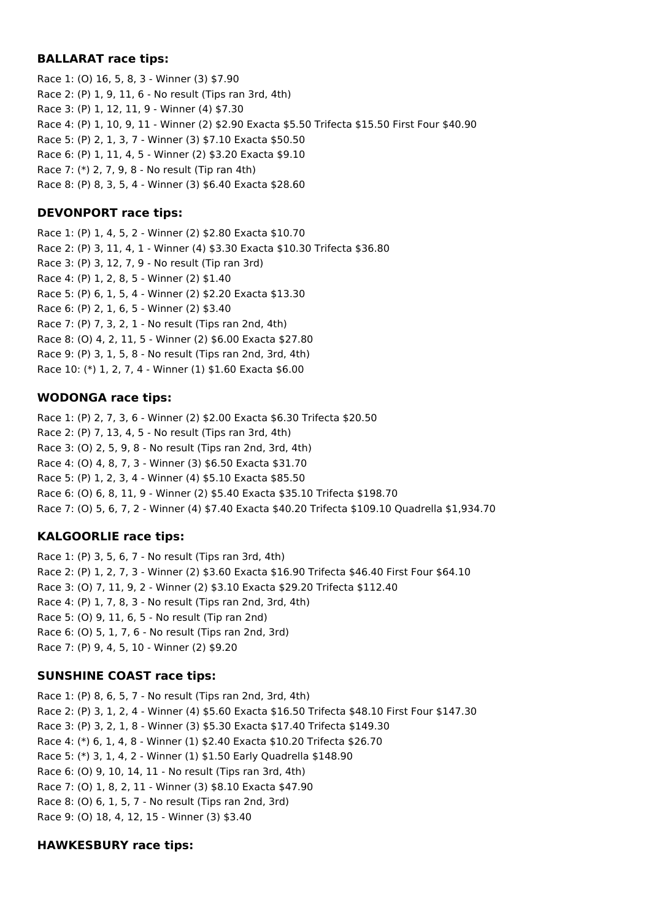### BALLARAT race tips:

Race 1: (O) 16, 5, 8, 3 - Winner (3) $7.90
Race 2: (P) 1, 9, 11, 6 - No result (Tips ran 3rd, 4th)
Race 3: (P) 1, 12, 11, 9 - Winner (4) $7.30
Race 4: (P) 1, 10, 9, 11 - Winner (2) $2.90 Exacta $5.50 Trifecta $15.50 First Four $40.90
Race 5: (P) 2, 1, 3, 7 - Winner (3) $7.10 Exacta $50.50
Race 6: (P) 1, 11, 4, 5 - Winner (2) $3.20 Exacta $9.10
Race 7: (*) 2, 7, 9, 8 - No result (Tip ran 4th)
Race 8: (P) 8, 3, 5, 4 - Winner (3) $6.40 Exacta $28.60

### DEVONPORT race tips:

Race 1: (P) 1, 4, 5, 2 - Winner (2) $2.80 Exacta $10.70
Race 2: (P) 3, 11, 4, 1 - Winner (4) $3.30 Exacta $10.30 Trifecta $36.80
Race 3: (P) 3, 12, 7, 9 - No result (Tip ran 3rd)
Race 4: (P) 1, 2, 8, 5 - Winner (2) $1.40
Race 5: (P) 6, 1, 5, 4 - Winner (2) $2.20 Exacta $13.30
Race 6: (P) 2, 1, 6, 5 - Winner (2) $3.40
Race 7: (P) 7, 3, 2, 1 - No result (Tips ran 2nd, 4th)
Race 8: (O) 4, 2, 11, 5 - Winner (2) $6.00 Exacta $27.80
Race 9: (P) 3, 1, 5, 8 - No result (Tips ran 2nd, 3rd, 4th)
Race 10: (*) 1, 2, 7, 4 - Winner (1) $1.60 Exacta $6.00

### WODONGA race tips:

Race 1: (P) 2, 7, 3, 6 - Winner (2) $2.00 Exacta $6.30 Trifecta $20.50
Race 2: (P) 7, 13, 4, 5 - No result (Tips ran 3rd, 4th)
Race 3: (O) 2, 5, 9, 8 - No result (Tips ran 2nd, 3rd, 4th)
Race 4: (O) 4, 8, 7, 3 - Winner (3) $6.50 Exacta $31.70
Race 5: (P) 1, 2, 3, 4 - Winner (4) $5.10 Exacta $85.50
Race 6: (O) 6, 8, 11, 9 - Winner (2) $5.40 Exacta $35.10 Trifecta $198.70
Race 7: (O) 5, 6, 7, 2 - Winner (4) $7.40 Exacta $40.20 Trifecta $109.10 Quadrella $1,934.70

### KALGOORLIE race tips:

Race 1: (P) 3, 5, 6, 7 - No result (Tips ran 3rd, 4th)
Race 2: (P) 1, 2, 7, 3 - Winner (2) $3.60 Exacta $16.90 Trifecta $46.40 First Four $64.10
Race 3: (O) 7, 11, 9, 2 - Winner (2) $3.10 Exacta $29.20 Trifecta $112.40
Race 4: (P) 1, 7, 8, 3 - No result (Tips ran 2nd, 3rd, 4th)
Race 5: (O) 9, 11, 6, 5 - No result (Tip ran 2nd)
Race 6: (O) 5, 1, 7, 6 - No result (Tips ran 2nd, 3rd)
Race 7: (P) 9, 4, 5, 10 - Winner (2) $9.20

### SUNSHINE COAST race tips:

Race 1: (P) 8, 6, 5, 7 - No result (Tips ran 2nd, 3rd, 4th)
Race 2: (P) 3, 1, 2, 4 - Winner (4) $5.60 Exacta $16.50 Trifecta $48.10 First Four $147.30
Race 3: (P) 3, 2, 1, 8 - Winner (3) $5.30 Exacta $17.40 Trifecta $149.30
Race 4: (*) 6, 1, 4, 8 - Winner (1) $2.40 Exacta $10.20 Trifecta $26.70
Race 5: (*) 3, 1, 4, 2 - Winner (1) $1.50 Early Quadrella $148.90
Race 6: (O) 9, 10, 14, 11 - No result (Tips ran 3rd, 4th)
Race 7: (O) 1, 8, 2, 11 - Winner (3) $8.10 Exacta $47.90
Race 8: (O) 6, 1, 5, 7 - No result (Tips ran 2nd, 3rd)
Race 9: (O) 18, 4, 12, 15 - Winner (3) $3.40

### HAWKESBURY race tips: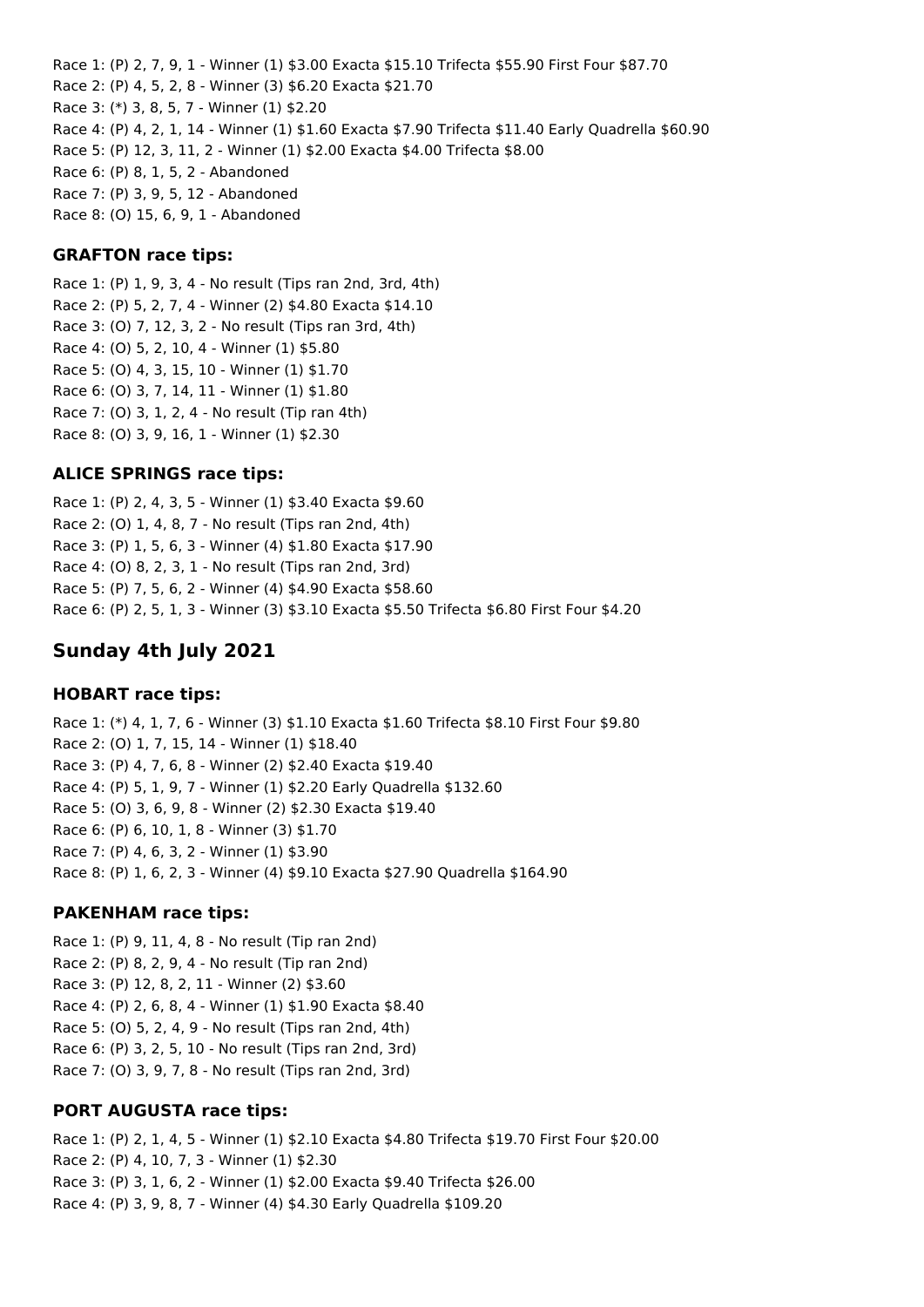Race 1: (P) 2, 7, 9, 1 - Winner (1) $3.00 Exacta $15.10 Trifecta $55.90 First Four $87.70
Race 2: (P) 4, 5, 2, 8 - Winner (3) $6.20 Exacta $21.70
Race 3: (*) 3, 8, 5, 7 - Winner (1) $2.20
Race 4: (P) 4, 2, 1, 14 - Winner (1) $1.60 Exacta $7.90 Trifecta $11.40 Early Quadrella $60.90
Race 5: (P) 12, 3, 11, 2 - Winner (1) $2.00 Exacta $4.00 Trifecta $8.00
Race 6: (P) 8, 1, 5, 2 - Abandoned
Race 7: (P) 3, 9, 5, 12 - Abandoned
Race 8: (O) 15, 6, 9, 1 - Abandoned

### GRAFTON race tips:

Race 1: (P) 1, 9, 3, 4 - No result (Tips ran 2nd, 3rd, 4th)
Race 2: (P) 5, 2, 7, 4 - Winner (2) $4.80 Exacta $14.10
Race 3: (O) 7, 12, 3, 2 - No result (Tips ran 3rd, 4th)
Race 4: (O) 5, 2, 10, 4 - Winner (1) $5.80
Race 5: (O) 4, 3, 15, 10 - Winner (1) $1.70
Race 6: (O) 3, 7, 14, 11 - Winner (1) $1.80
Race 7: (O) 3, 1, 2, 4 - No result (Tip ran 4th)
Race 8: (O) 3, 9, 16, 1 - Winner (1) $2.30

### ALICE SPRINGS race tips:

Race 1: (P) 2, 4, 3, 5 - Winner (1) $3.40 Exacta $9.60
Race 2: (O) 1, 4, 8, 7 - No result (Tips ran 2nd, 4th)
Race 3: (P) 1, 5, 6, 3 - Winner (4) $1.80 Exacta $17.90
Race 4: (O) 8, 2, 3, 1 - No result (Tips ran 2nd, 3rd)
Race 5: (P) 7, 5, 6, 2 - Winner (4) $4.90 Exacta $58.60
Race 6: (P) 2, 5, 1, 3 - Winner (3) $3.10 Exacta $5.50 Trifecta $6.80 First Four $4.20

## Sunday 4th July 2021

### HOBART race tips:

Race 1: (*) 4, 1, 7, 6 - Winner (3) $1.10 Exacta $1.60 Trifecta $8.10 First Four $9.80
Race 2: (O) 1, 7, 15, 14 - Winner (1) $18.40
Race 3: (P) 4, 7, 6, 8 - Winner (2) $2.40 Exacta $19.40
Race 4: (P) 5, 1, 9, 7 - Winner (1) $2.20 Early Quadrella $132.60
Race 5: (O) 3, 6, 9, 8 - Winner (2) $2.30 Exacta $19.40
Race 6: (P) 6, 10, 1, 8 - Winner (3) $1.70
Race 7: (P) 4, 6, 3, 2 - Winner (1) $3.90
Race 8: (P) 1, 6, 2, 3 - Winner (4) $9.10 Exacta $27.90 Quadrella $164.90

### PAKENHAM race tips:

Race 1: (P) 9, 11, 4, 8 - No result (Tip ran 2nd)
Race 2: (P) 8, 2, 9, 4 - No result (Tip ran 2nd)
Race 3: (P) 12, 8, 2, 11 - Winner (2) $3.60
Race 4: (P) 2, 6, 8, 4 - Winner (1) $1.90 Exacta $8.40
Race 5: (O) 5, 2, 4, 9 - No result (Tips ran 2nd, 4th)
Race 6: (P) 3, 2, 5, 10 - No result (Tips ran 2nd, 3rd)
Race 7: (O) 3, 9, 7, 8 - No result (Tips ran 2nd, 3rd)

### PORT AUGUSTA race tips:

Race 1: (P) 2, 1, 4, 5 - Winner (1) $2.10 Exacta $4.80 Trifecta $19.70 First Four $20.00
Race 2: (P) 4, 10, 7, 3 - Winner (1) $2.30
Race 3: (P) 3, 1, 6, 2 - Winner (1) $2.00 Exacta $9.40 Trifecta $26.00
Race 4: (P) 3, 9, 8, 7 - Winner (4) $4.30 Early Quadrella $109.20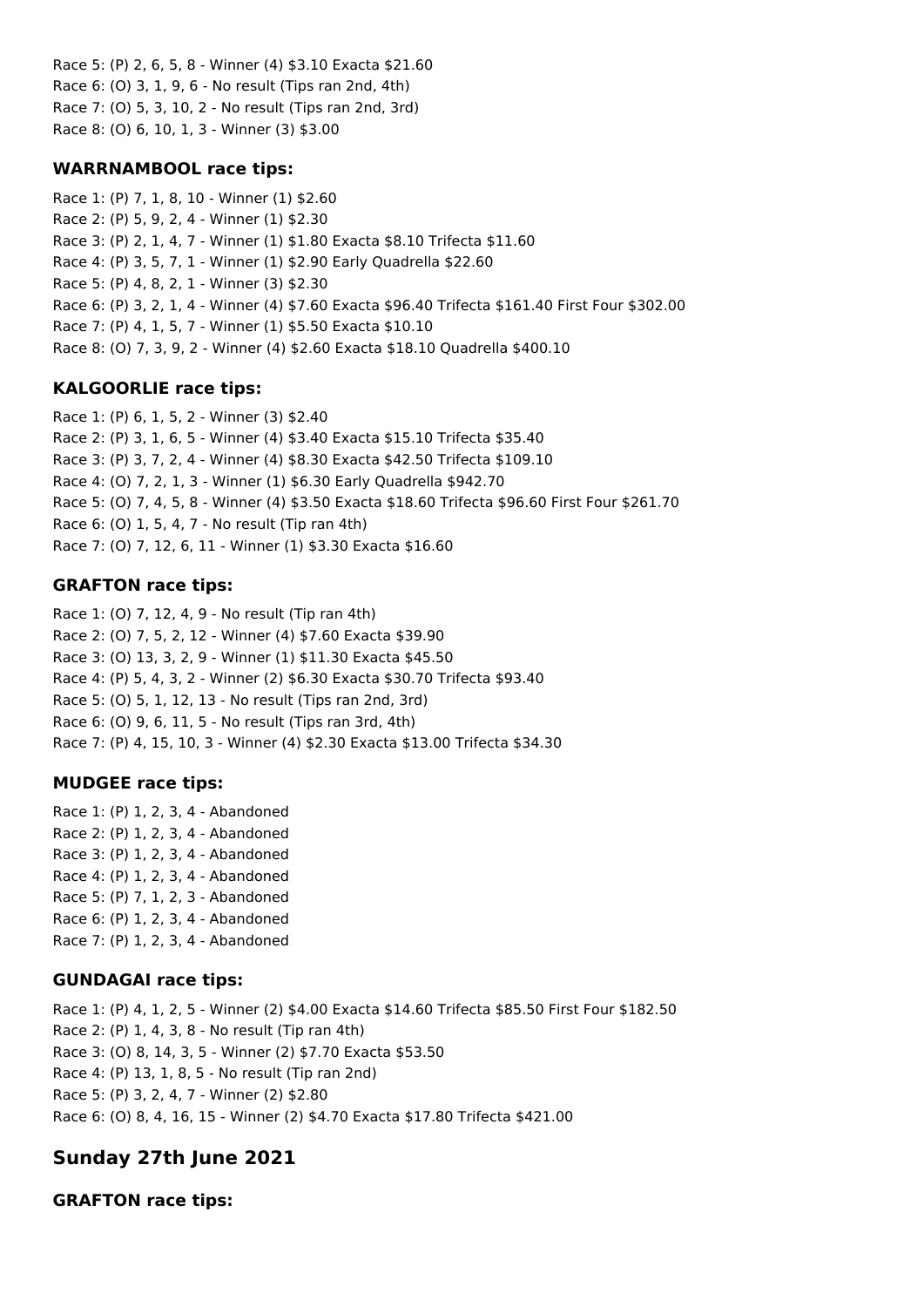Race 5: (P) 2, 6, 5, 8 - Winner (4) $3.10 Exacta $21.60
Race 6: (O) 3, 1, 9, 6 - No result (Tips ran 2nd, 4th)
Race 7: (O) 5, 3, 10, 2 - No result (Tips ran 2nd, 3rd)
Race 8: (O) 6, 10, 1, 3 - Winner (3) $3.00

### WARRNAMBOOL race tips:

Race 1: (P) 7, 1, 8, 10 - Winner (1) $2.60
Race 2: (P) 5, 9, 2, 4 - Winner (1) $2.30
Race 3: (P) 2, 1, 4, 7 - Winner (1) $1.80 Exacta $8.10 Trifecta $11.60
Race 4: (P) 3, 5, 7, 1 - Winner (1) $2.90 Early Quadrella $22.60
Race 5: (P) 4, 8, 2, 1 - Winner (3) $2.30
Race 6: (P) 3, 2, 1, 4 - Winner (4) $7.60 Exacta $96.40 Trifecta $161.40 First Four $302.00
Race 7: (P) 4, 1, 5, 7 - Winner (1) $5.50 Exacta $10.10
Race 8: (O) 7, 3, 9, 2 - Winner (4) $2.60 Exacta $18.10 Quadrella $400.10

### KALGOORLIE race tips:

Race 1: (P) 6, 1, 5, 2 - Winner (3) $2.40
Race 2: (P) 3, 1, 6, 5 - Winner (4) $3.40 Exacta $15.10 Trifecta $35.40
Race 3: (P) 3, 7, 2, 4 - Winner (4) $8.30 Exacta $42.50 Trifecta $109.10
Race 4: (O) 7, 2, 1, 3 - Winner (1) $6.30 Early Quadrella $942.70
Race 5: (O) 7, 4, 5, 8 - Winner (4) $3.50 Exacta $18.60 Trifecta $96.60 First Four $261.70
Race 6: (O) 1, 5, 4, 7 - No result (Tip ran 4th)
Race 7: (O) 7, 12, 6, 11 - Winner (1) $3.30 Exacta $16.60

### GRAFTON race tips:

Race 1: (O) 7, 12, 4, 9 - No result (Tip ran 4th)
Race 2: (O) 7, 5, 2, 12 - Winner (4) $7.60 Exacta $39.90
Race 3: (O) 13, 3, 2, 9 - Winner (1) $11.30 Exacta $45.50
Race 4: (P) 5, 4, 3, 2 - Winner (2) $6.30 Exacta $30.70 Trifecta $93.40
Race 5: (O) 5, 1, 12, 13 - No result (Tips ran 2nd, 3rd)
Race 6: (O) 9, 6, 11, 5 - No result (Tips ran 3rd, 4th)
Race 7: (P) 4, 15, 10, 3 - Winner (4) $2.30 Exacta $13.00 Trifecta $34.30

### MUDGEE race tips:

Race 1: (P) 1, 2, 3, 4 - Abandoned
Race 2: (P) 1, 2, 3, 4 - Abandoned
Race 3: (P) 1, 2, 3, 4 - Abandoned
Race 4: (P) 1, 2, 3, 4 - Abandoned
Race 5: (P) 7, 1, 2, 3 - Abandoned
Race 6: (P) 1, 2, 3, 4 - Abandoned
Race 7: (P) 1, 2, 3, 4 - Abandoned

### GUNDAGAI race tips:

Race 1: (P) 4, 1, 2, 5 - Winner (2) $4.00 Exacta $14.60 Trifecta $85.50 First Four $182.50
Race 2: (P) 1, 4, 3, 8 - No result (Tip ran 4th)
Race 3: (O) 8, 14, 3, 5 - Winner (2) $7.70 Exacta $53.50
Race 4: (P) 13, 1, 8, 5 - No result (Tip ran 2nd)
Race 5: (P) 3, 2, 4, 7 - Winner (2) $2.80
Race 6: (O) 8, 4, 16, 15 - Winner (2) $4.70 Exacta $17.80 Trifecta $421.00

## Sunday 27th June 2021

### GRAFTON race tips: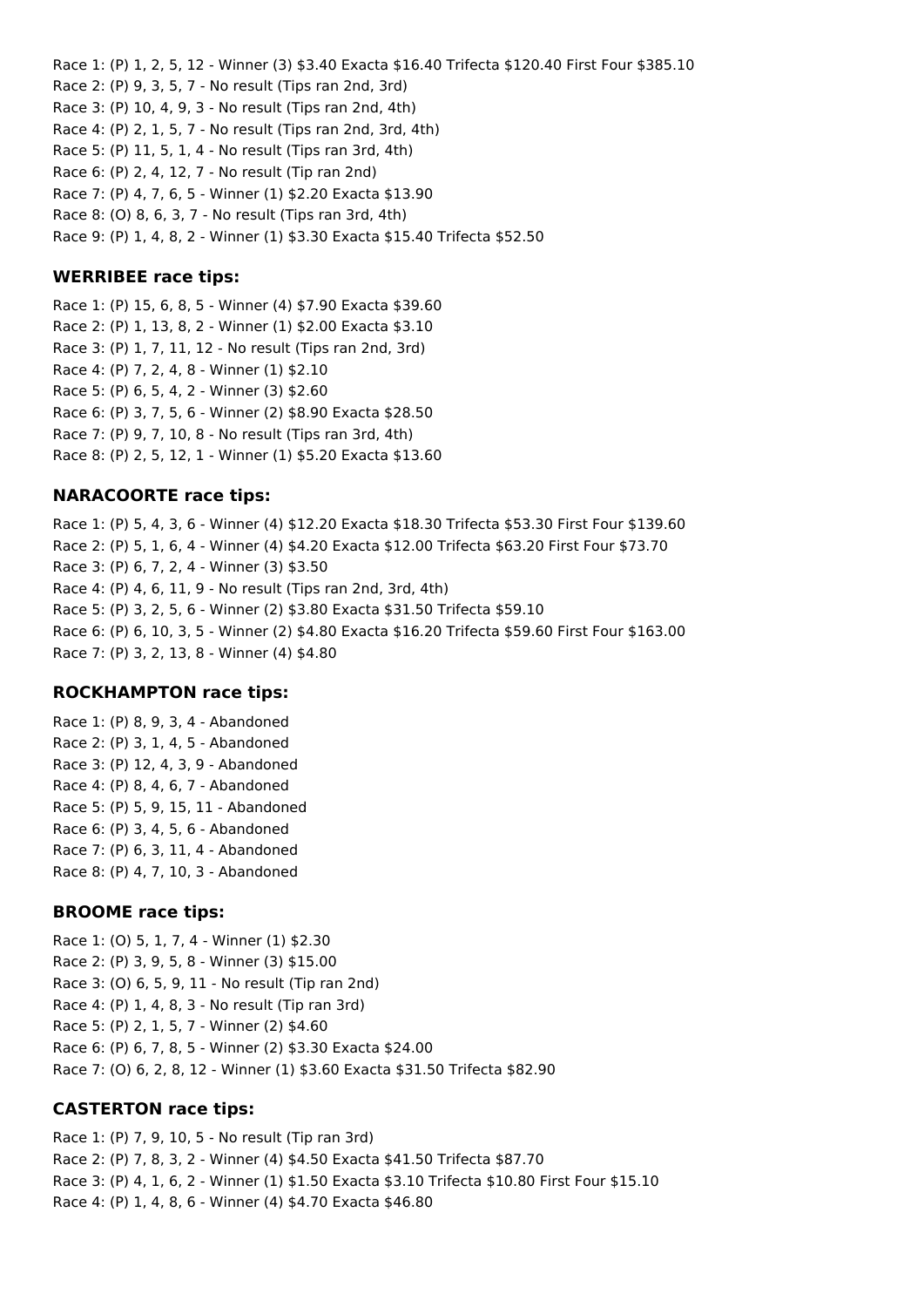Race 1: (P) 1, 2, 5, 12 - Winner (3) $3.40 Exacta $16.40 Trifecta $120.40 First Four $385.10
Race 2: (P) 9, 3, 5, 7 - No result (Tips ran 2nd, 3rd)
Race 3: (P) 10, 4, 9, 3 - No result (Tips ran 2nd, 4th)
Race 4: (P) 2, 1, 5, 7 - No result (Tips ran 2nd, 3rd, 4th)
Race 5: (P) 11, 5, 1, 4 - No result (Tips ran 3rd, 4th)
Race 6: (P) 2, 4, 12, 7 - No result (Tip ran 2nd)
Race 7: (P) 4, 7, 6, 5 - Winner (1) $2.20 Exacta $13.90
Race 8: (O) 8, 6, 3, 7 - No result (Tips ran 3rd, 4th)
Race 9: (P) 1, 4, 8, 2 - Winner (1) $3.30 Exacta $15.40 Trifecta $52.50

### WERRIBEE race tips:

Race 1: (P) 15, 6, 8, 5 - Winner (4) $7.90 Exacta $39.60
Race 2: (P) 1, 13, 8, 2 - Winner (1) $2.00 Exacta $3.10
Race 3: (P) 1, 7, 11, 12 - No result (Tips ran 2nd, 3rd)
Race 4: (P) 7, 2, 4, 8 - Winner (1) $2.10
Race 5: (P) 6, 5, 4, 2 - Winner (3) $2.60
Race 6: (P) 3, 7, 5, 6 - Winner (2) $8.90 Exacta $28.50
Race 7: (P) 9, 7, 10, 8 - No result (Tips ran 3rd, 4th)
Race 8: (P) 2, 5, 12, 1 - Winner (1) $5.20 Exacta $13.60

### NARACOORTE race tips:

Race 1: (P) 5, 4, 3, 6 - Winner (4) $12.20 Exacta $18.30 Trifecta $53.30 First Four $139.60
Race 2: (P) 5, 1, 6, 4 - Winner (4) $4.20 Exacta $12.00 Trifecta $63.20 First Four $73.70
Race 3: (P) 6, 7, 2, 4 - Winner (3) $3.50
Race 4: (P) 4, 6, 11, 9 - No result (Tips ran 2nd, 3rd, 4th)
Race 5: (P) 3, 2, 5, 6 - Winner (2) $3.80 Exacta $31.50 Trifecta $59.10
Race 6: (P) 6, 10, 3, 5 - Winner (2) $4.80 Exacta $16.20 Trifecta $59.60 First Four $163.00
Race 7: (P) 3, 2, 13, 8 - Winner (4) $4.80

### ROCKHAMPTON race tips:

Race 1: (P) 8, 9, 3, 4 - Abandoned
Race 2: (P) 3, 1, 4, 5 - Abandoned
Race 3: (P) 12, 4, 3, 9 - Abandoned
Race 4: (P) 8, 4, 6, 7 - Abandoned
Race 5: (P) 5, 9, 15, 11 - Abandoned
Race 6: (P) 3, 4, 5, 6 - Abandoned
Race 7: (P) 6, 3, 11, 4 - Abandoned
Race 8: (P) 4, 7, 10, 3 - Abandoned

### BROOME race tips:

Race 1: (O) 5, 1, 7, 4 - Winner (1) $2.30
Race 2: (P) 3, 9, 5, 8 - Winner (3) $15.00
Race 3: (O) 6, 5, 9, 11 - No result (Tip ran 2nd)
Race 4: (P) 1, 4, 8, 3 - No result (Tip ran 3rd)
Race 5: (P) 2, 1, 5, 7 - Winner (2) $4.60
Race 6: (P) 6, 7, 8, 5 - Winner (2) $3.30 Exacta $24.00
Race 7: (O) 6, 2, 8, 12 - Winner (1) $3.60 Exacta $31.50 Trifecta $82.90

### CASTERTON race tips:

Race 1: (P) 7, 9, 10, 5 - No result (Tip ran 3rd)
Race 2: (P) 7, 8, 3, 2 - Winner (4) $4.50 Exacta $41.50 Trifecta $87.70
Race 3: (P) 4, 1, 6, 2 - Winner (1) $1.50 Exacta $3.10 Trifecta $10.80 First Four $15.10
Race 4: (P) 1, 4, 8, 6 - Winner (4) $4.70 Exacta $46.80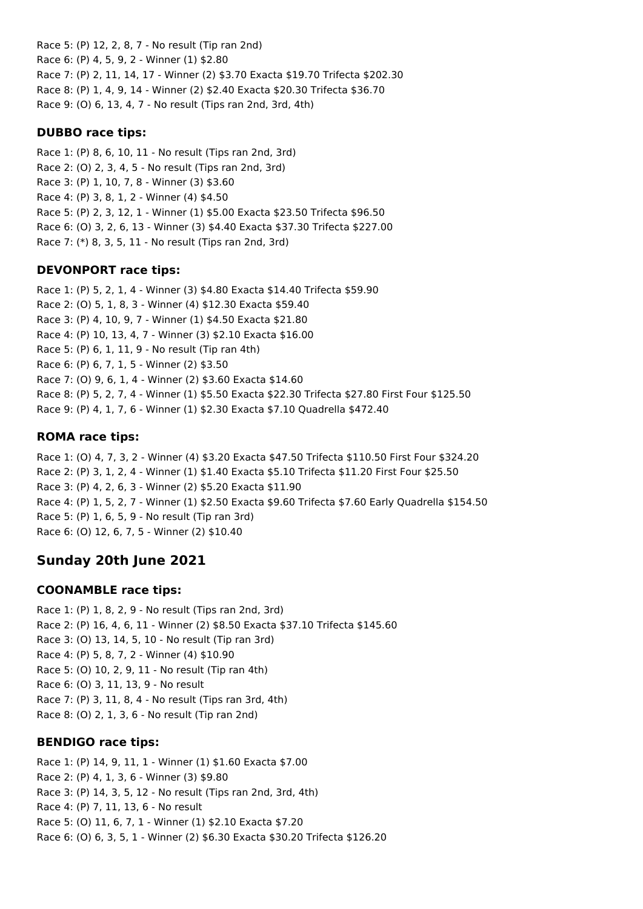Race 5: (P) 12, 2, 8, 7 - No result (Tip ran 2nd)
Race 6: (P) 4, 5, 9, 2 - Winner (1) $2.80
Race 7: (P) 2, 11, 14, 17 - Winner (2) $3.70 Exacta $19.70 Trifecta $202.30
Race 8: (P) 1, 4, 9, 14 - Winner (2) $2.40 Exacta $20.30 Trifecta $36.70
Race 9: (O) 6, 13, 4, 7 - No result (Tips ran 2nd, 3rd, 4th)

### DUBBO race tips:

Race 1: (P) 8, 6, 10, 11 - No result (Tips ran 2nd, 3rd)
Race 2: (O) 2, 3, 4, 5 - No result (Tips ran 2nd, 3rd)
Race 3: (P) 1, 10, 7, 8 - Winner (3) $3.60
Race 4: (P) 3, 8, 1, 2 - Winner (4) $4.50
Race 5: (P) 2, 3, 12, 1 - Winner (1) $5.00 Exacta $23.50 Trifecta $96.50
Race 6: (O) 3, 2, 6, 13 - Winner (3) $4.40 Exacta $37.30 Trifecta $227.00
Race 7: (*) 8, 3, 5, 11 - No result (Tips ran 2nd, 3rd)

### DEVONPORT race tips:

Race 1: (P) 5, 2, 1, 4 - Winner (3) $4.80 Exacta $14.40 Trifecta $59.90
Race 2: (O) 5, 1, 8, 3 - Winner (4) $12.30 Exacta $59.40
Race 3: (P) 4, 10, 9, 7 - Winner (1) $4.50 Exacta $21.80
Race 4: (P) 10, 13, 4, 7 - Winner (3) $2.10 Exacta $16.00
Race 5: (P) 6, 1, 11, 9 - No result (Tip ran 4th)
Race 6: (P) 6, 7, 1, 5 - Winner (2) $3.50
Race 7: (O) 9, 6, 1, 4 - Winner (2) $3.60 Exacta $14.60
Race 8: (P) 5, 2, 7, 4 - Winner (1) $5.50 Exacta $22.30 Trifecta $27.80 First Four $125.50
Race 9: (P) 4, 1, 7, 6 - Winner (1) $2.30 Exacta $7.10 Quadrella $472.40

### ROMA race tips:

Race 1: (O) 4, 7, 3, 2 - Winner (4) $3.20 Exacta $47.50 Trifecta $110.50 First Four $324.20
Race 2: (P) 3, 1, 2, 4 - Winner (1) $1.40 Exacta $5.10 Trifecta $11.20 First Four $25.50
Race 3: (P) 4, 2, 6, 3 - Winner (2) $5.20 Exacta $11.90
Race 4: (P) 1, 5, 2, 7 - Winner (1) $2.50 Exacta $9.60 Trifecta $7.60 Early Quadrella $154.50
Race 5: (P) 1, 6, 5, 9 - No result (Tip ran 3rd)
Race 6: (O) 12, 6, 7, 5 - Winner (2) $10.40

## Sunday 20th June 2021

### COONAMBLE race tips:

Race 1: (P) 1, 8, 2, 9 - No result (Tips ran 2nd, 3rd)
Race 2: (P) 16, 4, 6, 11 - Winner (2) $8.50 Exacta $37.10 Trifecta $145.60
Race 3: (O) 13, 14, 5, 10 - No result (Tip ran 3rd)
Race 4: (P) 5, 8, 7, 2 - Winner (4) $10.90
Race 5: (O) 10, 2, 9, 11 - No result (Tip ran 4th)
Race 6: (O) 3, 11, 13, 9 - No result
Race 7: (P) 3, 11, 8, 4 - No result (Tips ran 3rd, 4th)
Race 8: (O) 2, 1, 3, 6 - No result (Tip ran 2nd)

### BENDIGO race tips:

Race 1: (P) 14, 9, 11, 1 - Winner (1) $1.60 Exacta $7.00
Race 2: (P) 4, 1, 3, 6 - Winner (3) $9.80
Race 3: (P) 14, 3, 5, 12 - No result (Tips ran 2nd, 3rd, 4th)
Race 4: (P) 7, 11, 13, 6 - No result
Race 5: (O) 11, 6, 7, 1 - Winner (1) $2.10 Exacta $7.20
Race 6: (O) 6, 3, 5, 1 - Winner (2) $6.30 Exacta $30.20 Trifecta $126.20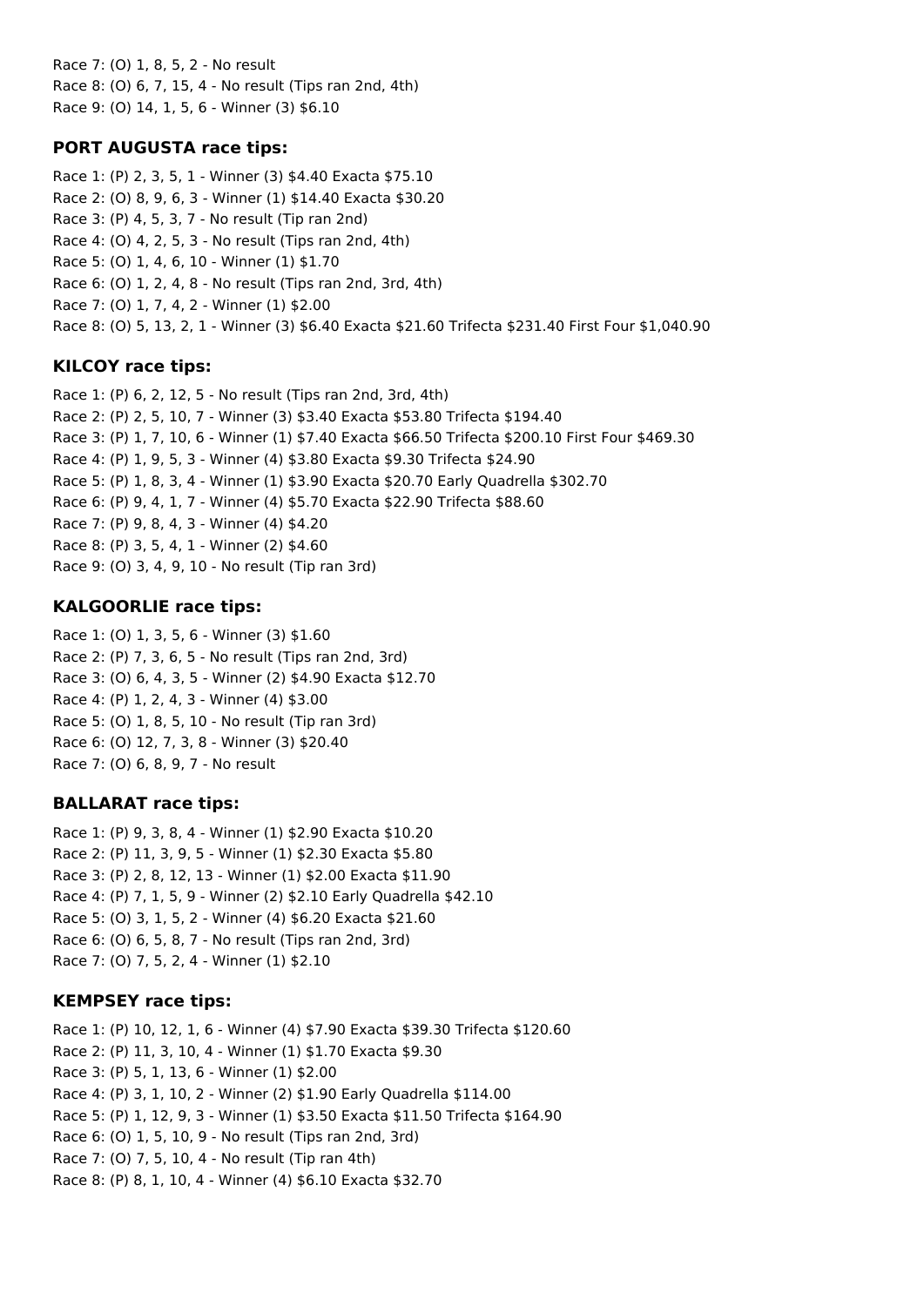Race 7: (O) 1, 8, 5, 2 - No result
Race 8: (O) 6, 7, 15, 4 - No result (Tips ran 2nd, 4th)
Race 9: (O) 14, 1, 5, 6 - Winner (3) $6.10

### PORT AUGUSTA race tips:

Race 1: (P) 2, 3, 5, 1 - Winner (3) $4.40 Exacta $75.10
Race 2: (O) 8, 9, 6, 3 - Winner (1) $14.40 Exacta $30.20
Race 3: (P) 4, 5, 3, 7 - No result (Tip ran 2nd)
Race 4: (O) 4, 2, 5, 3 - No result (Tips ran 2nd, 4th)
Race 5: (O) 1, 4, 6, 10 - Winner (1) $1.70
Race 6: (O) 1, 2, 4, 8 - No result (Tips ran 2nd, 3rd, 4th)
Race 7: (O) 1, 7, 4, 2 - Winner (1) $2.00
Race 8: (O) 5, 13, 2, 1 - Winner (3) $6.40 Exacta $21.60 Trifecta $231.40 First Four $1,040.90

### KILCOY race tips:

Race 1: (P) 6, 2, 12, 5 - No result (Tips ran 2nd, 3rd, 4th)
Race 2: (P) 2, 5, 10, 7 - Winner (3) $3.40 Exacta $53.80 Trifecta $194.40
Race 3: (P) 1, 7, 10, 6 - Winner (1) $7.40 Exacta $66.50 Trifecta $200.10 First Four $469.30
Race 4: (P) 1, 9, 5, 3 - Winner (4) $3.80 Exacta $9.30 Trifecta $24.90
Race 5: (P) 1, 8, 3, 4 - Winner (1) $3.90 Exacta $20.70 Early Quadrella $302.70
Race 6: (P) 9, 4, 1, 7 - Winner (4) $5.70 Exacta $22.90 Trifecta $88.60
Race 7: (P) 9, 8, 4, 3 - Winner (4) $4.20
Race 8: (P) 3, 5, 4, 1 - Winner (2) $4.60
Race 9: (O) 3, 4, 9, 10 - No result (Tip ran 3rd)

### KALGOORLIE race tips:

Race 1: (O) 1, 3, 5, 6 - Winner (3) $1.60
Race 2: (P) 7, 3, 6, 5 - No result (Tips ran 2nd, 3rd)
Race 3: (O) 6, 4, 3, 5 - Winner (2) $4.90 Exacta $12.70
Race 4: (P) 1, 2, 4, 3 - Winner (4) $3.00
Race 5: (O) 1, 8, 5, 10 - No result (Tip ran 3rd)
Race 6: (O) 12, 7, 3, 8 - Winner (3) $20.40
Race 7: (O) 6, 8, 9, 7 - No result

### BALLARAT race tips:

Race 1: (P) 9, 3, 8, 4 - Winner (1) $2.90 Exacta $10.20
Race 2: (P) 11, 3, 9, 5 - Winner (1) $2.30 Exacta $5.80
Race 3: (P) 2, 8, 12, 13 - Winner (1) $2.00 Exacta $11.90
Race 4: (P) 7, 1, 5, 9 - Winner (2) $2.10 Early Quadrella $42.10
Race 5: (O) 3, 1, 5, 2 - Winner (4) $6.20 Exacta $21.60
Race 6: (O) 6, 5, 8, 7 - No result (Tips ran 2nd, 3rd)
Race 7: (O) 7, 5, 2, 4 - Winner (1) $2.10

### KEMPSEY race tips:

Race 1: (P) 10, 12, 1, 6 - Winner (4) $7.90 Exacta $39.30 Trifecta $120.60
Race 2: (P) 11, 3, 10, 4 - Winner (1) $1.70 Exacta $9.30
Race 3: (P) 5, 1, 13, 6 - Winner (1) $2.00
Race 4: (P) 3, 1, 10, 2 - Winner (2) $1.90 Early Quadrella $114.00
Race 5: (P) 1, 12, 9, 3 - Winner (1) $3.50 Exacta $11.50 Trifecta $164.90
Race 6: (O) 1, 5, 10, 9 - No result (Tips ran 2nd, 3rd)
Race 7: (O) 7, 5, 10, 4 - No result (Tip ran 4th)
Race 8: (P) 8, 1, 10, 4 - Winner (4) $6.10 Exacta $32.70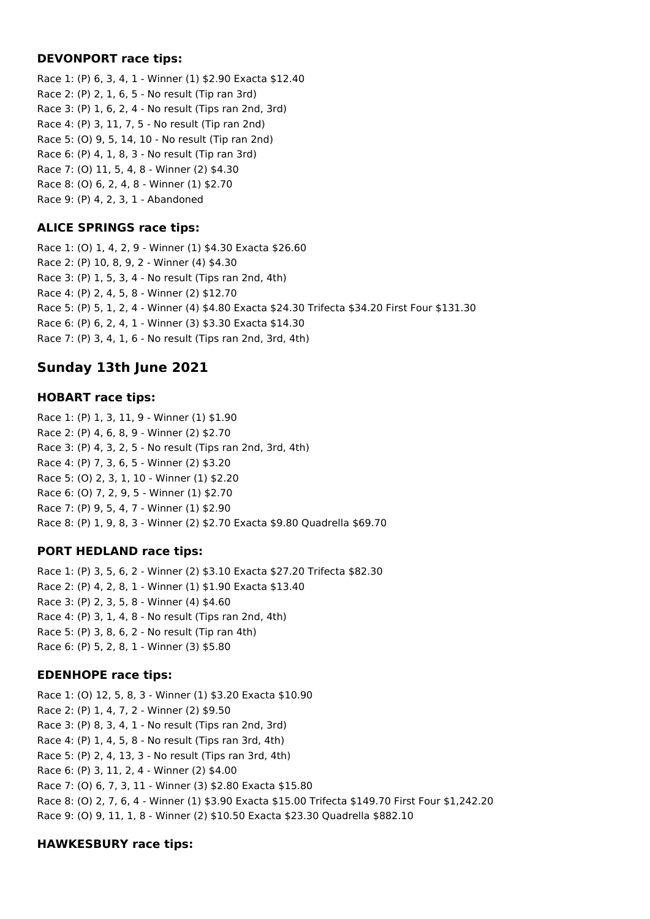### DEVONPORT race tips:

Race 1: (P) 6, 3, 4, 1 - Winner (1) $2.90 Exacta $12.40
Race 2: (P) 2, 1, 6, 5 - No result (Tip ran 3rd)
Race 3: (P) 1, 6, 2, 4 - No result (Tips ran 2nd, 3rd)
Race 4: (P) 3, 11, 7, 5 - No result (Tip ran 2nd)
Race 5: (O) 9, 5, 14, 10 - No result (Tip ran 2nd)
Race 6: (P) 4, 1, 8, 3 - No result (Tip ran 3rd)
Race 7: (O) 11, 5, 4, 8 - Winner (2) $4.30
Race 8: (O) 6, 2, 4, 8 - Winner (1) $2.70
Race 9: (P) 4, 2, 3, 1 - Abandoned

### ALICE SPRINGS race tips:

Race 1: (O) 1, 4, 2, 9 - Winner (1) $4.30 Exacta $26.60
Race 2: (P) 10, 8, 9, 2 - Winner (4) $4.30
Race 3: (P) 1, 5, 3, 4 - No result (Tips ran 2nd, 4th)
Race 4: (P) 2, 4, 5, 8 - Winner (2) $12.70
Race 5: (P) 5, 1, 2, 4 - Winner (4) $4.80 Exacta $24.30 Trifecta $34.20 First Four $131.30
Race 6: (P) 6, 2, 4, 1 - Winner (3) $3.30 Exacta $14.30
Race 7: (P) 3, 4, 1, 6 - No result (Tips ran 2nd, 3rd, 4th)

## Sunday 13th June 2021

### HOBART race tips:

Race 1: (P) 1, 3, 11, 9 - Winner (1) $1.90
Race 2: (P) 4, 6, 8, 9 - Winner (2) $2.70
Race 3: (P) 4, 3, 2, 5 - No result (Tips ran 2nd, 3rd, 4th)
Race 4: (P) 7, 3, 6, 5 - Winner (2) $3.20
Race 5: (O) 2, 3, 1, 10 - Winner (1) $2.20
Race 6: (O) 7, 2, 9, 5 - Winner (1) $2.70
Race 7: (P) 9, 5, 4, 7 - Winner (1) $2.90
Race 8: (P) 1, 9, 8, 3 - Winner (2) $2.70 Exacta $9.80 Quadrella $69.70

### PORT HEDLAND race tips:

Race 1: (P) 3, 5, 6, 2 - Winner (2) $3.10 Exacta $27.20 Trifecta $82.30
Race 2: (P) 4, 2, 8, 1 - Winner (1) $1.90 Exacta $13.40
Race 3: (P) 2, 3, 5, 8 - Winner (4) $4.60
Race 4: (P) 3, 1, 4, 8 - No result (Tips ran 2nd, 4th)
Race 5: (P) 3, 8, 6, 2 - No result (Tip ran 4th)
Race 6: (P) 5, 2, 8, 1 - Winner (3) $5.80

### EDENHOPE race tips:

Race 1: (O) 12, 5, 8, 3 - Winner (1) $3.20 Exacta $10.90
Race 2: (P) 1, 4, 7, 2 - Winner (2) $9.50
Race 3: (P) 8, 3, 4, 1 - No result (Tips ran 2nd, 3rd)
Race 4: (P) 1, 4, 5, 8 - No result (Tips ran 3rd, 4th)
Race 5: (P) 2, 4, 13, 3 - No result (Tips ran 3rd, 4th)
Race 6: (P) 3, 11, 2, 4 - Winner (2) $4.00
Race 7: (O) 6, 7, 3, 11 - Winner (3) $2.80 Exacta $15.80
Race 8: (O) 2, 7, 6, 4 - Winner (1) $3.90 Exacta $15.00 Trifecta $149.70 First Four $1,242.20
Race 9: (O) 9, 11, 1, 8 - Winner (2) $10.50 Exacta $23.30 Quadrella $882.10

### HAWKESBURY race tips: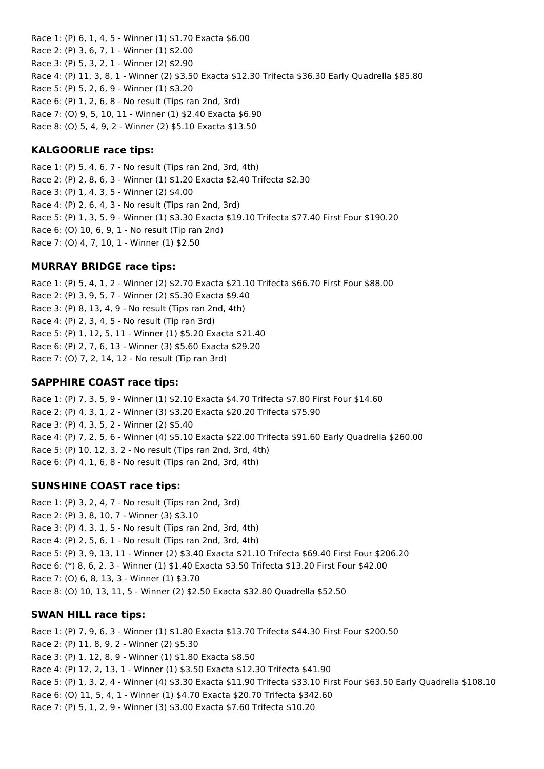Race 1: (P) 6, 1, 4, 5 - Winner (1) $1.70 Exacta $6.00
Race 2: (P) 3, 6, 7, 1 - Winner (1) $2.00
Race 3: (P) 5, 3, 2, 1 - Winner (2) $2.90
Race 4: (P) 11, 3, 8, 1 - Winner (2) $3.50 Exacta $12.30 Trifecta $36.30 Early Quadrella $85.80
Race 5: (P) 5, 2, 6, 9 - Winner (1) $3.20
Race 6: (P) 1, 2, 6, 8 - No result (Tips ran 2nd, 3rd)
Race 7: (O) 9, 5, 10, 11 - Winner (1) $2.40 Exacta $6.90
Race 8: (O) 5, 4, 9, 2 - Winner (2) $5.10 Exacta $13.50

### KALGOORLIE race tips:

Race 1: (P) 5, 4, 6, 7 - No result (Tips ran 2nd, 3rd, 4th)
Race 2: (P) 2, 8, 6, 3 - Winner (1) $1.20 Exacta $2.40 Trifecta $2.30
Race 3: (P) 1, 4, 3, 5 - Winner (2) $4.00
Race 4: (P) 2, 6, 4, 3 - No result (Tips ran 2nd, 3rd)
Race 5: (P) 1, 3, 5, 9 - Winner (1) $3.30 Exacta $19.10 Trifecta $77.40 First Four $190.20
Race 6: (O) 10, 6, 9, 1 - No result (Tip ran 2nd)
Race 7: (O) 4, 7, 10, 1 - Winner (1) $2.50

### MURRAY BRIDGE race tips:

Race 1: (P) 5, 4, 1, 2 - Winner (2) $2.70 Exacta $21.10 Trifecta $66.70 First Four $88.00
Race 2: (P) 3, 9, 5, 7 - Winner (2) $5.30 Exacta $9.40
Race 3: (P) 8, 13, 4, 9 - No result (Tips ran 2nd, 4th)
Race 4: (P) 2, 3, 4, 5 - No result (Tip ran 3rd)
Race 5: (P) 1, 12, 5, 11 - Winner (1) $5.20 Exacta $21.40
Race 6: (P) 2, 7, 6, 13 - Winner (3) $5.60 Exacta $29.20
Race 7: (O) 7, 2, 14, 12 - No result (Tip ran 3rd)

### SAPPHIRE COAST race tips:

Race 1: (P) 7, 3, 5, 9 - Winner (1) $2.10 Exacta $4.70 Trifecta $7.80 First Four $14.60
Race 2: (P) 4, 3, 1, 2 - Winner (3) $3.20 Exacta $20.20 Trifecta $75.90
Race 3: (P) 4, 3, 5, 2 - Winner (2) $5.40
Race 4: (P) 7, 2, 5, 6 - Winner (4) $5.10 Exacta $22.00 Trifecta $91.60 Early Quadrella $260.00
Race 5: (P) 10, 12, 3, 2 - No result (Tips ran 2nd, 3rd, 4th)
Race 6: (P) 4, 1, 6, 8 - No result (Tips ran 2nd, 3rd, 4th)

### SUNSHINE COAST race tips:

Race 1: (P) 3, 2, 4, 7 - No result (Tips ran 2nd, 3rd)
Race 2: (P) 3, 8, 10, 7 - Winner (3) $3.10
Race 3: (P) 4, 3, 1, 5 - No result (Tips ran 2nd, 3rd, 4th)
Race 4: (P) 2, 5, 6, 1 - No result (Tips ran 2nd, 3rd, 4th)
Race 5: (P) 3, 9, 13, 11 - Winner (2) $3.40 Exacta $21.10 Trifecta $69.40 First Four $206.20
Race 6: (*) 8, 6, 2, 3 - Winner (1) $1.40 Exacta $3.50 Trifecta $13.20 First Four $42.00
Race 7: (O) 6, 8, 13, 3 - Winner (1) $3.70
Race 8: (O) 10, 13, 11, 5 - Winner (2) $2.50 Exacta $32.80 Quadrella $52.50

### SWAN HILL race tips:

Race 1: (P) 7, 9, 6, 3 - Winner (1) $1.80 Exacta $13.70 Trifecta $44.30 First Four $200.50
Race 2: (P) 11, 8, 9, 2 - Winner (2) $5.30
Race 3: (P) 1, 12, 8, 9 - Winner (1) $1.80 Exacta $8.50
Race 4: (P) 12, 2, 13, 1 - Winner (1) $3.50 Exacta $12.30 Trifecta $41.90
Race 5: (P) 1, 3, 2, 4 - Winner (4) $3.30 Exacta $11.90 Trifecta $33.10 First Four $63.50 Early Quadrella $108.10
Race 6: (O) 11, 5, 4, 1 - Winner (1) $4.70 Exacta $20.70 Trifecta $342.60
Race 7: (P) 5, 1, 2, 9 - Winner (3) $3.00 Exacta $7.60 Trifecta $10.20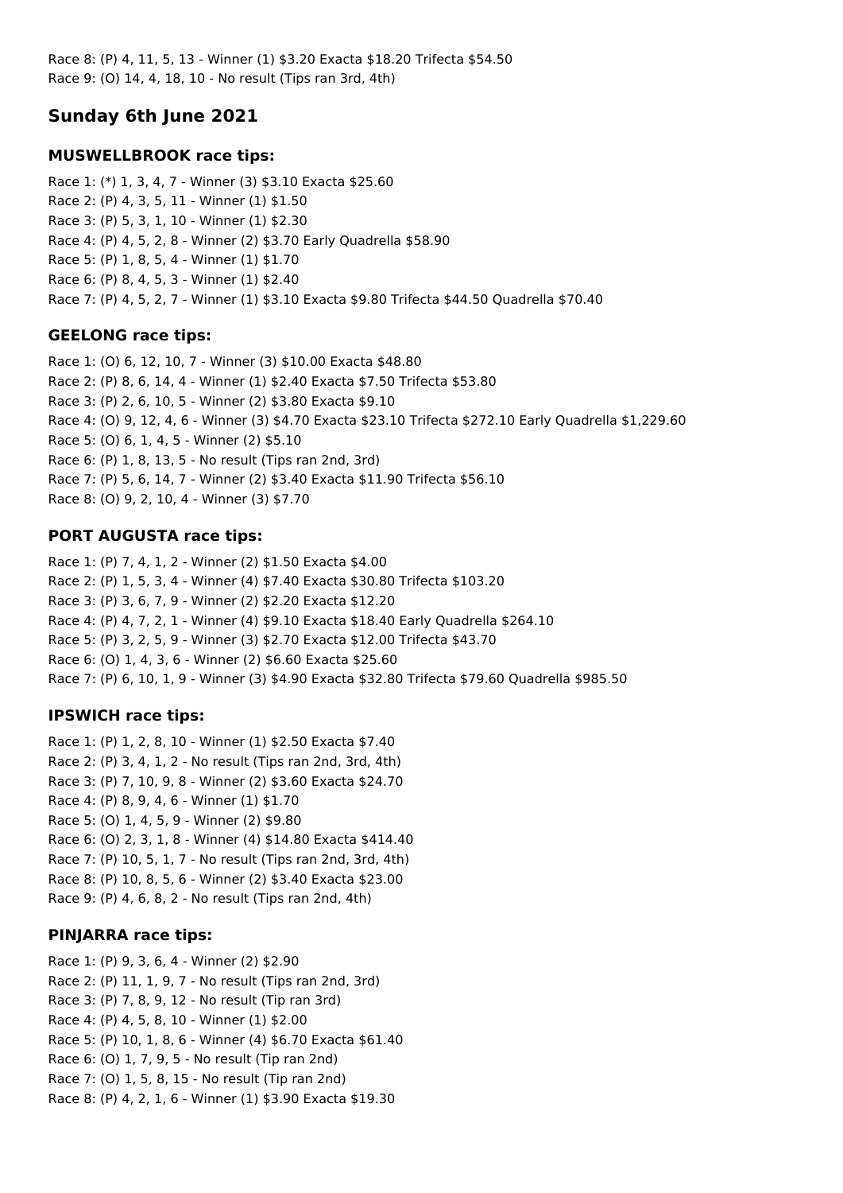Race 8: (P) 4, 11, 5, 13 - Winner (1) $3.20 Exacta $18.20 Trifecta $54.50
Race 9: (O) 14, 4, 18, 10 - No result (Tips ran 3rd, 4th)

## Sunday 6th June 2021

### MUSWELLBROOK race tips:

Race 1: (*) 1, 3, 4, 7 - Winner (3) $3.10 Exacta $25.60
Race 2: (P) 4, 3, 5, 11 - Winner (1) $1.50
Race 3: (P) 5, 3, 1, 10 - Winner (1) $2.30
Race 4: (P) 4, 5, 2, 8 - Winner (2) $3.70 Early Quadrella $58.90
Race 5: (P) 1, 8, 5, 4 - Winner (1) $1.70
Race 6: (P) 8, 4, 5, 3 - Winner (1) $2.40
Race 7: (P) 4, 5, 2, 7 - Winner (1) $3.10 Exacta $9.80 Trifecta $44.50 Quadrella $70.40

### GEELONG race tips:

Race 1: (O) 6, 12, 10, 7 - Winner (3) $10.00 Exacta $48.80
Race 2: (P) 8, 6, 14, 4 - Winner (1) $2.40 Exacta $7.50 Trifecta $53.80
Race 3: (P) 2, 6, 10, 5 - Winner (2) $3.80 Exacta $9.10
Race 4: (O) 9, 12, 4, 6 - Winner (3) $4.70 Exacta $23.10 Trifecta $272.10 Early Quadrella $1,229.60
Race 5: (O) 6, 1, 4, 5 - Winner (2) $5.10
Race 6: (P) 1, 8, 13, 5 - No result (Tips ran 2nd, 3rd)
Race 7: (P) 5, 6, 14, 7 - Winner (2) $3.40 Exacta $11.90 Trifecta $56.10
Race 8: (O) 9, 2, 10, 4 - Winner (3) $7.70

### PORT AUGUSTA race tips:

Race 1: (P) 7, 4, 1, 2 - Winner (2) $1.50 Exacta $4.00
Race 2: (P) 1, 5, 3, 4 - Winner (4) $7.40 Exacta $30.80 Trifecta $103.20
Race 3: (P) 3, 6, 7, 9 - Winner (2) $2.20 Exacta $12.20
Race 4: (P) 4, 7, 2, 1 - Winner (4) $9.10 Exacta $18.40 Early Quadrella $264.10
Race 5: (P) 3, 2, 5, 9 - Winner (3) $2.70 Exacta $12.00 Trifecta $43.70
Race 6: (O) 1, 4, 3, 6 - Winner (2) $6.60 Exacta $25.60
Race 7: (P) 6, 10, 1, 9 - Winner (3) $4.90 Exacta $32.80 Trifecta $79.60 Quadrella $985.50

### IPSWICH race tips:

Race 1: (P) 1, 2, 8, 10 - Winner (1) $2.50 Exacta $7.40
Race 2: (P) 3, 4, 1, 2 - No result (Tips ran 2nd, 3rd, 4th)
Race 3: (P) 7, 10, 9, 8 - Winner (2) $3.60 Exacta $24.70
Race 4: (P) 8, 9, 4, 6 - Winner (1) $1.70
Race 5: (O) 1, 4, 5, 9 - Winner (2) $9.80
Race 6: (O) 2, 3, 1, 8 - Winner (4) $14.80 Exacta $414.40
Race 7: (P) 10, 5, 1, 7 - No result (Tips ran 2nd, 3rd, 4th)
Race 8: (P) 10, 8, 5, 6 - Winner (2) $3.40 Exacta $23.00
Race 9: (P) 4, 6, 8, 2 - No result (Tips ran 2nd, 4th)

### PINJARRA race tips:

Race 1: (P) 9, 3, 6, 4 - Winner (2) $2.90
Race 2: (P) 11, 1, 9, 7 - No result (Tips ran 2nd, 3rd)
Race 3: (P) 7, 8, 9, 12 - No result (Tip ran 3rd)
Race 4: (P) 4, 5, 8, 10 - Winner (1) $2.00
Race 5: (P) 10, 1, 8, 6 - Winner (4) $6.70 Exacta $61.40
Race 6: (O) 1, 7, 9, 5 - No result (Tip ran 2nd)
Race 7: (O) 1, 5, 8, 15 - No result (Tip ran 2nd)
Race 8: (P) 4, 2, 1, 6 - Winner (1) $3.90 Exacta $19.30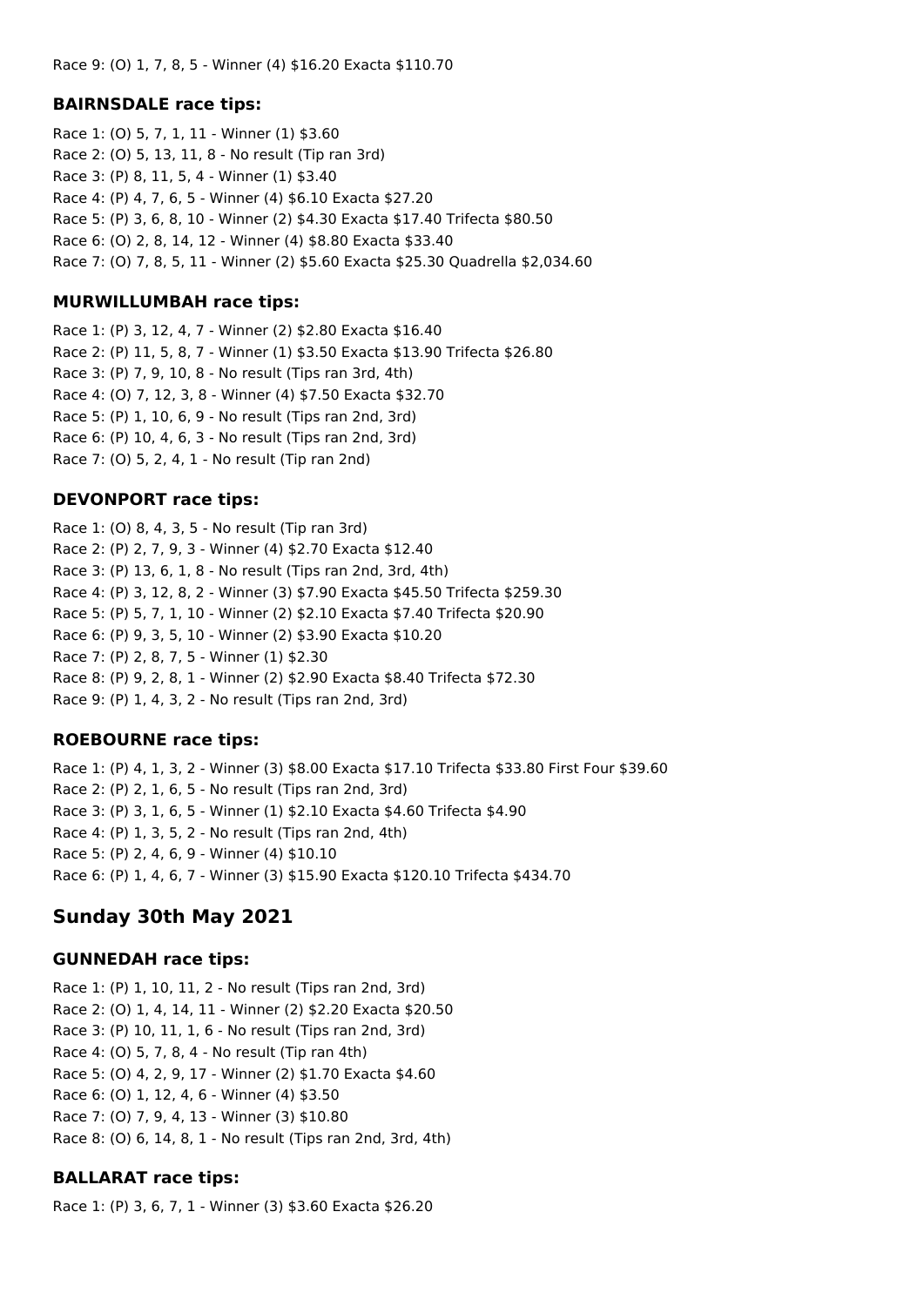Race 9: (O) 1, 7, 8, 5 - Winner (4) $16.20 Exacta $110.70

### BAIRNSDALE race tips:

Race 1: (O) 5, 7, 1, 11 - Winner (1) $3.60
Race 2: (O) 5, 13, 11, 8 - No result (Tip ran 3rd)
Race 3: (P) 8, 11, 5, 4 - Winner (1) $3.40
Race 4: (P) 4, 7, 6, 5 - Winner (4) $6.10 Exacta $27.20
Race 5: (P) 3, 6, 8, 10 - Winner (2) $4.30 Exacta $17.40 Trifecta $80.50
Race 6: (O) 2, 8, 14, 12 - Winner (4) $8.80 Exacta $33.40
Race 7: (O) 7, 8, 5, 11 - Winner (2) $5.60 Exacta $25.30 Quadrella $2,034.60

### MURWILLUMBAH race tips:

Race 1: (P) 3, 12, 4, 7 - Winner (2) $2.80 Exacta $16.40
Race 2: (P) 11, 5, 8, 7 - Winner (1) $3.50 Exacta $13.90 Trifecta $26.80
Race 3: (P) 7, 9, 10, 8 - No result (Tips ran 3rd, 4th)
Race 4: (O) 7, 12, 3, 8 - Winner (4) $7.50 Exacta $32.70
Race 5: (P) 1, 10, 6, 9 - No result (Tips ran 2nd, 3rd)
Race 6: (P) 10, 4, 6, 3 - No result (Tips ran 2nd, 3rd)
Race 7: (O) 5, 2, 4, 1 - No result (Tip ran 2nd)

### DEVONPORT race tips:

Race 1: (O) 8, 4, 3, 5 - No result (Tip ran 3rd)
Race 2: (P) 2, 7, 9, 3 - Winner (4) $2.70 Exacta $12.40
Race 3: (P) 13, 6, 1, 8 - No result (Tips ran 2nd, 3rd, 4th)
Race 4: (P) 3, 12, 8, 2 - Winner (3) $7.90 Exacta $45.50 Trifecta $259.30
Race 5: (P) 5, 7, 1, 10 - Winner (2) $2.10 Exacta $7.40 Trifecta $20.90
Race 6: (P) 9, 3, 5, 10 - Winner (2) $3.90 Exacta $10.20
Race 7: (P) 2, 8, 7, 5 - Winner (1) $2.30
Race 8: (P) 9, 2, 8, 1 - Winner (2) $2.90 Exacta $8.40 Trifecta $72.30
Race 9: (P) 1, 4, 3, 2 - No result (Tips ran 2nd, 3rd)

### ROEBOURNE race tips:

Race 1: (P) 4, 1, 3, 2 - Winner (3) $8.00 Exacta $17.10 Trifecta $33.80 First Four $39.60
Race 2: (P) 2, 1, 6, 5 - No result (Tips ran 2nd, 3rd)
Race 3: (P) 3, 1, 6, 5 - Winner (1) $2.10 Exacta $4.60 Trifecta $4.90
Race 4: (P) 1, 3, 5, 2 - No result (Tips ran 2nd, 4th)
Race 5: (P) 2, 4, 6, 9 - Winner (4) $10.10
Race 6: (P) 1, 4, 6, 7 - Winner (3) $15.90 Exacta $120.10 Trifecta $434.70

## Sunday 30th May 2021

### GUNNEDAH race tips:

Race 1: (P) 1, 10, 11, 2 - No result (Tips ran 2nd, 3rd)
Race 2: (O) 1, 4, 14, 11 - Winner (2) $2.20 Exacta $20.50
Race 3: (P) 10, 11, 1, 6 - No result (Tips ran 2nd, 3rd)
Race 4: (O) 5, 7, 8, 4 - No result (Tip ran 4th)
Race 5: (O) 4, 2, 9, 17 - Winner (2) $1.70 Exacta $4.60
Race 6: (O) 1, 12, 4, 6 - Winner (4) $3.50
Race 7: (O) 7, 9, 4, 13 - Winner (3) $10.80
Race 8: (O) 6, 14, 8, 1 - No result (Tips ran 2nd, 3rd, 4th)

### BALLARAT race tips:

Race 1: (P) 3, 6, 7, 1 - Winner (3) $3.60 Exacta $26.20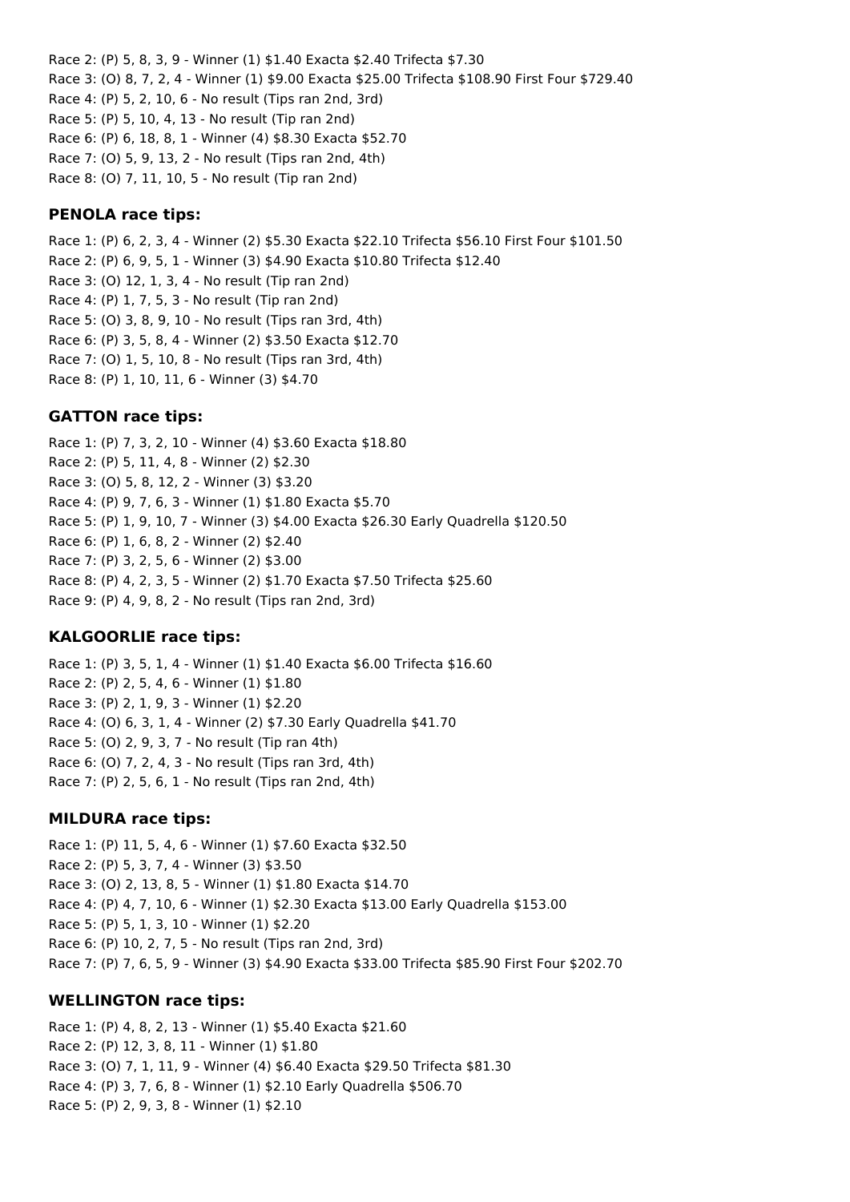Race 2: (P) 5, 8, 3, 9 - Winner (1) $1.40 Exacta $2.40 Trifecta $7.30

Race 3: (O) 8, 7, 2, 4 - Winner (1) $9.00 Exacta $25.00 Trifecta $108.90 First Four $729.40

Race 4: (P) 5, 2, 10, 6 - No result (Tips ran 2nd, 3rd)

Race 5: (P) 5, 10, 4, 13 - No result (Tip ran 2nd)

Race 6: (P) 6, 18, 8, 1 - Winner (4) $8.30 Exacta $52.70

Race 7: (O) 5, 9, 13, 2 - No result (Tips ran 2nd, 4th)

Race 8: (O) 7, 11, 10, 5 - No result (Tip ran 2nd)

### PENOLA race tips:

Race 1: (P) 6, 2, 3, 4 - Winner (2) $5.30 Exacta $22.10 Trifecta $56.10 First Four $101.50

Race 2: (P) 6, 9, 5, 1 - Winner (3) $4.90 Exacta $10.80 Trifecta $12.40

Race 3: (O) 12, 1, 3, 4 - No result (Tip ran 2nd)

Race 4: (P) 1, 7, 5, 3 - No result (Tip ran 2nd)

Race 5: (O) 3, 8, 9, 10 - No result (Tips ran 3rd, 4th)

Race 6: (P) 3, 5, 8, 4 - Winner (2) $3.50 Exacta $12.70

Race 7: (O) 1, 5, 10, 8 - No result (Tips ran 3rd, 4th)

Race 8: (P) 1, 10, 11, 6 - Winner (3) $4.70

### GATTON race tips:

Race 1: (P) 7, 3, 2, 10 - Winner (4) $3.60 Exacta $18.80

Race 2: (P) 5, 11, 4, 8 - Winner (2) $2.30

Race 3: (O) 5, 8, 12, 2 - Winner (3) $3.20

Race 4: (P) 9, 7, 6, 3 - Winner (1) $1.80 Exacta $5.70

Race 5: (P) 1, 9, 10, 7 - Winner (3) $4.00 Exacta $26.30 Early Quadrella $120.50

Race 6: (P) 1, 6, 8, 2 - Winner (2) $2.40

Race 7: (P) 3, 2, 5, 6 - Winner (2) $3.00

Race 8: (P) 4, 2, 3, 5 - Winner (2) $1.70 Exacta $7.50 Trifecta $25.60

Race 9: (P) 4, 9, 8, 2 - No result (Tips ran 2nd, 3rd)

### KALGOORLIE race tips:

Race 1: (P) 3, 5, 1, 4 - Winner (1) $1.40 Exacta $6.00 Trifecta $16.60

Race 2: (P) 2, 5, 4, 6 - Winner (1) $1.80

Race 3: (P) 2, 1, 9, 3 - Winner (1) $2.20

Race 4: (O) 6, 3, 1, 4 - Winner (2) $7.30 Early Quadrella $41.70

Race 5: (O) 2, 9, 3, 7 - No result (Tip ran 4th)

Race 6: (O) 7, 2, 4, 3 - No result (Tips ran 3rd, 4th)

Race 7: (P) 2, 5, 6, 1 - No result (Tips ran 2nd, 4th)

### MILDURA race tips:

Race 1: (P) 11, 5, 4, 6 - Winner (1) $7.60 Exacta $32.50

Race 2: (P) 5, 3, 7, 4 - Winner (3) $3.50

Race 3: (O) 2, 13, 8, 5 - Winner (1) $1.80 Exacta $14.70

Race 4: (P) 4, 7, 10, 6 - Winner (1) $2.30 Exacta $13.00 Early Quadrella $153.00

Race 5: (P) 5, 1, 3, 10 - Winner (1) $2.20

Race 6: (P) 10, 2, 7, 5 - No result (Tips ran 2nd, 3rd)

Race 7: (P) 7, 6, 5, 9 - Winner (3) $4.90 Exacta $33.00 Trifecta $85.90 First Four $202.70

### WELLINGTON race tips:

Race 1: (P) 4, 8, 2, 13 - Winner (1) $5.40 Exacta $21.60

Race 2: (P) 12, 3, 8, 11 - Winner (1) $1.80

Race 3: (O) 7, 1, 11, 9 - Winner (4) $6.40 Exacta $29.50 Trifecta $81.30

Race 4: (P) 3, 7, 6, 8 - Winner (1) $2.10 Early Quadrella $506.70

Race 5: (P) 2, 9, 3, 8 - Winner (1) $2.10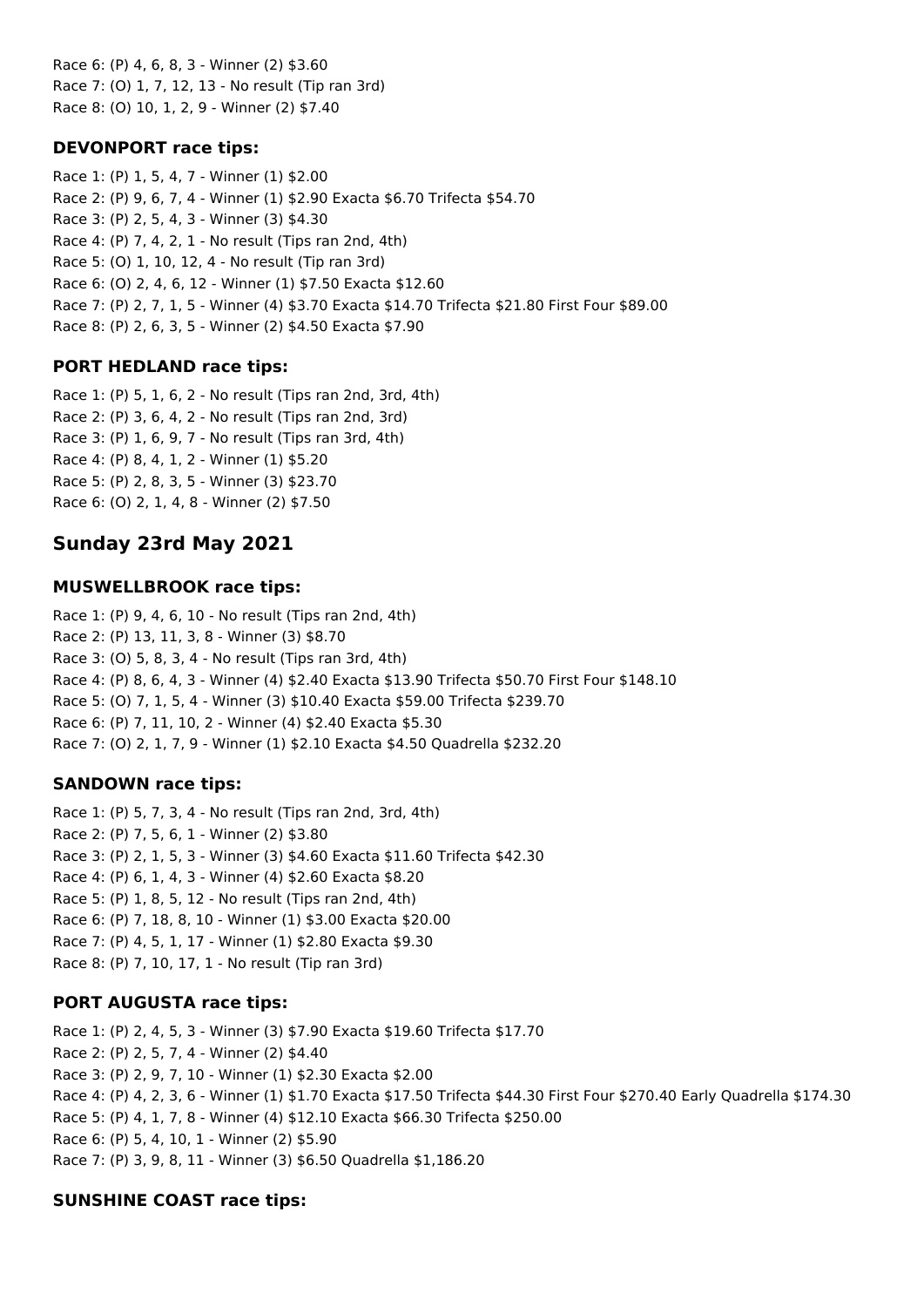Race 6: (P) 4, 6, 8, 3 - Winner (2) $3.60
Race 7: (O) 1, 7, 12, 13 - No result (Tip ran 3rd)
Race 8: (O) 10, 1, 2, 9 - Winner (2) $7.40

### DEVONPORT race tips:

Race 1: (P) 1, 5, 4, 7 - Winner (1) $2.00
Race 2: (P) 9, 6, 7, 4 - Winner (1) $2.90 Exacta $6.70 Trifecta $54.70
Race 3: (P) 2, 5, 4, 3 - Winner (3) $4.30
Race 4: (P) 7, 4, 2, 1 - No result (Tips ran 2nd, 4th)
Race 5: (O) 1, 10, 12, 4 - No result (Tip ran 3rd)
Race 6: (O) 2, 4, 6, 12 - Winner (1) $7.50 Exacta $12.60
Race 7: (P) 2, 7, 1, 5 - Winner (4) $3.70 Exacta $14.70 Trifecta $21.80 First Four $89.00
Race 8: (P) 2, 6, 3, 5 - Winner (2) $4.50 Exacta $7.90

### PORT HEDLAND race tips:

Race 1: (P) 5, 1, 6, 2 - No result (Tips ran 2nd, 3rd, 4th)
Race 2: (P) 3, 6, 4, 2 - No result (Tips ran 2nd, 3rd)
Race 3: (P) 1, 6, 9, 7 - No result (Tips ran 3rd, 4th)
Race 4: (P) 8, 4, 1, 2 - Winner (1) $5.20
Race 5: (P) 2, 8, 3, 5 - Winner (3) $23.70
Race 6: (O) 2, 1, 4, 8 - Winner (2) $7.50

## Sunday 23rd May 2021

### MUSWELLBROOK race tips:

Race 1: (P) 9, 4, 6, 10 - No result (Tips ran 2nd, 4th)
Race 2: (P) 13, 11, 3, 8 - Winner (3) $8.70
Race 3: (O) 5, 8, 3, 4 - No result (Tips ran 3rd, 4th)
Race 4: (P) 8, 6, 4, 3 - Winner (4) $2.40 Exacta $13.90 Trifecta $50.70 First Four $148.10
Race 5: (O) 7, 1, 5, 4 - Winner (3) $10.40 Exacta $59.00 Trifecta $239.70
Race 6: (P) 7, 11, 10, 2 - Winner (4) $2.40 Exacta $5.30
Race 7: (O) 2, 1, 7, 9 - Winner (1) $2.10 Exacta $4.50 Quadrella $232.20

### SANDOWN race tips:

Race 1: (P) 5, 7, 3, 4 - No result (Tips ran 2nd, 3rd, 4th)
Race 2: (P) 7, 5, 6, 1 - Winner (2) $3.80
Race 3: (P) 2, 1, 5, 3 - Winner (3) $4.60 Exacta $11.60 Trifecta $42.30
Race 4: (P) 6, 1, 4, 3 - Winner (4) $2.60 Exacta $8.20
Race 5: (P) 1, 8, 5, 12 - No result (Tips ran 2nd, 4th)
Race 6: (P) 7, 18, 8, 10 - Winner (1) $3.00 Exacta $20.00
Race 7: (P) 4, 5, 1, 17 - Winner (1) $2.80 Exacta $9.30
Race 8: (P) 7, 10, 17, 1 - No result (Tip ran 3rd)

### PORT AUGUSTA race tips:

Race 1: (P) 2, 4, 5, 3 - Winner (3) $7.90 Exacta $19.60 Trifecta $17.70
Race 2: (P) 2, 5, 7, 4 - Winner (2) $4.40
Race 3: (P) 2, 9, 7, 10 - Winner (1) $2.30 Exacta $2.00
Race 4: (P) 4, 2, 3, 6 - Winner (1) $1.70 Exacta $17.50 Trifecta $44.30 First Four $270.40 Early Quadrella $174.30
Race 5: (P) 4, 1, 7, 8 - Winner (4) $12.10 Exacta $66.30 Trifecta $250.00
Race 6: (P) 5, 4, 10, 1 - Winner (2) $5.90
Race 7: (P) 3, 9, 8, 11 - Winner (3) $6.50 Quadrella $1,186.20

### SUNSHINE COAST race tips: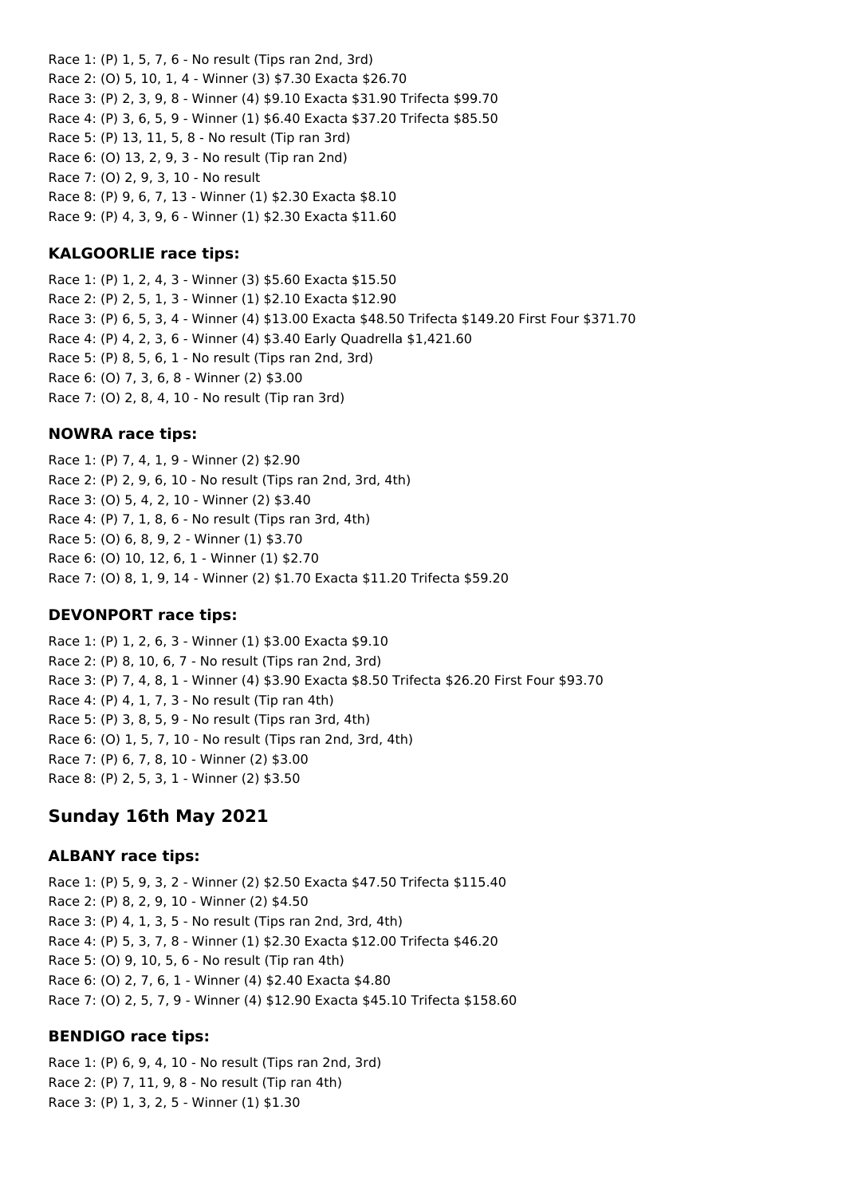Race 1: (P) 1, 5, 7, 6 - No result (Tips ran 2nd, 3rd)
Race 2: (O) 5, 10, 1, 4 - Winner (3) $7.30 Exacta $26.70
Race 3: (P) 2, 3, 9, 8 - Winner (4) $9.10 Exacta $31.90 Trifecta $99.70
Race 4: (P) 3, 6, 5, 9 - Winner (1) $6.40 Exacta $37.20 Trifecta $85.50
Race 5: (P) 13, 11, 5, 8 - No result (Tip ran 3rd)
Race 6: (O) 13, 2, 9, 3 - No result (Tip ran 2nd)
Race 7: (O) 2, 9, 3, 10 - No result
Race 8: (P) 9, 6, 7, 13 - Winner (1) $2.30 Exacta $8.10
Race 9: (P) 4, 3, 9, 6 - Winner (1) $2.30 Exacta $11.60

### KALGOORLIE race tips:

Race 1: (P) 1, 2, 4, 3 - Winner (3) $5.60 Exacta $15.50
Race 2: (P) 2, 5, 1, 3 - Winner (1) $2.10 Exacta $12.90
Race 3: (P) 6, 5, 3, 4 - Winner (4) $13.00 Exacta $48.50 Trifecta $149.20 First Four $371.70
Race 4: (P) 4, 2, 3, 6 - Winner (4) $3.40 Early Quadrella $1,421.60
Race 5: (P) 8, 5, 6, 1 - No result (Tips ran 2nd, 3rd)
Race 6: (O) 7, 3, 6, 8 - Winner (2) $3.00
Race 7: (O) 2, 8, 4, 10 - No result (Tip ran 3rd)

### NOWRA race tips:

Race 1: (P) 7, 4, 1, 9 - Winner (2) $2.90
Race 2: (P) 2, 9, 6, 10 - No result (Tips ran 2nd, 3rd, 4th)
Race 3: (O) 5, 4, 2, 10 - Winner (2) $3.40
Race 4: (P) 7, 1, 8, 6 - No result (Tips ran 3rd, 4th)
Race 5: (O) 6, 8, 9, 2 - Winner (1) $3.70
Race 6: (O) 10, 12, 6, 1 - Winner (1) $2.70
Race 7: (O) 8, 1, 9, 14 - Winner (2) $1.70 Exacta $11.20 Trifecta $59.20

### DEVONPORT race tips:

Race 1: (P) 1, 2, 6, 3 - Winner (1) $3.00 Exacta $9.10
Race 2: (P) 8, 10, 6, 7 - No result (Tips ran 2nd, 3rd)
Race 3: (P) 7, 4, 8, 1 - Winner (4) $3.90 Exacta $8.50 Trifecta $26.20 First Four $93.70
Race 4: (P) 4, 1, 7, 3 - No result (Tip ran 4th)
Race 5: (P) 3, 8, 5, 9 - No result (Tips ran 3rd, 4th)
Race 6: (O) 1, 5, 7, 10 - No result (Tips ran 2nd, 3rd, 4th)
Race 7: (P) 6, 7, 8, 10 - Winner (2) $3.00
Race 8: (P) 2, 5, 3, 1 - Winner (2) $3.50

## Sunday 16th May 2021

### ALBANY race tips:

Race 1: (P) 5, 9, 3, 2 - Winner (2) $2.50 Exacta $47.50 Trifecta $115.40
Race 2: (P) 8, 2, 9, 10 - Winner (2) $4.50
Race 3: (P) 4, 1, 3, 5 - No result (Tips ran 2nd, 3rd, 4th)
Race 4: (P) 5, 3, 7, 8 - Winner (1) $2.30 Exacta $12.00 Trifecta $46.20
Race 5: (O) 9, 10, 5, 6 - No result (Tip ran 4th)
Race 6: (O) 2, 7, 6, 1 - Winner (4) $2.40 Exacta $4.80
Race 7: (O) 2, 5, 7, 9 - Winner (4) $12.90 Exacta $45.10 Trifecta $158.60

### BENDIGO race tips:

Race 1: (P) 6, 9, 4, 10 - No result (Tips ran 2nd, 3rd)
Race 2: (P) 7, 11, 9, 8 - No result (Tip ran 4th)
Race 3: (P) 1, 3, 2, 5 - Winner (1) $1.30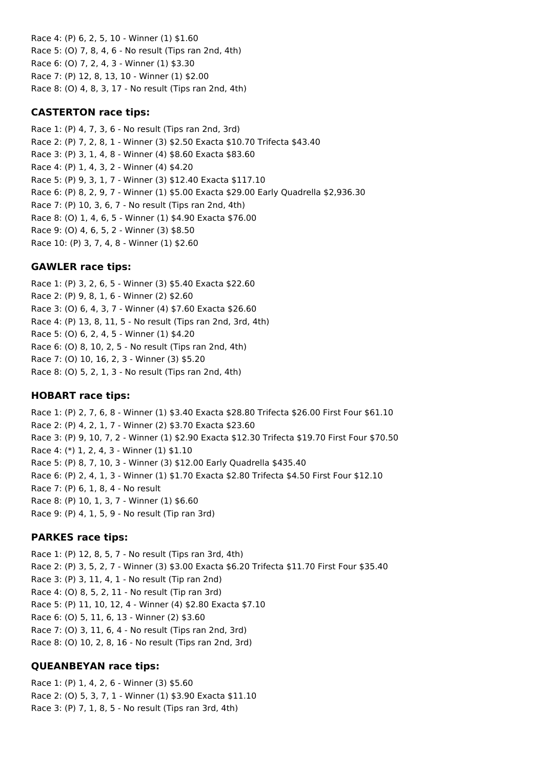Race 4: (P) 6, 2, 5, 10 - Winner (1) $1.60
Race 5: (O) 7, 8, 4, 6 - No result (Tips ran 2nd, 4th)
Race 6: (O) 7, 2, 4, 3 - Winner (1) $3.30
Race 7: (P) 12, 8, 13, 10 - Winner (1) $2.00
Race 8: (O) 4, 8, 3, 17 - No result (Tips ran 2nd, 4th)

### CASTERTON race tips:

Race 1: (P) 4, 7, 3, 6 - No result (Tips ran 2nd, 3rd)
Race 2: (P) 7, 2, 8, 1 - Winner (3) $2.50 Exacta $10.70 Trifecta $43.40
Race 3: (P) 3, 1, 4, 8 - Winner (4) $8.60 Exacta $83.60
Race 4: (P) 1, 4, 3, 2 - Winner (4) $4.20
Race 5: (P) 9, 3, 1, 7 - Winner (3) $12.40 Exacta $117.10
Race 6: (P) 8, 2, 9, 7 - Winner (1) $5.00 Exacta $29.00 Early Quadrella $2,936.30
Race 7: (P) 10, 3, 6, 7 - No result (Tips ran 2nd, 4th)
Race 8: (O) 1, 4, 6, 5 - Winner (1) $4.90 Exacta $76.00
Race 9: (O) 4, 6, 5, 2 - Winner (3) $8.50
Race 10: (P) 3, 7, 4, 8 - Winner (1) $2.60

### GAWLER race tips:

Race 1: (P) 3, 2, 6, 5 - Winner (3) $5.40 Exacta $22.60
Race 2: (P) 9, 8, 1, 6 - Winner (2) $2.60
Race 3: (O) 6, 4, 3, 7 - Winner (4) $7.60 Exacta $26.60
Race 4: (P) 13, 8, 11, 5 - No result (Tips ran 2nd, 3rd, 4th)
Race 5: (O) 6, 2, 4, 5 - Winner (1) $4.20
Race 6: (O) 8, 10, 2, 5 - No result (Tips ran 2nd, 4th)
Race 7: (O) 10, 16, 2, 3 - Winner (3) $5.20
Race 8: (O) 5, 2, 1, 3 - No result (Tips ran 2nd, 4th)

### HOBART race tips:

Race 1: (P) 2, 7, 6, 8 - Winner (1) $3.40 Exacta $28.80 Trifecta $26.00 First Four $61.10
Race 2: (P) 4, 2, 1, 7 - Winner (2) $3.70 Exacta $23.60
Race 3: (P) 9, 10, 7, 2 - Winner (1) $2.90 Exacta $12.30 Trifecta $19.70 First Four $70.50
Race 4: (*) 1, 2, 4, 3 - Winner (1) $1.10
Race 5: (P) 8, 7, 10, 3 - Winner (3) $12.00 Early Quadrella $435.40
Race 6: (P) 2, 4, 1, 3 - Winner (1) $1.70 Exacta $2.80 Trifecta $4.50 First Four $12.10
Race 7: (P) 6, 1, 8, 4 - No result
Race 8: (P) 10, 1, 3, 7 - Winner (1) $6.60
Race 9: (P) 4, 1, 5, 9 - No result (Tip ran 3rd)

### PARKES race tips:

Race 1: (P) 12, 8, 5, 7 - No result (Tips ran 3rd, 4th)
Race 2: (P) 3, 5, 2, 7 - Winner (3) $3.00 Exacta $6.20 Trifecta $11.70 First Four $35.40
Race 3: (P) 3, 11, 4, 1 - No result (Tip ran 2nd)
Race 4: (O) 8, 5, 2, 11 - No result (Tip ran 3rd)
Race 5: (P) 11, 10, 12, 4 - Winner (4) $2.80 Exacta $7.10
Race 6: (O) 5, 11, 6, 13 - Winner (2) $3.60
Race 7: (O) 3, 11, 6, 4 - No result (Tips ran 2nd, 3rd)
Race 8: (O) 10, 2, 8, 16 - No result (Tips ran 2nd, 3rd)

### QUEANBEYAN race tips:

Race 1: (P) 1, 4, 2, 6 - Winner (3) $5.60
Race 2: (O) 5, 3, 7, 1 - Winner (1) $3.90 Exacta $11.10
Race 3: (P) 7, 1, 8, 5 - No result (Tips ran 3rd, 4th)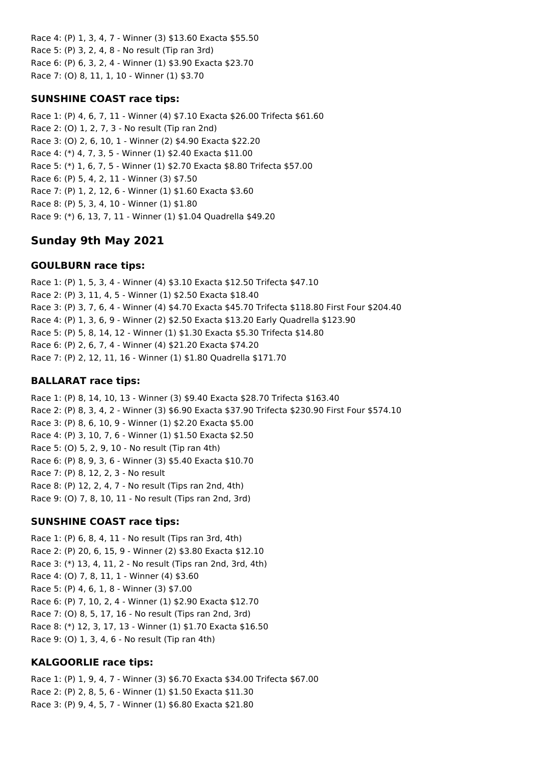Race 4: (P) 1, 3, 4, 7 - Winner (3) $13.60 Exacta $55.50
Race 5: (P) 3, 2, 4, 8 - No result (Tip ran 3rd)
Race 6: (P) 6, 3, 2, 4 - Winner (1) $3.90 Exacta $23.70
Race 7: (O) 8, 11, 1, 10 - Winner (1) $3.70

### SUNSHINE COAST race tips:

Race 1: (P) 4, 6, 7, 11 - Winner (4) $7.10 Exacta $26.00 Trifecta $61.60
Race 2: (O) 1, 2, 7, 3 - No result (Tip ran 2nd)
Race 3: (O) 2, 6, 10, 1 - Winner (2) $4.90 Exacta $22.20
Race 4: (*) 4, 7, 3, 5 - Winner (1) $2.40 Exacta $11.00
Race 5: (*) 1, 6, 7, 5 - Winner (1) $2.70 Exacta $8.80 Trifecta $57.00
Race 6: (P) 5, 4, 2, 11 - Winner (3) $7.50
Race 7: (P) 1, 2, 12, 6 - Winner (1) $1.60 Exacta $3.60
Race 8: (P) 5, 3, 4, 10 - Winner (1) $1.80
Race 9: (*) 6, 13, 7, 11 - Winner (1) $1.04 Quadrella $49.20

## Sunday 9th May 2021

### GOULBURN race tips:

Race 1: (P) 1, 5, 3, 4 - Winner (4) $3.10 Exacta $12.50 Trifecta $47.10
Race 2: (P) 3, 11, 4, 5 - Winner (1) $2.50 Exacta $18.40
Race 3: (P) 3, 7, 6, 4 - Winner (4) $4.70 Exacta $45.70 Trifecta $118.80 First Four $204.40
Race 4: (P) 1, 3, 6, 9 - Winner (2) $2.50 Exacta $13.20 Early Quadrella $123.90
Race 5: (P) 5, 8, 14, 12 - Winner (1) $1.30 Exacta $5.30 Trifecta $14.80
Race 6: (P) 2, 6, 7, 4 - Winner (4) $21.20 Exacta $74.20
Race 7: (P) 2, 12, 11, 16 - Winner (1) $1.80 Quadrella $171.70

### BALLARAT race tips:

Race 1: (P) 8, 14, 10, 13 - Winner (3) $9.40 Exacta $28.70 Trifecta $163.40
Race 2: (P) 8, 3, 4, 2 - Winner (3) $6.90 Exacta $37.90 Trifecta $230.90 First Four $574.10
Race 3: (P) 8, 6, 10, 9 - Winner (1) $2.20 Exacta $5.00
Race 4: (P) 3, 10, 7, 6 - Winner (1) $1.50 Exacta $2.50
Race 5: (O) 5, 2, 9, 10 - No result (Tip ran 4th)
Race 6: (P) 8, 9, 3, 6 - Winner (3) $5.40 Exacta $10.70
Race 7: (P) 8, 12, 2, 3 - No result
Race 8: (P) 12, 2, 4, 7 - No result (Tips ran 2nd, 4th)
Race 9: (O) 7, 8, 10, 11 - No result (Tips ran 2nd, 3rd)

### SUNSHINE COAST race tips:

Race 1: (P) 6, 8, 4, 11 - No result (Tips ran 3rd, 4th)
Race 2: (P) 20, 6, 15, 9 - Winner (2) $3.80 Exacta $12.10
Race 3: (*) 13, 4, 11, 2 - No result (Tips ran 2nd, 3rd, 4th)
Race 4: (O) 7, 8, 11, 1 - Winner (4) $3.60
Race 5: (P) 4, 6, 1, 8 - Winner (3) $7.00
Race 6: (P) 7, 10, 2, 4 - Winner (1) $2.90 Exacta $12.70
Race 7: (O) 8, 5, 17, 16 - No result (Tips ran 2nd, 3rd)
Race 8: (*) 12, 3, 17, 13 - Winner (1) $1.70 Exacta $16.50
Race 9: (O) 1, 3, 4, 6 - No result (Tip ran 4th)

### KALGOORLIE race tips:

Race 1: (P) 1, 9, 4, 7 - Winner (3) $6.70 Exacta $34.00 Trifecta $67.00
Race 2: (P) 2, 8, 5, 6 - Winner (1) $1.50 Exacta $11.30
Race 3: (P) 9, 4, 5, 7 - Winner (1) $6.80 Exacta $21.80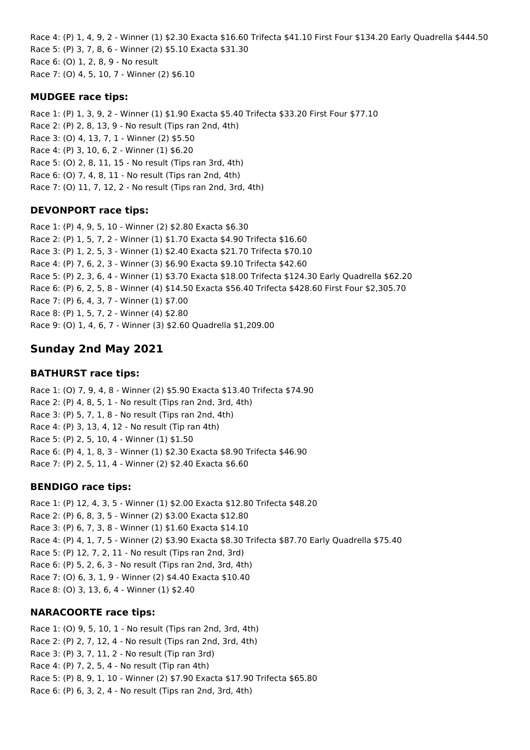Race 4: (P) 1, 4, 9, 2 - Winner (1) $2.30 Exacta $16.60 Trifecta $41.10 First Four $134.20 Early Quadrella $444.50
Race 5: (P) 3, 7, 8, 6 - Winner (2) $5.10 Exacta $31.30
Race 6: (O) 1, 2, 8, 9 - No result
Race 7: (O) 4, 5, 10, 7 - Winner (2) $6.10

### MUDGEE race tips:

Race 1: (P) 1, 3, 9, 2 - Winner (1) $1.90 Exacta $5.40 Trifecta $33.20 First Four $77.10
Race 2: (P) 2, 8, 13, 9 - No result (Tips ran 2nd, 4th)
Race 3: (O) 4, 13, 7, 1 - Winner (2) $5.50
Race 4: (P) 3, 10, 6, 2 - Winner (1) $6.20
Race 5: (O) 2, 8, 11, 15 - No result (Tips ran 3rd, 4th)
Race 6: (O) 7, 4, 8, 11 - No result (Tips ran 2nd, 4th)
Race 7: (O) 11, 7, 12, 2 - No result (Tips ran 2nd, 3rd, 4th)

### DEVONPORT race tips:

Race 1: (P) 4, 9, 5, 10 - Winner (2) $2.80 Exacta $6.30
Race 2: (P) 1, 5, 7, 2 - Winner (1) $1.70 Exacta $4.90 Trifecta $16.60
Race 3: (P) 1, 2, 5, 3 - Winner (1) $2.40 Exacta $21.70 Trifecta $70.10
Race 4: (P) 7, 6, 2, 3 - Winner (3) $6.90 Exacta $9.10 Trifecta $42.60
Race 5: (P) 2, 3, 6, 4 - Winner (1) $3.70 Exacta $18.00 Trifecta $124.30 Early Quadrella $62.20
Race 6: (P) 6, 2, 5, 8 - Winner (4) $14.50 Exacta $56.40 Trifecta $428.60 First Four $2,305.70
Race 7: (P) 6, 4, 3, 7 - Winner (1) $7.00
Race 8: (P) 1, 5, 7, 2 - Winner (4) $2.80
Race 9: (O) 1, 4, 6, 7 - Winner (3) $2.60 Quadrella $1,209.00

## Sunday 2nd May 2021

### BATHURST race tips:

Race 1: (O) 7, 9, 4, 8 - Winner (2) $5.90 Exacta $13.40 Trifecta $74.90
Race 2: (P) 4, 8, 5, 1 - No result (Tips ran 2nd, 3rd, 4th)
Race 3: (P) 5, 7, 1, 8 - No result (Tips ran 2nd, 4th)
Race 4: (P) 3, 13, 4, 12 - No result (Tip ran 4th)
Race 5: (P) 2, 5, 10, 4 - Winner (1) $1.50
Race 6: (P) 4, 1, 8, 3 - Winner (1) $2.30 Exacta $8.90 Trifecta $46.90
Race 7: (P) 2, 5, 11, 4 - Winner (2) $2.40 Exacta $6.60

### BENDIGO race tips:

Race 1: (P) 12, 4, 3, 5 - Winner (1) $2.00 Exacta $12.80 Trifecta $48.20
Race 2: (P) 6, 8, 3, 5 - Winner (2) $3.00 Exacta $12.80
Race 3: (P) 6, 7, 3, 8 - Winner (1) $1.60 Exacta $14.10
Race 4: (P) 4, 1, 7, 5 - Winner (2) $3.90 Exacta $8.30 Trifecta $87.70 Early Quadrella $75.40
Race 5: (P) 12, 7, 2, 11 - No result (Tips ran 2nd, 3rd)
Race 6: (P) 5, 2, 6, 3 - No result (Tips ran 2nd, 3rd, 4th)
Race 7: (O) 6, 3, 1, 9 - Winner (2) $4.40 Exacta $10.40
Race 8: (O) 3, 13, 6, 4 - Winner (1) $2.40

### NARACOORTE race tips:

Race 1: (O) 9, 5, 10, 1 - No result (Tips ran 2nd, 3rd, 4th)
Race 2: (P) 2, 7, 12, 4 - No result (Tips ran 2nd, 3rd, 4th)
Race 3: (P) 3, 7, 11, 2 - No result (Tip ran 3rd)
Race 4: (P) 7, 2, 5, 4 - No result (Tip ran 4th)
Race 5: (P) 8, 9, 1, 10 - Winner (2) $7.90 Exacta $17.90 Trifecta $65.80
Race 6: (P) 6, 3, 2, 4 - No result (Tips ran 2nd, 3rd, 4th)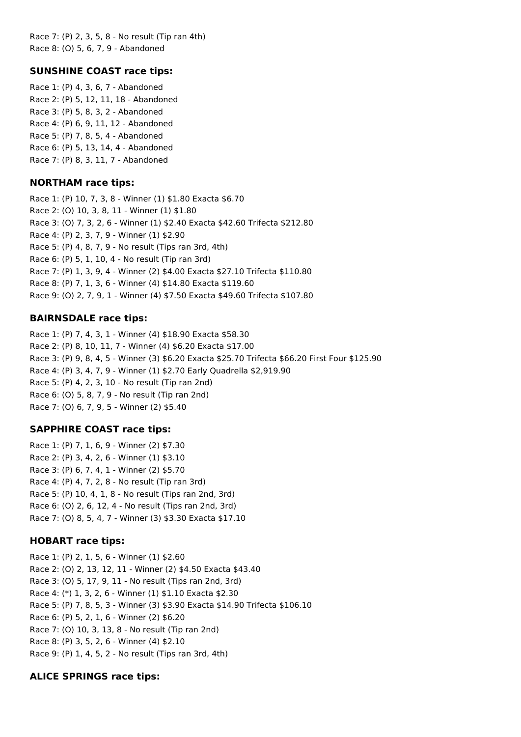Race 7: (P) 2, 3, 5, 8 - No result (Tip ran 4th)
Race 8: (O) 5, 6, 7, 9 - Abandoned

### SUNSHINE COAST race tips:

Race 1: (P) 4, 3, 6, 7 - Abandoned
Race 2: (P) 5, 12, 11, 18 - Abandoned
Race 3: (P) 5, 8, 3, 2 - Abandoned
Race 4: (P) 6, 9, 11, 12 - Abandoned
Race 5: (P) 7, 8, 5, 4 - Abandoned
Race 6: (P) 5, 13, 14, 4 - Abandoned
Race 7: (P) 8, 3, 11, 7 - Abandoned

### NORTHAM race tips:

Race 1: (P) 10, 7, 3, 8 - Winner (1) $1.80 Exacta $6.70
Race 2: (O) 10, 3, 8, 11 - Winner (1) $1.80
Race 3: (O) 7, 3, 2, 6 - Winner (1) $2.40 Exacta $42.60 Trifecta $212.80
Race 4: (P) 2, 3, 7, 9 - Winner (1) $2.90
Race 5: (P) 4, 8, 7, 9 - No result (Tips ran 3rd, 4th)
Race 6: (P) 5, 1, 10, 4 - No result (Tip ran 3rd)
Race 7: (P) 1, 3, 9, 4 - Winner (2) $4.00 Exacta $27.10 Trifecta $110.80
Race 8: (P) 7, 1, 3, 6 - Winner (4) $14.80 Exacta $119.60
Race 9: (O) 2, 7, 9, 1 - Winner (4) $7.50 Exacta $49.60 Trifecta $107.80

### BAIRNSDALE race tips:

Race 1: (P) 7, 4, 3, 1 - Winner (4) $18.90 Exacta $58.30
Race 2: (P) 8, 10, 11, 7 - Winner (4) $6.20 Exacta $17.00
Race 3: (P) 9, 8, 4, 5 - Winner (3) $6.20 Exacta $25.70 Trifecta $66.20 First Four $125.90
Race 4: (P) 3, 4, 7, 9 - Winner (1) $2.70 Early Quadrella $2,919.90
Race 5: (P) 4, 2, 3, 10 - No result (Tip ran 2nd)
Race 6: (O) 5, 8, 7, 9 - No result (Tip ran 2nd)
Race 7: (O) 6, 7, 9, 5 - Winner (2) $5.40

### SAPPHIRE COAST race tips:

Race 1: (P) 7, 1, 6, 9 - Winner (2) $7.30
Race 2: (P) 3, 4, 2, 6 - Winner (1) $3.10
Race 3: (P) 6, 7, 4, 1 - Winner (2) $5.70
Race 4: (P) 4, 7, 2, 8 - No result (Tip ran 3rd)
Race 5: (P) 10, 4, 1, 8 - No result (Tips ran 2nd, 3rd)
Race 6: (O) 2, 6, 12, 4 - No result (Tips ran 2nd, 3rd)
Race 7: (O) 8, 5, 4, 7 - Winner (3) $3.30 Exacta $17.10

### HOBART race tips:

Race 1: (P) 2, 1, 5, 6 - Winner (1) $2.60
Race 2: (O) 2, 13, 12, 11 - Winner (2) $4.50 Exacta $43.40
Race 3: (O) 5, 17, 9, 11 - No result (Tips ran 2nd, 3rd)
Race 4: (*) 1, 3, 2, 6 - Winner (1) $1.10 Exacta $2.30
Race 5: (P) 7, 8, 5, 3 - Winner (3) $3.90 Exacta $14.90 Trifecta $106.10
Race 6: (P) 5, 2, 1, 6 - Winner (2) $6.20
Race 7: (O) 10, 3, 13, 8 - No result (Tip ran 2nd)
Race 8: (P) 3, 5, 2, 6 - Winner (4) $2.10
Race 9: (P) 1, 4, 5, 2 - No result (Tips ran 3rd, 4th)

### ALICE SPRINGS race tips: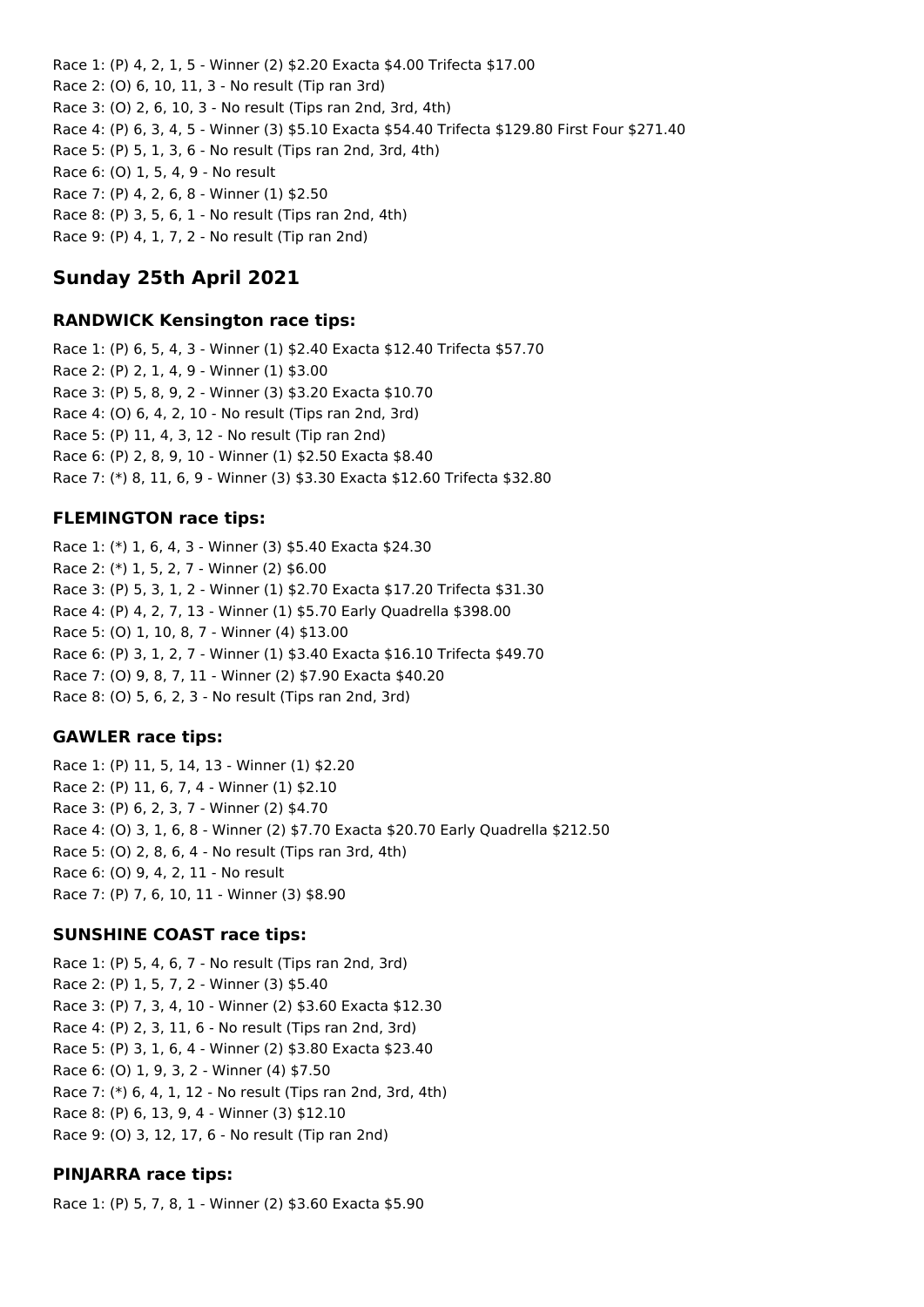Race 1: (P) 4, 2, 1, 5 - Winner (2) $2.20 Exacta $4.00 Trifecta $17.00
Race 2: (O) 6, 10, 11, 3 - No result (Tip ran 3rd)
Race 3: (O) 2, 6, 10, 3 - No result (Tips ran 2nd, 3rd, 4th)
Race 4: (P) 6, 3, 4, 5 - Winner (3) $5.10 Exacta $54.40 Trifecta $129.80 First Four $271.40
Race 5: (P) 5, 1, 3, 6 - No result (Tips ran 2nd, 3rd, 4th)
Race 6: (O) 1, 5, 4, 9 - No result
Race 7: (P) 4, 2, 6, 8 - Winner (1) $2.50
Race 8: (P) 3, 5, 6, 1 - No result (Tips ran 2nd, 4th)
Race 9: (P) 4, 1, 7, 2 - No result (Tip ran 2nd)

## Sunday 25th April 2021

### RANDWICK Kensington race tips:

Race 1: (P) 6, 5, 4, 3 - Winner (1) $2.40 Exacta $12.40 Trifecta $57.70
Race 2: (P) 2, 1, 4, 9 - Winner (1) $3.00
Race 3: (P) 5, 8, 9, 2 - Winner (3) $3.20 Exacta $10.70
Race 4: (O) 6, 4, 2, 10 - No result (Tips ran 2nd, 3rd)
Race 5: (P) 11, 4, 3, 12 - No result (Tip ran 2nd)
Race 6: (P) 2, 8, 9, 10 - Winner (1) $2.50 Exacta $8.40
Race 7: (*) 8, 11, 6, 9 - Winner (3) $3.30 Exacta $12.60 Trifecta $32.80

### FLEMINGTON race tips:

Race 1: (*) 1, 6, 4, 3 - Winner (3) $5.40 Exacta $24.30
Race 2: (*) 1, 5, 2, 7 - Winner (2) $6.00
Race 3: (P) 5, 3, 1, 2 - Winner (1) $2.70 Exacta $17.20 Trifecta $31.30
Race 4: (P) 4, 2, 7, 13 - Winner (1) $5.70 Early Quadrella $398.00
Race 5: (O) 1, 10, 8, 7 - Winner (4) $13.00
Race 6: (P) 3, 1, 2, 7 - Winner (1) $3.40 Exacta $16.10 Trifecta $49.70
Race 7: (O) 9, 8, 7, 11 - Winner (2) $7.90 Exacta $40.20
Race 8: (O) 5, 6, 2, 3 - No result (Tips ran 2nd, 3rd)

### GAWLER race tips:

Race 1: (P) 11, 5, 14, 13 - Winner (1) $2.20
Race 2: (P) 11, 6, 7, 4 - Winner (1) $2.10
Race 3: (P) 6, 2, 3, 7 - Winner (2) $4.70
Race 4: (O) 3, 1, 6, 8 - Winner (2) $7.70 Exacta $20.70 Early Quadrella $212.50
Race 5: (O) 2, 8, 6, 4 - No result (Tips ran 3rd, 4th)
Race 6: (O) 9, 4, 2, 11 - No result
Race 7: (P) 7, 6, 10, 11 - Winner (3) $8.90

### SUNSHINE COAST race tips:

Race 1: (P) 5, 4, 6, 7 - No result (Tips ran 2nd, 3rd)
Race 2: (P) 1, 5, 7, 2 - Winner (3) $5.40
Race 3: (P) 7, 3, 4, 10 - Winner (2) $3.60 Exacta $12.30
Race 4: (P) 2, 3, 11, 6 - No result (Tips ran 2nd, 3rd)
Race 5: (P) 3, 1, 6, 4 - Winner (2) $3.80 Exacta $23.40
Race 6: (O) 1, 9, 3, 2 - Winner (4) $7.50
Race 7: (*) 6, 4, 1, 12 - No result (Tips ran 2nd, 3rd, 4th)
Race 8: (P) 6, 13, 9, 4 - Winner (3) $12.10
Race 9: (O) 3, 12, 17, 6 - No result (Tip ran 2nd)

### PINJARRA race tips:

Race 1: (P) 5, 7, 8, 1 - Winner (2) $3.60 Exacta $5.90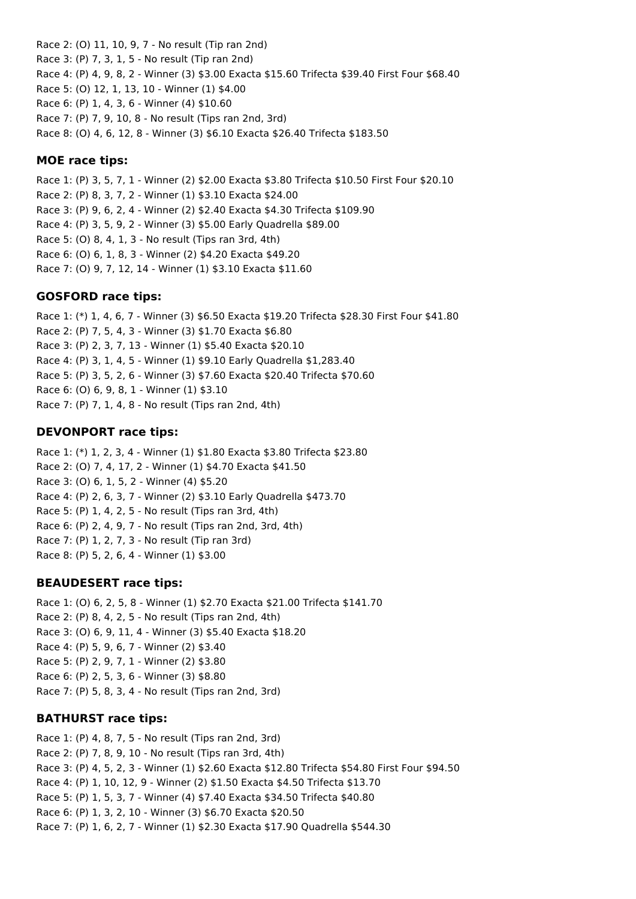Race 2: (O) 11, 10, 9, 7 - No result (Tip ran 2nd)
Race 3: (P) 7, 3, 1, 5 - No result (Tip ran 2nd)
Race 4: (P) 4, 9, 8, 2 - Winner (3) $3.00 Exacta $15.60 Trifecta $39.40 First Four $68.40
Race 5: (O) 12, 1, 13, 10 - Winner (1) $4.00
Race 6: (P) 1, 4, 3, 6 - Winner (4) $10.60
Race 7: (P) 7, 9, 10, 8 - No result (Tips ran 2nd, 3rd)
Race 8: (O) 4, 6, 12, 8 - Winner (3) $6.10 Exacta $26.40 Trifecta $183.50

### MOE race tips:

Race 1: (P) 3, 5, 7, 1 - Winner (2) $2.00 Exacta $3.80 Trifecta $10.50 First Four $20.10
Race 2: (P) 8, 3, 7, 2 - Winner (1) $3.10 Exacta $24.00
Race 3: (P) 9, 6, 2, 4 - Winner (2) $2.40 Exacta $4.30 Trifecta $109.90
Race 4: (P) 3, 5, 9, 2 - Winner (3) $5.00 Early Quadrella $89.00
Race 5: (O) 8, 4, 1, 3 - No result (Tips ran 3rd, 4th)
Race 6: (O) 6, 1, 8, 3 - Winner (2) $4.20 Exacta $49.20
Race 7: (O) 9, 7, 12, 14 - Winner (1) $3.10 Exacta $11.60

### GOSFORD race tips:

Race 1: (*) 1, 4, 6, 7 - Winner (3) $6.50 Exacta $19.20 Trifecta $28.30 First Four $41.80
Race 2: (P) 7, 5, 4, 3 - Winner (3) $1.70 Exacta $6.80
Race 3: (P) 2, 3, 7, 13 - Winner (1) $5.40 Exacta $20.10
Race 4: (P) 3, 1, 4, 5 - Winner (1) $9.10 Early Quadrella $1,283.40
Race 5: (P) 3, 5, 2, 6 - Winner (3) $7.60 Exacta $20.40 Trifecta $70.60
Race 6: (O) 6, 9, 8, 1 - Winner (1) $3.10
Race 7: (P) 7, 1, 4, 8 - No result (Tips ran 2nd, 4th)

### DEVONPORT race tips:

Race 1: (*) 1, 2, 3, 4 - Winner (1) $1.80 Exacta $3.80 Trifecta $23.80
Race 2: (O) 7, 4, 17, 2 - Winner (1) $4.70 Exacta $41.50
Race 3: (O) 6, 1, 5, 2 - Winner (4) $5.20
Race 4: (P) 2, 6, 3, 7 - Winner (2) $3.10 Early Quadrella $473.70
Race 5: (P) 1, 4, 2, 5 - No result (Tips ran 3rd, 4th)
Race 6: (P) 2, 4, 9, 7 - No result (Tips ran 2nd, 3rd, 4th)
Race 7: (P) 1, 2, 7, 3 - No result (Tip ran 3rd)
Race 8: (P) 5, 2, 6, 4 - Winner (1) $3.00

### BEAUDESERT race tips:

Race 1: (O) 6, 2, 5, 8 - Winner (1) $2.70 Exacta $21.00 Trifecta $141.70
Race 2: (P) 8, 4, 2, 5 - No result (Tips ran 2nd, 4th)
Race 3: (O) 6, 9, 11, 4 - Winner (3) $5.40 Exacta $18.20
Race 4: (P) 5, 9, 6, 7 - Winner (2) $3.40
Race 5: (P) 2, 9, 7, 1 - Winner (2) $3.80
Race 6: (P) 2, 5, 3, 6 - Winner (3) $8.80
Race 7: (P) 5, 8, 3, 4 - No result (Tips ran 2nd, 3rd)

### BATHURST race tips:

Race 1: (P) 4, 8, 7, 5 - No result (Tips ran 2nd, 3rd)
Race 2: (P) 7, 8, 9, 10 - No result (Tips ran 3rd, 4th)
Race 3: (P) 4, 5, 2, 3 - Winner (1) $2.60 Exacta $12.80 Trifecta $54.80 First Four $94.50
Race 4: (P) 1, 10, 12, 9 - Winner (2) $1.50 Exacta $4.50 Trifecta $13.70
Race 5: (P) 1, 5, 3, 7 - Winner (4) $7.40 Exacta $34.50 Trifecta $40.80
Race 6: (P) 1, 3, 2, 10 - Winner (3) $6.70 Exacta $20.50
Race 7: (P) 1, 6, 2, 7 - Winner (1) $2.30 Exacta $17.90 Quadrella $544.30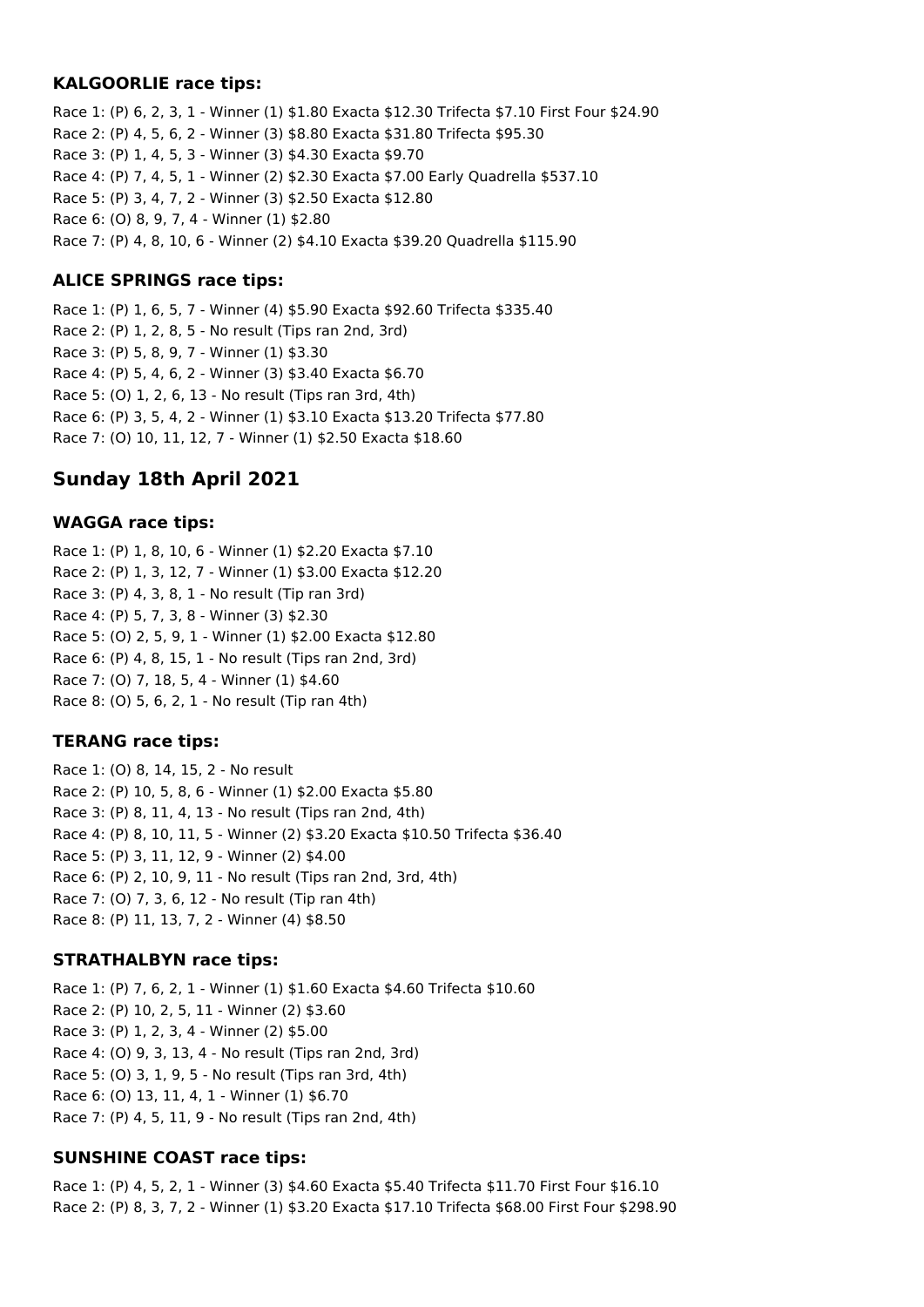### KALGOORLIE race tips:

Race 1: (P) 6, 2, 3, 1 - Winner (1) $1.80 Exacta $12.30 Trifecta $7.10 First Four $24.90
Race 2: (P) 4, 5, 6, 2 - Winner (3) $8.80 Exacta $31.80 Trifecta $95.30
Race 3: (P) 1, 4, 5, 3 - Winner (3) $4.30 Exacta $9.70
Race 4: (P) 7, 4, 5, 1 - Winner (2) $2.30 Exacta $7.00 Early Quadrella $537.10
Race 5: (P) 3, 4, 7, 2 - Winner (3) $2.50 Exacta $12.80
Race 6: (O) 8, 9, 7, 4 - Winner (1) $2.80
Race 7: (P) 4, 8, 10, 6 - Winner (2) $4.10 Exacta $39.20 Quadrella $115.90

### ALICE SPRINGS race tips:

Race 1: (P) 1, 6, 5, 7 - Winner (4) $5.90 Exacta $92.60 Trifecta $335.40
Race 2: (P) 1, 2, 8, 5 - No result (Tips ran 2nd, 3rd)
Race 3: (P) 5, 8, 9, 7 - Winner (1) $3.30
Race 4: (P) 5, 4, 6, 2 - Winner (3) $3.40 Exacta $6.70
Race 5: (O) 1, 2, 6, 13 - No result (Tips ran 3rd, 4th)
Race 6: (P) 3, 5, 4, 2 - Winner (1) $3.10 Exacta $13.20 Trifecta $77.80
Race 7: (O) 10, 11, 12, 7 - Winner (1) $2.50 Exacta $18.60

## Sunday 18th April 2021

### WAGGA race tips:

Race 1: (P) 1, 8, 10, 6 - Winner (1) $2.20 Exacta $7.10
Race 2: (P) 1, 3, 12, 7 - Winner (1) $3.00 Exacta $12.20
Race 3: (P) 4, 3, 8, 1 - No result (Tip ran 3rd)
Race 4: (P) 5, 7, 3, 8 - Winner (3) $2.30
Race 5: (O) 2, 5, 9, 1 - Winner (1) $2.00 Exacta $12.80
Race 6: (P) 4, 8, 15, 1 - No result (Tips ran 2nd, 3rd)
Race 7: (O) 7, 18, 5, 4 - Winner (1) $4.60
Race 8: (O) 5, 6, 2, 1 - No result (Tip ran 4th)

### TERANG race tips:

Race 1: (O) 8, 14, 15, 2 - No result
Race 2: (P) 10, 5, 8, 6 - Winner (1) $2.00 Exacta $5.80
Race 3: (P) 8, 11, 4, 13 - No result (Tips ran 2nd, 4th)
Race 4: (P) 8, 10, 11, 5 - Winner (2) $3.20 Exacta $10.50 Trifecta $36.40
Race 5: (P) 3, 11, 12, 9 - Winner (2) $4.00
Race 6: (P) 2, 10, 9, 11 - No result (Tips ran 2nd, 3rd, 4th)
Race 7: (O) 7, 3, 6, 12 - No result (Tip ran 4th)
Race 8: (P) 11, 13, 7, 2 - Winner (4) $8.50

### STRATHALBYN race tips:

Race 1: (P) 7, 6, 2, 1 - Winner (1) $1.60 Exacta $4.60 Trifecta $10.60
Race 2: (P) 10, 2, 5, 11 - Winner (2) $3.60
Race 3: (P) 1, 2, 3, 4 - Winner (2) $5.00
Race 4: (O) 9, 3, 13, 4 - No result (Tips ran 2nd, 3rd)
Race 5: (O) 3, 1, 9, 5 - No result (Tips ran 3rd, 4th)
Race 6: (O) 13, 11, 4, 1 - Winner (1) $6.70
Race 7: (P) 4, 5, 11, 9 - No result (Tips ran 2nd, 4th)

### SUNSHINE COAST race tips:

Race 1: (P) 4, 5, 2, 1 - Winner (3) $4.60 Exacta $5.40 Trifecta $11.70 First Four $16.10
Race 2: (P) 8, 3, 7, 2 - Winner (1) $3.20 Exacta $17.10 Trifecta $68.00 First Four $298.90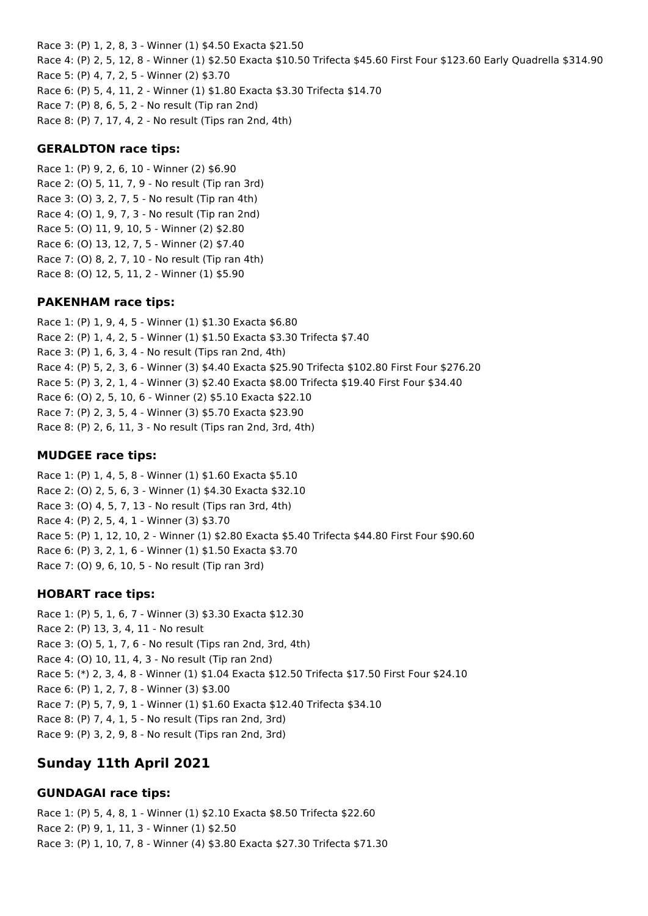Race 3: (P) 1, 2, 8, 3 - Winner (1) $4.50 Exacta $21.50
Race 4: (P) 2, 5, 12, 8 - Winner (1) $2.50 Exacta $10.50 Trifecta $45.60 First Four $123.60 Early Quadrella $314.90
Race 5: (P) 4, 7, 2, 5 - Winner (2) $3.70
Race 6: (P) 5, 4, 11, 2 - Winner (1) $1.80 Exacta $3.30 Trifecta $14.70
Race 7: (P) 8, 6, 5, 2 - No result (Tip ran 2nd)
Race 8: (P) 7, 17, 4, 2 - No result (Tips ran 2nd, 4th)

### GERALDTON race tips:

Race 1: (P) 9, 2, 6, 10 - Winner (2) $6.90
Race 2: (O) 5, 11, 7, 9 - No result (Tip ran 3rd)
Race 3: (O) 3, 2, 7, 5 - No result (Tip ran 4th)
Race 4: (O) 1, 9, 7, 3 - No result (Tip ran 2nd)
Race 5: (O) 11, 9, 10, 5 - Winner (2) $2.80
Race 6: (O) 13, 12, 7, 5 - Winner (2) $7.40
Race 7: (O) 8, 2, 7, 10 - No result (Tip ran 4th)
Race 8: (O) 12, 5, 11, 2 - Winner (1) $5.90

### PAKENHAM race tips:

Race 1: (P) 1, 9, 4, 5 - Winner (1) $1.30 Exacta $6.80
Race 2: (P) 1, 4, 2, 5 - Winner (1) $1.50 Exacta $3.30 Trifecta $7.40
Race 3: (P) 1, 6, 3, 4 - No result (Tips ran 2nd, 4th)
Race 4: (P) 5, 2, 3, 6 - Winner (3) $4.40 Exacta $25.90 Trifecta $102.80 First Four $276.20
Race 5: (P) 3, 2, 1, 4 - Winner (3) $2.40 Exacta $8.00 Trifecta $19.40 First Four $34.40
Race 6: (O) 2, 5, 10, 6 - Winner (2) $5.10 Exacta $22.10
Race 7: (P) 2, 3, 5, 4 - Winner (3) $5.70 Exacta $23.90
Race 8: (P) 2, 6, 11, 3 - No result (Tips ran 2nd, 3rd, 4th)

### MUDGEE race tips:

Race 1: (P) 1, 4, 5, 8 - Winner (1) $1.60 Exacta $5.10
Race 2: (O) 2, 5, 6, 3 - Winner (1) $4.30 Exacta $32.10
Race 3: (O) 4, 5, 7, 13 - No result (Tips ran 3rd, 4th)
Race 4: (P) 2, 5, 4, 1 - Winner (3) $3.70
Race 5: (P) 1, 12, 10, 2 - Winner (1) $2.80 Exacta $5.40 Trifecta $44.80 First Four $90.60
Race 6: (P) 3, 2, 1, 6 - Winner (1) $1.50 Exacta $3.70
Race 7: (O) 9, 6, 10, 5 - No result (Tip ran 3rd)

### HOBART race tips:

Race 1: (P) 5, 1, 6, 7 - Winner (3) $3.30 Exacta $12.30
Race 2: (P) 13, 3, 4, 11 - No result
Race 3: (O) 5, 1, 7, 6 - No result (Tips ran 2nd, 3rd, 4th)
Race 4: (O) 10, 11, 4, 3 - No result (Tip ran 2nd)
Race 5: (*) 2, 3, 4, 8 - Winner (1) $1.04 Exacta $12.50 Trifecta $17.50 First Four $24.10
Race 6: (P) 1, 2, 7, 8 - Winner (3) $3.00
Race 7: (P) 5, 7, 9, 1 - Winner (1) $1.60 Exacta $12.40 Trifecta $34.10
Race 8: (P) 7, 4, 1, 5 - No result (Tips ran 2nd, 3rd)
Race 9: (P) 3, 2, 9, 8 - No result (Tips ran 2nd, 3rd)

## Sunday 11th April 2021

### GUNDAGAI race tips:

Race 1: (P) 5, 4, 8, 1 - Winner (1) $2.10 Exacta $8.50 Trifecta $22.60
Race 2: (P) 9, 1, 11, 3 - Winner (1) $2.50
Race 3: (P) 1, 10, 7, 8 - Winner (4) $3.80 Exacta $27.30 Trifecta $71.30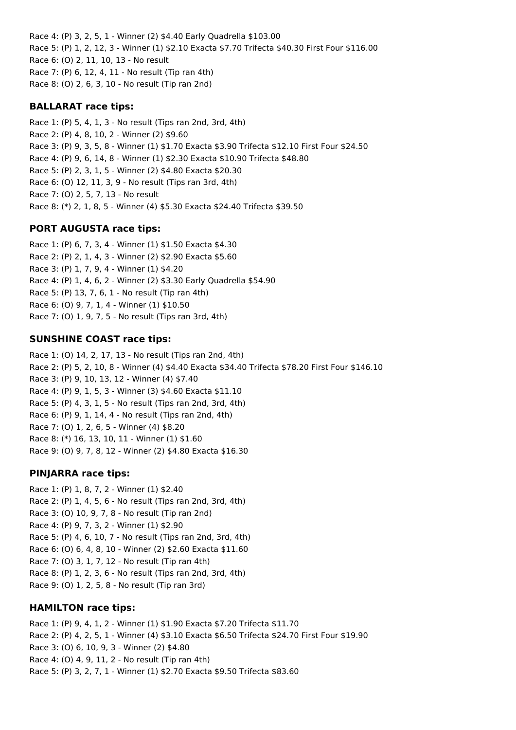Race 4: (P) 3, 2, 5, 1 - Winner (2) $4.40 Early Quadrella $103.00
Race 5: (P) 1, 2, 12, 3 - Winner (1) $2.10 Exacta $7.70 Trifecta $40.30 First Four $116.00
Race 6: (O) 2, 11, 10, 13 - No result
Race 7: (P) 6, 12, 4, 11 - No result (Tip ran 4th)
Race 8: (O) 2, 6, 3, 10 - No result (Tip ran 2nd)

### BALLARAT race tips:

Race 1: (P) 5, 4, 1, 3 - No result (Tips ran 2nd, 3rd, 4th)
Race 2: (P) 4, 8, 10, 2 - Winner (2) $9.60
Race 3: (P) 9, 3, 5, 8 - Winner (1) $1.70 Exacta $3.90 Trifecta $12.10 First Four $24.50
Race 4: (P) 9, 6, 14, 8 - Winner (1) $2.30 Exacta $10.90 Trifecta $48.80
Race 5: (P) 2, 3, 1, 5 - Winner (2) $4.80 Exacta $20.30
Race 6: (O) 12, 11, 3, 9 - No result (Tips ran 3rd, 4th)
Race 7: (O) 2, 5, 7, 13 - No result
Race 8: (*) 2, 1, 8, 5 - Winner (4) $5.30 Exacta $24.40 Trifecta $39.50

### PORT AUGUSTA race tips:

Race 1: (P) 6, 7, 3, 4 - Winner (1) $1.50 Exacta $4.30
Race 2: (P) 2, 1, 4, 3 - Winner (2) $2.90 Exacta $5.60
Race 3: (P) 1, 7, 9, 4 - Winner (1) $4.20
Race 4: (P) 1, 4, 6, 2 - Winner (2) $3.30 Early Quadrella $54.90
Race 5: (P) 13, 7, 6, 1 - No result (Tip ran 4th)
Race 6: (O) 9, 7, 1, 4 - Winner (1) $10.50
Race 7: (O) 1, 9, 7, 5 - No result (Tips ran 3rd, 4th)

### SUNSHINE COAST race tips:

Race 1: (O) 14, 2, 17, 13 - No result (Tips ran 2nd, 4th)
Race 2: (P) 5, 2, 10, 8 - Winner (4) $4.40 Exacta $34.40 Trifecta $78.20 First Four $146.10
Race 3: (P) 9, 10, 13, 12 - Winner (4) $7.40
Race 4: (P) 9, 1, 5, 3 - Winner (3) $4.60 Exacta $11.10
Race 5: (P) 4, 3, 1, 5 - No result (Tips ran 2nd, 3rd, 4th)
Race 6: (P) 9, 1, 14, 4 - No result (Tips ran 2nd, 4th)
Race 7: (O) 1, 2, 6, 5 - Winner (4) $8.20
Race 8: (*) 16, 13, 10, 11 - Winner (1) $1.60
Race 9: (O) 9, 7, 8, 12 - Winner (2) $4.80 Exacta $16.30

### PINJARRA race tips:

Race 1: (P) 1, 8, 7, 2 - Winner (1) $2.40
Race 2: (P) 1, 4, 5, 6 - No result (Tips ran 2nd, 3rd, 4th)
Race 3: (O) 10, 9, 7, 8 - No result (Tip ran 2nd)
Race 4: (P) 9, 7, 3, 2 - Winner (1) $2.90
Race 5: (P) 4, 6, 10, 7 - No result (Tips ran 2nd, 3rd, 4th)
Race 6: (O) 6, 4, 8, 10 - Winner (2) $2.60 Exacta $11.60
Race 7: (O) 3, 1, 7, 12 - No result (Tip ran 4th)
Race 8: (P) 1, 2, 3, 6 - No result (Tips ran 2nd, 3rd, 4th)
Race 9: (O) 1, 2, 5, 8 - No result (Tip ran 3rd)

### HAMILTON race tips:

Race 1: (P) 9, 4, 1, 2 - Winner (1) $1.90 Exacta $7.20 Trifecta $11.70
Race 2: (P) 4, 2, 5, 1 - Winner (4) $3.10 Exacta $6.50 Trifecta $24.70 First Four $19.90
Race 3: (O) 6, 10, 9, 3 - Winner (2) $4.80
Race 4: (O) 4, 9, 11, 2 - No result (Tip ran 4th)
Race 5: (P) 3, 2, 7, 1 - Winner (1) $2.70 Exacta $9.50 Trifecta $83.60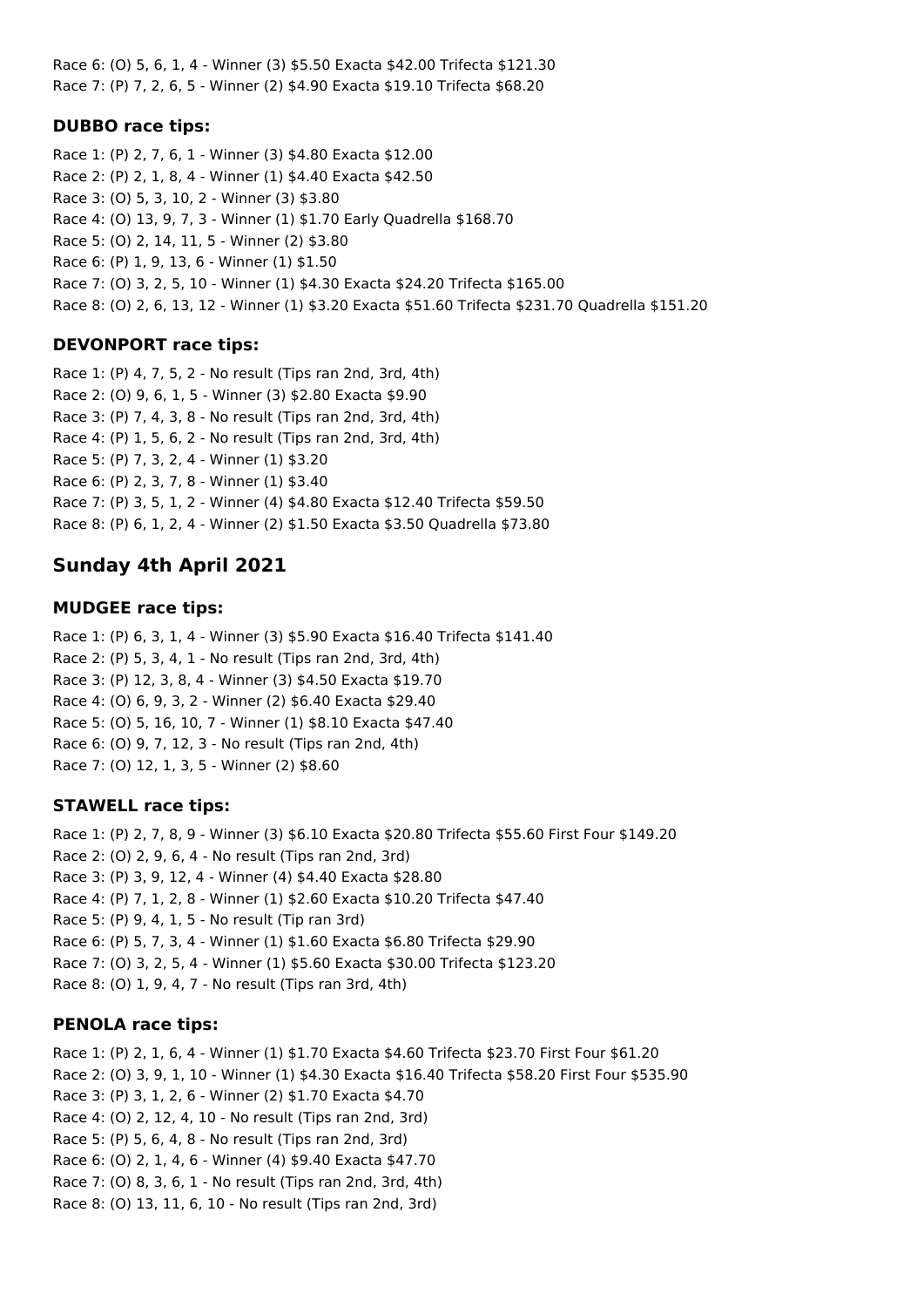Race 6: (O) 5, 6, 1, 4 - Winner (3) $5.50 Exacta $42.00 Trifecta $121.30
Race 7: (P) 7, 2, 6, 5 - Winner (2) $4.90 Exacta $19.10 Trifecta $68.20

### DUBBO race tips:

Race 1: (P) 2, 7, 6, 1 - Winner (3) $4.80 Exacta $12.00
Race 2: (P) 2, 1, 8, 4 - Winner (1) $4.40 Exacta $42.50
Race 3: (O) 5, 3, 10, 2 - Winner (3) $3.80
Race 4: (O) 13, 9, 7, 3 - Winner (1) $1.70 Early Quadrella $168.70
Race 5: (O) 2, 14, 11, 5 - Winner (2) $3.80
Race 6: (P) 1, 9, 13, 6 - Winner (1) $1.50
Race 7: (O) 3, 2, 5, 10 - Winner (1) $4.30 Exacta $24.20 Trifecta $165.00
Race 8: (O) 2, 6, 13, 12 - Winner (1) $3.20 Exacta $51.60 Trifecta $231.70 Quadrella $151.20

### DEVONPORT race tips:

Race 1: (P) 4, 7, 5, 2 - No result (Tips ran 2nd, 3rd, 4th)
Race 2: (O) 9, 6, 1, 5 - Winner (3) $2.80 Exacta $9.90
Race 3: (P) 7, 4, 3, 8 - No result (Tips ran 2nd, 3rd, 4th)
Race 4: (P) 1, 5, 6, 2 - No result (Tips ran 2nd, 3rd, 4th)
Race 5: (P) 7, 3, 2, 4 - Winner (1) $3.20
Race 6: (P) 2, 3, 7, 8 - Winner (1) $3.40
Race 7: (P) 3, 5, 1, 2 - Winner (4) $4.80 Exacta $12.40 Trifecta $59.50
Race 8: (P) 6, 1, 2, 4 - Winner (2) $1.50 Exacta $3.50 Quadrella $73.80

## Sunday 4th April 2021

### MUDGEE race tips:

Race 1: (P) 6, 3, 1, 4 - Winner (3) $5.90 Exacta $16.40 Trifecta $141.40
Race 2: (P) 5, 3, 4, 1 - No result (Tips ran 2nd, 3rd, 4th)
Race 3: (P) 12, 3, 8, 4 - Winner (3) $4.50 Exacta $19.70
Race 4: (O) 6, 9, 3, 2 - Winner (2) $6.40 Exacta $29.40
Race 5: (O) 5, 16, 10, 7 - Winner (1) $8.10 Exacta $47.40
Race 6: (O) 9, 7, 12, 3 - No result (Tips ran 2nd, 4th)
Race 7: (O) 12, 1, 3, 5 - Winner (2) $8.60

### STAWELL race tips:

Race 1: (P) 2, 7, 8, 9 - Winner (3) $6.10 Exacta $20.80 Trifecta $55.60 First Four $149.20
Race 2: (O) 2, 9, 6, 4 - No result (Tips ran 2nd, 3rd)
Race 3: (P) 3, 9, 12, 4 - Winner (4) $4.40 Exacta $28.80
Race 4: (P) 7, 1, 2, 8 - Winner (1) $2.60 Exacta $10.20 Trifecta $47.40
Race 5: (P) 9, 4, 1, 5 - No result (Tip ran 3rd)
Race 6: (P) 5, 7, 3, 4 - Winner (1) $1.60 Exacta $6.80 Trifecta $29.90
Race 7: (O) 3, 2, 5, 4 - Winner (1) $5.60 Exacta $30.00 Trifecta $123.20
Race 8: (O) 1, 9, 4, 7 - No result (Tips ran 3rd, 4th)

### PENOLA race tips:

Race 1: (P) 2, 1, 6, 4 - Winner (1) $1.70 Exacta $4.60 Trifecta $23.70 First Four $61.20
Race 2: (O) 3, 9, 1, 10 - Winner (1) $4.30 Exacta $16.40 Trifecta $58.20 First Four $535.90
Race 3: (P) 3, 1, 2, 6 - Winner (2) $1.70 Exacta $4.70
Race 4: (O) 2, 12, 4, 10 - No result (Tips ran 2nd, 3rd)
Race 5: (P) 5, 6, 4, 8 - No result (Tips ran 2nd, 3rd)
Race 6: (O) 2, 1, 4, 6 - Winner (4) $9.40 Exacta $47.70
Race 7: (O) 8, 3, 6, 1 - No result (Tips ran 2nd, 3rd, 4th)
Race 8: (O) 13, 11, 6, 10 - No result (Tips ran 2nd, 3rd)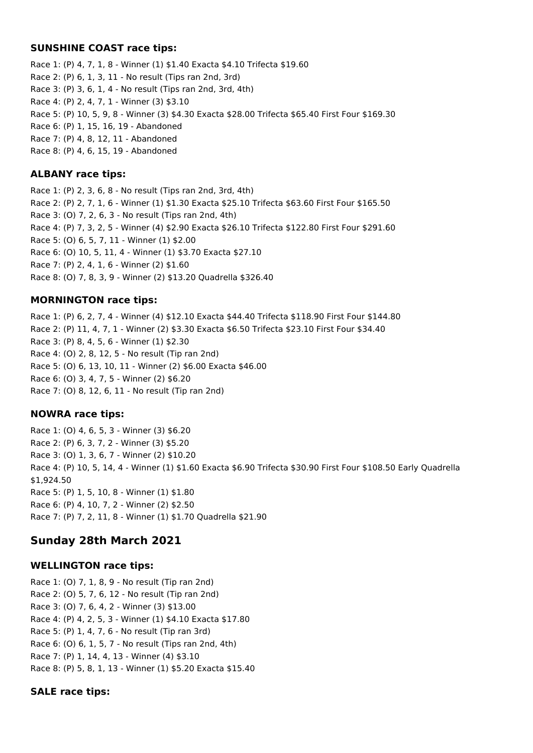### SUNSHINE COAST race tips:

Race 1: (P) 4, 7, 1, 8 - Winner (1) $1.40 Exacta $4.10 Trifecta $19.60
Race 2: (P) 6, 1, 3, 11 - No result (Tips ran 2nd, 3rd)
Race 3: (P) 3, 6, 1, 4 - No result (Tips ran 2nd, 3rd, 4th)
Race 4: (P) 2, 4, 7, 1 - Winner (3) $3.10
Race 5: (P) 10, 5, 9, 8 - Winner (3) $4.30 Exacta $28.00 Trifecta $65.40 First Four $169.30
Race 6: (P) 1, 15, 16, 19 - Abandoned
Race 7: (P) 4, 8, 12, 11 - Abandoned
Race 8: (P) 4, 6, 15, 19 - Abandoned

### ALBANY race tips:

Race 1: (P) 2, 3, 6, 8 - No result (Tips ran 2nd, 3rd, 4th)
Race 2: (P) 2, 7, 1, 6 - Winner (1) $1.30 Exacta $25.10 Trifecta $63.60 First Four $165.50
Race 3: (O) 7, 2, 6, 3 - No result (Tips ran 2nd, 4th)
Race 4: (P) 7, 3, 2, 5 - Winner (4) $2.90 Exacta $26.10 Trifecta $122.80 First Four $291.60
Race 5: (O) 6, 5, 7, 11 - Winner (1) $2.00
Race 6: (O) 10, 5, 11, 4 - Winner (1) $3.70 Exacta $27.10
Race 7: (P) 2, 4, 1, 6 - Winner (2) $1.60
Race 8: (O) 7, 8, 3, 9 - Winner (2) $13.20 Quadrella $326.40

### MORNINGTON race tips:

Race 1: (P) 6, 2, 7, 4 - Winner (4) $12.10 Exacta $44.40 Trifecta $118.90 First Four $144.80
Race 2: (P) 11, 4, 7, 1 - Winner (2) $3.30 Exacta $6.50 Trifecta $23.10 First Four $34.40
Race 3: (P) 8, 4, 5, 6 - Winner (1) $2.30
Race 4: (O) 2, 8, 12, 5 - No result (Tip ran 2nd)
Race 5: (O) 6, 13, 10, 11 - Winner (2) $6.00 Exacta $46.00
Race 6: (O) 3, 4, 7, 5 - Winner (2) $6.20
Race 7: (O) 8, 12, 6, 11 - No result (Tip ran 2nd)

### NOWRA race tips:

Race 1: (O) 4, 6, 5, 3 - Winner (3) $6.20
Race 2: (P) 6, 3, 7, 2 - Winner (3) $5.20
Race 3: (O) 1, 3, 6, 7 - Winner (2) $10.20
Race 4: (P) 10, 5, 14, 4 - Winner (1) $1.60 Exacta $6.90 Trifecta $30.90 First Four $108.50 Early Quadrella $1,924.50
Race 5: (P) 1, 5, 10, 8 - Winner (1) $1.80
Race 6: (P) 4, 10, 7, 2 - Winner (2) $2.50
Race 7: (P) 7, 2, 11, 8 - Winner (1) $1.70 Quadrella $21.90

## Sunday 28th March 2021

### WELLINGTON race tips:

Race 1: (O) 7, 1, 8, 9 - No result (Tip ran 2nd)
Race 2: (O) 5, 7, 6, 12 - No result (Tip ran 2nd)
Race 3: (O) 7, 6, 4, 2 - Winner (3) $13.00
Race 4: (P) 4, 2, 5, 3 - Winner (1) $4.10 Exacta $17.80
Race 5: (P) 1, 4, 7, 6 - No result (Tip ran 3rd)
Race 6: (O) 6, 1, 5, 7 - No result (Tips ran 2nd, 4th)
Race 7: (P) 1, 14, 4, 13 - Winner (4) $3.10
Race 8: (P) 5, 8, 1, 13 - Winner (1) $5.20 Exacta $15.40

### SALE race tips: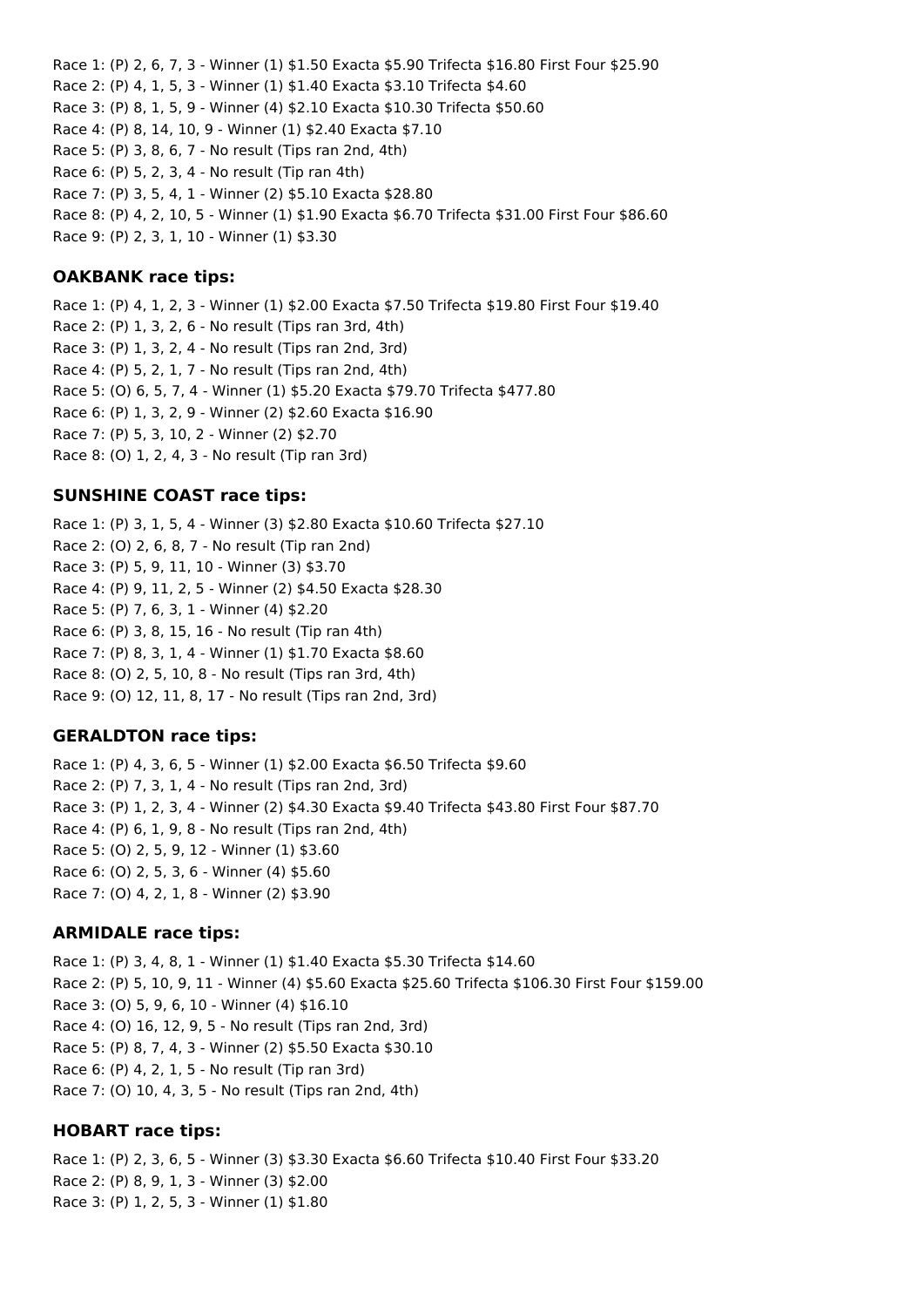Race 1: (P) 2, 6, 7, 3 - Winner (1) $1.50 Exacta $5.90 Trifecta $16.80 First Four $25.90
Race 2: (P) 4, 1, 5, 3 - Winner (1) $1.40 Exacta $3.10 Trifecta $4.60
Race 3: (P) 8, 1, 5, 9 - Winner (4) $2.10 Exacta $10.30 Trifecta $50.60
Race 4: (P) 8, 14, 10, 9 - Winner (1) $2.40 Exacta $7.10
Race 5: (P) 3, 8, 6, 7 - No result (Tips ran 2nd, 4th)
Race 6: (P) 5, 2, 3, 4 - No result (Tip ran 4th)
Race 7: (P) 3, 5, 4, 1 - Winner (2) $5.10 Exacta $28.80
Race 8: (P) 4, 2, 10, 5 - Winner (1) $1.90 Exacta $6.70 Trifecta $31.00 First Four $86.60
Race 9: (P) 2, 3, 1, 10 - Winner (1) $3.30

### OAKBANK race tips:

Race 1: (P) 4, 1, 2, 3 - Winner (1) $2.00 Exacta $7.50 Trifecta $19.80 First Four $19.40
Race 2: (P) 1, 3, 2, 6 - No result (Tips ran 3rd, 4th)
Race 3: (P) 1, 3, 2, 4 - No result (Tips ran 2nd, 3rd)
Race 4: (P) 5, 2, 1, 7 - No result (Tips ran 2nd, 4th)
Race 5: (O) 6, 5, 7, 4 - Winner (1) $5.20 Exacta $79.70 Trifecta $477.80
Race 6: (P) 1, 3, 2, 9 - Winner (2) $2.60 Exacta $16.90
Race 7: (P) 5, 3, 10, 2 - Winner (2) $2.70
Race 8: (O) 1, 2, 4, 3 - No result (Tip ran 3rd)

### SUNSHINE COAST race tips:

Race 1: (P) 3, 1, 5, 4 - Winner (3) $2.80 Exacta $10.60 Trifecta $27.10
Race 2: (O) 2, 6, 8, 7 - No result (Tip ran 2nd)
Race 3: (P) 5, 9, 11, 10 - Winner (3) $3.70
Race 4: (P) 9, 11, 2, 5 - Winner (2) $4.50 Exacta $28.30
Race 5: (P) 7, 6, 3, 1 - Winner (4) $2.20
Race 6: (P) 3, 8, 15, 16 - No result (Tip ran 4th)
Race 7: (P) 8, 3, 1, 4 - Winner (1) $1.70 Exacta $8.60
Race 8: (O) 2, 5, 10, 8 - No result (Tips ran 3rd, 4th)
Race 9: (O) 12, 11, 8, 17 - No result (Tips ran 2nd, 3rd)

### GERALDTON race tips:

Race 1: (P) 4, 3, 6, 5 - Winner (1) $2.00 Exacta $6.50 Trifecta $9.60
Race 2: (P) 7, 3, 1, 4 - No result (Tips ran 2nd, 3rd)
Race 3: (P) 1, 2, 3, 4 - Winner (2) $4.30 Exacta $9.40 Trifecta $43.80 First Four $87.70
Race 4: (P) 6, 1, 9, 8 - No result (Tips ran 2nd, 4th)
Race 5: (O) 2, 5, 9, 12 - Winner (1) $3.60
Race 6: (O) 2, 5, 3, 6 - Winner (4) $5.60
Race 7: (O) 4, 2, 1, 8 - Winner (2) $3.90

### ARMIDALE race tips:

Race 1: (P) 3, 4, 8, 1 - Winner (1) $1.40 Exacta $5.30 Trifecta $14.60
Race 2: (P) 5, 10, 9, 11 - Winner (4) $5.60 Exacta $25.60 Trifecta $106.30 First Four $159.00
Race 3: (O) 5, 9, 6, 10 - Winner (4) $16.10
Race 4: (O) 16, 12, 9, 5 - No result (Tips ran 2nd, 3rd)
Race 5: (P) 8, 7, 4, 3 - Winner (2) $5.50 Exacta $30.10
Race 6: (P) 4, 2, 1, 5 - No result (Tip ran 3rd)
Race 7: (O) 10, 4, 3, 5 - No result (Tips ran 2nd, 4th)

### HOBART race tips:

Race 1: (P) 2, 3, 6, 5 - Winner (3) $3.30 Exacta $6.60 Trifecta $10.40 First Four $33.20
Race 2: (P) 8, 9, 1, 3 - Winner (3) $2.00
Race 3: (P) 1, 2, 5, 3 - Winner (1) $1.80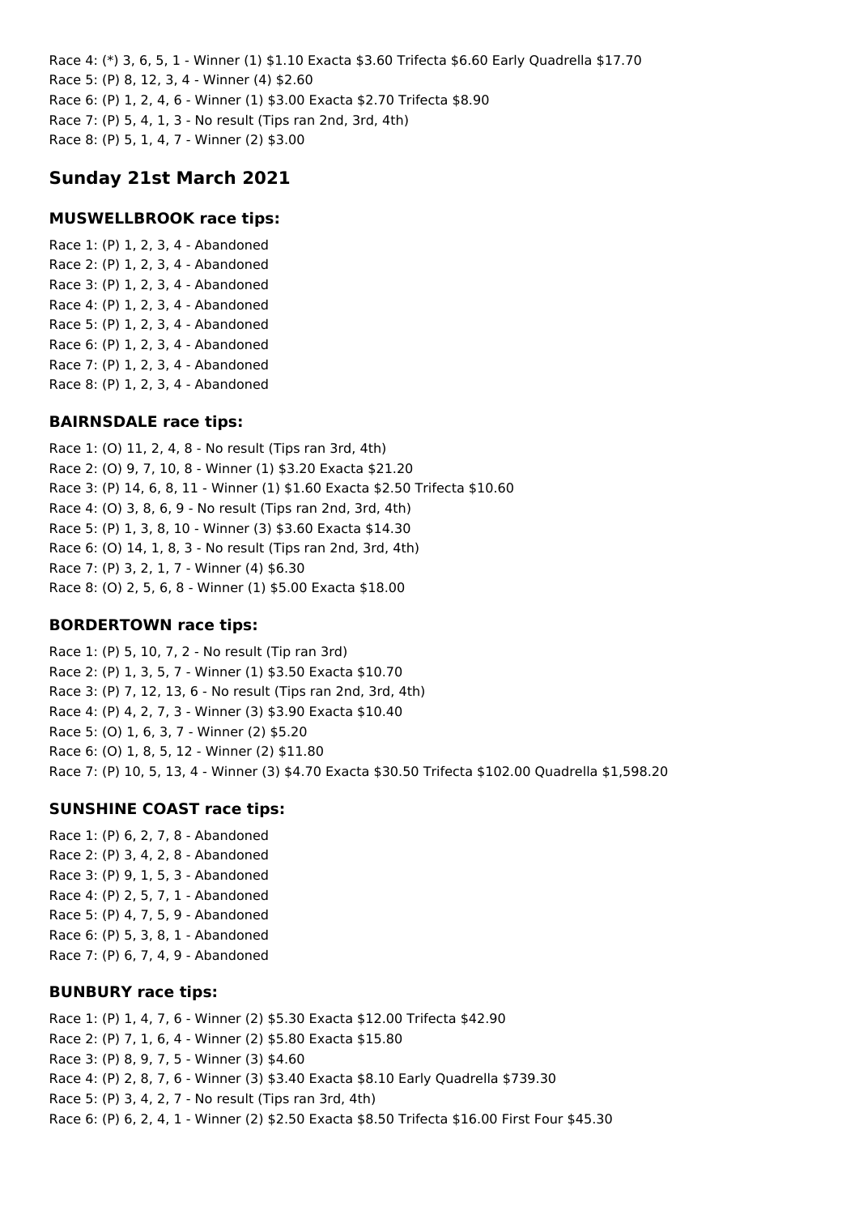Race 4: (*) 3, 6, 5, 1 - Winner (1) $1.10 Exacta $3.60 Trifecta $6.60 Early Quadrella $17.70
Race 5: (P) 8, 12, 3, 4 - Winner (4) $2.60
Race 6: (P) 1, 2, 4, 6 - Winner (1) $3.00 Exacta $2.70 Trifecta $8.90
Race 7: (P) 5, 4, 1, 3 - No result (Tips ran 2nd, 3rd, 4th)
Race 8: (P) 5, 1, 4, 7 - Winner (2) $3.00

## Sunday 21st March 2021

### MUSWELLBROOK race tips:

Race 1: (P) 1, 2, 3, 4 - Abandoned
Race 2: (P) 1, 2, 3, 4 - Abandoned
Race 3: (P) 1, 2, 3, 4 - Abandoned
Race 4: (P) 1, 2, 3, 4 - Abandoned
Race 5: (P) 1, 2, 3, 4 - Abandoned
Race 6: (P) 1, 2, 3, 4 - Abandoned
Race 7: (P) 1, 2, 3, 4 - Abandoned
Race 8: (P) 1, 2, 3, 4 - Abandoned

### BAIRNSDALE race tips:

Race 1: (O) 11, 2, 4, 8 - No result (Tips ran 3rd, 4th)
Race 2: (O) 9, 7, 10, 8 - Winner (1) $3.20 Exacta $21.20
Race 3: (P) 14, 6, 8, 11 - Winner (1) $1.60 Exacta $2.50 Trifecta $10.60
Race 4: (O) 3, 8, 6, 9 - No result (Tips ran 2nd, 3rd, 4th)
Race 5: (P) 1, 3, 8, 10 - Winner (3) $3.60 Exacta $14.30
Race 6: (O) 14, 1, 8, 3 - No result (Tips ran 2nd, 3rd, 4th)
Race 7: (P) 3, 2, 1, 7 - Winner (4) $6.30
Race 8: (O) 2, 5, 6, 8 - Winner (1) $5.00 Exacta $18.00

### BORDERTOWN race tips:

Race 1: (P) 5, 10, 7, 2 - No result (Tip ran 3rd)
Race 2: (P) 1, 3, 5, 7 - Winner (1) $3.50 Exacta $10.70
Race 3: (P) 7, 12, 13, 6 - No result (Tips ran 2nd, 3rd, 4th)
Race 4: (P) 4, 2, 7, 3 - Winner (3) $3.90 Exacta $10.40
Race 5: (O) 1, 6, 3, 7 - Winner (2) $5.20
Race 6: (O) 1, 8, 5, 12 - Winner (2) $11.80
Race 7: (P) 10, 5, 13, 4 - Winner (3) $4.70 Exacta $30.50 Trifecta $102.00 Quadrella $1,598.20

### SUNSHINE COAST race tips:

Race 1: (P) 6, 2, 7, 8 - Abandoned
Race 2: (P) 3, 4, 2, 8 - Abandoned
Race 3: (P) 9, 1, 5, 3 - Abandoned
Race 4: (P) 2, 5, 7, 1 - Abandoned
Race 5: (P) 4, 7, 5, 9 - Abandoned
Race 6: (P) 5, 3, 8, 1 - Abandoned
Race 7: (P) 6, 7, 4, 9 - Abandoned

### BUNBURY race tips:

Race 1: (P) 1, 4, 7, 6 - Winner (2) $5.30 Exacta $12.00 Trifecta $42.90
Race 2: (P) 7, 1, 6, 4 - Winner (2) $5.80 Exacta $15.80
Race 3: (P) 8, 9, 7, 5 - Winner (3) $4.60
Race 4: (P) 2, 8, 7, 6 - Winner (3) $3.40 Exacta $8.10 Early Quadrella $739.30
Race 5: (P) 3, 4, 2, 7 - No result (Tips ran 3rd, 4th)
Race 6: (P) 6, 2, 4, 1 - Winner (2) $2.50 Exacta $8.50 Trifecta $16.00 First Four $45.30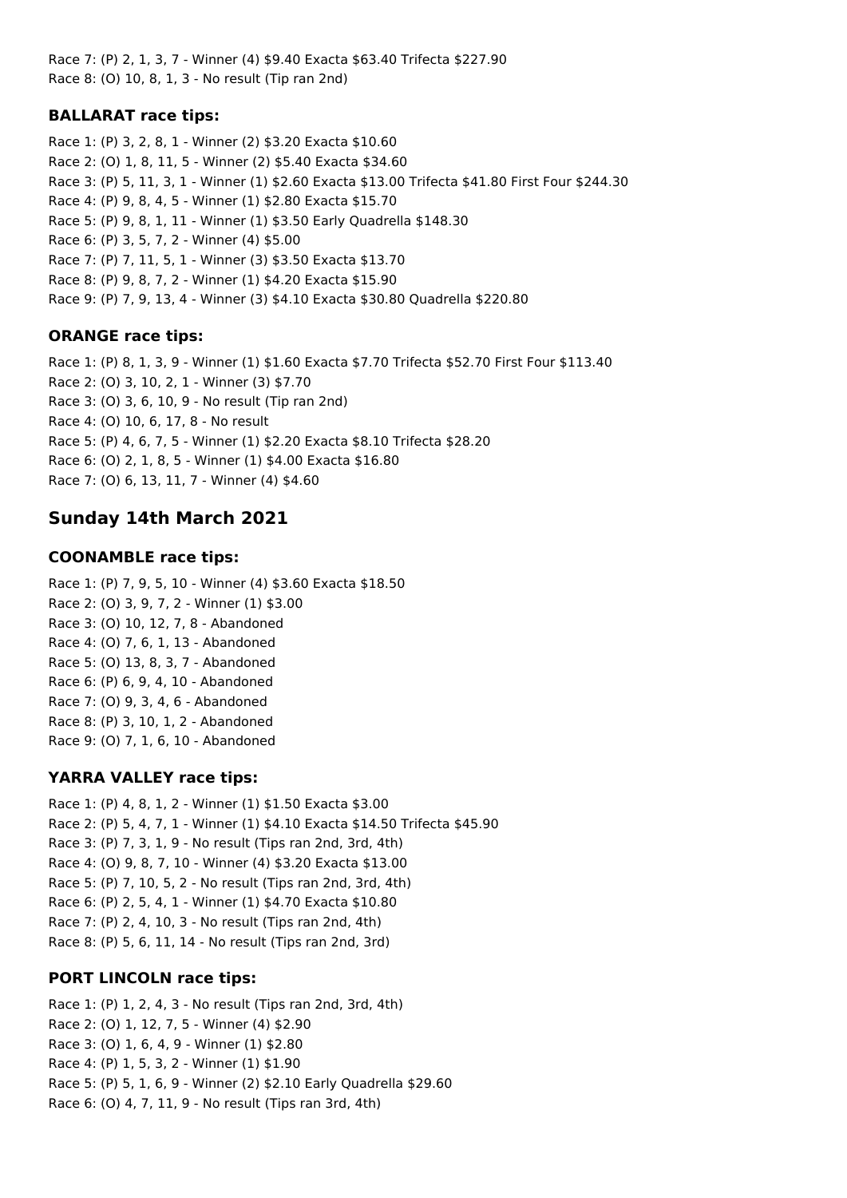Race 7: (P) 2, 1, 3, 7 - Winner (4) $9.40 Exacta $63.40 Trifecta $227.90
Race 8: (O) 10, 8, 1, 3 - No result (Tip ran 2nd)

### BALLARAT race tips:

Race 1: (P) 3, 2, 8, 1 - Winner (2) $3.20 Exacta $10.60
Race 2: (O) 1, 8, 11, 5 - Winner (2) $5.40 Exacta $34.60
Race 3: (P) 5, 11, 3, 1 - Winner (1) $2.60 Exacta $13.00 Trifecta $41.80 First Four $244.30
Race 4: (P) 9, 8, 4, 5 - Winner (1) $2.80 Exacta $15.70
Race 5: (P) 9, 8, 1, 11 - Winner (1) $3.50 Early Quadrella $148.30
Race 6: (P) 3, 5, 7, 2 - Winner (4) $5.00
Race 7: (P) 7, 11, 5, 1 - Winner (3) $3.50 Exacta $13.70
Race 8: (P) 9, 8, 7, 2 - Winner (1) $4.20 Exacta $15.90
Race 9: (P) 7, 9, 13, 4 - Winner (3) $4.10 Exacta $30.80 Quadrella $220.80

### ORANGE race tips:

Race 1: (P) 8, 1, 3, 9 - Winner (1) $1.60 Exacta $7.70 Trifecta $52.70 First Four $113.40
Race 2: (O) 3, 10, 2, 1 - Winner (3) $7.70
Race 3: (O) 3, 6, 10, 9 - No result (Tip ran 2nd)
Race 4: (O) 10, 6, 17, 8 - No result
Race 5: (P) 4, 6, 7, 5 - Winner (1) $2.20 Exacta $8.10 Trifecta $28.20
Race 6: (O) 2, 1, 8, 5 - Winner (1) $4.00 Exacta $16.80
Race 7: (O) 6, 13, 11, 7 - Winner (4) $4.60

## Sunday 14th March 2021

### COONAMBLE race tips:

Race 1: (P) 7, 9, 5, 10 - Winner (4) $3.60 Exacta $18.50
Race 2: (O) 3, 9, 7, 2 - Winner (1) $3.00
Race 3: (O) 10, 12, 7, 8 - Abandoned
Race 4: (O) 7, 6, 1, 13 - Abandoned
Race 5: (O) 13, 8, 3, 7 - Abandoned
Race 6: (P) 6, 9, 4, 10 - Abandoned
Race 7: (O) 9, 3, 4, 6 - Abandoned
Race 8: (P) 3, 10, 1, 2 - Abandoned
Race 9: (O) 7, 1, 6, 10 - Abandoned

### YARRA VALLEY race tips:

Race 1: (P) 4, 8, 1, 2 - Winner (1) $1.50 Exacta $3.00
Race 2: (P) 5, 4, 7, 1 - Winner (1) $4.10 Exacta $14.50 Trifecta $45.90
Race 3: (P) 7, 3, 1, 9 - No result (Tips ran 2nd, 3rd, 4th)
Race 4: (O) 9, 8, 7, 10 - Winner (4) $3.20 Exacta $13.00
Race 5: (P) 7, 10, 5, 2 - No result (Tips ran 2nd, 3rd, 4th)
Race 6: (P) 2, 5, 4, 1 - Winner (1) $4.70 Exacta $10.80
Race 7: (P) 2, 4, 10, 3 - No result (Tips ran 2nd, 4th)
Race 8: (P) 5, 6, 11, 14 - No result (Tips ran 2nd, 3rd)

### PORT LINCOLN race tips:

Race 1: (P) 1, 2, 4, 3 - No result (Tips ran 2nd, 3rd, 4th)
Race 2: (O) 1, 12, 7, 5 - Winner (4) $2.90
Race 3: (O) 1, 6, 4, 9 - Winner (1) $2.80
Race 4: (P) 1, 5, 3, 2 - Winner (1) $1.90
Race 5: (P) 5, 1, 6, 9 - Winner (2) $2.10 Early Quadrella $29.60
Race 6: (O) 4, 7, 11, 9 - No result (Tips ran 3rd, 4th)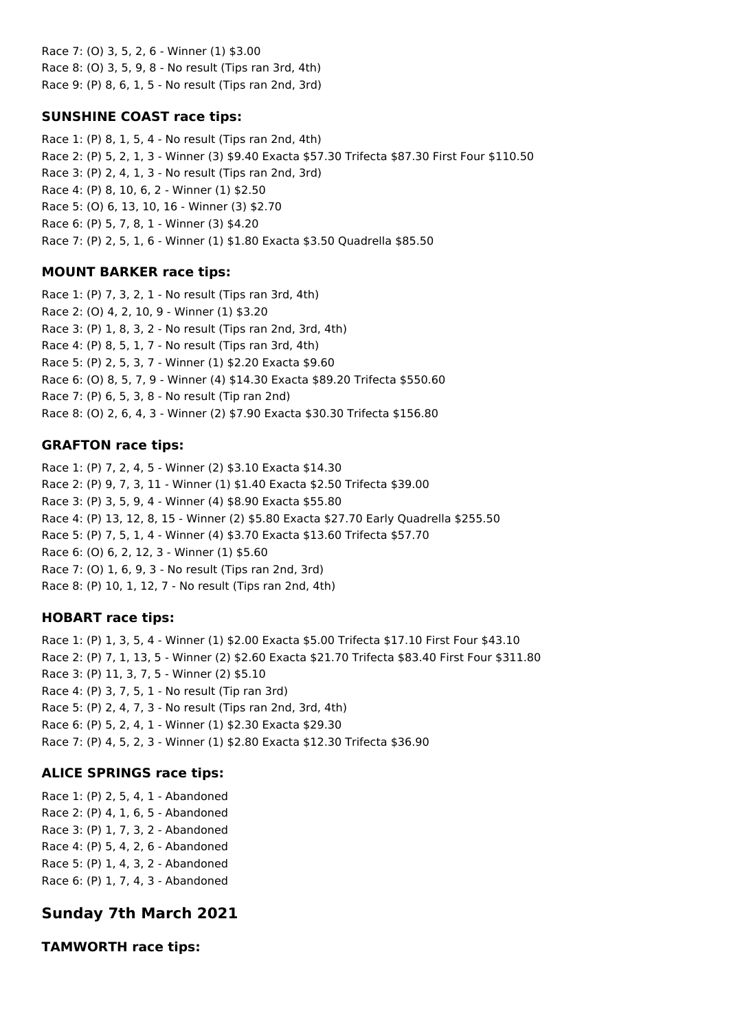Race 7: (O) 3, 5, 2, 6 - Winner (1) $3.00
Race 8: (O) 3, 5, 9, 8 - No result (Tips ran 3rd, 4th)
Race 9: (P) 8, 6, 1, 5 - No result (Tips ran 2nd, 3rd)

### SUNSHINE COAST race tips:

Race 1: (P) 8, 1, 5, 4 - No result (Tips ran 2nd, 4th)
Race 2: (P) 5, 2, 1, 3 - Winner (3) $9.40 Exacta $57.30 Trifecta $87.30 First Four $110.50
Race 3: (P) 2, 4, 1, 3 - No result (Tips ran 2nd, 3rd)
Race 4: (P) 8, 10, 6, 2 - Winner (1) $2.50
Race 5: (O) 6, 13, 10, 16 - Winner (3) $2.70
Race 6: (P) 5, 7, 8, 1 - Winner (3) $4.20
Race 7: (P) 2, 5, 1, 6 - Winner (1) $1.80 Exacta $3.50 Quadrella $85.50

### MOUNT BARKER race tips:

Race 1: (P) 7, 3, 2, 1 - No result (Tips ran 3rd, 4th)
Race 2: (O) 4, 2, 10, 9 - Winner (1) $3.20
Race 3: (P) 1, 8, 3, 2 - No result (Tips ran 2nd, 3rd, 4th)
Race 4: (P) 8, 5, 1, 7 - No result (Tips ran 3rd, 4th)
Race 5: (P) 2, 5, 3, 7 - Winner (1) $2.20 Exacta $9.60
Race 6: (O) 8, 5, 7, 9 - Winner (4) $14.30 Exacta $89.20 Trifecta $550.60
Race 7: (P) 6, 5, 3, 8 - No result (Tip ran 2nd)
Race 8: (O) 2, 6, 4, 3 - Winner (2) $7.90 Exacta $30.30 Trifecta $156.80

### GRAFTON race tips:

Race 1: (P) 7, 2, 4, 5 - Winner (2) $3.10 Exacta $14.30
Race 2: (P) 9, 7, 3, 11 - Winner (1) $1.40 Exacta $2.50 Trifecta $39.00
Race 3: (P) 3, 5, 9, 4 - Winner (4) $8.90 Exacta $55.80
Race 4: (P) 13, 12, 8, 15 - Winner (2) $5.80 Exacta $27.70 Early Quadrella $255.50
Race 5: (P) 7, 5, 1, 4 - Winner (4) $3.70 Exacta $13.60 Trifecta $57.70
Race 6: (O) 6, 2, 12, 3 - Winner (1) $5.60
Race 7: (O) 1, 6, 9, 3 - No result (Tips ran 2nd, 3rd)
Race 8: (P) 10, 1, 12, 7 - No result (Tips ran 2nd, 4th)

### HOBART race tips:

Race 1: (P) 1, 3, 5, 4 - Winner (1) $2.00 Exacta $5.00 Trifecta $17.10 First Four $43.10
Race 2: (P) 7, 1, 13, 5 - Winner (2) $2.60 Exacta $21.70 Trifecta $83.40 First Four $311.80
Race 3: (P) 11, 3, 7, 5 - Winner (2) $5.10
Race 4: (P) 3, 7, 5, 1 - No result (Tip ran 3rd)
Race 5: (P) 2, 4, 7, 3 - No result (Tips ran 2nd, 3rd, 4th)
Race 6: (P) 5, 2, 4, 1 - Winner (1) $2.30 Exacta $29.30
Race 7: (P) 4, 5, 2, 3 - Winner (1) $2.80 Exacta $12.30 Trifecta $36.90

### ALICE SPRINGS race tips:

Race 1: (P) 2, 5, 4, 1 - Abandoned
Race 2: (P) 4, 1, 6, 5 - Abandoned
Race 3: (P) 1, 7, 3, 2 - Abandoned
Race 4: (P) 5, 4, 2, 6 - Abandoned
Race 5: (P) 1, 4, 3, 2 - Abandoned
Race 6: (P) 1, 7, 4, 3 - Abandoned

## Sunday 7th March 2021

### TAMWORTH race tips: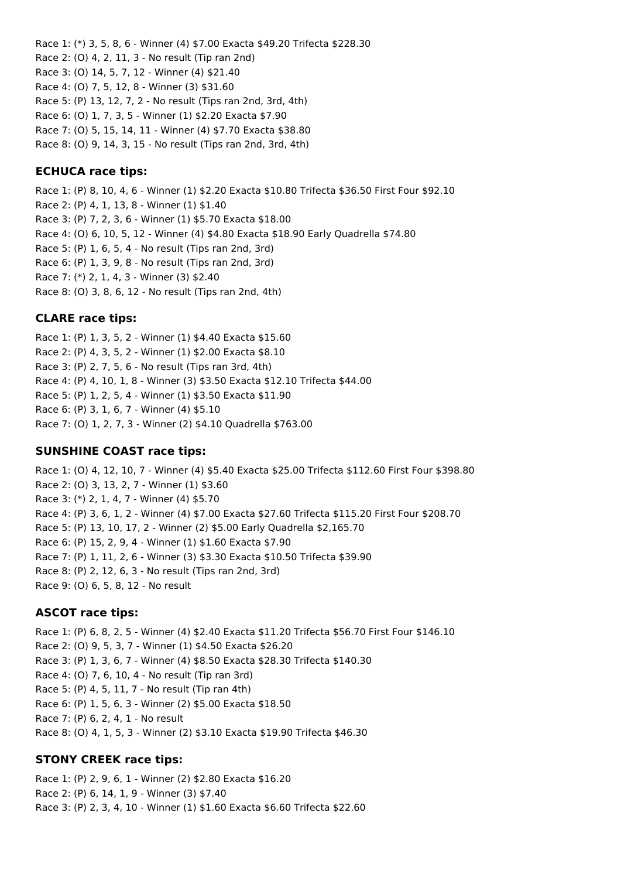Race 1: (*) 3, 5, 8, 6 - Winner (4) $7.00 Exacta $49.20 Trifecta $228.30
Race 2: (O) 4, 2, 11, 3 - No result (Tip ran 2nd)
Race 3: (O) 14, 5, 7, 12 - Winner (4) $21.40
Race 4: (O) 7, 5, 12, 8 - Winner (3) $31.60
Race 5: (P) 13, 12, 7, 2 - No result (Tips ran 2nd, 3rd, 4th)
Race 6: (O) 1, 7, 3, 5 - Winner (1) $2.20 Exacta $7.90
Race 7: (O) 5, 15, 14, 11 - Winner (4) $7.70 Exacta $38.80
Race 8: (O) 9, 14, 3, 15 - No result (Tips ran 2nd, 3rd, 4th)

### ECHUCA race tips:

Race 1: (P) 8, 10, 4, 6 - Winner (1) $2.20 Exacta $10.80 Trifecta $36.50 First Four $92.10
Race 2: (P) 4, 1, 13, 8 - Winner (1) $1.40
Race 3: (P) 7, 2, 3, 6 - Winner (1) $5.70 Exacta $18.00
Race 4: (O) 6, 10, 5, 12 - Winner (4) $4.80 Exacta $18.90 Early Quadrella $74.80
Race 5: (P) 1, 6, 5, 4 - No result (Tips ran 2nd, 3rd)
Race 6: (P) 1, 3, 9, 8 - No result (Tips ran 2nd, 3rd)
Race 7: (*) 2, 1, 4, 3 - Winner (3) $2.40
Race 8: (O) 3, 8, 6, 12 - No result (Tips ran 2nd, 4th)

### CLARE race tips:

Race 1: (P) 1, 3, 5, 2 - Winner (1) $4.40 Exacta $15.60
Race 2: (P) 4, 3, 5, 2 - Winner (1) $2.00 Exacta $8.10
Race 3: (P) 2, 7, 5, 6 - No result (Tips ran 3rd, 4th)
Race 4: (P) 4, 10, 1, 8 - Winner (3) $3.50 Exacta $12.10 Trifecta $44.00
Race 5: (P) 1, 2, 5, 4 - Winner (1) $3.50 Exacta $11.90
Race 6: (P) 3, 1, 6, 7 - Winner (4) $5.10
Race 7: (O) 1, 2, 7, 3 - Winner (2) $4.10 Quadrella $763.00

### SUNSHINE COAST race tips:

Race 1: (O) 4, 12, 10, 7 - Winner (4) $5.40 Exacta $25.00 Trifecta $112.60 First Four $398.80
Race 2: (O) 3, 13, 2, 7 - Winner (1) $3.60
Race 3: (*) 2, 1, 4, 7 - Winner (4) $5.70
Race 4: (P) 3, 6, 1, 2 - Winner (4) $7.00 Exacta $27.60 Trifecta $115.20 First Four $208.70
Race 5: (P) 13, 10, 17, 2 - Winner (2) $5.00 Early Quadrella $2,165.70
Race 6: (P) 15, 2, 9, 4 - Winner (1) $1.60 Exacta $7.90
Race 7: (P) 1, 11, 2, 6 - Winner (3) $3.30 Exacta $10.50 Trifecta $39.90
Race 8: (P) 2, 12, 6, 3 - No result (Tips ran 2nd, 3rd)
Race 9: (O) 6, 5, 8, 12 - No result

### ASCOT race tips:

Race 1: (P) 6, 8, 2, 5 - Winner (4) $2.40 Exacta $11.20 Trifecta $56.70 First Four $146.10
Race 2: (O) 9, 5, 3, 7 - Winner (1) $4.50 Exacta $26.20
Race 3: (P) 1, 3, 6, 7 - Winner (4) $8.50 Exacta $28.30 Trifecta $140.30
Race 4: (O) 7, 6, 10, 4 - No result (Tip ran 3rd)
Race 5: (P) 4, 5, 11, 7 - No result (Tip ran 4th)
Race 6: (P) 1, 5, 6, 3 - Winner (2) $5.00 Exacta $18.50
Race 7: (P) 6, 2, 4, 1 - No result
Race 8: (O) 4, 1, 5, 3 - Winner (2) $3.10 Exacta $19.90 Trifecta $46.30

### STONY CREEK race tips:

Race 1: (P) 2, 9, 6, 1 - Winner (2) $2.80 Exacta $16.20
Race 2: (P) 6, 14, 1, 9 - Winner (3) $7.40
Race 3: (P) 2, 3, 4, 10 - Winner (1) $1.60 Exacta $6.60 Trifecta $22.60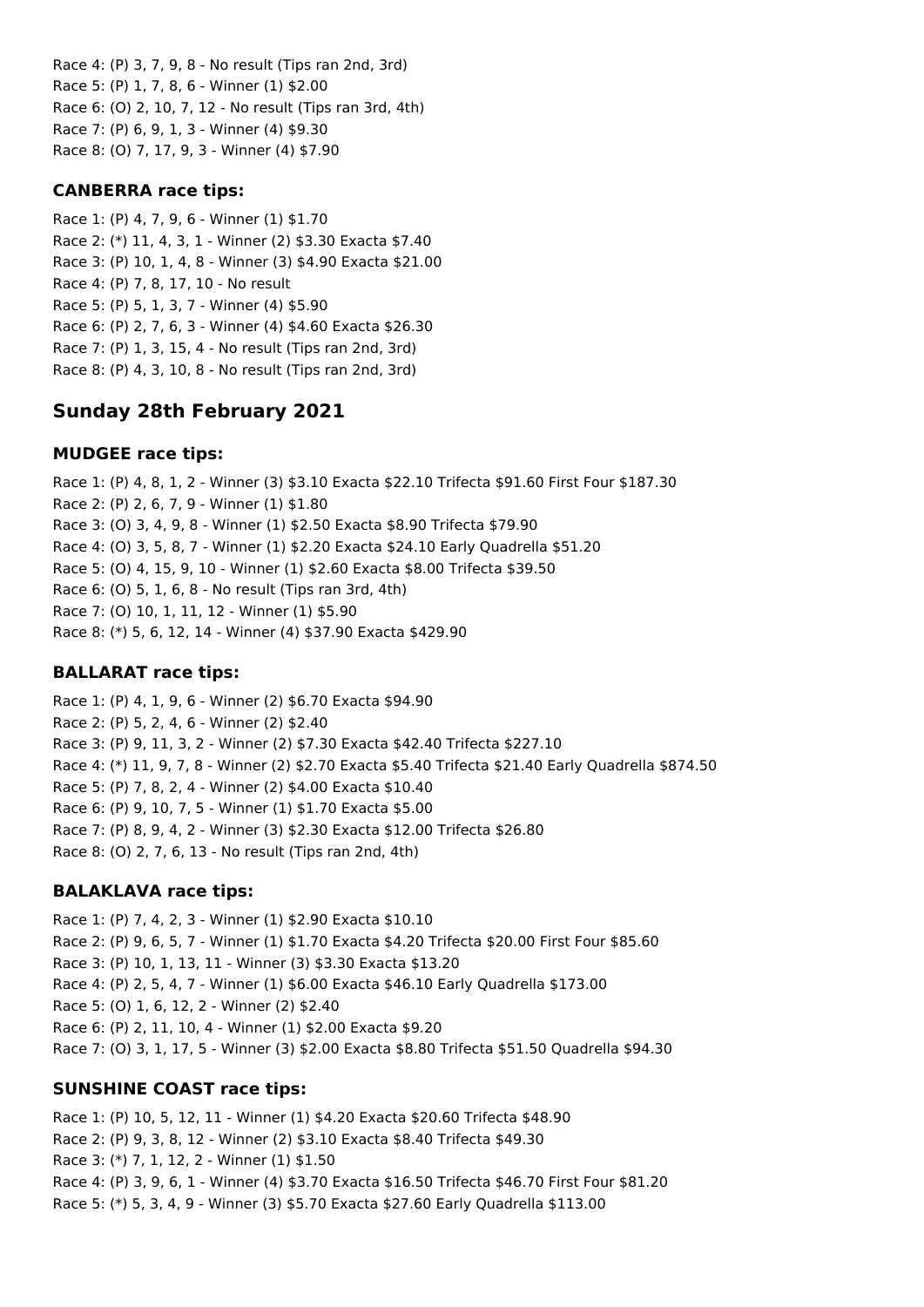Race 4: (P) 3, 7, 9, 8 - No result (Tips ran 2nd, 3rd)
Race 5: (P) 1, 7, 8, 6 - Winner (1) $2.00
Race 6: (O) 2, 10, 7, 12 - No result (Tips ran 3rd, 4th)
Race 7: (P) 6, 9, 1, 3 - Winner (4) $9.30
Race 8: (O) 7, 17, 9, 3 - Winner (4) $7.90

### CANBERRA race tips:

Race 1: (P) 4, 7, 9, 6 - Winner (1) $1.70
Race 2: (*) 11, 4, 3, 1 - Winner (2) $3.30 Exacta $7.40
Race 3: (P) 10, 1, 4, 8 - Winner (3) $4.90 Exacta $21.00
Race 4: (P) 7, 8, 17, 10 - No result
Race 5: (P) 5, 1, 3, 7 - Winner (4) $5.90
Race 6: (P) 2, 7, 6, 3 - Winner (4) $4.60 Exacta $26.30
Race 7: (P) 1, 3, 15, 4 - No result (Tips ran 2nd, 3rd)
Race 8: (P) 4, 3, 10, 8 - No result (Tips ran 2nd, 3rd)

## Sunday 28th February 2021

### MUDGEE race tips:

Race 1: (P) 4, 8, 1, 2 - Winner (3) $3.10 Exacta $22.10 Trifecta $91.60 First Four $187.30
Race 2: (P) 2, 6, 7, 9 - Winner (1) $1.80
Race 3: (O) 3, 4, 9, 8 - Winner (1) $2.50 Exacta $8.90 Trifecta $79.90
Race 4: (O) 3, 5, 8, 7 - Winner (1) $2.20 Exacta $24.10 Early Quadrella $51.20
Race 5: (O) 4, 15, 9, 10 - Winner (1) $2.60 Exacta $8.00 Trifecta $39.50
Race 6: (O) 5, 1, 6, 8 - No result (Tips ran 3rd, 4th)
Race 7: (O) 10, 1, 11, 12 - Winner (1) $5.90
Race 8: (*) 5, 6, 12, 14 - Winner (4) $37.90 Exacta $429.90

### BALLARAT race tips:

Race 1: (P) 4, 1, 9, 6 - Winner (2) $6.70 Exacta $94.90
Race 2: (P) 5, 2, 4, 6 - Winner (2) $2.40
Race 3: (P) 9, 11, 3, 2 - Winner (2) $7.30 Exacta $42.40 Trifecta $227.10
Race 4: (*) 11, 9, 7, 8 - Winner (2) $2.70 Exacta $5.40 Trifecta $21.40 Early Quadrella $874.50
Race 5: (P) 7, 8, 2, 4 - Winner (2) $4.00 Exacta $10.40
Race 6: (P) 9, 10, 7, 5 - Winner (1) $1.70 Exacta $5.00
Race 7: (P) 8, 9, 4, 2 - Winner (3) $2.30 Exacta $12.00 Trifecta $26.80
Race 8: (O) 2, 7, 6, 13 - No result (Tips ran 2nd, 4th)

### BALAKLAVA race tips:

Race 1: (P) 7, 4, 2, 3 - Winner (1) $2.90 Exacta $10.10
Race 2: (P) 9, 6, 5, 7 - Winner (1) $1.70 Exacta $4.20 Trifecta $20.00 First Four $85.60
Race 3: (P) 10, 1, 13, 11 - Winner (3) $3.30 Exacta $13.20
Race 4: (P) 2, 5, 4, 7 - Winner (1) $6.00 Exacta $46.10 Early Quadrella $173.00
Race 5: (O) 1, 6, 12, 2 - Winner (2) $2.40
Race 6: (P) 2, 11, 10, 4 - Winner (1) $2.00 Exacta $9.20
Race 7: (O) 3, 1, 17, 5 - Winner (3) $2.00 Exacta $8.80 Trifecta $51.50 Quadrella $94.30

### SUNSHINE COAST race tips:

Race 1: (P) 10, 5, 12, 11 - Winner (1) $4.20 Exacta $20.60 Trifecta $48.90
Race 2: (P) 9, 3, 8, 12 - Winner (2) $3.10 Exacta $8.40 Trifecta $49.30
Race 3: (*) 7, 1, 12, 2 - Winner (1) $1.50
Race 4: (P) 3, 9, 6, 1 - Winner (4) $3.70 Exacta $16.50 Trifecta $46.70 First Four $81.20
Race 5: (*) 5, 3, 4, 9 - Winner (3) $5.70 Exacta $27.60 Early Quadrella $113.00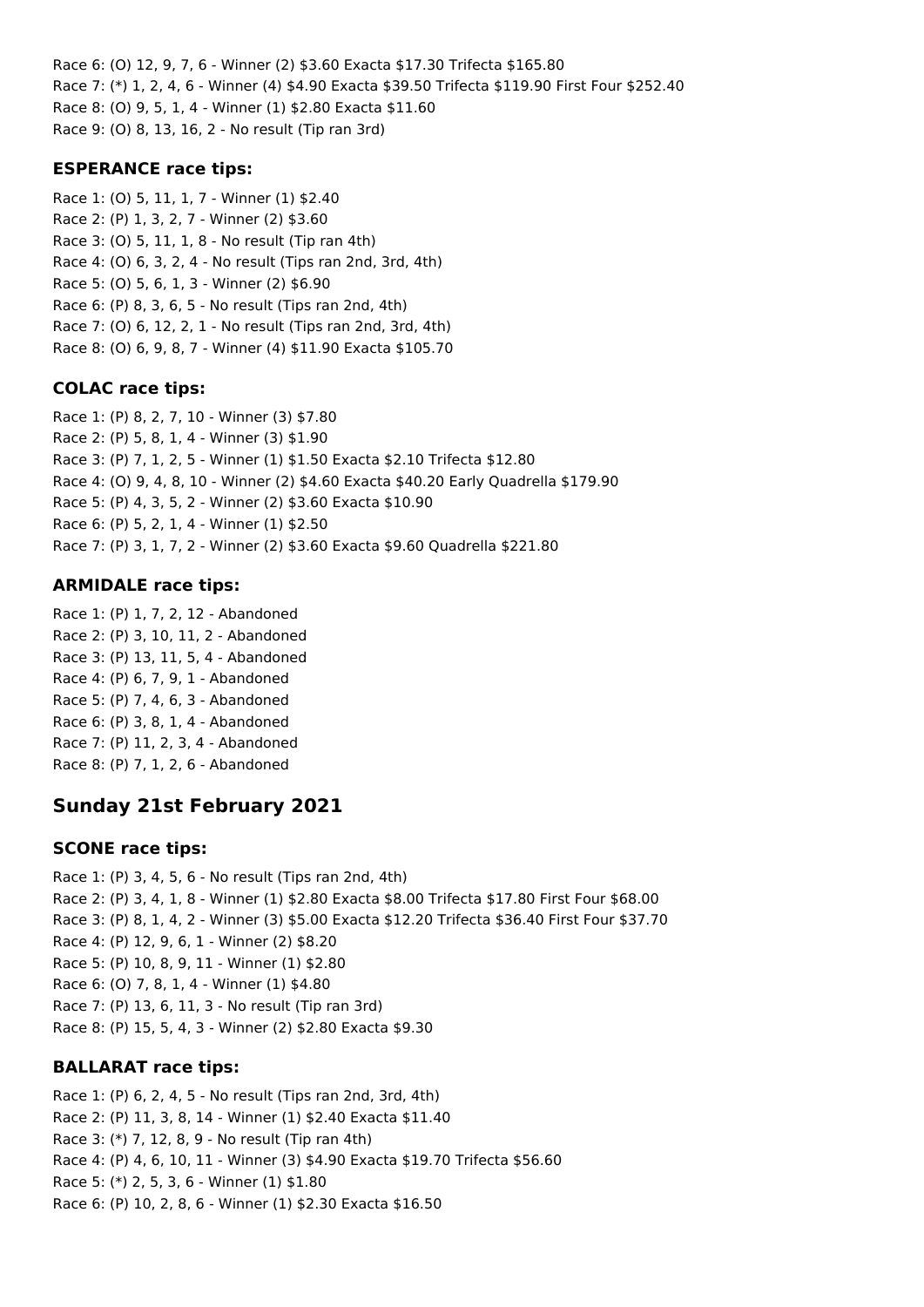Race 6: (O) 12, 9, 7, 6 - Winner (2) $3.60 Exacta $17.30 Trifecta $165.80
Race 7: (*) 1, 2, 4, 6 - Winner (4) $4.90 Exacta $39.50 Trifecta $119.90 First Four $252.40
Race 8: (O) 9, 5, 1, 4 - Winner (1) $2.80 Exacta $11.60
Race 9: (O) 8, 13, 16, 2 - No result (Tip ran 3rd)

### ESPERANCE race tips:

Race 1: (O) 5, 11, 1, 7 - Winner (1) $2.40
Race 2: (P) 1, 3, 2, 7 - Winner (2) $3.60
Race 3: (O) 5, 11, 1, 8 - No result (Tip ran 4th)
Race 4: (O) 6, 3, 2, 4 - No result (Tips ran 2nd, 3rd, 4th)
Race 5: (O) 5, 6, 1, 3 - Winner (2) $6.90
Race 6: (P) 8, 3, 6, 5 - No result (Tips ran 2nd, 4th)
Race 7: (O) 6, 12, 2, 1 - No result (Tips ran 2nd, 3rd, 4th)
Race 8: (O) 6, 9, 8, 7 - Winner (4) $11.90 Exacta $105.70

### COLAC race tips:

Race 1: (P) 8, 2, 7, 10 - Winner (3) $7.80
Race 2: (P) 5, 8, 1, 4 - Winner (3) $1.90
Race 3: (P) 7, 1, 2, 5 - Winner (1) $1.50 Exacta $2.10 Trifecta $12.80
Race 4: (O) 9, 4, 8, 10 - Winner (2) $4.60 Exacta $40.20 Early Quadrella $179.90
Race 5: (P) 4, 3, 5, 2 - Winner (2) $3.60 Exacta $10.90
Race 6: (P) 5, 2, 1, 4 - Winner (1) $2.50
Race 7: (P) 3, 1, 7, 2 - Winner (2) $3.60 Exacta $9.60 Quadrella $221.80

### ARMIDALE race tips:

Race 1: (P) 1, 7, 2, 12 - Abandoned
Race 2: (P) 3, 10, 11, 2 - Abandoned
Race 3: (P) 13, 11, 5, 4 - Abandoned
Race 4: (P) 6, 7, 9, 1 - Abandoned
Race 5: (P) 7, 4, 6, 3 - Abandoned
Race 6: (P) 3, 8, 1, 4 - Abandoned
Race 7: (P) 11, 2, 3, 4 - Abandoned
Race 8: (P) 7, 1, 2, 6 - Abandoned

## Sunday 21st February 2021

### SCONE race tips:

Race 1: (P) 3, 4, 5, 6 - No result (Tips ran 2nd, 4th)
Race 2: (P) 3, 4, 1, 8 - Winner (1) $2.80 Exacta $8.00 Trifecta $17.80 First Four $68.00
Race 3: (P) 8, 1, 4, 2 - Winner (3) $5.00 Exacta $12.20 Trifecta $36.40 First Four $37.70
Race 4: (P) 12, 9, 6, 1 - Winner (2) $8.20
Race 5: (P) 10, 8, 9, 11 - Winner (1) $2.80
Race 6: (O) 7, 8, 1, 4 - Winner (1) $4.80
Race 7: (P) 13, 6, 11, 3 - No result (Tip ran 3rd)
Race 8: (P) 15, 5, 4, 3 - Winner (2) $2.80 Exacta $9.30

### BALLARAT race tips:

Race 1: (P) 6, 2, 4, 5 - No result (Tips ran 2nd, 3rd, 4th)
Race 2: (P) 11, 3, 8, 14 - Winner (1) $2.40 Exacta $11.40
Race 3: (*) 7, 12, 8, 9 - No result (Tip ran 4th)
Race 4: (P) 4, 6, 10, 11 - Winner (3) $4.90 Exacta $19.70 Trifecta $56.60
Race 5: (*) 2, 5, 3, 6 - Winner (1) $1.80
Race 6: (P) 10, 2, 8, 6 - Winner (1) $2.30 Exacta $16.50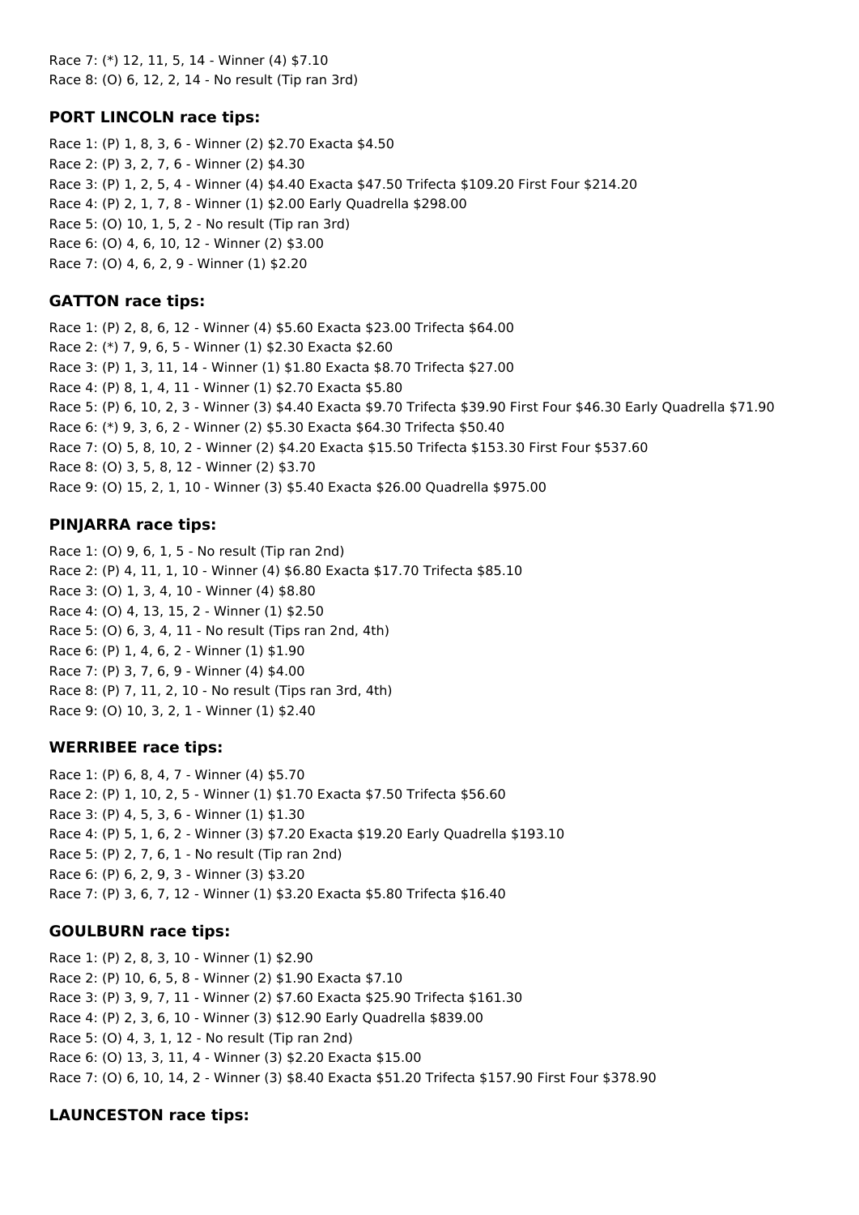Race 7: (*) 12, 11, 5, 14 - Winner (4) $7.10
Race 8: (O) 6, 12, 2, 14 - No result (Tip ran 3rd)

### PORT LINCOLN race tips:

Race 1: (P) 1, 8, 3, 6 - Winner (2) $2.70 Exacta $4.50
Race 2: (P) 3, 2, 7, 6 - Winner (2) $4.30
Race 3: (P) 1, 2, 5, 4 - Winner (4) $4.40 Exacta $47.50 Trifecta $109.20 First Four $214.20
Race 4: (P) 2, 1, 7, 8 - Winner (1) $2.00 Early Quadrella $298.00
Race 5: (O) 10, 1, 5, 2 - No result (Tip ran 3rd)
Race 6: (O) 4, 6, 10, 12 - Winner (2) $3.00
Race 7: (O) 4, 6, 2, 9 - Winner (1) $2.20

### GATTON race tips:

Race 1: (P) 2, 8, 6, 12 - Winner (4) $5.60 Exacta $23.00 Trifecta $64.00
Race 2: (*) 7, 9, 6, 5 - Winner (1) $2.30 Exacta $2.60
Race 3: (P) 1, 3, 11, 14 - Winner (1) $1.80 Exacta $8.70 Trifecta $27.00
Race 4: (P) 8, 1, 4, 11 - Winner (1) $2.70 Exacta $5.80
Race 5: (P) 6, 10, 2, 3 - Winner (3) $4.40 Exacta $9.70 Trifecta $39.90 First Four $46.30 Early Quadrella $71.90
Race 6: (*) 9, 3, 6, 2 - Winner (2) $5.30 Exacta $64.30 Trifecta $50.40
Race 7: (O) 5, 8, 10, 2 - Winner (2) $4.20 Exacta $15.50 Trifecta $153.30 First Four $537.60
Race 8: (O) 3, 5, 8, 12 - Winner (2) $3.70
Race 9: (O) 15, 2, 1, 10 - Winner (3) $5.40 Exacta $26.00 Quadrella $975.00

### PINJARRA race tips:

Race 1: (O) 9, 6, 1, 5 - No result (Tip ran 2nd)
Race 2: (P) 4, 11, 1, 10 - Winner (4) $6.80 Exacta $17.70 Trifecta $85.10
Race 3: (O) 1, 3, 4, 10 - Winner (4) $8.80
Race 4: (O) 4, 13, 15, 2 - Winner (1) $2.50
Race 5: (O) 6, 3, 4, 11 - No result (Tips ran 2nd, 4th)
Race 6: (P) 1, 4, 6, 2 - Winner (1) $1.90
Race 7: (P) 3, 7, 6, 9 - Winner (4) $4.00
Race 8: (P) 7, 11, 2, 10 - No result (Tips ran 3rd, 4th)
Race 9: (O) 10, 3, 2, 1 - Winner (1) $2.40

### WERRIBEE race tips:

Race 1: (P) 6, 8, 4, 7 - Winner (4) $5.70
Race 2: (P) 1, 10, 2, 5 - Winner (1) $1.70 Exacta $7.50 Trifecta $56.60
Race 3: (P) 4, 5, 3, 6 - Winner (1) $1.30
Race 4: (P) 5, 1, 6, 2 - Winner (3) $7.20 Exacta $19.20 Early Quadrella $193.10
Race 5: (P) 2, 7, 6, 1 - No result (Tip ran 2nd)
Race 6: (P) 6, 2, 9, 3 - Winner (3) $3.20
Race 7: (P) 3, 6, 7, 12 - Winner (1) $3.20 Exacta $5.80 Trifecta $16.40

### GOULBURN race tips:

Race 1: (P) 2, 8, 3, 10 - Winner (1) $2.90
Race 2: (P) 10, 6, 5, 8 - Winner (2) $1.90 Exacta $7.10
Race 3: (P) 3, 9, 7, 11 - Winner (2) $7.60 Exacta $25.90 Trifecta $161.30
Race 4: (P) 2, 3, 6, 10 - Winner (3) $12.90 Early Quadrella $839.00
Race 5: (O) 4, 3, 1, 12 - No result (Tip ran 2nd)
Race 6: (O) 13, 3, 11, 4 - Winner (3) $2.20 Exacta $15.00
Race 7: (O) 6, 10, 14, 2 - Winner (3) $8.40 Exacta $51.20 Trifecta $157.90 First Four $378.90

### LAUNCESTON race tips: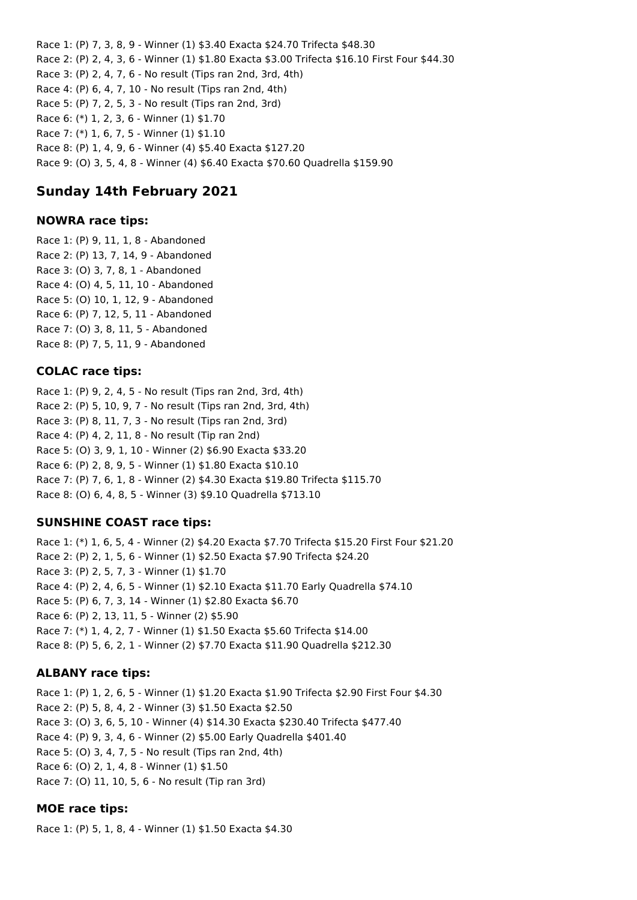Race 1: (P) 7, 3, 8, 9 - Winner (1) $3.40 Exacta $24.70 Trifecta $48.30
Race 2: (P) 2, 4, 3, 6 - Winner (1) $1.80 Exacta $3.00 Trifecta $16.10 First Four $44.30
Race 3: (P) 2, 4, 7, 6 - No result (Tips ran 2nd, 3rd, 4th)
Race 4: (P) 6, 4, 7, 10 - No result (Tips ran 2nd, 4th)
Race 5: (P) 7, 2, 5, 3 - No result (Tips ran 2nd, 3rd)
Race 6: (*) 1, 2, 3, 6 - Winner (1) $1.70
Race 7: (*) 1, 6, 7, 5 - Winner (1) $1.10
Race 8: (P) 1, 4, 9, 6 - Winner (4) $5.40 Exacta $127.20
Race 9: (O) 3, 5, 4, 8 - Winner (4) $6.40 Exacta $70.60 Quadrella $159.90

## Sunday 14th February 2021

### NOWRA race tips:

Race 1: (P) 9, 11, 1, 8 - Abandoned
Race 2: (P) 13, 7, 14, 9 - Abandoned
Race 3: (O) 3, 7, 8, 1 - Abandoned
Race 4: (O) 4, 5, 11, 10 - Abandoned
Race 5: (O) 10, 1, 12, 9 - Abandoned
Race 6: (P) 7, 12, 5, 11 - Abandoned
Race 7: (O) 3, 8, 11, 5 - Abandoned
Race 8: (P) 7, 5, 11, 9 - Abandoned

### COLAC race tips:

Race 1: (P) 9, 2, 4, 5 - No result (Tips ran 2nd, 3rd, 4th)
Race 2: (P) 5, 10, 9, 7 - No result (Tips ran 2nd, 3rd, 4th)
Race 3: (P) 8, 11, 7, 3 - No result (Tips ran 2nd, 3rd)
Race 4: (P) 4, 2, 11, 8 - No result (Tip ran 2nd)
Race 5: (O) 3, 9, 1, 10 - Winner (2) $6.90 Exacta $33.20
Race 6: (P) 2, 8, 9, 5 - Winner (1) $1.80 Exacta $10.10
Race 7: (P) 7, 6, 1, 8 - Winner (2) $4.30 Exacta $19.80 Trifecta $115.70
Race 8: (O) 6, 4, 8, 5 - Winner (3) $9.10 Quadrella $713.10

### SUNSHINE COAST race tips:

Race 1: (*) 1, 6, 5, 4 - Winner (2) $4.20 Exacta $7.70 Trifecta $15.20 First Four $21.20
Race 2: (P) 2, 1, 5, 6 - Winner (1) $2.50 Exacta $7.90 Trifecta $24.20
Race 3: (P) 2, 5, 7, 3 - Winner (1) $1.70
Race 4: (P) 2, 4, 6, 5 - Winner (1) $2.10 Exacta $11.70 Early Quadrella $74.10
Race 5: (P) 6, 7, 3, 14 - Winner (1) $2.80 Exacta $6.70
Race 6: (P) 2, 13, 11, 5 - Winner (2) $5.90
Race 7: (*) 1, 4, 2, 7 - Winner (1) $1.50 Exacta $5.60 Trifecta $14.00
Race 8: (P) 5, 6, 2, 1 - Winner (2) $7.70 Exacta $11.90 Quadrella $212.30

### ALBANY race tips:

Race 1: (P) 1, 2, 6, 5 - Winner (1) $1.20 Exacta $1.90 Trifecta $2.90 First Four $4.30
Race 2: (P) 5, 8, 4, 2 - Winner (3) $1.50 Exacta $2.50
Race 3: (O) 3, 6, 5, 10 - Winner (4) $14.30 Exacta $230.40 Trifecta $477.40
Race 4: (P) 9, 3, 4, 6 - Winner (2) $5.00 Early Quadrella $401.40
Race 5: (O) 3, 4, 7, 5 - No result (Tips ran 2nd, 4th)
Race 6: (O) 2, 1, 4, 8 - Winner (1) $1.50
Race 7: (O) 11, 10, 5, 6 - No result (Tip ran 3rd)

### MOE race tips:

Race 1: (P) 5, 1, 8, 4 - Winner (1) $1.50 Exacta $4.30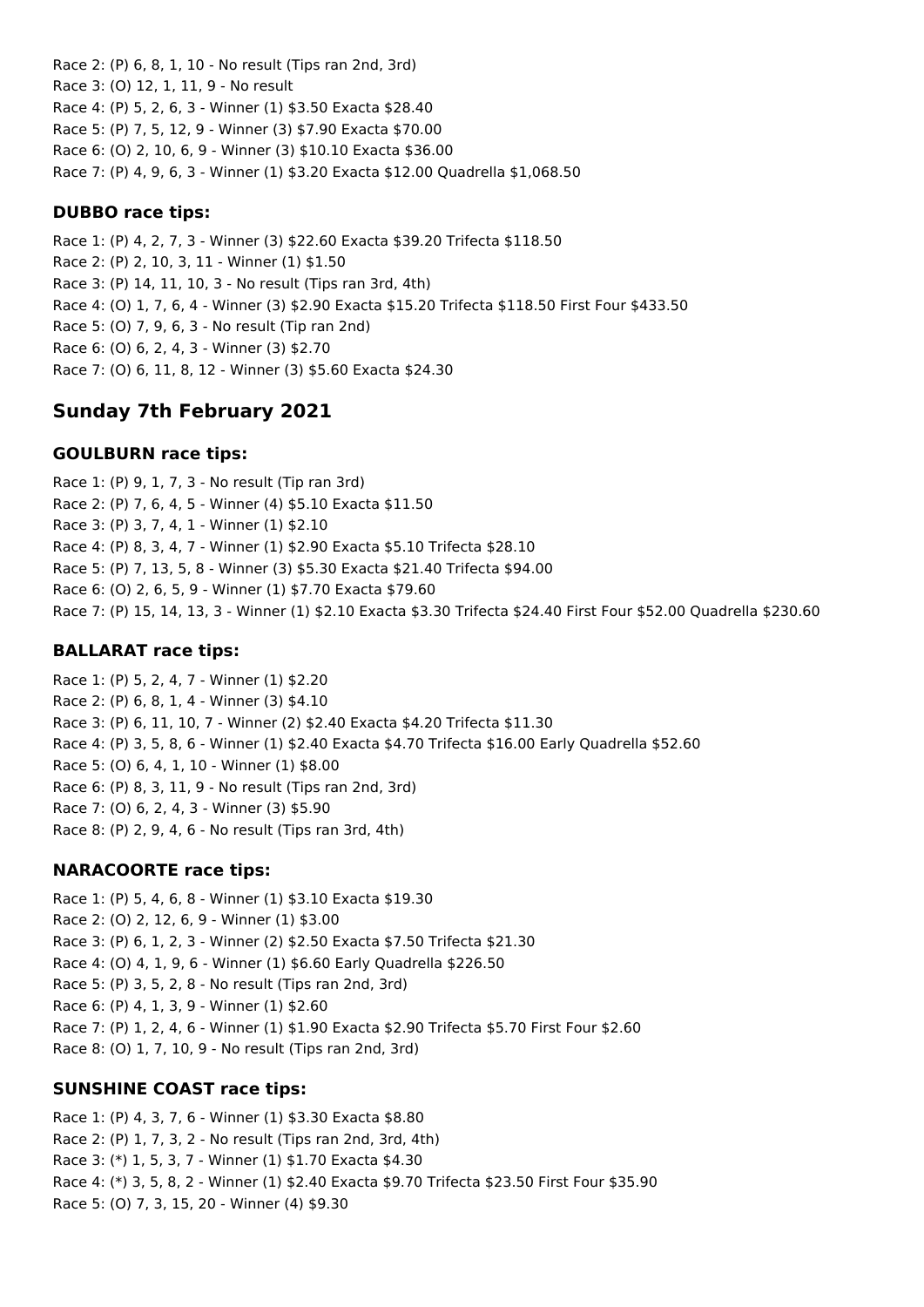Race 2: (P) 6, 8, 1, 10 - No result (Tips ran 2nd, 3rd)
Race 3: (O) 12, 1, 11, 9 - No result
Race 4: (P) 5, 2, 6, 3 - Winner (1) $3.50 Exacta $28.40
Race 5: (P) 7, 5, 12, 9 - Winner (3) $7.90 Exacta $70.00
Race 6: (O) 2, 10, 6, 9 - Winner (3) $10.10 Exacta $36.00
Race 7: (P) 4, 9, 6, 3 - Winner (1) $3.20 Exacta $12.00 Quadrella $1,068.50

### DUBBO race tips:

Race 1: (P) 4, 2, 7, 3 - Winner (3) $22.60 Exacta $39.20 Trifecta $118.50
Race 2: (P) 2, 10, 3, 11 - Winner (1) $1.50
Race 3: (P) 14, 11, 10, 3 - No result (Tips ran 3rd, 4th)
Race 4: (O) 1, 7, 6, 4 - Winner (3) $2.90 Exacta $15.20 Trifecta $118.50 First Four $433.50
Race 5: (O) 7, 9, 6, 3 - No result (Tip ran 2nd)
Race 6: (O) 6, 2, 4, 3 - Winner (3) $2.70
Race 7: (O) 6, 11, 8, 12 - Winner (3) $5.60 Exacta $24.30

## Sunday 7th February 2021

### GOULBURN race tips:

Race 1: (P) 9, 1, 7, 3 - No result (Tip ran 3rd)
Race 2: (P) 7, 6, 4, 5 - Winner (4) $5.10 Exacta $11.50
Race 3: (P) 3, 7, 4, 1 - Winner (1) $2.10
Race 4: (P) 8, 3, 4, 7 - Winner (1) $2.90 Exacta $5.10 Trifecta $28.10
Race 5: (P) 7, 13, 5, 8 - Winner (3) $5.30 Exacta $21.40 Trifecta $94.00
Race 6: (O) 2, 6, 5, 9 - Winner (1) $7.70 Exacta $79.60
Race 7: (P) 15, 14, 13, 3 - Winner (1) $2.10 Exacta $3.30 Trifecta $24.40 First Four $52.00 Quadrella $230.60

### BALLARAT race tips:

Race 1: (P) 5, 2, 4, 7 - Winner (1) $2.20
Race 2: (P) 6, 8, 1, 4 - Winner (3) $4.10
Race 3: (P) 6, 11, 10, 7 - Winner (2) $2.40 Exacta $4.20 Trifecta $11.30
Race 4: (P) 3, 5, 8, 6 - Winner (1) $2.40 Exacta $4.70 Trifecta $16.00 Early Quadrella $52.60
Race 5: (O) 6, 4, 1, 10 - Winner (1) $8.00
Race 6: (P) 8, 3, 11, 9 - No result (Tips ran 2nd, 3rd)
Race 7: (O) 6, 2, 4, 3 - Winner (3) $5.90
Race 8: (P) 2, 9, 4, 6 - No result (Tips ran 3rd, 4th)

### NARACOORTE race tips:

Race 1: (P) 5, 4, 6, 8 - Winner (1) $3.10 Exacta $19.30
Race 2: (O) 2, 12, 6, 9 - Winner (1) $3.00
Race 3: (P) 6, 1, 2, 3 - Winner (2) $2.50 Exacta $7.50 Trifecta $21.30
Race 4: (O) 4, 1, 9, 6 - Winner (1) $6.60 Early Quadrella $226.50
Race 5: (P) 3, 5, 2, 8 - No result (Tips ran 2nd, 3rd)
Race 6: (P) 4, 1, 3, 9 - Winner (1) $2.60
Race 7: (P) 1, 2, 4, 6 - Winner (1) $1.90 Exacta $2.90 Trifecta $5.70 First Four $2.60
Race 8: (O) 1, 7, 10, 9 - No result (Tips ran 2nd, 3rd)

### SUNSHINE COAST race tips:

Race 1: (P) 4, 3, 7, 6 - Winner (1) $3.30 Exacta $8.80
Race 2: (P) 1, 7, 3, 2 - No result (Tips ran 2nd, 3rd, 4th)
Race 3: (*) 1, 5, 3, 7 - Winner (1) $1.70 Exacta $4.30
Race 4: (*) 3, 5, 8, 2 - Winner (1) $2.40 Exacta $9.70 Trifecta $23.50 First Four $35.90
Race 5: (O) 7, 3, 15, 20 - Winner (4) $9.30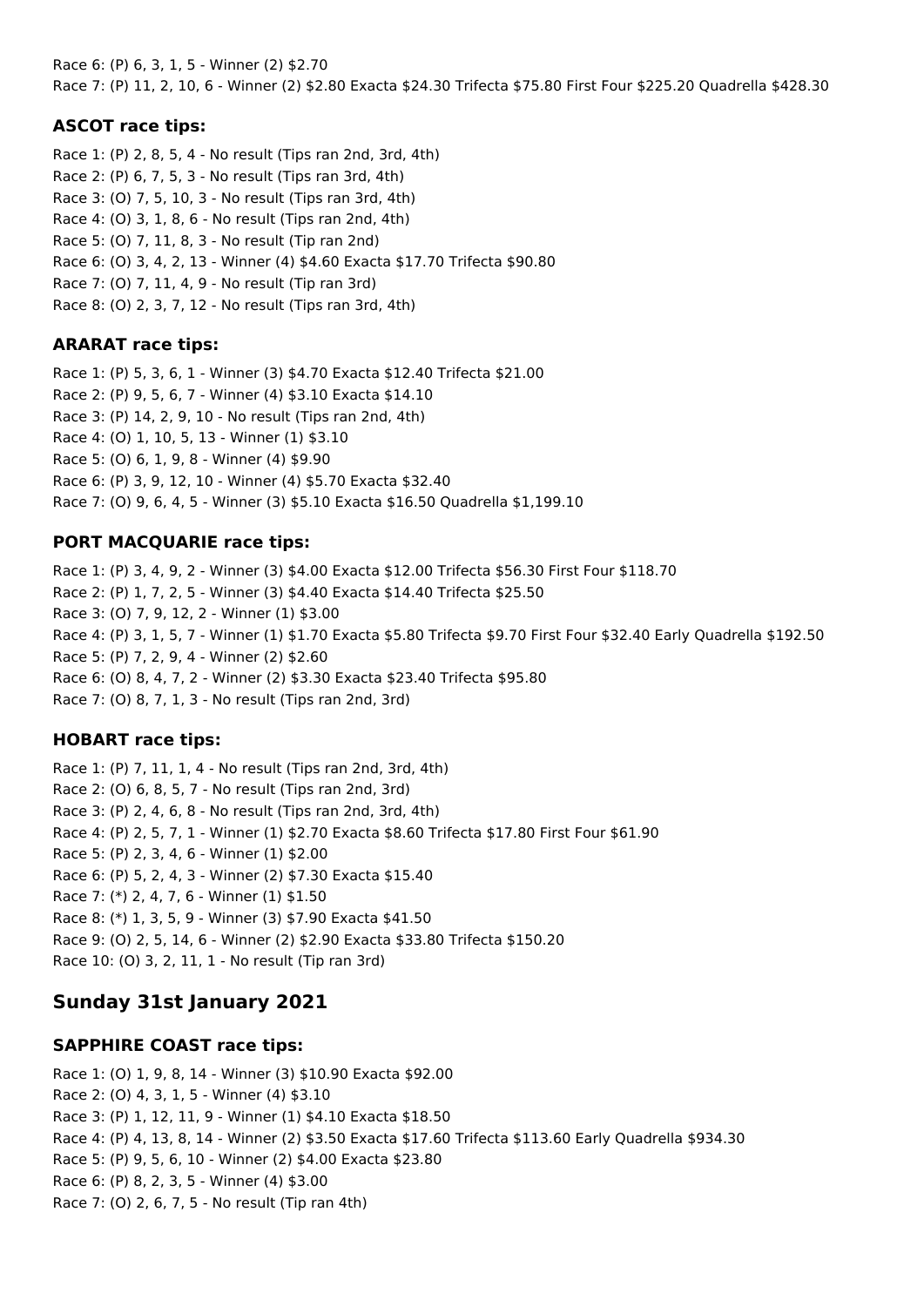Race 6: (P) 6, 3, 1, 5 - Winner (2) $2.70
Race 7: (P) 11, 2, 10, 6 - Winner (2) $2.80 Exacta $24.30 Trifecta $75.80 First Four $225.20 Quadrella $428.30

### ASCOT race tips:

Race 1: (P) 2, 8, 5, 4 - No result (Tips ran 2nd, 3rd, 4th)
Race 2: (P) 6, 7, 5, 3 - No result (Tips ran 3rd, 4th)
Race 3: (O) 7, 5, 10, 3 - No result (Tips ran 3rd, 4th)
Race 4: (O) 3, 1, 8, 6 - No result (Tips ran 2nd, 4th)
Race 5: (O) 7, 11, 8, 3 - No result (Tip ran 2nd)
Race 6: (O) 3, 4, 2, 13 - Winner (4) $4.60 Exacta $17.70 Trifecta $90.80
Race 7: (O) 7, 11, 4, 9 - No result (Tip ran 3rd)
Race 8: (O) 2, 3, 7, 12 - No result (Tips ran 3rd, 4th)

### ARARAT race tips:

Race 1: (P) 5, 3, 6, 1 - Winner (3) $4.70 Exacta $12.40 Trifecta $21.00
Race 2: (P) 9, 5, 6, 7 - Winner (4) $3.10 Exacta $14.10
Race 3: (P) 14, 2, 9, 10 - No result (Tips ran 2nd, 4th)
Race 4: (O) 1, 10, 5, 13 - Winner (1) $3.10
Race 5: (O) 6, 1, 9, 8 - Winner (4) $9.90
Race 6: (P) 3, 9, 12, 10 - Winner (4) $5.70 Exacta $32.40
Race 7: (O) 9, 6, 4, 5 - Winner (3) $5.10 Exacta $16.50 Quadrella $1,199.10

### PORT MACQUARIE race tips:

Race 1: (P) 3, 4, 9, 2 - Winner (3) $4.00 Exacta $12.00 Trifecta $56.30 First Four $118.70
Race 2: (P) 1, 7, 2, 5 - Winner (3) $4.40 Exacta $14.40 Trifecta $25.50
Race 3: (O) 7, 9, 12, 2 - Winner (1) $3.00
Race 4: (P) 3, 1, 5, 7 - Winner (1) $1.70 Exacta $5.80 Trifecta $9.70 First Four $32.40 Early Quadrella $192.50
Race 5: (P) 7, 2, 9, 4 - Winner (2) $2.60
Race 6: (O) 8, 4, 7, 2 - Winner (2) $3.30 Exacta $23.40 Trifecta $95.80
Race 7: (O) 8, 7, 1, 3 - No result (Tips ran 2nd, 3rd)

### HOBART race tips:

Race 1: (P) 7, 11, 1, 4 - No result (Tips ran 2nd, 3rd, 4th)
Race 2: (O) 6, 8, 5, 7 - No result (Tips ran 2nd, 3rd)
Race 3: (P) 2, 4, 6, 8 - No result (Tips ran 2nd, 3rd, 4th)
Race 4: (P) 2, 5, 7, 1 - Winner (1) $2.70 Exacta $8.60 Trifecta $17.80 First Four $61.90
Race 5: (P) 2, 3, 4, 6 - Winner (1) $2.00
Race 6: (P) 5, 2, 4, 3 - Winner (2) $7.30 Exacta $15.40
Race 7: (*) 2, 4, 7, 6 - Winner (1) $1.50
Race 8: (*) 1, 3, 5, 9 - Winner (3) $7.90 Exacta $41.50
Race 9: (O) 2, 5, 14, 6 - Winner (2) $2.90 Exacta $33.80 Trifecta $150.20
Race 10: (O) 3, 2, 11, 1 - No result (Tip ran 3rd)

## Sunday 31st January 2021

### SAPPHIRE COAST race tips:

Race 1: (O) 1, 9, 8, 14 - Winner (3) $10.90 Exacta $92.00
Race 2: (O) 4, 3, 1, 5 - Winner (4) $3.10
Race 3: (P) 1, 12, 11, 9 - Winner (1) $4.10 Exacta $18.50
Race 4: (P) 4, 13, 8, 14 - Winner (2) $3.50 Exacta $17.60 Trifecta $113.60 Early Quadrella $934.30
Race 5: (P) 9, 5, 6, 10 - Winner (2) $4.00 Exacta $23.80
Race 6: (P) 8, 2, 3, 5 - Winner (4) $3.00
Race 7: (O) 2, 6, 7, 5 - No result (Tip ran 4th)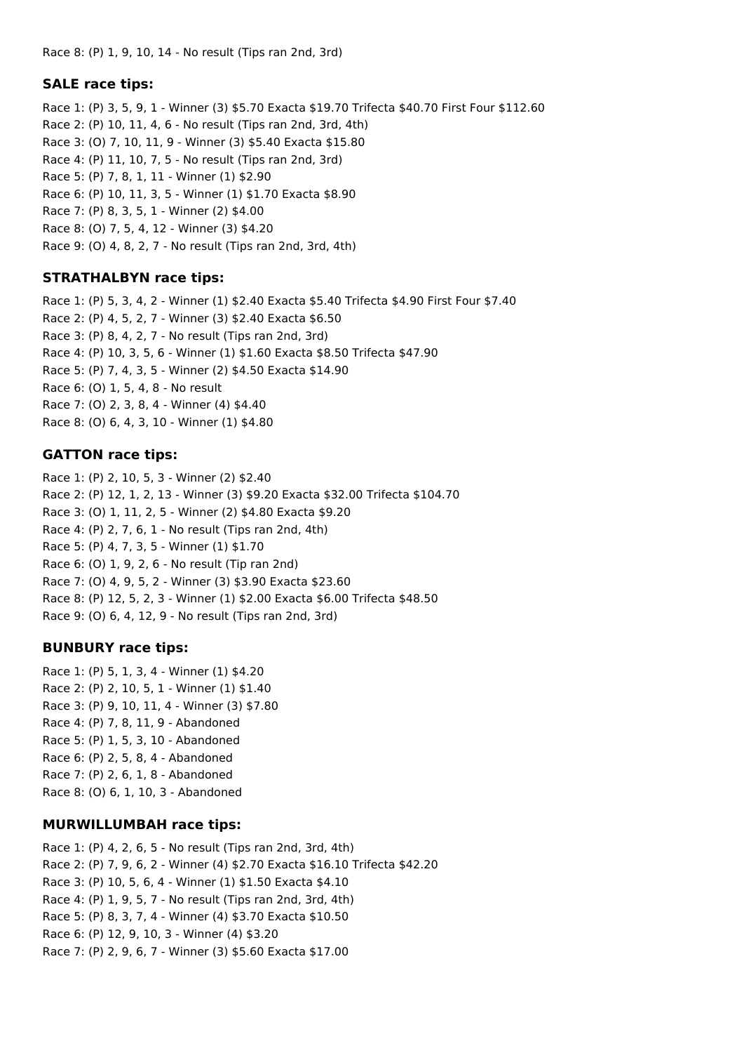Race 8: (P) 1, 9, 10, 14 - No result (Tips ran 2nd, 3rd)

### SALE race tips:

Race 1: (P) 3, 5, 9, 1 - Winner (3) $5.70 Exacta $19.70 Trifecta $40.70 First Four $112.60
Race 2: (P) 10, 11, 4, 6 - No result (Tips ran 2nd, 3rd, 4th)
Race 3: (O) 7, 10, 11, 9 - Winner (3) $5.40 Exacta $15.80
Race 4: (P) 11, 10, 7, 5 - No result (Tips ran 2nd, 3rd)
Race 5: (P) 7, 8, 1, 11 - Winner (1) $2.90
Race 6: (P) 10, 11, 3, 5 - Winner (1) $1.70 Exacta $8.90
Race 7: (P) 8, 3, 5, 1 - Winner (2) $4.00
Race 8: (O) 7, 5, 4, 12 - Winner (3) $4.20
Race 9: (O) 4, 8, 2, 7 - No result (Tips ran 2nd, 3rd, 4th)

### STRATHALBYN race tips:

Race 1: (P) 5, 3, 4, 2 - Winner (1) $2.40 Exacta $5.40 Trifecta $4.90 First Four $7.40
Race 2: (P) 4, 5, 2, 7 - Winner (3) $2.40 Exacta $6.50
Race 3: (P) 8, 4, 2, 7 - No result (Tips ran 2nd, 3rd)
Race 4: (P) 10, 3, 5, 6 - Winner (1) $1.60 Exacta $8.50 Trifecta $47.90
Race 5: (P) 7, 4, 3, 5 - Winner (2) $4.50 Exacta $14.90
Race 6: (O) 1, 5, 4, 8 - No result
Race 7: (O) 2, 3, 8, 4 - Winner (4) $4.40
Race 8: (O) 6, 4, 3, 10 - Winner (1) $4.80

### GATTON race tips:

Race 1: (P) 2, 10, 5, 3 - Winner (2) $2.40
Race 2: (P) 12, 1, 2, 13 - Winner (3) $9.20 Exacta $32.00 Trifecta $104.70
Race 3: (O) 1, 11, 2, 5 - Winner (2) $4.80 Exacta $9.20
Race 4: (P) 2, 7, 6, 1 - No result (Tips ran 2nd, 4th)
Race 5: (P) 4, 7, 3, 5 - Winner (1) $1.70
Race 6: (O) 1, 9, 2, 6 - No result (Tip ran 2nd)
Race 7: (O) 4, 9, 5, 2 - Winner (3) $3.90 Exacta $23.60
Race 8: (P) 12, 5, 2, 3 - Winner (1) $2.00 Exacta $6.00 Trifecta $48.50
Race 9: (O) 6, 4, 12, 9 - No result (Tips ran 2nd, 3rd)

### BUNBURY race tips:

Race 1: (P) 5, 1, 3, 4 - Winner (1) $4.20
Race 2: (P) 2, 10, 5, 1 - Winner (1) $1.40
Race 3: (P) 9, 10, 11, 4 - Winner (3) $7.80
Race 4: (P) 7, 8, 11, 9 - Abandoned
Race 5: (P) 1, 5, 3, 10 - Abandoned
Race 6: (P) 2, 5, 8, 4 - Abandoned
Race 7: (P) 2, 6, 1, 8 - Abandoned
Race 8: (O) 6, 1, 10, 3 - Abandoned

### MURWILLUMBAH race tips:

Race 1: (P) 4, 2, 6, 5 - No result (Tips ran 2nd, 3rd, 4th)
Race 2: (P) 7, 9, 6, 2 - Winner (4) $2.70 Exacta $16.10 Trifecta $42.20
Race 3: (P) 10, 5, 6, 4 - Winner (1) $1.50 Exacta $4.10
Race 4: (P) 1, 9, 5, 7 - No result (Tips ran 2nd, 3rd, 4th)
Race 5: (P) 8, 3, 7, 4 - Winner (4) $3.70 Exacta $10.50
Race 6: (P) 12, 9, 10, 3 - Winner (4) $3.20
Race 7: (P) 2, 9, 6, 7 - Winner (3) $5.60 Exacta $17.00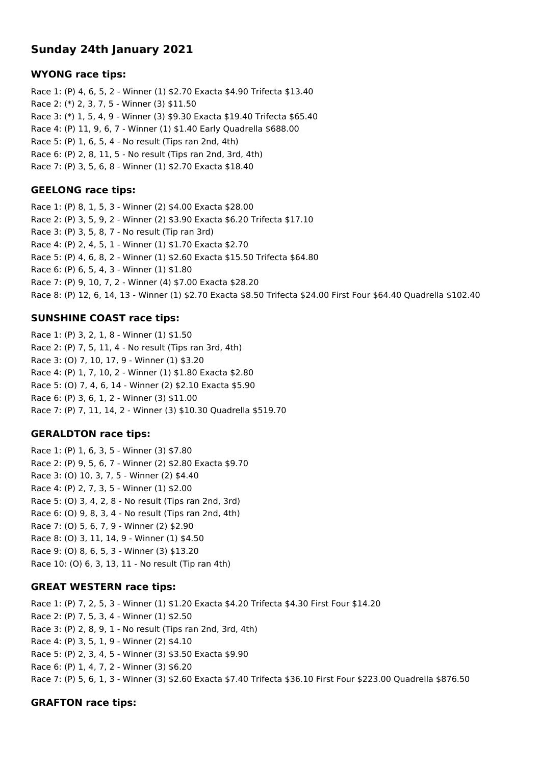## Sunday 24th January 2021

### WYONG race tips:

Race 1: (P) 4, 6, 5, 2 - Winner (1) $2.70 Exacta $4.90 Trifecta $13.40
Race 2: (*) 2, 3, 7, 5 - Winner (3) $11.50
Race 3: (*) 1, 5, 4, 9 - Winner (3) $9.30 Exacta $19.40 Trifecta $65.40
Race 4: (P) 11, 9, 6, 7 - Winner (1) $1.40 Early Quadrella $688.00
Race 5: (P) 1, 6, 5, 4 - No result (Tips ran 2nd, 4th)
Race 6: (P) 2, 8, 11, 5 - No result (Tips ran 2nd, 3rd, 4th)
Race 7: (P) 3, 5, 6, 8 - Winner (1) $2.70 Exacta $18.40

### GEELONG race tips:

Race 1: (P) 8, 1, 5, 3 - Winner (2) $4.00 Exacta $28.00
Race 2: (P) 3, 5, 9, 2 - Winner (2) $3.90 Exacta $6.20 Trifecta $17.10
Race 3: (P) 3, 5, 8, 7 - No result (Tip ran 3rd)
Race 4: (P) 2, 4, 5, 1 - Winner (1) $1.70 Exacta $2.70
Race 5: (P) 4, 6, 8, 2 - Winner (1) $2.60 Exacta $15.50 Trifecta $64.80
Race 6: (P) 6, 5, 4, 3 - Winner (1) $1.80
Race 7: (P) 9, 10, 7, 2 - Winner (4) $7.00 Exacta $28.20
Race 8: (P) 12, 6, 14, 13 - Winner (1) $2.70 Exacta $8.50 Trifecta $24.00 First Four $64.40 Quadrella $102.40

### SUNSHINE COAST race tips:

Race 1: (P) 3, 2, 1, 8 - Winner (1) $1.50
Race 2: (P) 7, 5, 11, 4 - No result (Tips ran 3rd, 4th)
Race 3: (O) 7, 10, 17, 9 - Winner (1) $3.20
Race 4: (P) 1, 7, 10, 2 - Winner (1) $1.80 Exacta $2.80
Race 5: (O) 7, 4, 6, 14 - Winner (2) $2.10 Exacta $5.90
Race 6: (P) 3, 6, 1, 2 - Winner (3) $11.00
Race 7: (P) 7, 11, 14, 2 - Winner (3) $10.30 Quadrella $519.70

### GERALDTON race tips:

Race 1: (P) 1, 6, 3, 5 - Winner (3) $7.80
Race 2: (P) 9, 5, 6, 7 - Winner (2) $2.80 Exacta $9.70
Race 3: (O) 10, 3, 7, 5 - Winner (2) $4.40
Race 4: (P) 2, 7, 3, 5 - Winner (1) $2.00
Race 5: (O) 3, 4, 2, 8 - No result (Tips ran 2nd, 3rd)
Race 6: (O) 9, 8, 3, 4 - No result (Tips ran 2nd, 4th)
Race 7: (O) 5, 6, 7, 9 - Winner (2) $2.90
Race 8: (O) 3, 11, 14, 9 - Winner (1) $4.50
Race 9: (O) 8, 6, 5, 3 - Winner (3) $13.20
Race 10: (O) 6, 3, 13, 11 - No result (Tip ran 4th)

### GREAT WESTERN race tips:

Race 1: (P) 7, 2, 5, 3 - Winner (1) $1.20 Exacta $4.20 Trifecta $4.30 First Four $14.20
Race 2: (P) 7, 5, 3, 4 - Winner (1) $2.50
Race 3: (P) 2, 8, 9, 1 - No result (Tips ran 2nd, 3rd, 4th)
Race 4: (P) 3, 5, 1, 9 - Winner (2) $4.10
Race 5: (P) 2, 3, 4, 5 - Winner (3) $3.50 Exacta $9.90
Race 6: (P) 1, 4, 7, 2 - Winner (3) $6.20
Race 7: (P) 5, 6, 1, 3 - Winner (3) $2.60 Exacta $7.40 Trifecta $36.10 First Four $223.00 Quadrella $876.50

### GRAFTON race tips: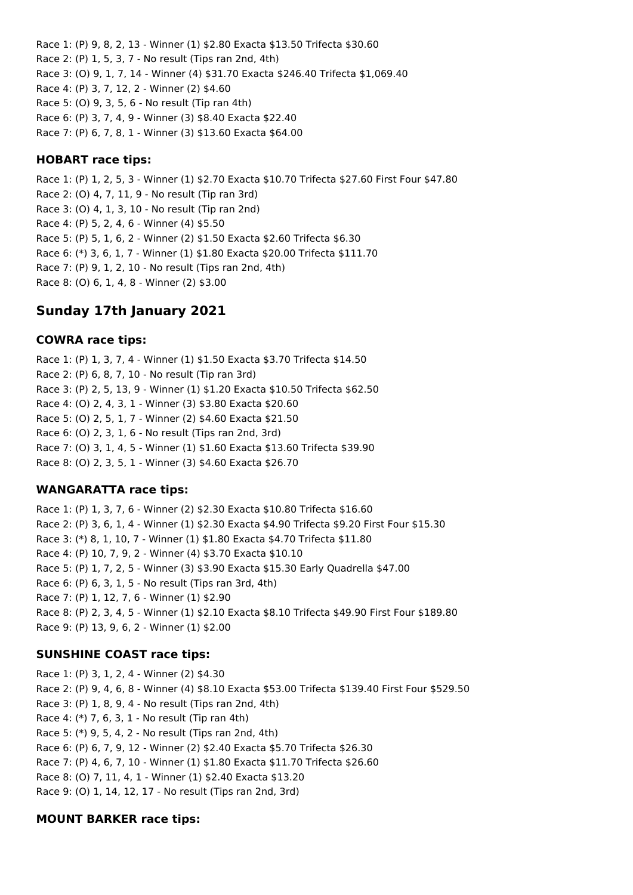Race 1: (P) 9, 8, 2, 13 - Winner (1) $2.80 Exacta $13.50 Trifecta $30.60
Race 2: (P) 1, 5, 3, 7 - No result (Tips ran 2nd, 4th)
Race 3: (O) 9, 1, 7, 14 - Winner (4) $31.70 Exacta $246.40 Trifecta $1,069.40
Race 4: (P) 3, 7, 12, 2 - Winner (2) $4.60
Race 5: (O) 9, 3, 5, 6 - No result (Tip ran 4th)
Race 6: (P) 3, 7, 4, 9 - Winner (3) $8.40 Exacta $22.40
Race 7: (P) 6, 7, 8, 1 - Winner (3) $13.60 Exacta $64.00

### HOBART race tips:

Race 1: (P) 1, 2, 5, 3 - Winner (1) $2.70 Exacta $10.70 Trifecta $27.60 First Four $47.80
Race 2: (O) 4, 7, 11, 9 - No result (Tip ran 3rd)
Race 3: (O) 4, 1, 3, 10 - No result (Tip ran 2nd)
Race 4: (P) 5, 2, 4, 6 - Winner (4) $5.50
Race 5: (P) 5, 1, 6, 2 - Winner (2) $1.50 Exacta $2.60 Trifecta $6.30
Race 6: (*) 3, 6, 1, 7 - Winner (1) $1.80 Exacta $20.00 Trifecta $111.70
Race 7: (P) 9, 1, 2, 10 - No result (Tips ran 2nd, 4th)
Race 8: (O) 6, 1, 4, 8 - Winner (2) $3.00

## Sunday 17th January 2021

### COWRA race tips:

Race 1: (P) 1, 3, 7, 4 - Winner (1) $1.50 Exacta $3.70 Trifecta $14.50
Race 2: (P) 6, 8, 7, 10 - No result (Tip ran 3rd)
Race 3: (P) 2, 5, 13, 9 - Winner (1) $1.20 Exacta $10.50 Trifecta $62.50
Race 4: (O) 2, 4, 3, 1 - Winner (3) $3.80 Exacta $20.60
Race 5: (O) 2, 5, 1, 7 - Winner (2) $4.60 Exacta $21.50
Race 6: (O) 2, 3, 1, 6 - No result (Tips ran 2nd, 3rd)
Race 7: (O) 3, 1, 4, 5 - Winner (1) $1.60 Exacta $13.60 Trifecta $39.90
Race 8: (O) 2, 3, 5, 1 - Winner (3) $4.60 Exacta $26.70

### WANGARATTA race tips:

Race 1: (P) 1, 3, 7, 6 - Winner (2) $2.30 Exacta $10.80 Trifecta $16.60
Race 2: (P) 3, 6, 1, 4 - Winner (1) $2.30 Exacta $4.90 Trifecta $9.20 First Four $15.30
Race 3: (*) 8, 1, 10, 7 - Winner (1) $1.80 Exacta $4.70 Trifecta $11.80
Race 4: (P) 10, 7, 9, 2 - Winner (4) $3.70 Exacta $10.10
Race 5: (P) 1, 7, 2, 5 - Winner (3) $3.90 Exacta $15.30 Early Quadrella $47.00
Race 6: (P) 6, 3, 1, 5 - No result (Tips ran 3rd, 4th)
Race 7: (P) 1, 12, 7, 6 - Winner (1) $2.90
Race 8: (P) 2, 3, 4, 5 - Winner (1) $2.10 Exacta $8.10 Trifecta $49.90 First Four $189.80
Race 9: (P) 13, 9, 6, 2 - Winner (1) $2.00

### SUNSHINE COAST race tips:

Race 1: (P) 3, 1, 2, 4 - Winner (2) $4.30
Race 2: (P) 9, 4, 6, 8 - Winner (4) $8.10 Exacta $53.00 Trifecta $139.40 First Four $529.50
Race 3: (P) 1, 8, 9, 4 - No result (Tips ran 2nd, 4th)
Race 4: (*) 7, 6, 3, 1 - No result (Tip ran 4th)
Race 5: (*) 9, 5, 4, 2 - No result (Tips ran 2nd, 4th)
Race 6: (P) 6, 7, 9, 12 - Winner (2) $2.40 Exacta $5.70 Trifecta $26.30
Race 7: (P) 4, 6, 7, 10 - Winner (1) $1.80 Exacta $11.70 Trifecta $26.60
Race 8: (O) 7, 11, 4, 1 - Winner (1) $2.40 Exacta $13.20
Race 9: (O) 1, 14, 12, 17 - No result (Tips ran 2nd, 3rd)

### MOUNT BARKER race tips: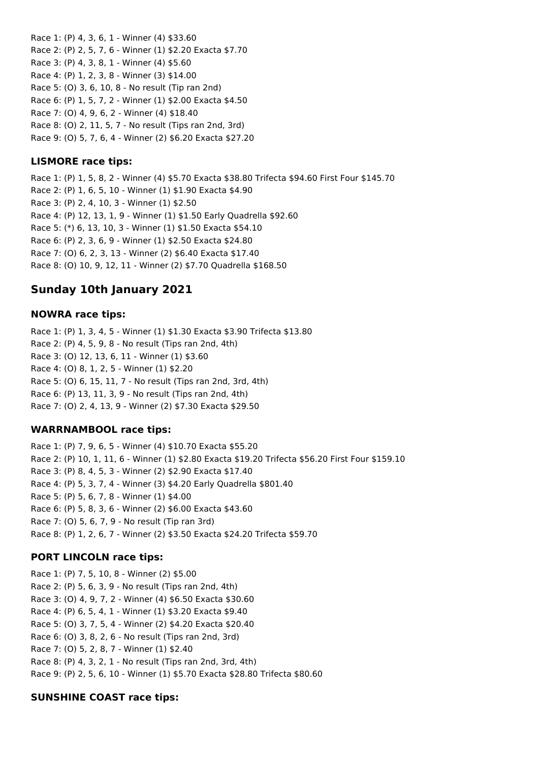Race 1: (P) 4, 3, 6, 1 - Winner (4) $33.60
Race 2: (P) 2, 5, 7, 6 - Winner (1) $2.20 Exacta $7.70
Race 3: (P) 4, 3, 8, 1 - Winner (4) $5.60
Race 4: (P) 1, 2, 3, 8 - Winner (3) $14.00
Race 5: (O) 3, 6, 10, 8 - No result (Tip ran 2nd)
Race 6: (P) 1, 5, 7, 2 - Winner (1) $2.00 Exacta $4.50
Race 7: (O) 4, 9, 6, 2 - Winner (4) $18.40
Race 8: (O) 2, 11, 5, 7 - No result (Tips ran 2nd, 3rd)
Race 9: (O) 5, 7, 6, 4 - Winner (2) $6.20 Exacta $27.20

### LISMORE race tips:

Race 1: (P) 1, 5, 8, 2 - Winner (4) $5.70 Exacta $38.80 Trifecta $94.60 First Four $145.70
Race 2: (P) 1, 6, 5, 10 - Winner (1) $1.90 Exacta $4.90
Race 3: (P) 2, 4, 10, 3 - Winner (1) $2.50
Race 4: (P) 12, 13, 1, 9 - Winner (1) $1.50 Early Quadrella $92.60
Race 5: (*) 6, 13, 10, 3 - Winner (1) $1.50 Exacta $54.10
Race 6: (P) 2, 3, 6, 9 - Winner (1) $2.50 Exacta $24.80
Race 7: (O) 6, 2, 3, 13 - Winner (2) $6.40 Exacta $17.40
Race 8: (O) 10, 9, 12, 11 - Winner (2) $7.70 Quadrella $168.50

## Sunday 10th January 2021

### NOWRA race tips:

Race 1: (P) 1, 3, 4, 5 - Winner (1) $1.30 Exacta $3.90 Trifecta $13.80
Race 2: (P) 4, 5, 9, 8 - No result (Tips ran 2nd, 4th)
Race 3: (O) 12, 13, 6, 11 - Winner (1) $3.60
Race 4: (O) 8, 1, 2, 5 - Winner (1) $2.20
Race 5: (O) 6, 15, 11, 7 - No result (Tips ran 2nd, 3rd, 4th)
Race 6: (P) 13, 11, 3, 9 - No result (Tips ran 2nd, 4th)
Race 7: (O) 2, 4, 13, 9 - Winner (2) $7.30 Exacta $29.50

### WARRNAMBOOL race tips:

Race 1: (P) 7, 9, 6, 5 - Winner (4) $10.70 Exacta $55.20
Race 2: (P) 10, 1, 11, 6 - Winner (1) $2.80 Exacta $19.20 Trifecta $56.20 First Four $159.10
Race 3: (P) 8, 4, 5, 3 - Winner (2) $2.90 Exacta $17.40
Race 4: (P) 5, 3, 7, 4 - Winner (3) $4.20 Early Quadrella $801.40
Race 5: (P) 5, 6, 7, 8 - Winner (1) $4.00
Race 6: (P) 5, 8, 3, 6 - Winner (2) $6.00 Exacta $43.60
Race 7: (O) 5, 6, 7, 9 - No result (Tip ran 3rd)
Race 8: (P) 1, 2, 6, 7 - Winner (2) $3.50 Exacta $24.20 Trifecta $59.70

### PORT LINCOLN race tips:

Race 1: (P) 7, 5, 10, 8 - Winner (2) $5.00
Race 2: (P) 5, 6, 3, 9 - No result (Tips ran 2nd, 4th)
Race 3: (O) 4, 9, 7, 2 - Winner (4) $6.50 Exacta $30.60
Race 4: (P) 6, 5, 4, 1 - Winner (1) $3.20 Exacta $9.40
Race 5: (O) 3, 7, 5, 4 - Winner (2) $4.20 Exacta $20.40
Race 6: (O) 3, 8, 2, 6 - No result (Tips ran 2nd, 3rd)
Race 7: (O) 5, 2, 8, 7 - Winner (1) $2.40
Race 8: (P) 4, 3, 2, 1 - No result (Tips ran 2nd, 3rd, 4th)
Race 9: (P) 2, 5, 6, 10 - Winner (1) $5.70 Exacta $28.80 Trifecta $80.60

### SUNSHINE COAST race tips: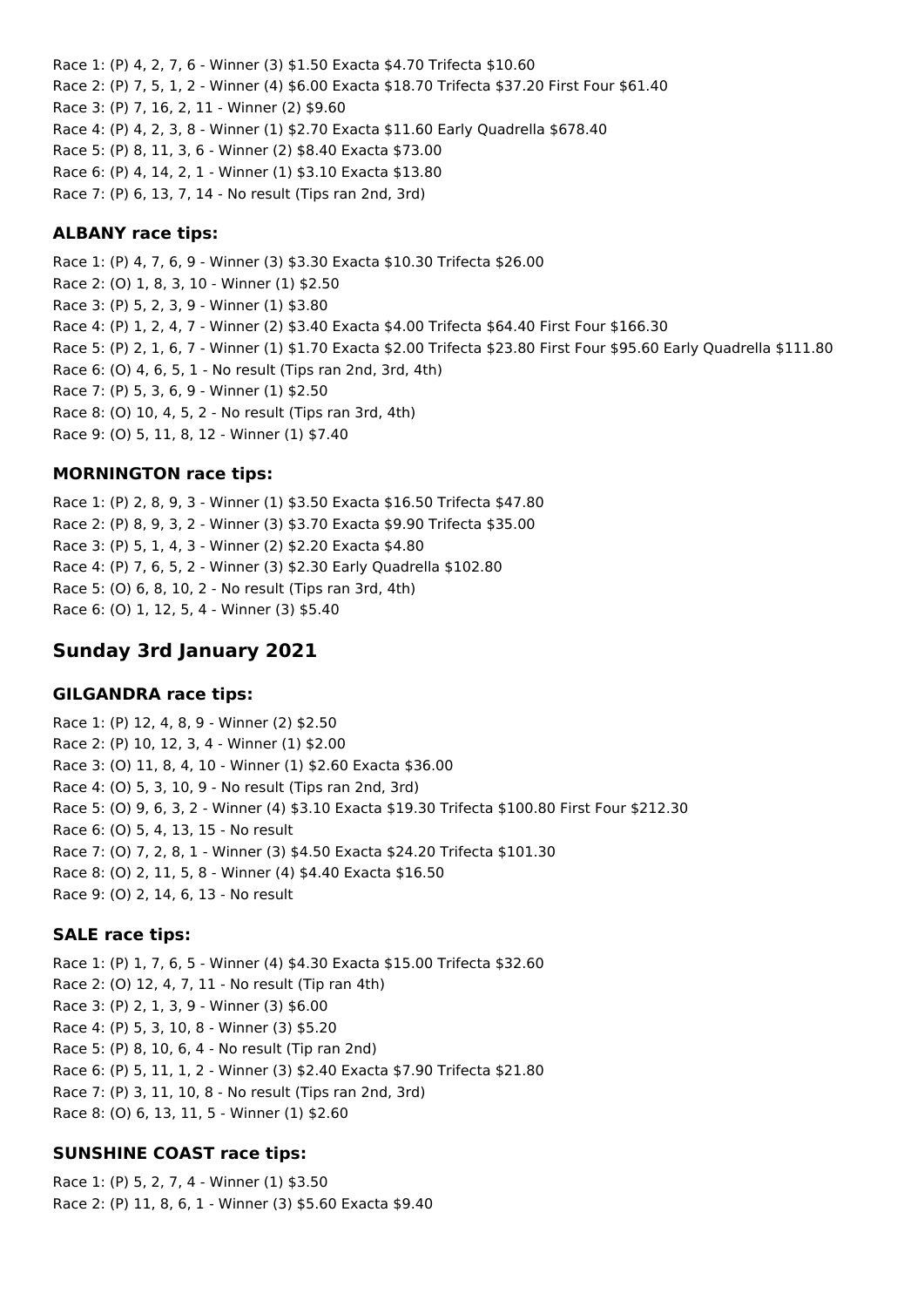Race 1: (P) 4, 2, 7, 6 - Winner (3) $1.50 Exacta $4.70 Trifecta $10.60
Race 2: (P) 7, 5, 1, 2 - Winner (4) $6.00 Exacta $18.70 Trifecta $37.20 First Four $61.40
Race 3: (P) 7, 16, 2, 11 - Winner (2) $9.60
Race 4: (P) 4, 2, 3, 8 - Winner (1) $2.70 Exacta $11.60 Early Quadrella $678.40
Race 5: (P) 8, 11, 3, 6 - Winner (2) $8.40 Exacta $73.00
Race 6: (P) 4, 14, 2, 1 - Winner (1) $3.10 Exacta $13.80
Race 7: (P) 6, 13, 7, 14 - No result (Tips ran 2nd, 3rd)

### ALBANY race tips:

Race 1: (P) 4, 7, 6, 9 - Winner (3) $3.30 Exacta $10.30 Trifecta $26.00
Race 2: (O) 1, 8, 3, 10 - Winner (1) $2.50
Race 3: (P) 5, 2, 3, 9 - Winner (1) $3.80
Race 4: (P) 1, 2, 4, 7 - Winner (2) $3.40 Exacta $4.00 Trifecta $64.40 First Four $166.30
Race 5: (P) 2, 1, 6, 7 - Winner (1) $1.70 Exacta $2.00 Trifecta $23.80 First Four $95.60 Early Quadrella $111.80
Race 6: (O) 4, 6, 5, 1 - No result (Tips ran 2nd, 3rd, 4th)
Race 7: (P) 5, 3, 6, 9 - Winner (1) $2.50
Race 8: (O) 10, 4, 5, 2 - No result (Tips ran 3rd, 4th)
Race 9: (O) 5, 11, 8, 12 - Winner (1) $7.40

### MORNINGTON race tips:

Race 1: (P) 2, 8, 9, 3 - Winner (1) $3.50 Exacta $16.50 Trifecta $47.80
Race 2: (P) 8, 9, 3, 2 - Winner (3) $3.70 Exacta $9.90 Trifecta $35.00
Race 3: (P) 5, 1, 4, 3 - Winner (2) $2.20 Exacta $4.80
Race 4: (P) 7, 6, 5, 2 - Winner (3) $2.30 Early Quadrella $102.80
Race 5: (O) 6, 8, 10, 2 - No result (Tips ran 3rd, 4th)
Race 6: (O) 1, 12, 5, 4 - Winner (3) $5.40

## Sunday 3rd January 2021

### GILGANDRA race tips:

Race 1: (P) 12, 4, 8, 9 - Winner (2) $2.50
Race 2: (P) 10, 12, 3, 4 - Winner (1) $2.00
Race 3: (O) 11, 8, 4, 10 - Winner (1) $2.60 Exacta $36.00
Race 4: (O) 5, 3, 10, 9 - No result (Tips ran 2nd, 3rd)
Race 5: (O) 9, 6, 3, 2 - Winner (4) $3.10 Exacta $19.30 Trifecta $100.80 First Four $212.30
Race 6: (O) 5, 4, 13, 15 - No result
Race 7: (O) 7, 2, 8, 1 - Winner (3) $4.50 Exacta $24.20 Trifecta $101.30
Race 8: (O) 2, 11, 5, 8 - Winner (4) $4.40 Exacta $16.50
Race 9: (O) 2, 14, 6, 13 - No result

### SALE race tips:

Race 1: (P) 1, 7, 6, 5 - Winner (4) $4.30 Exacta $15.00 Trifecta $32.60
Race 2: (O) 12, 4, 7, 11 - No result (Tip ran 4th)
Race 3: (P) 2, 1, 3, 9 - Winner (3) $6.00
Race 4: (P) 5, 3, 10, 8 - Winner (3) $5.20
Race 5: (P) 8, 10, 6, 4 - No result (Tip ran 2nd)
Race 6: (P) 5, 11, 1, 2 - Winner (3) $2.40 Exacta $7.90 Trifecta $21.80
Race 7: (P) 3, 11, 10, 8 - No result (Tips ran 2nd, 3rd)
Race 8: (O) 6, 13, 11, 5 - Winner (1) $2.60

### SUNSHINE COAST race tips:

Race 1: (P) 5, 2, 7, 4 - Winner (1) $3.50
Race 2: (P) 11, 8, 6, 1 - Winner (3) $5.60 Exacta $9.40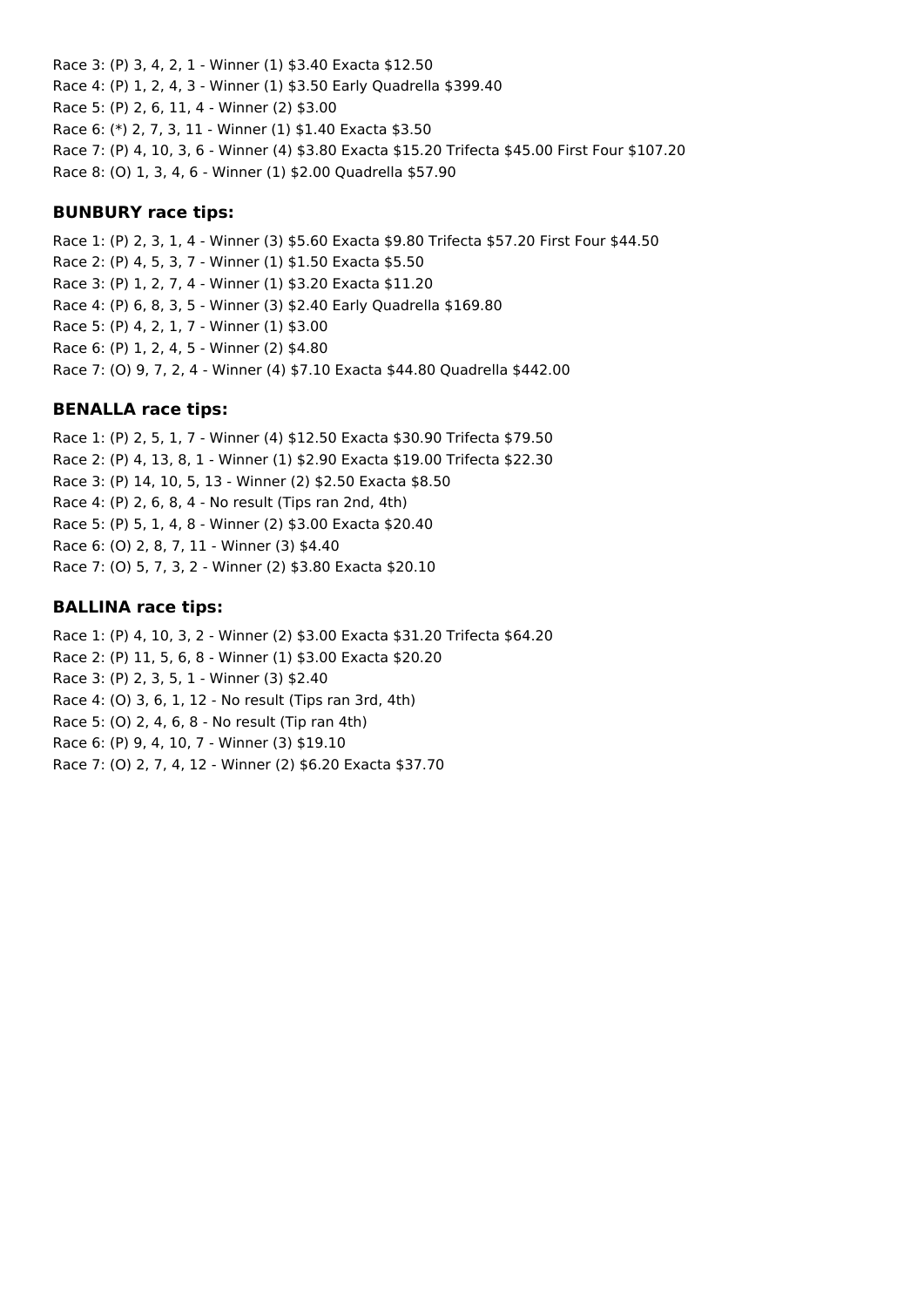Race 3: (P) 3, 4, 2, 1 - Winner (1) $3.40 Exacta $12.50
Race 4: (P) 1, 2, 4, 3 - Winner (1) $3.50 Early Quadrella $399.40
Race 5: (P) 2, 6, 11, 4 - Winner (2) $3.00
Race 6: (*) 2, 7, 3, 11 - Winner (1) $1.40 Exacta $3.50
Race 7: (P) 4, 10, 3, 6 - Winner (4) $3.80 Exacta $15.20 Trifecta $45.00 First Four $107.20
Race 8: (O) 1, 3, 4, 6 - Winner (1) $2.00 Quadrella $57.90

### BUNBURY race tips:

Race 1: (P) 2, 3, 1, 4 - Winner (3) $5.60 Exacta $9.80 Trifecta $57.20 First Four $44.50
Race 2: (P) 4, 5, 3, 7 - Winner (1) $1.50 Exacta $5.50
Race 3: (P) 1, 2, 7, 4 - Winner (1) $3.20 Exacta $11.20
Race 4: (P) 6, 8, 3, 5 - Winner (3) $2.40 Early Quadrella $169.80
Race 5: (P) 4, 2, 1, 7 - Winner (1) $3.00
Race 6: (P) 1, 2, 4, 5 - Winner (2) $4.80
Race 7: (O) 9, 7, 2, 4 - Winner (4) $7.10 Exacta $44.80 Quadrella $442.00

### BENALLA race tips:

Race 1: (P) 2, 5, 1, 7 - Winner (4) $12.50 Exacta $30.90 Trifecta $79.50
Race 2: (P) 4, 13, 8, 1 - Winner (1) $2.90 Exacta $19.00 Trifecta $22.30
Race 3: (P) 14, 10, 5, 13 - Winner (2) $2.50 Exacta $8.50
Race 4: (P) 2, 6, 8, 4 - No result (Tips ran 2nd, 4th)
Race 5: (P) 5, 1, 4, 8 - Winner (2) $3.00 Exacta $20.40
Race 6: (O) 2, 8, 7, 11 - Winner (3) $4.40
Race 7: (O) 5, 7, 3, 2 - Winner (2) $3.80 Exacta $20.10

### BALLINA race tips:

Race 1: (P) 4, 10, 3, 2 - Winner (2) $3.00 Exacta $31.20 Trifecta $64.20
Race 2: (P) 11, 5, 6, 8 - Winner (1) $3.00 Exacta $20.20
Race 3: (P) 2, 3, 5, 1 - Winner (3) $2.40
Race 4: (O) 3, 6, 1, 12 - No result (Tips ran 3rd, 4th)
Race 5: (O) 2, 4, 6, 8 - No result (Tip ran 4th)
Race 6: (P) 9, 4, 10, 7 - Winner (3) $19.10
Race 7: (O) 2, 7, 4, 12 - Winner (2) $6.20 Exacta $37.70